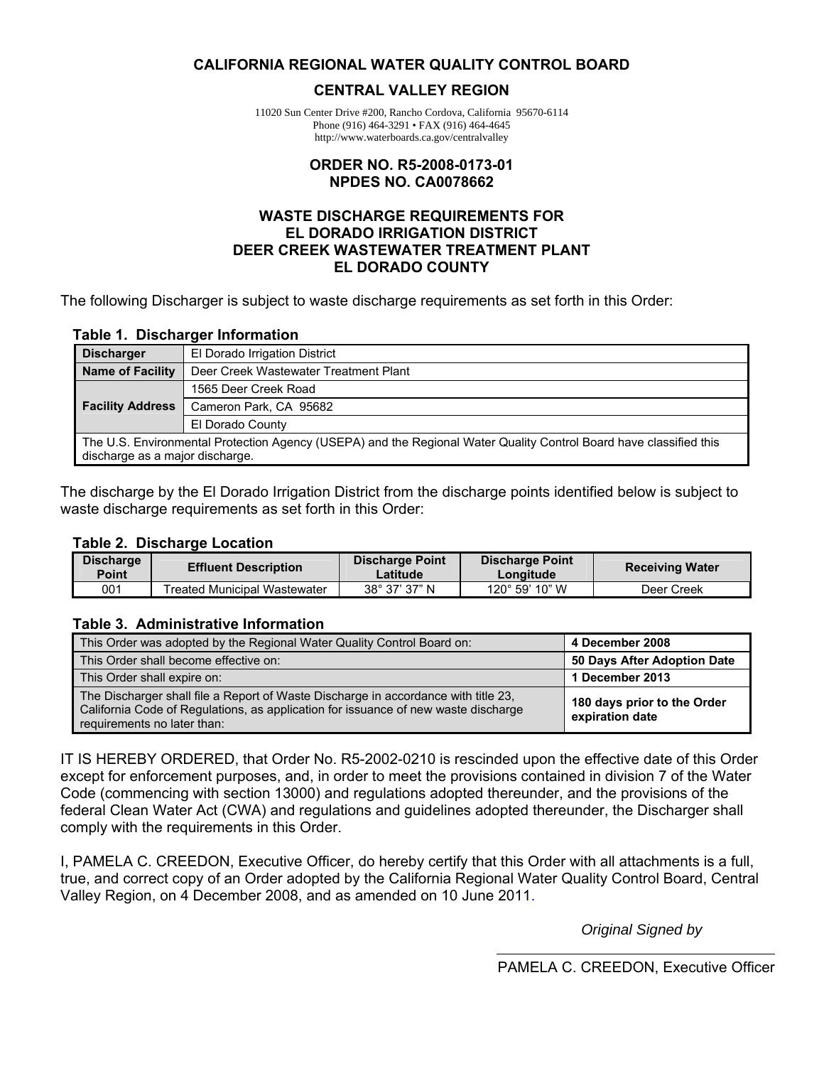# CALIFORNIA REGIONAL WATER QUALITY CONTROL BOARD

## CENTRAL VALLEY REGION

11020 Sun Center Drive #200, Rancho Cordova, California 95670-6114
Phone (916) 464-3291 • FAX (916) 464-4645
http://www.waterboards.ca.gov/centralvalley

## ORDER NO. R5-2008-0173-01
## NPDES NO. CA0078662

## WASTE DISCHARGE REQUIREMENTS FOR EL DORADO IRRIGATION DISTRICT DEER CREEK WASTEWATER TREATMENT PLANT EL DORADO COUNTY

The following Discharger is subject to waste discharge requirements as set forth in this Order:

**Table 1. Discharger Information**

| | |
|---|---|
| **Discharger** | El Dorado Irrigation District |
| **Name of Facility** | Deer Creek Wastewater Treatment Plant |
| **Facility Address** | 1565 Deer Creek Road |
| | Cameron Park, CA 95682 |
| | El Dorado County |
| The U.S. Environmental Protection Agency (USEPA) and the Regional Water Quality Control Board have classified this discharge as a major discharge. | |

The discharge by the El Dorado Irrigation District from the discharge points identified below is subject to waste discharge requirements as set forth in this Order:

**Table 2. Discharge Location**

| Discharge Point | Effluent Description | Discharge Point Latitude | Discharge Point Longitude | Receiving Water |
|---|---|---|---|---|
| 001 | Treated Municipal Wastewater | 38° 37' 37" N | 120° 59' 10" W | Deer Creek |

**Table 3. Administrative Information**

| | |
|---|---|
| This Order was adopted by the Regional Water Quality Control Board on: | **4 December 2008** |
| This Order shall become effective on: | **50 Days After Adoption Date** |
| This Order shall expire on: | **1 December 2013** |
| The Discharger shall file a Report of Waste Discharge in accordance with title 23, California Code of Regulations, as application for issuance of new waste discharge requirements no later than: | **180 days prior to the Order expiration date** |

IT IS HEREBY ORDERED, that Order No. R5-2002-0210 is rescinded upon the effective date of this Order except for enforcement purposes, and, in order to meet the provisions contained in division 7 of the Water Code (commencing with section 13000) and regulations adopted thereunder, and the provisions of the federal Clean Water Act (CWA) and regulations and guidelines adopted thereunder, the Discharger shall comply with the requirements in this Order.

I, PAMELA C. CREEDON, Executive Officer, do hereby certify that this Order with all attachments is a full, true, and correct copy of an Order adopted by the California Regional Water Quality Control Board, Central Valley Region, on 4 December 2008, and as amended on 10 June 2011.

*Original Signed by*

PAMELA C. CREEDON, Executive Officer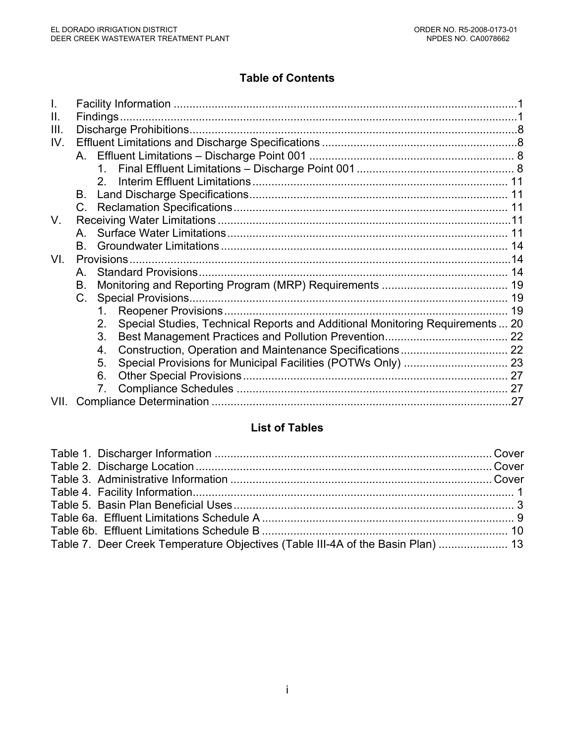# Table of Contents

- I. Facility Information ... 1
- II. Findings ... 1
- III. Discharge Prohibitions ... 8
- IV. Effluent Limitations and Discharge Specifications ... 8
  - A. Effluent Limitations – Discharge Point 001 ... 8
    - 1. Final Effluent Limitations – Discharge Point 001 ... 8
    - 2. Interim Effluent Limitations ... 11
  - B. Land Discharge Specifications ... 11
  - C. Reclamation Specifications ... 11
- V. Receiving Water Limitations ... 11
  - A. Surface Water Limitations ... 11
  - B. Groundwater Limitations ... 14
- VI. Provisions ... 14
  - A. Standard Provisions ... 14
  - B. Monitoring and Reporting Program (MRP) Requirements ... 19
  - C. Special Provisions ... 19
    - 1. Reopener Provisions ... 19
    - 2. Special Studies, Technical Reports and Additional Monitoring Requirements ... 20
    - 3. Best Management Practices and Pollution Prevention ... 22
    - 4. Construction, Operation and Maintenance Specifications ... 22
    - 5. Special Provisions for Municipal Facilities (POTWs Only) ... 23
    - 6. Other Special Provisions ... 27
    - 7. Compliance Schedules ... 27
- VII. Compliance Determination ... 27

# List of Tables

- Table 1. Discharger Information ... Cover
- Table 2. Discharge Location ... Cover
- Table 3. Administrative Information ... Cover
- Table 4. Facility Information ... 1
- Table 5. Basin Plan Beneficial Uses ... 3
- Table 6a. Effluent Limitations Schedule A ... 9
- Table 6b. Effluent Limitations Schedule B ... 10
- Table 7. Deer Creek Temperature Objectives (Table III-4A of the Basin Plan) ... 13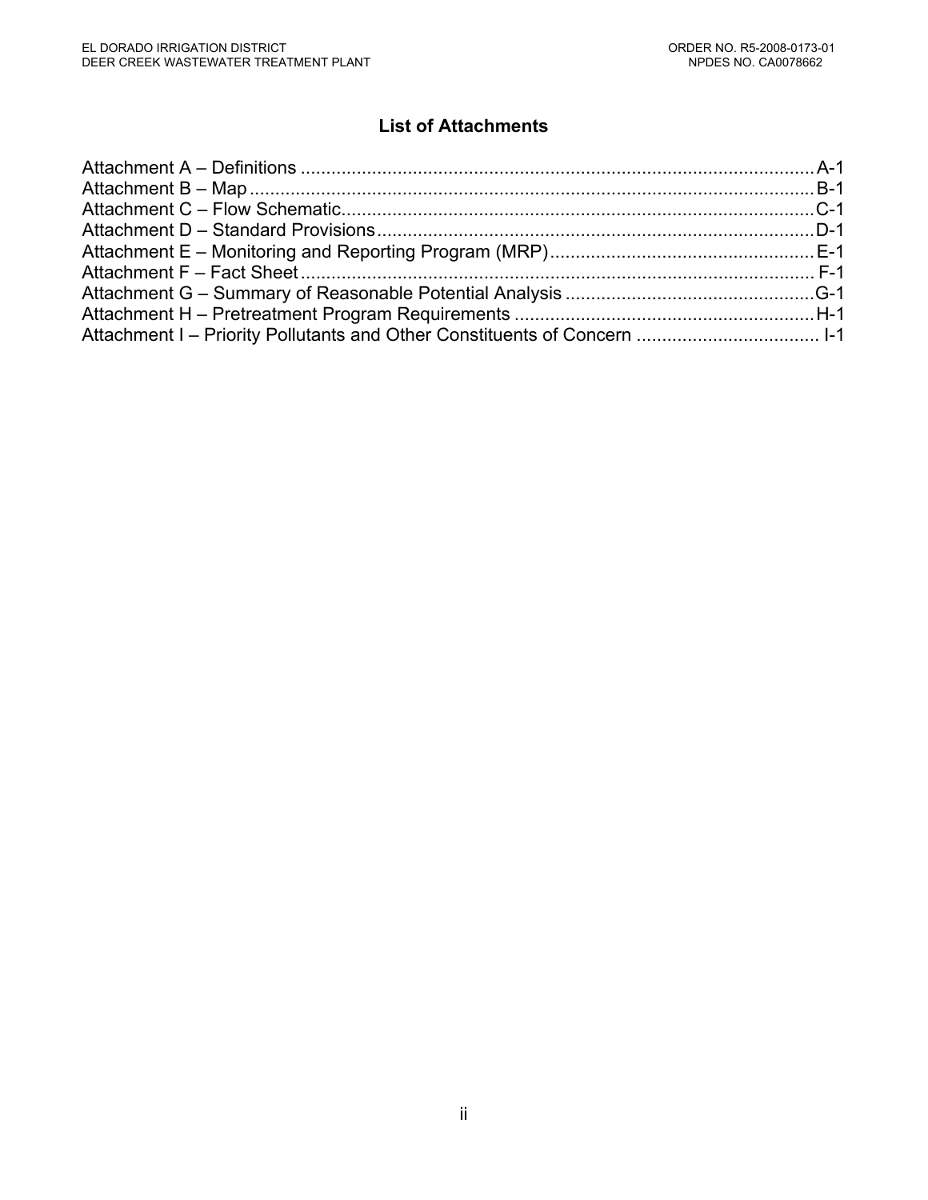## List of Attachments

Attachment A – Definitions ..................................................................................................A-1
Attachment B – Map ............................................................................................................B-1
Attachment C – Flow Schematic..........................................................................................C-1
Attachment D – Standard Provisions ...................................................................................D-1
Attachment E – Monitoring and Reporting Program (MRP)..................................................E-1
Attachment F – Fact Sheet ................................................................................................... F-1
Attachment G – Summary of Reasonable Potential Analysis ...............................................G-1
Attachment H – Pretreatment Program Requirements .........................................................H-1
Attachment I – Priority Pollutants and Other Constituents of Concern .................................. I-1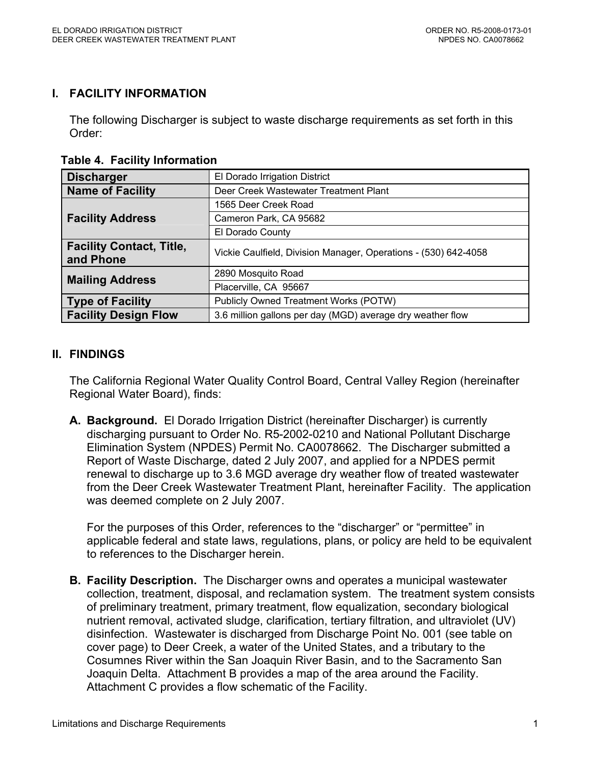## I. FACILITY INFORMATION

The following Discharger is subject to waste discharge requirements as set forth in this Order:

**Table 4. Facility Information**

| | |
|---|---|
| **Discharger** | El Dorado Irrigation District |
| **Name of Facility** | Deer Creek Wastewater Treatment Plant |
| **Facility Address** | 1565 Deer Creek Road |
| | Cameron Park, CA 95682 |
| | El Dorado County |
| **Facility Contact, Title, and Phone** | Vickie Caulfield, Division Manager, Operations - (530) 642-4058 |
| **Mailing Address** | 2890 Mosquito Road |
| | Placerville, CA 95667 |
| **Type of Facility** | Publicly Owned Treatment Works (POTW) |
| **Facility Design Flow** | 3.6 million gallons per day (MGD) average dry weather flow |

## II. FINDINGS

The California Regional Water Quality Control Board, Central Valley Region (hereinafter Regional Water Board), finds:

**A. Background.** El Dorado Irrigation District (hereinafter Discharger) is currently discharging pursuant to Order No. R5-2002-0210 and National Pollutant Discharge Elimination System (NPDES) Permit No. CA0078662. The Discharger submitted a Report of Waste Discharge, dated 2 July 2007, and applied for a NPDES permit renewal to discharge up to 3.6 MGD average dry weather flow of treated wastewater from the Deer Creek Wastewater Treatment Plant, hereinafter Facility. The application was deemed complete on 2 July 2007.

For the purposes of this Order, references to the "discharger" or "permittee" in applicable federal and state laws, regulations, plans, or policy are held to be equivalent to references to the Discharger herein.

**B. Facility Description.** The Discharger owns and operates a municipal wastewater collection, treatment, disposal, and reclamation system. The treatment system consists of preliminary treatment, primary treatment, flow equalization, secondary biological nutrient removal, activated sludge, clarification, tertiary filtration, and ultraviolet (UV) disinfection. Wastewater is discharged from Discharge Point No. 001 (see table on cover page) to Deer Creek, a water of the United States, and a tributary to the Cosumnes River within the San Joaquin River Basin, and to the Sacramento San Joaquin Delta. Attachment B provides a map of the area around the Facility. Attachment C provides a flow schematic of the Facility.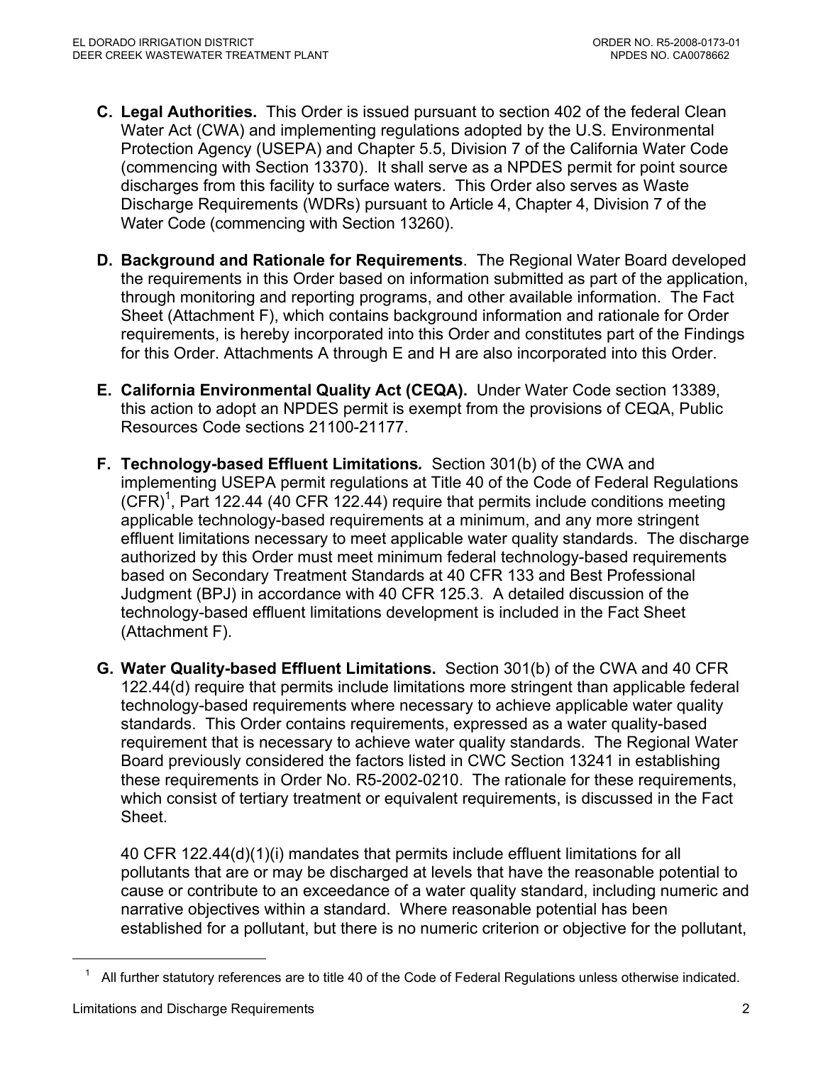**C. Legal Authorities.** This Order is issued pursuant to section 402 of the federal Clean Water Act (CWA) and implementing regulations adopted by the U.S. Environmental Protection Agency (USEPA) and Chapter 5.5, Division 7 of the California Water Code (commencing with Section 13370). It shall serve as a NPDES permit for point source discharges from this facility to surface waters. This Order also serves as Waste Discharge Requirements (WDRs) pursuant to Article 4, Chapter 4, Division 7 of the Water Code (commencing with Section 13260).

**D. Background and Rationale for Requirements**. The Regional Water Board developed the requirements in this Order based on information submitted as part of the application, through monitoring and reporting programs, and other available information. The Fact Sheet (Attachment F), which contains background information and rationale for Order requirements, is hereby incorporated into this Order and constitutes part of the Findings for this Order. Attachments A through E and H are also incorporated into this Order.

**E. California Environmental Quality Act (CEQA).** Under Water Code section 13389, this action to adopt an NPDES permit is exempt from the provisions of CEQA, Public Resources Code sections 21100-21177.

**F. Technology-based Effluent Limitations*.*** Section 301(b) of the CWA and implementing USEPA permit regulations at Title 40 of the Code of Federal Regulations (CFR)[1], Part 122.44 (40 CFR 122.44) require that permits include conditions meeting applicable technology-based requirements at a minimum, and any more stringent effluent limitations necessary to meet applicable water quality standards. The discharge authorized by this Order must meet minimum federal technology-based requirements based on Secondary Treatment Standards at 40 CFR 133 and Best Professional Judgment (BPJ) in accordance with 40 CFR 125.3. A detailed discussion of the technology-based effluent limitations development is included in the Fact Sheet (Attachment F).

**G. Water Quality-based Effluent Limitations.** Section 301(b) of the CWA and 40 CFR 122.44(d) require that permits include limitations more stringent than applicable federal technology-based requirements where necessary to achieve applicable water quality standards. This Order contains requirements, expressed as a water quality-based requirement that is necessary to achieve water quality standards. The Regional Water Board previously considered the factors listed in CWC Section 13241 in establishing these requirements in Order No. R5-2002-0210. The rationale for these requirements, which consist of tertiary treatment or equivalent requirements, is discussed in the Fact Sheet.

40 CFR 122.44(d)(1)(i) mandates that permits include effluent limitations for all pollutants that are or may be discharged at levels that have the reasonable potential to cause or contribute to an exceedance of a water quality standard, including numeric and narrative objectives within a standard. Where reasonable potential has been established for a pollutant, but there is no numeric criterion or objective for the pollutant,

---

[1] All further statutory references are to title 40 of the Code of Federal Regulations unless otherwise indicated.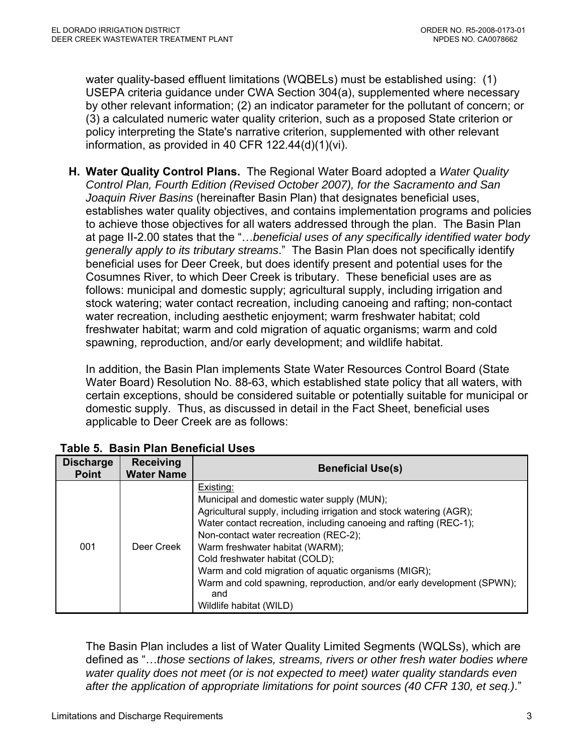water quality-based effluent limitations (WQBELs) must be established using: (1) USEPA criteria guidance under CWA Section 304(a), supplemented where necessary by other relevant information; (2) an indicator parameter for the pollutant of concern; or (3) a calculated numeric water quality criterion, such as a proposed State criterion or policy interpreting the State's narrative criterion, supplemented with other relevant information, as provided in 40 CFR 122.44(d)(1)(vi).

**H. Water Quality Control Plans.** The Regional Water Board adopted a *Water Quality Control Plan, Fourth Edition (Revised October 2007), for the Sacramento and San Joaquin River Basins* (hereinafter Basin Plan) that designates beneficial uses, establishes water quality objectives, and contains implementation programs and policies to achieve those objectives for all waters addressed through the plan. The Basin Plan at page II-2.00 states that the "…*beneficial uses of any specifically identified water body generally apply to its tributary streams*." The Basin Plan does not specifically identify beneficial uses for Deer Creek, but does identify present and potential uses for the Cosumnes River, to which Deer Creek is tributary. These beneficial uses are as follows: municipal and domestic supply; agricultural supply, including irrigation and stock watering; water contact recreation, including canoeing and rafting; non-contact water recreation, including aesthetic enjoyment; warm freshwater habitat; cold freshwater habitat; warm and cold migration of aquatic organisms; warm and cold spawning, reproduction, and/or early development; and wildlife habitat.

In addition, the Basin Plan implements State Water Resources Control Board (State Water Board) Resolution No. 88-63, which established state policy that all waters, with certain exceptions, should be considered suitable or potentially suitable for municipal or domestic supply. Thus, as discussed in detail in the Fact Sheet, beneficial uses applicable to Deer Creek are as follows:

**Table 5. Basin Plan Beneficial Uses**

| Discharge Point | Receiving Water Name | Beneficial Use(s) |
|---|---|---|
| 001 | Deer Creek | Existing:<br>Municipal and domestic water supply (MUN);<br>Agricultural supply, including irrigation and stock watering (AGR);<br>Water contact recreation, including canoeing and rafting (REC-1);<br>Non-contact water recreation (REC-2);<br>Warm freshwater habitat (WARM);<br>Cold freshwater habitat (COLD);<br>Warm and cold migration of aquatic organisms (MIGR);<br>Warm and cold spawning, reproduction, and/or early development (SPWN); and<br>Wildlife habitat (WILD) |

The Basin Plan includes a list of Water Quality Limited Segments (WQLSs), which are defined as "…*those sections of lakes, streams, rivers or other fresh water bodies where water quality does not meet (or is not expected to meet) water quality standards even after the application of appropriate limitations for point sources (40 CFR 130, et seq.)*."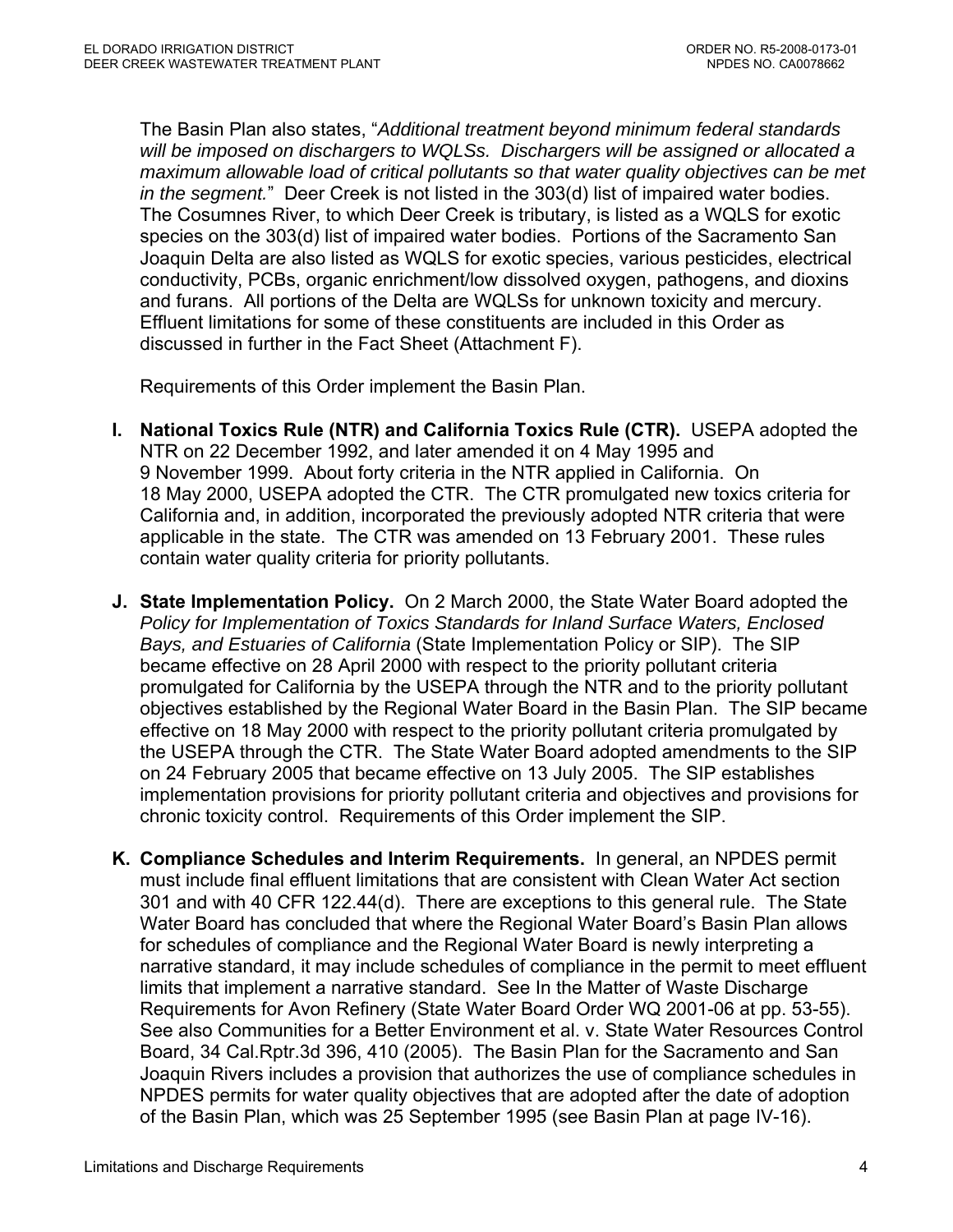The Basin Plan also states, "*Additional treatment beyond minimum federal standards will be imposed on dischargers to WQLSs. Dischargers will be assigned or allocated a maximum allowable load of critical pollutants so that water quality objectives can be met in the segment.*" Deer Creek is not listed in the 303(d) list of impaired water bodies. The Cosumnes River, to which Deer Creek is tributary, is listed as a WQLS for exotic species on the 303(d) list of impaired water bodies. Portions of the Sacramento San Joaquin Delta are also listed as WQLS for exotic species, various pesticides, electrical conductivity, PCBs, organic enrichment/low dissolved oxygen, pathogens, and dioxins and furans. All portions of the Delta are WQLSs for unknown toxicity and mercury. Effluent limitations for some of these constituents are included in this Order as discussed in further in the Fact Sheet (Attachment F).

Requirements of this Order implement the Basin Plan.

**I. National Toxics Rule (NTR) and California Toxics Rule (CTR).** USEPA adopted the NTR on 22 December 1992, and later amended it on 4 May 1995 and 9 November 1999. About forty criteria in the NTR applied in California. On 18 May 2000, USEPA adopted the CTR. The CTR promulgated new toxics criteria for California and, in addition, incorporated the previously adopted NTR criteria that were applicable in the state. The CTR was amended on 13 February 2001. These rules contain water quality criteria for priority pollutants.

**J. State Implementation Policy.** On 2 March 2000, the State Water Board adopted the *Policy for Implementation of Toxics Standards for Inland Surface Waters, Enclosed Bays, and Estuaries of California* (State Implementation Policy or SIP). The SIP became effective on 28 April 2000 with respect to the priority pollutant criteria promulgated for California by the USEPA through the NTR and to the priority pollutant objectives established by the Regional Water Board in the Basin Plan. The SIP became effective on 18 May 2000 with respect to the priority pollutant criteria promulgated by the USEPA through the CTR. The State Water Board adopted amendments to the SIP on 24 February 2005 that became effective on 13 July 2005. The SIP establishes implementation provisions for priority pollutant criteria and objectives and provisions for chronic toxicity control. Requirements of this Order implement the SIP.

**K. Compliance Schedules and Interim Requirements.** In general, an NPDES permit must include final effluent limitations that are consistent with Clean Water Act section 301 and with 40 CFR 122.44(d). There are exceptions to this general rule. The State Water Board has concluded that where the Regional Water Board's Basin Plan allows for schedules of compliance and the Regional Water Board is newly interpreting a narrative standard, it may include schedules of compliance in the permit to meet effluent limits that implement a narrative standard. See In the Matter of Waste Discharge Requirements for Avon Refinery (State Water Board Order WQ 2001-06 at pp. 53-55). See also Communities for a Better Environment et al. v. State Water Resources Control Board, 34 Cal.Rptr.3d 396, 410 (2005). The Basin Plan for the Sacramento and San Joaquin Rivers includes a provision that authorizes the use of compliance schedules in NPDES permits for water quality objectives that are adopted after the date of adoption of the Basin Plan, which was 25 September 1995 (see Basin Plan at page IV-16).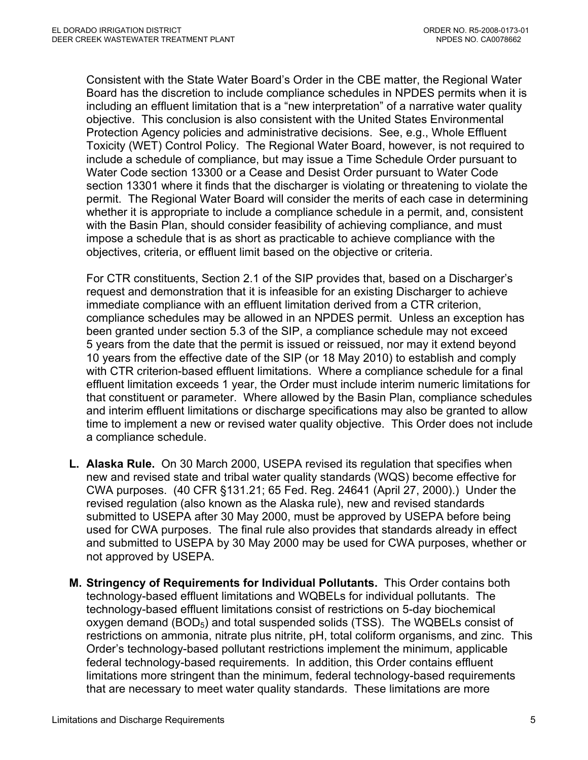Consistent with the State Water Board's Order in the CBE matter, the Regional Water Board has the discretion to include compliance schedules in NPDES permits when it is including an effluent limitation that is a "new interpretation" of a narrative water quality objective. This conclusion is also consistent with the United States Environmental Protection Agency policies and administrative decisions. See, e.g., Whole Effluent Toxicity (WET) Control Policy. The Regional Water Board, however, is not required to include a schedule of compliance, but may issue a Time Schedule Order pursuant to Water Code section 13300 or a Cease and Desist Order pursuant to Water Code section 13301 where it finds that the discharger is violating or threatening to violate the permit. The Regional Water Board will consider the merits of each case in determining whether it is appropriate to include a compliance schedule in a permit, and, consistent with the Basin Plan, should consider feasibility of achieving compliance, and must impose a schedule that is as short as practicable to achieve compliance with the objectives, criteria, or effluent limit based on the objective or criteria.

For CTR constituents, Section 2.1 of the SIP provides that, based on a Discharger's request and demonstration that it is infeasible for an existing Discharger to achieve immediate compliance with an effluent limitation derived from a CTR criterion, compliance schedules may be allowed in an NPDES permit. Unless an exception has been granted under section 5.3 of the SIP, a compliance schedule may not exceed 5 years from the date that the permit is issued or reissued, nor may it extend beyond 10 years from the effective date of the SIP (or 18 May 2010) to establish and comply with CTR criterion-based effluent limitations. Where a compliance schedule for a final effluent limitation exceeds 1 year, the Order must include interim numeric limitations for that constituent or parameter. Where allowed by the Basin Plan, compliance schedules and interim effluent limitations or discharge specifications may also be granted to allow time to implement a new or revised water quality objective. This Order does not include a compliance schedule.

**L. Alaska Rule.** On 30 March 2000, USEPA revised its regulation that specifies when new and revised state and tribal water quality standards (WQS) become effective for CWA purposes. (40 CFR §131.21; 65 Fed. Reg. 24641 (April 27, 2000).) Under the revised regulation (also known as the Alaska rule), new and revised standards submitted to USEPA after 30 May 2000, must be approved by USEPA before being used for CWA purposes. The final rule also provides that standards already in effect and submitted to USEPA by 30 May 2000 may be used for CWA purposes, whether or not approved by USEPA.

**M. Stringency of Requirements for Individual Pollutants.** This Order contains both technology-based effluent limitations and WQBELs for individual pollutants. The technology-based effluent limitations consist of restrictions on 5-day biochemical oxygen demand ($BOD_5$) and total suspended solids (TSS). The WQBELs consist of restrictions on ammonia, nitrate plus nitrite, pH, total coliform organisms, and zinc. This Order's technology-based pollutant restrictions implement the minimum, applicable federal technology-based requirements. In addition, this Order contains effluent limitations more stringent than the minimum, federal technology-based requirements that are necessary to meet water quality standards. These limitations are more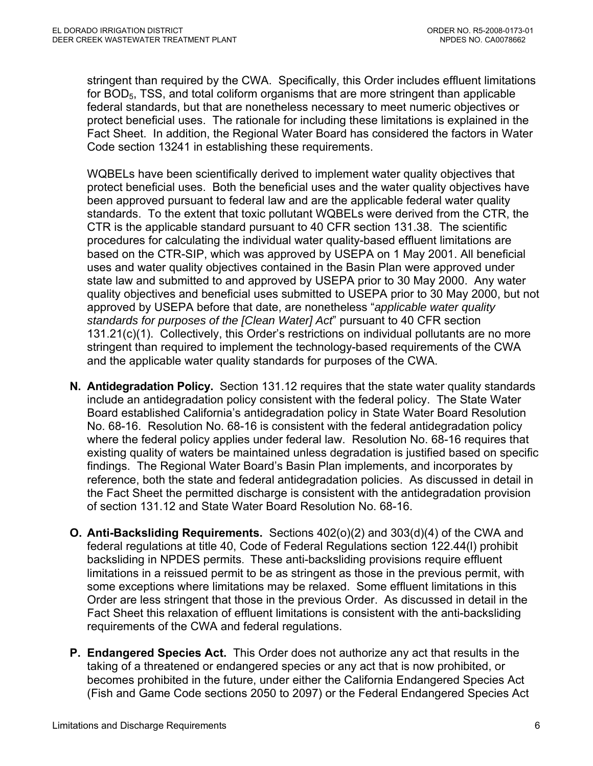stringent than required by the CWA. Specifically, this Order includes effluent limitations for $BOD_5$, TSS, and total coliform organisms that are more stringent than applicable federal standards, but that are nonetheless necessary to meet numeric objectives or protect beneficial uses. The rationale for including these limitations is explained in the Fact Sheet. In addition, the Regional Water Board has considered the factors in Water Code section 13241 in establishing these requirements.

WQBELs have been scientifically derived to implement water quality objectives that protect beneficial uses. Both the beneficial uses and the water quality objectives have been approved pursuant to federal law and are the applicable federal water quality standards. To the extent that toxic pollutant WQBELs were derived from the CTR, the CTR is the applicable standard pursuant to 40 CFR section 131.38. The scientific procedures for calculating the individual water quality-based effluent limitations are based on the CTR-SIP, which was approved by USEPA on 1 May 2001. All beneficial uses and water quality objectives contained in the Basin Plan were approved under state law and submitted to and approved by USEPA prior to 30 May 2000. Any water quality objectives and beneficial uses submitted to USEPA prior to 30 May 2000, but not approved by USEPA before that date, are nonetheless "*applicable water quality standards for purposes of the [Clean Water] Act*" pursuant to 40 CFR section 131.21(c)(1). Collectively, this Order's restrictions on individual pollutants are no more stringent than required to implement the technology-based requirements of the CWA and the applicable water quality standards for purposes of the CWA.

**N. Antidegradation Policy.** Section 131.12 requires that the state water quality standards include an antidegradation policy consistent with the federal policy. The State Water Board established California's antidegradation policy in State Water Board Resolution No. 68-16. Resolution No. 68-16 is consistent with the federal antidegradation policy where the federal policy applies under federal law. Resolution No. 68-16 requires that existing quality of waters be maintained unless degradation is justified based on specific findings. The Regional Water Board's Basin Plan implements, and incorporates by reference, both the state and federal antidegradation policies. As discussed in detail in the Fact Sheet the permitted discharge is consistent with the antidegradation provision of section 131.12 and State Water Board Resolution No. 68-16.

**O. Anti-Backsliding Requirements.** Sections 402(o)(2) and 303(d)(4) of the CWA and federal regulations at title 40, Code of Federal Regulations section 122.44(l) prohibit backsliding in NPDES permits. These anti-backsliding provisions require effluent limitations in a reissued permit to be as stringent as those in the previous permit, with some exceptions where limitations may be relaxed. Some effluent limitations in this Order are less stringent that those in the previous Order. As discussed in detail in the Fact Sheet this relaxation of effluent limitations is consistent with the anti-backsliding requirements of the CWA and federal regulations.

**P. Endangered Species Act.** This Order does not authorize any act that results in the taking of a threatened or endangered species or any act that is now prohibited, or becomes prohibited in the future, under either the California Endangered Species Act (Fish and Game Code sections 2050 to 2097) or the Federal Endangered Species Act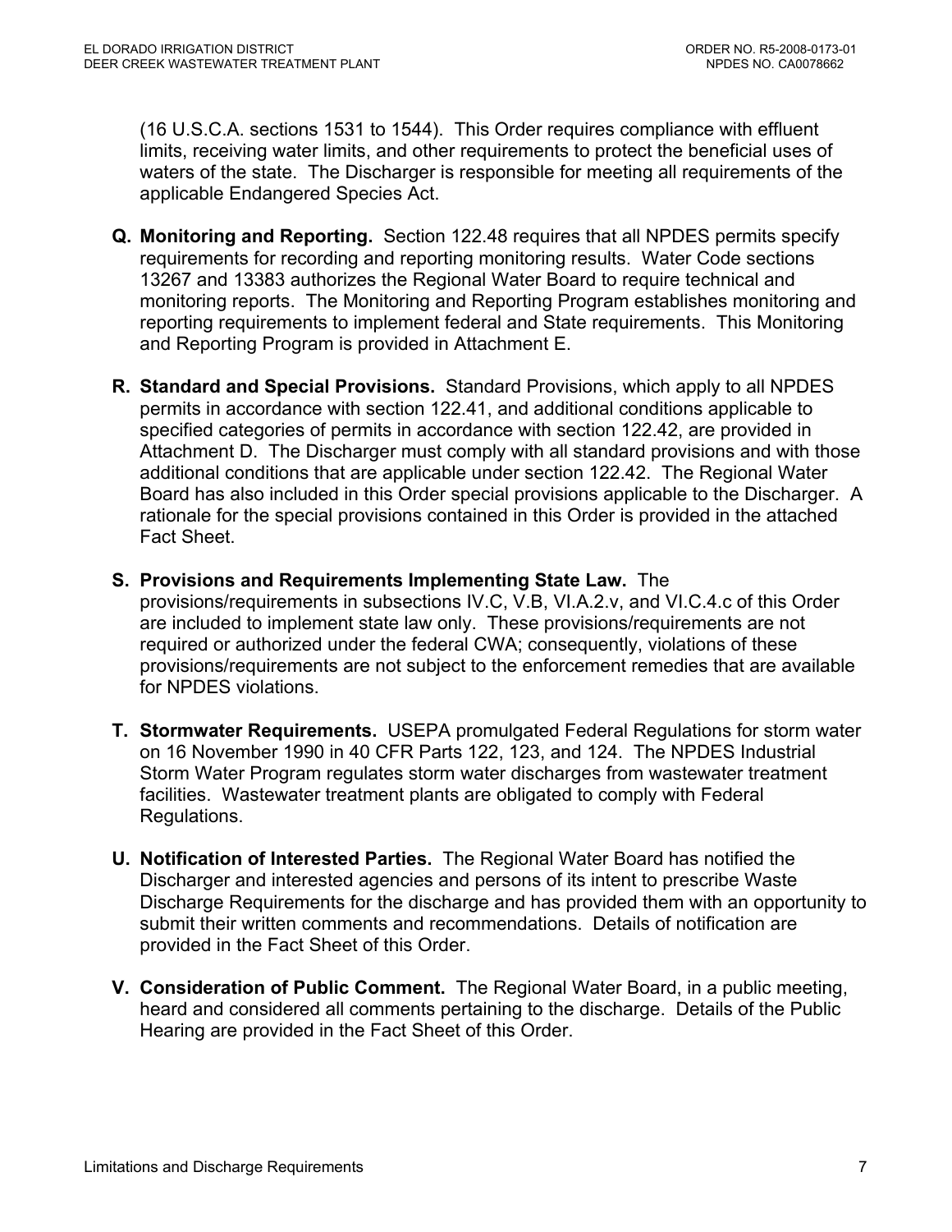(16 U.S.C.A. sections 1531 to 1544). This Order requires compliance with effluent limits, receiving water limits, and other requirements to protect the beneficial uses of waters of the state. The Discharger is responsible for meeting all requirements of the applicable Endangered Species Act.

**Q. Monitoring and Reporting.** Section 122.48 requires that all NPDES permits specify requirements for recording and reporting monitoring results. Water Code sections 13267 and 13383 authorizes the Regional Water Board to require technical and monitoring reports. The Monitoring and Reporting Program establishes monitoring and reporting requirements to implement federal and State requirements. This Monitoring and Reporting Program is provided in Attachment E.

**R. Standard and Special Provisions.** Standard Provisions, which apply to all NPDES permits in accordance with section 122.41, and additional conditions applicable to specified categories of permits in accordance with section 122.42, are provided in Attachment D. The Discharger must comply with all standard provisions and with those additional conditions that are applicable under section 122.42. The Regional Water Board has also included in this Order special provisions applicable to the Discharger. A rationale for the special provisions contained in this Order is provided in the attached Fact Sheet.

**S. Provisions and Requirements Implementing State Law.** The provisions/requirements in subsections IV.C, V.B, VI.A.2.v, and VI.C.4.c of this Order are included to implement state law only. These provisions/requirements are not required or authorized under the federal CWA; consequently, violations of these provisions/requirements are not subject to the enforcement remedies that are available for NPDES violations.

**T. Stormwater Requirements.** USEPA promulgated Federal Regulations for storm water on 16 November 1990 in 40 CFR Parts 122, 123, and 124. The NPDES Industrial Storm Water Program regulates storm water discharges from wastewater treatment facilities. Wastewater treatment plants are obligated to comply with Federal Regulations.

**U. Notification of Interested Parties.** The Regional Water Board has notified the Discharger and interested agencies and persons of its intent to prescribe Waste Discharge Requirements for the discharge and has provided them with an opportunity to submit their written comments and recommendations. Details of notification are provided in the Fact Sheet of this Order.

**V. Consideration of Public Comment.** The Regional Water Board, in a public meeting, heard and considered all comments pertaining to the discharge. Details of the Public Hearing are provided in the Fact Sheet of this Order.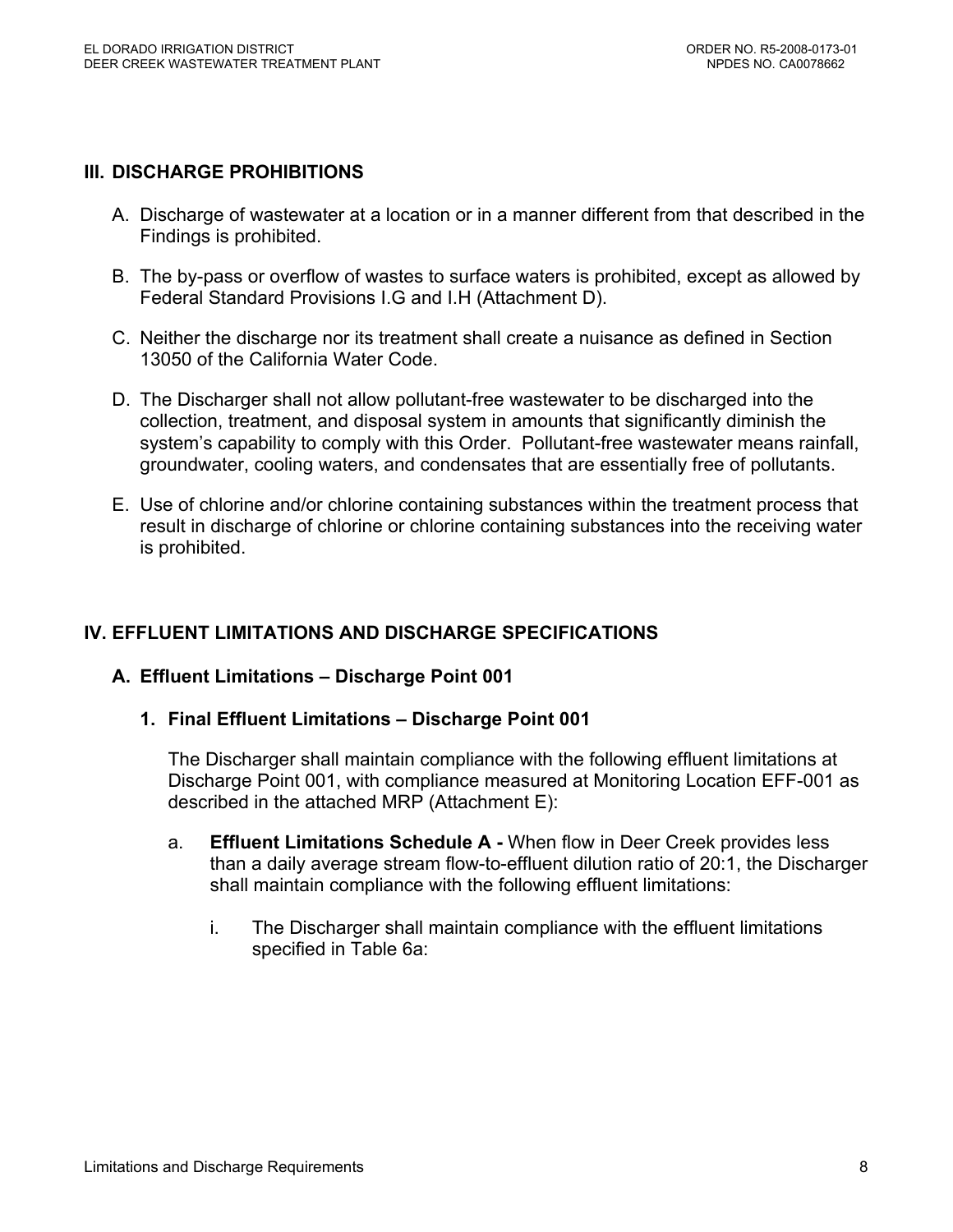## III. DISCHARGE PROHIBITIONS

A. Discharge of wastewater at a location or in a manner different from that described in the Findings is prohibited.

B. The by-pass or overflow of wastes to surface waters is prohibited, except as allowed by Federal Standard Provisions I.G and I.H (Attachment D).

C. Neither the discharge nor its treatment shall create a nuisance as defined in Section 13050 of the California Water Code.

D. The Discharger shall not allow pollutant-free wastewater to be discharged into the collection, treatment, and disposal system in amounts that significantly diminish the system's capability to comply with this Order. Pollutant-free wastewater means rainfall, groundwater, cooling waters, and condensates that are essentially free of pollutants.

E. Use of chlorine and/or chlorine containing substances within the treatment process that result in discharge of chlorine or chlorine containing substances into the receiving water is prohibited.

## IV. EFFLUENT LIMITATIONS AND DISCHARGE SPECIFICATIONS

### A. Effluent Limitations – Discharge Point 001

#### 1. Final Effluent Limitations – Discharge Point 001

The Discharger shall maintain compliance with the following effluent limitations at Discharge Point 001, with compliance measured at Monitoring Location EFF-001 as described in the attached MRP (Attachment E):

a. **Effluent Limitations Schedule A -** When flow in Deer Creek provides less than a daily average stream flow-to-effluent dilution ratio of 20:1, the Discharger shall maintain compliance with the following effluent limitations:

i. The Discharger shall maintain compliance with the effluent limitations specified in Table 6a: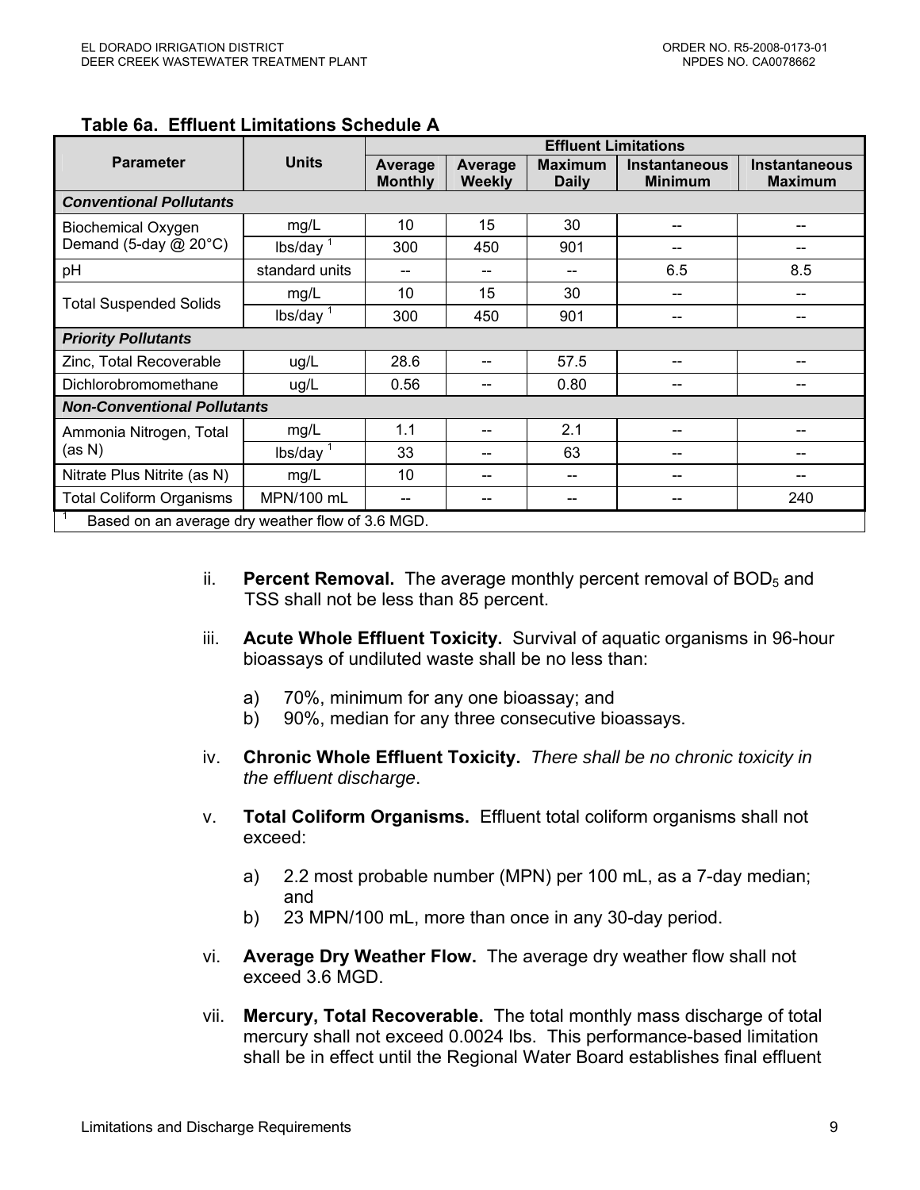**Table 6a. Effluent Limitations Schedule A**

| Parameter | Units | Effluent Limitations | | | | |
|---|---|---|---|---|---|---|
| | | Average Monthly | Average Weekly | Maximum Daily | Instantaneous Minimum | Instantaneous Maximum |
| ***Conventional Pollutants*** | | | | | | |
| Biochemical Oxygen Demand (5-day @ 20°C) | mg/L | 10 | 15 | 30 | -- | -- |
| | lbs/day [1] | 300 | 450 | 901 | -- | -- |
| pH | standard units | -- | -- | -- | 6.5 | 8.5 |
| Total Suspended Solids | mg/L | 10 | 15 | 30 | -- | -- |
| | lbs/day [1] | 300 | 450 | 901 | -- | -- |
| ***Priority Pollutants*** | | | | | | |
| Zinc, Total Recoverable | ug/L | 28.6 | -- | 57.5 | -- | -- |
| Dichlorobromomethane | ug/L | 0.56 | -- | 0.80 | -- | -- |
| ***Non-Conventional Pollutants*** | | | | | | |
| Ammonia Nitrogen, Total (as N) | mg/L | 1.1 | -- | 2.1 | -- | -- |
| | lbs/day [1] | 33 | -- | 63 | -- | -- |
| Nitrate Plus Nitrite (as N) | mg/L | 10 | -- | -- | -- | -- |
| Total Coliform Organisms | MPN/100 mL | -- | -- | -- | -- | 240 |

[1] Based on an average dry weather flow of 3.6 MGD.

ii. **Percent Removal.** The average monthly percent removal of $BOD_5$ and TSS shall not be less than 85 percent.

iii. **Acute Whole Effluent Toxicity.** Survival of aquatic organisms in 96-hour bioassays of undiluted waste shall be no less than:

a) 70%, minimum for any one bioassay; and
b) 90%, median for any three consecutive bioassays.

iv. **Chronic Whole Effluent Toxicity.** *There shall be no chronic toxicity in the effluent discharge*.

v. **Total Coliform Organisms.** Effluent total coliform organisms shall not exceed:

a) 2.2 most probable number (MPN) per 100 mL, as a 7-day median; and
b) 23 MPN/100 mL, more than once in any 30-day period.

vi. **Average Dry Weather Flow.** The average dry weather flow shall not exceed 3.6 MGD.

vii. **Mercury, Total Recoverable.** The total monthly mass discharge of total mercury shall not exceed 0.0024 lbs. This performance-based limitation shall be in effect until the Regional Water Board establishes final effluent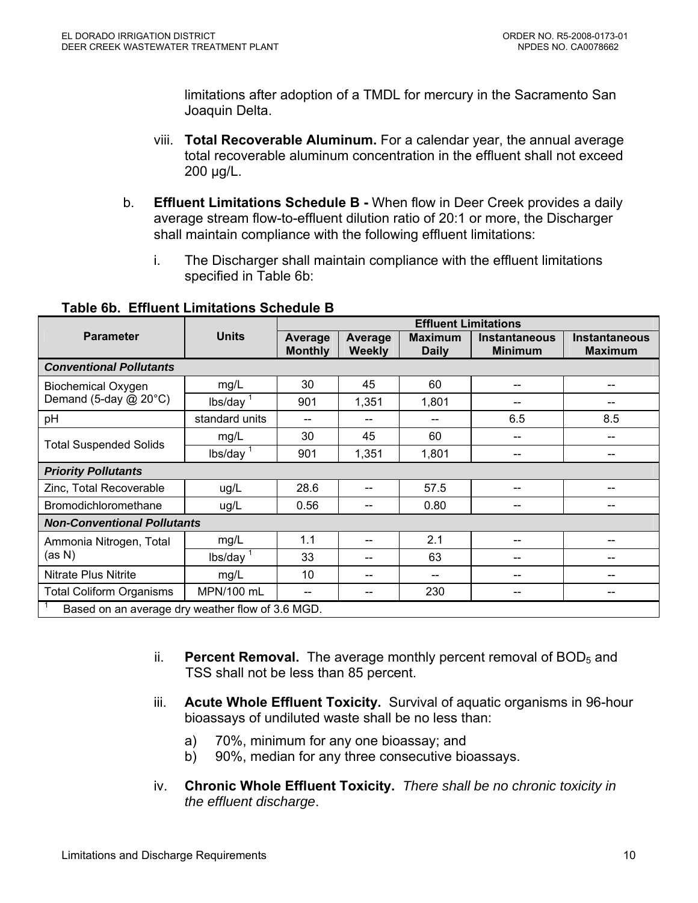limitations after adoption of a TMDL for mercury in the Sacramento San Joaquin Delta.

viii. **Total Recoverable Aluminum.** For a calendar year, the annual average total recoverable aluminum concentration in the effluent shall not exceed 200 µg/L.

b. **Effluent Limitations Schedule B -** When flow in Deer Creek provides a daily average stream flow-to-effluent dilution ratio of 20:1 or more, the Discharger shall maintain compliance with the following effluent limitations:

i. The Discharger shall maintain compliance with the effluent limitations specified in Table 6b:

**Table 6b. Effluent Limitations Schedule B**

| Parameter | Units | Effluent Limitations | | | | |
|---|---|---|---|---|---|---|
| | | Average Monthly | Average Weekly | Maximum Daily | Instantaneous Minimum | Instantaneous Maximum |
| ***Conventional Pollutants*** | | | | | | |
| Biochemical Oxygen Demand (5-day @ 20°C) | mg/L | 30 | 45 | 60 | -- | -- |
| | lbs/day [1] | 901 | 1,351 | 1,801 | -- | -- |
| pH | standard units | -- | -- | -- | 6.5 | 8.5 |
| Total Suspended Solids | mg/L | 30 | 45 | 60 | -- | -- |
| | lbs/day [1] | 901 | 1,351 | 1,801 | -- | -- |
| ***Priority Pollutants*** | | | | | | |
| Zinc, Total Recoverable | ug/L | 28.6 | -- | 57.5 | -- | -- |
| Bromodichloromethane | ug/L | 0.56 | -- | 0.80 | -- | -- |
| ***Non-Conventional Pollutants*** | | | | | | |
| Ammonia Nitrogen, Total (as N) | mg/L | 1.1 | -- | 2.1 | -- | -- |
| | lbs/day [1] | 33 | -- | 63 | -- | -- |
| Nitrate Plus Nitrite | mg/L | 10 | -- | -- | -- | -- |
| Total Coliform Organisms | MPN/100 mL | -- | -- | 230 | -- | -- |

[1] Based on an average dry weather flow of 3.6 MGD.

ii. **Percent Removal.** The average monthly percent removal of $BOD_5$ and TSS shall not be less than 85 percent.

iii. **Acute Whole Effluent Toxicity.** Survival of aquatic organisms in 96-hour bioassays of undiluted waste shall be no less than:

a) 70%, minimum for any one bioassay; and
b) 90%, median for any three consecutive bioassays.

iv. **Chronic Whole Effluent Toxicity.** *There shall be no chronic toxicity in the effluent discharge*.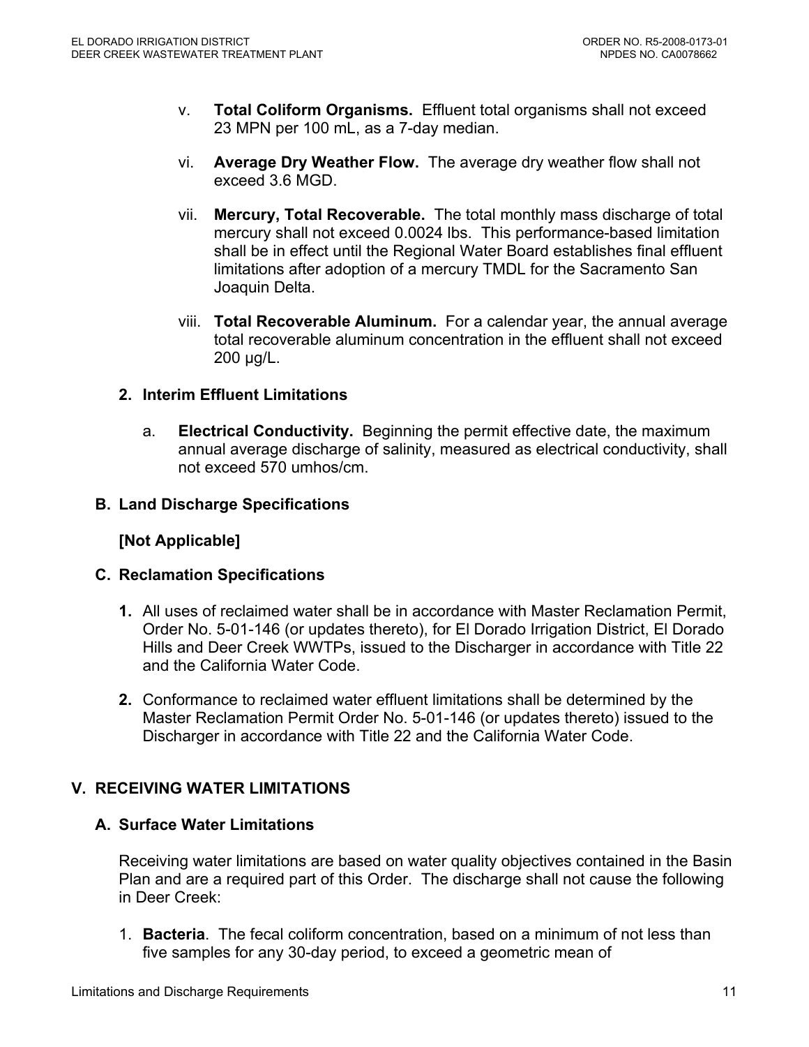v. **Total Coliform Organisms.** Effluent total organisms shall not exceed 23 MPN per 100 mL, as a 7-day median.

vi. **Average Dry Weather Flow.** The average dry weather flow shall not exceed 3.6 MGD.

vii. **Mercury, Total Recoverable.** The total monthly mass discharge of total mercury shall not exceed 0.0024 lbs. This performance-based limitation shall be in effect until the Regional Water Board establishes final effluent limitations after adoption of a mercury TMDL for the Sacramento San Joaquin Delta.

viii. **Total Recoverable Aluminum.** For a calendar year, the annual average total recoverable aluminum concentration in the effluent shall not exceed 200 µg/L.

### 2. Interim Effluent Limitations

a. **Electrical Conductivity.** Beginning the permit effective date, the maximum annual average discharge of salinity, measured as electrical conductivity, shall not exceed 570 umhos/cm.

## B. Land Discharge Specifications

**[Not Applicable]**

## C. Reclamation Specifications

1. All uses of reclaimed water shall be in accordance with Master Reclamation Permit, Order No. 5-01-146 (or updates thereto), for El Dorado Irrigation District, El Dorado Hills and Deer Creek WWTPs, issued to the Discharger in accordance with Title 22 and the California Water Code.

2. Conformance to reclaimed water effluent limitations shall be determined by the Master Reclamation Permit Order No. 5-01-146 (or updates thereto) issued to the Discharger in accordance with Title 22 and the California Water Code.

# V. RECEIVING WATER LIMITATIONS

## A. Surface Water Limitations

Receiving water limitations are based on water quality objectives contained in the Basin Plan and are a required part of this Order. The discharge shall not cause the following in Deer Creek:

1. **Bacteria**. The fecal coliform concentration, based on a minimum of not less than five samples for any 30-day period, to exceed a geometric mean of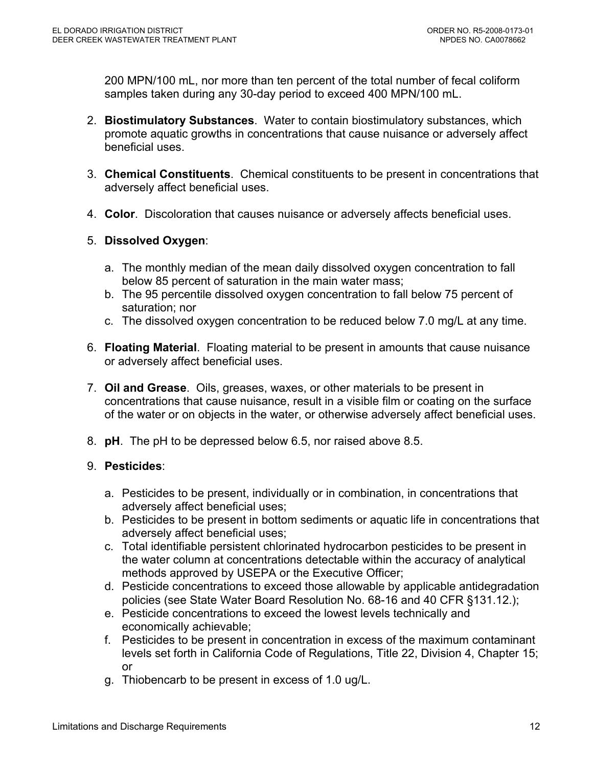200 MPN/100 mL, nor more than ten percent of the total number of fecal coliform samples taken during any 30-day period to exceed 400 MPN/100 mL.

2. **Biostimulatory Substances**. Water to contain biostimulatory substances, which promote aquatic growths in concentrations that cause nuisance or adversely affect beneficial uses.

3. **Chemical Constituents**. Chemical constituents to be present in concentrations that adversely affect beneficial uses.

4. **Color**. Discoloration that causes nuisance or adversely affects beneficial uses.

5. **Dissolved Oxygen**:

   a. The monthly median of the mean daily dissolved oxygen concentration to fall below 85 percent of saturation in the main water mass;
   b. The 95 percentile dissolved oxygen concentration to fall below 75 percent of saturation; nor
   c. The dissolved oxygen concentration to be reduced below 7.0 mg/L at any time.

6. **Floating Material**. Floating material to be present in amounts that cause nuisance or adversely affect beneficial uses.

7. **Oil and Grease**. Oils, greases, waxes, or other materials to be present in concentrations that cause nuisance, result in a visible film or coating on the surface of the water or on objects in the water, or otherwise adversely affect beneficial uses.

8. **pH**. The pH to be depressed below 6.5, nor raised above 8.5.

9. **Pesticides**:

   a. Pesticides to be present, individually or in combination, in concentrations that adversely affect beneficial uses;
   b. Pesticides to be present in bottom sediments or aquatic life in concentrations that adversely affect beneficial uses;
   c. Total identifiable persistent chlorinated hydrocarbon pesticides to be present in the water column at concentrations detectable within the accuracy of analytical methods approved by USEPA or the Executive Officer;
   d. Pesticide concentrations to exceed those allowable by applicable antidegradation policies (see State Water Board Resolution No. 68-16 and 40 CFR §131.12.);
   e. Pesticide concentrations to exceed the lowest levels technically and economically achievable;
   f. Pesticides to be present in concentration in excess of the maximum contaminant levels set forth in California Code of Regulations, Title 22, Division 4, Chapter 15; or
   g. Thiobencarb to be present in excess of 1.0 ug/L.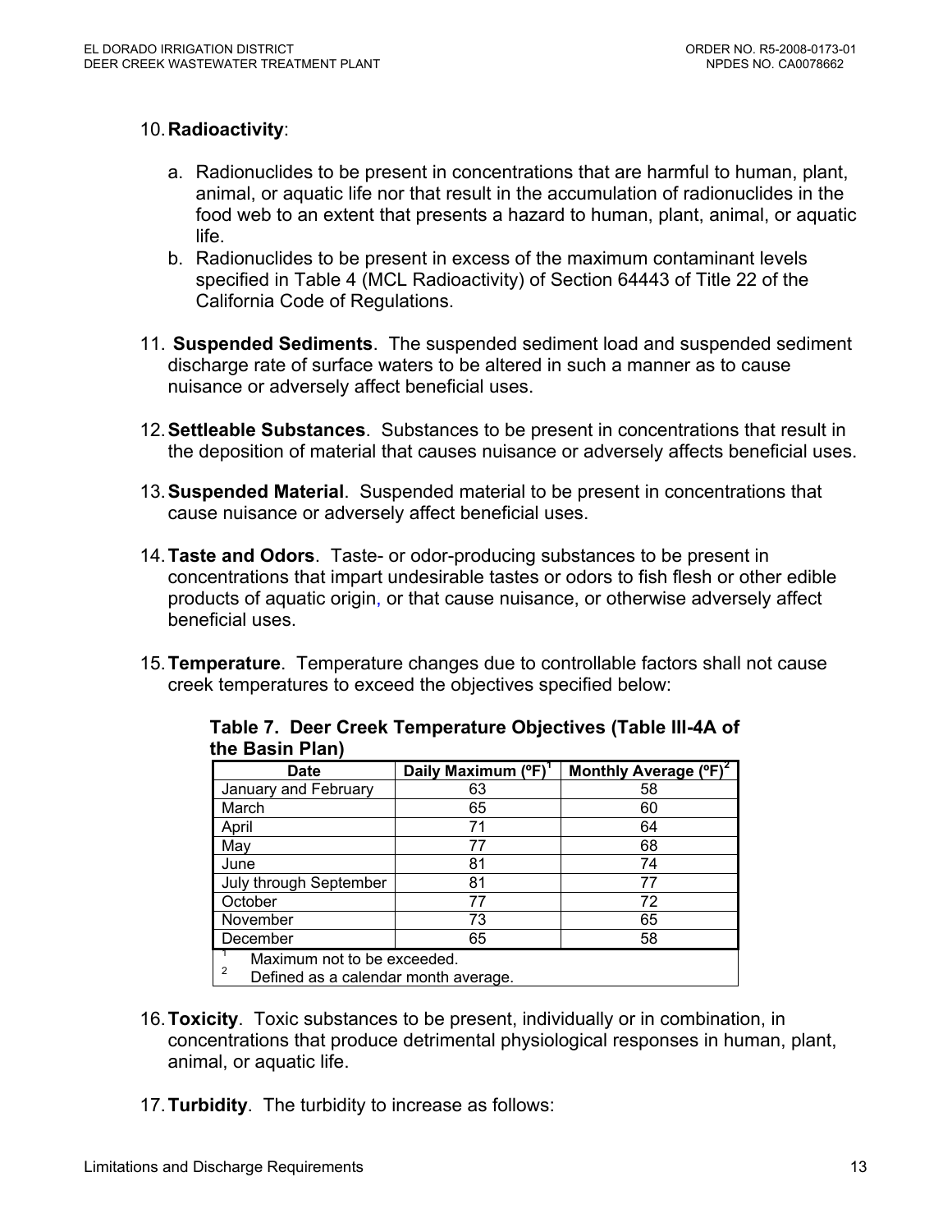10. **Radioactivity**:

    a. Radionuclides to be present in concentrations that are harmful to human, plant, animal, or aquatic life nor that result in the accumulation of radionuclides in the food web to an extent that presents a hazard to human, plant, animal, or aquatic life.

    b. Radionuclides to be present in excess of the maximum contaminant levels specified in Table 4 (MCL Radioactivity) of Section 64443 of Title 22 of the California Code of Regulations.

11. **Suspended Sediments**. The suspended sediment load and suspended sediment discharge rate of surface waters to be altered in such a manner as to cause nuisance or adversely affect beneficial uses.

12. **Settleable Substances**. Substances to be present in concentrations that result in the deposition of material that causes nuisance or adversely affects beneficial uses.

13. **Suspended Material**. Suspended material to be present in concentrations that cause nuisance or adversely affect beneficial uses.

14. **Taste and Odors**. Taste- or odor-producing substances to be present in concentrations that impart undesirable tastes or odors to fish flesh or other edible products of aquatic origin, or that cause nuisance, or otherwise adversely affect beneficial uses.

15. **Temperature**. Temperature changes due to controllable factors shall not cause creek temperatures to exceed the objectives specified below:

**Table 7. Deer Creek Temperature Objectives (Table III-4A of the Basin Plan)**

| Date | Daily Maximum (ºF)[1] | Monthly Average (ºF)[2] |
|---|---|---|
| January and February | 63 | 58 |
| March | 65 | 60 |
| April | 71 | 64 |
| May | 77 | 68 |
| June | 81 | 74 |
| July through September | 81 | 77 |
| October | 77 | 72 |
| November | 73 | 65 |
| December | 65 | 58 |

[1] Maximum not to be exceeded.
[2] Defined as a calendar month average.

16. **Toxicity**. Toxic substances to be present, individually or in combination, in concentrations that produce detrimental physiological responses in human, plant, animal, or aquatic life.

17. **Turbidity**. The turbidity to increase as follows: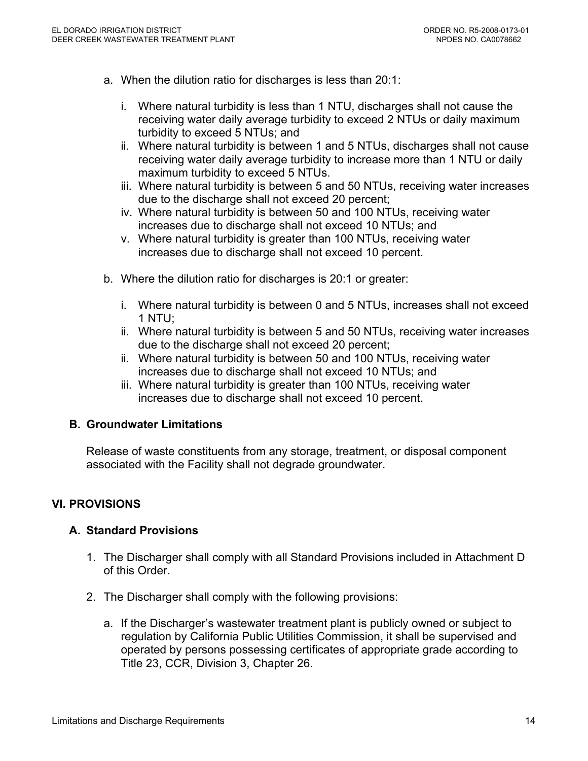a. When the dilution ratio for discharges is less than 20:1:

   i. Where natural turbidity is less than 1 NTU, discharges shall not cause the receiving water daily average turbidity to exceed 2 NTUs or daily maximum turbidity to exceed 5 NTUs; and
   ii. Where natural turbidity is between 1 and 5 NTUs, discharges shall not cause receiving water daily average turbidity to increase more than 1 NTU or daily maximum turbidity to exceed 5 NTUs.
   iii. Where natural turbidity is between 5 and 50 NTUs, receiving water increases due to the discharge shall not exceed 20 percent;
   iv. Where natural turbidity is between 50 and 100 NTUs, receiving water increases due to discharge shall not exceed 10 NTUs; and
   v. Where natural turbidity is greater than 100 NTUs, receiving water increases due to discharge shall not exceed 10 percent.

b. Where the dilution ratio for discharges is 20:1 or greater:

   i. Where natural turbidity is between 0 and 5 NTUs, increases shall not exceed 1 NTU;
   ii. Where natural turbidity is between 5 and 50 NTUs, receiving water increases due to the discharge shall not exceed 20 percent;
   ii. Where natural turbidity is between 50 and 100 NTUs, receiving water increases due to discharge shall not exceed 10 NTUs; and
   iii. Where natural turbidity is greater than 100 NTUs, receiving water increases due to discharge shall not exceed 10 percent.

### B. Groundwater Limitations

Release of waste constituents from any storage, treatment, or disposal component associated with the Facility shall not degrade groundwater.

## VI. PROVISIONS

### A. Standard Provisions

1. The Discharger shall comply with all Standard Provisions included in Attachment D of this Order.

2. The Discharger shall comply with the following provisions:

   a. If the Discharger's wastewater treatment plant is publicly owned or subject to regulation by California Public Utilities Commission, it shall be supervised and operated by persons possessing certificates of appropriate grade according to Title 23, CCR, Division 3, Chapter 26.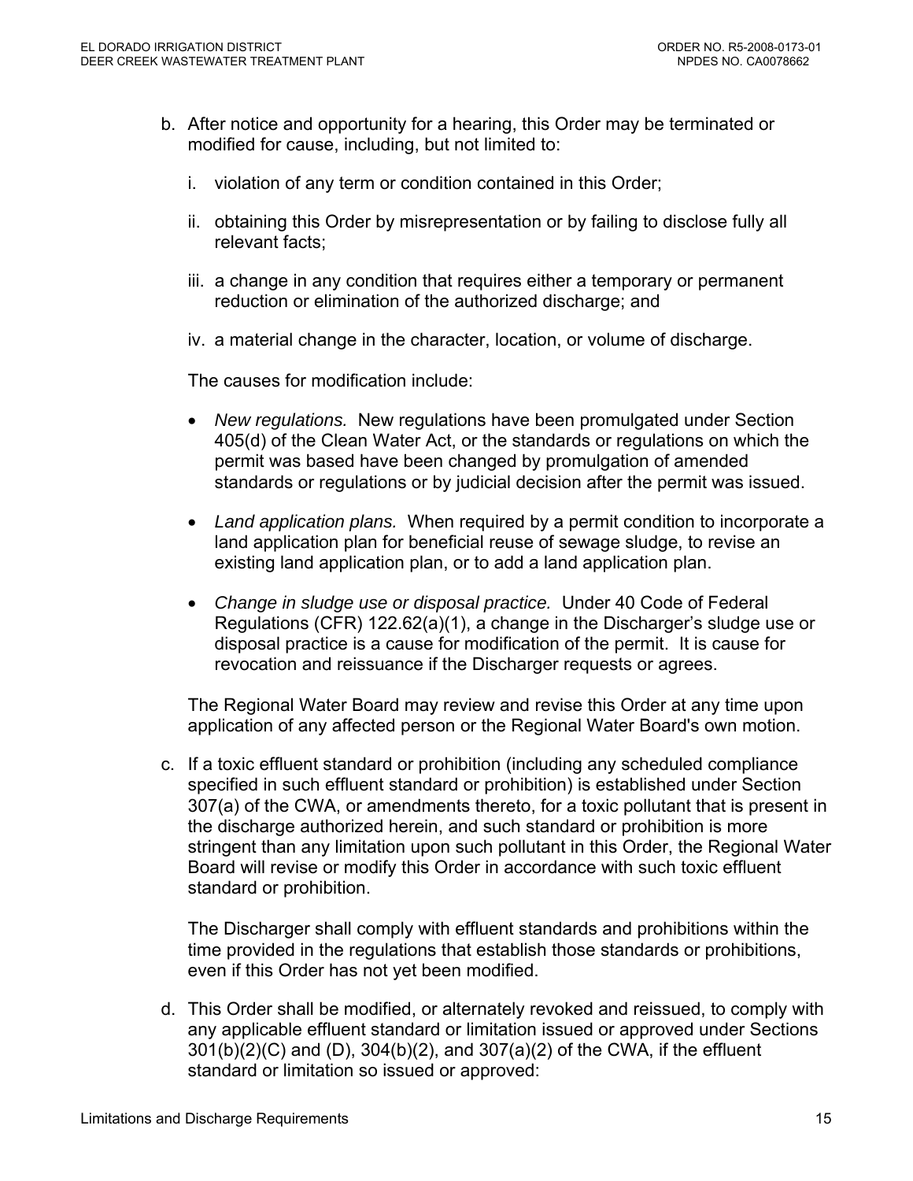b. After notice and opportunity for a hearing, this Order may be terminated or modified for cause, including, but not limited to:

   i. violation of any term or condition contained in this Order;

   ii. obtaining this Order by misrepresentation or by failing to disclose fully all relevant facts;

   iii. a change in any condition that requires either a temporary or permanent reduction or elimination of the authorized discharge; and

   iv. a material change in the character, location, or volume of discharge.

   The causes for modification include:

   - *New regulations.* New regulations have been promulgated under Section 405(d) of the Clean Water Act, or the standards or regulations on which the permit was based have been changed by promulgation of amended standards or regulations or by judicial decision after the permit was issued.

   - *Land application plans.* When required by a permit condition to incorporate a land application plan for beneficial reuse of sewage sludge, to revise an existing land application plan, or to add a land application plan.

   - *Change in sludge use or disposal practice.* Under 40 Code of Federal Regulations (CFR) 122.62(a)(1), a change in the Discharger's sludge use or disposal practice is a cause for modification of the permit. It is cause for revocation and reissuance if the Discharger requests or agrees.

   The Regional Water Board may review and revise this Order at any time upon application of any affected person or the Regional Water Board's own motion.

c. If a toxic effluent standard or prohibition (including any scheduled compliance specified in such effluent standard or prohibition) is established under Section 307(a) of the CWA, or amendments thereto, for a toxic pollutant that is present in the discharge authorized herein, and such standard or prohibition is more stringent than any limitation upon such pollutant in this Order, the Regional Water Board will revise or modify this Order in accordance with such toxic effluent standard or prohibition.

   The Discharger shall comply with effluent standards and prohibitions within the time provided in the regulations that establish those standards or prohibitions, even if this Order has not yet been modified.

d. This Order shall be modified, or alternately revoked and reissued, to comply with any applicable effluent standard or limitation issued or approved under Sections 301(b)(2)(C) and (D), 304(b)(2), and 307(a)(2) of the CWA, if the effluent standard or limitation so issued or approved: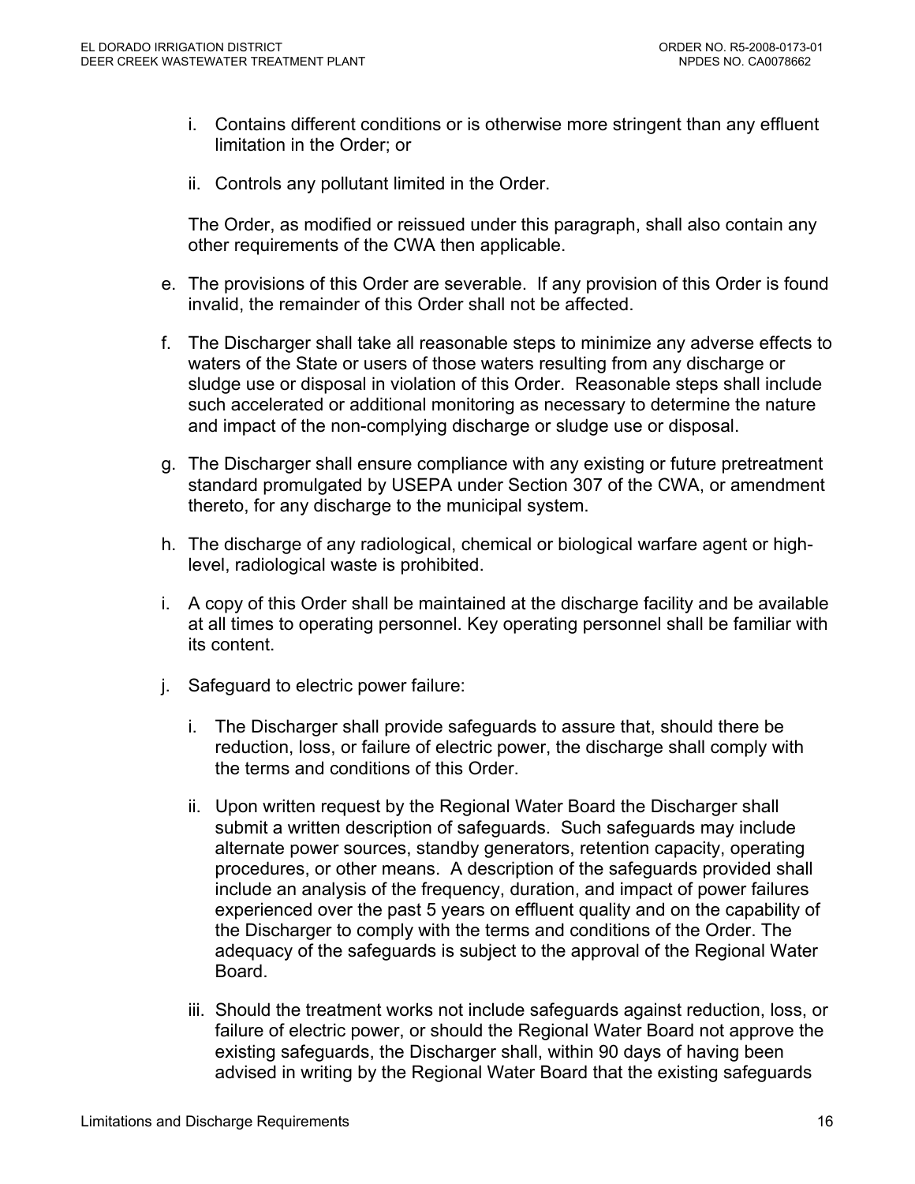i. Contains different conditions or is otherwise more stringent than any effluent limitation in the Order; or

   ii. Controls any pollutant limited in the Order.

   The Order, as modified or reissued under this paragraph, shall also contain any other requirements of the CWA then applicable.

e. The provisions of this Order are severable. If any provision of this Order is found invalid, the remainder of this Order shall not be affected.

f. The Discharger shall take all reasonable steps to minimize any adverse effects to waters of the State or users of those waters resulting from any discharge or sludge use or disposal in violation of this Order. Reasonable steps shall include such accelerated or additional monitoring as necessary to determine the nature and impact of the non-complying discharge or sludge use or disposal.

g. The Discharger shall ensure compliance with any existing or future pretreatment standard promulgated by USEPA under Section 307 of the CWA, or amendment thereto, for any discharge to the municipal system.

h. The discharge of any radiological, chemical or biological warfare agent or high-level, radiological waste is prohibited.

i. A copy of this Order shall be maintained at the discharge facility and be available at all times to operating personnel. Key operating personnel shall be familiar with its content.

j. Safeguard to electric power failure:

   i. The Discharger shall provide safeguards to assure that, should there be reduction, loss, or failure of electric power, the discharge shall comply with the terms and conditions of this Order.

   ii. Upon written request by the Regional Water Board the Discharger shall submit a written description of safeguards. Such safeguards may include alternate power sources, standby generators, retention capacity, operating procedures, or other means. A description of the safeguards provided shall include an analysis of the frequency, duration, and impact of power failures experienced over the past 5 years on effluent quality and on the capability of the Discharger to comply with the terms and conditions of the Order. The adequacy of the safeguards is subject to the approval of the Regional Water Board.

   iii. Should the treatment works not include safeguards against reduction, loss, or failure of electric power, or should the Regional Water Board not approve the existing safeguards, the Discharger shall, within 90 days of having been advised in writing by the Regional Water Board that the existing safeguards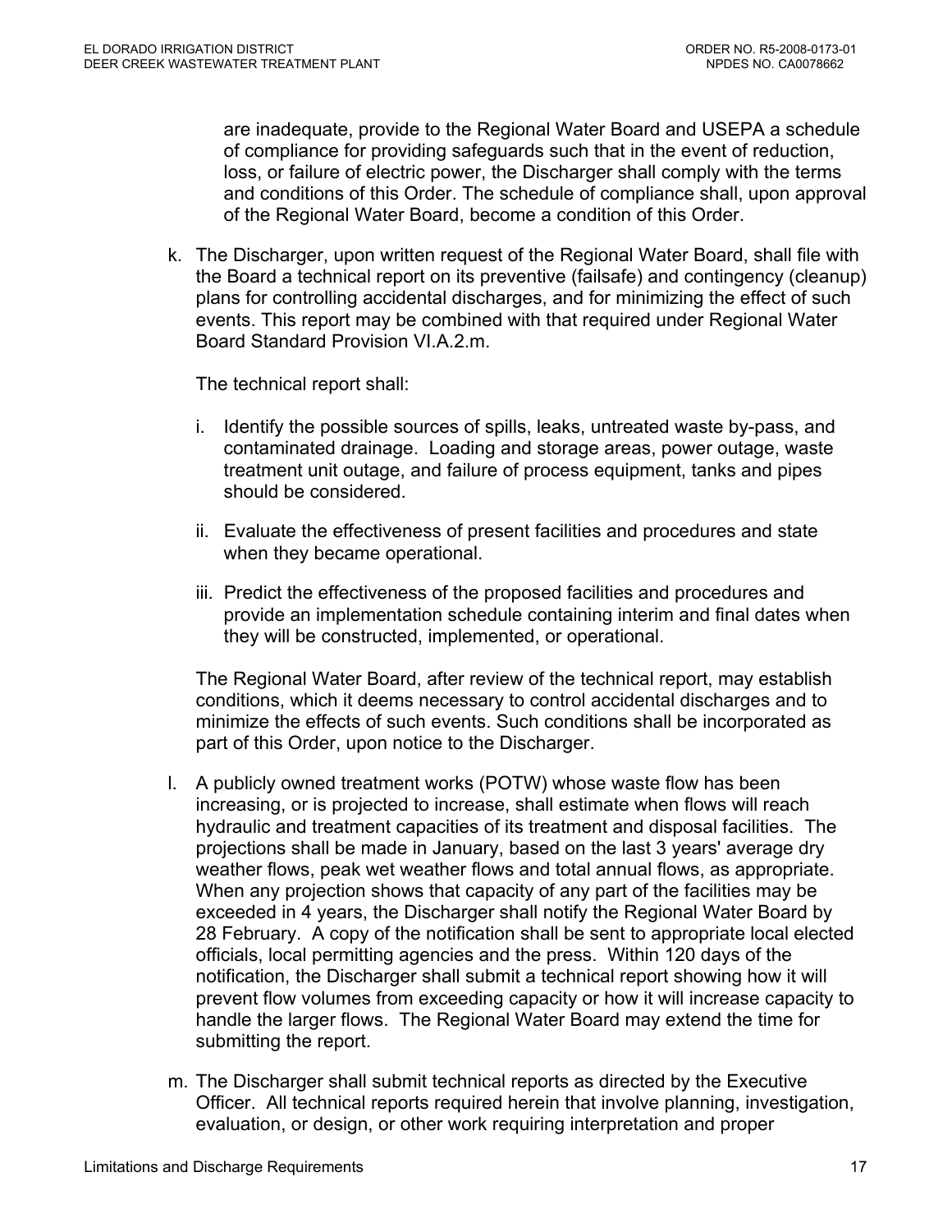are inadequate, provide to the Regional Water Board and USEPA a schedule of compliance for providing safeguards such that in the event of reduction, loss, or failure of electric power, the Discharger shall comply with the terms and conditions of this Order. The schedule of compliance shall, upon approval of the Regional Water Board, become a condition of this Order.

k. The Discharger, upon written request of the Regional Water Board, shall file with the Board a technical report on its preventive (failsafe) and contingency (cleanup) plans for controlling accidental discharges, and for minimizing the effect of such events. This report may be combined with that required under Regional Water Board Standard Provision VI.A.2.m.

   The technical report shall:

   i. Identify the possible sources of spills, leaks, untreated waste by-pass, and contaminated drainage. Loading and storage areas, power outage, waste treatment unit outage, and failure of process equipment, tanks and pipes should be considered.

   ii. Evaluate the effectiveness of present facilities and procedures and state when they became operational.

   iii. Predict the effectiveness of the proposed facilities and procedures and provide an implementation schedule containing interim and final dates when they will be constructed, implemented, or operational.

   The Regional Water Board, after review of the technical report, may establish conditions, which it deems necessary to control accidental discharges and to minimize the effects of such events. Such conditions shall be incorporated as part of this Order, upon notice to the Discharger.

l. A publicly owned treatment works (POTW) whose waste flow has been increasing, or is projected to increase, shall estimate when flows will reach hydraulic and treatment capacities of its treatment and disposal facilities. The projections shall be made in January, based on the last 3 years' average dry weather flows, peak wet weather flows and total annual flows, as appropriate. When any projection shows that capacity of any part of the facilities may be exceeded in 4 years, the Discharger shall notify the Regional Water Board by 28 February. A copy of the notification shall be sent to appropriate local elected officials, local permitting agencies and the press. Within 120 days of the notification, the Discharger shall submit a technical report showing how it will prevent flow volumes from exceeding capacity or how it will increase capacity to handle the larger flows. The Regional Water Board may extend the time for submitting the report.

m. The Discharger shall submit technical reports as directed by the Executive Officer. All technical reports required herein that involve planning, investigation, evaluation, or design, or other work requiring interpretation and proper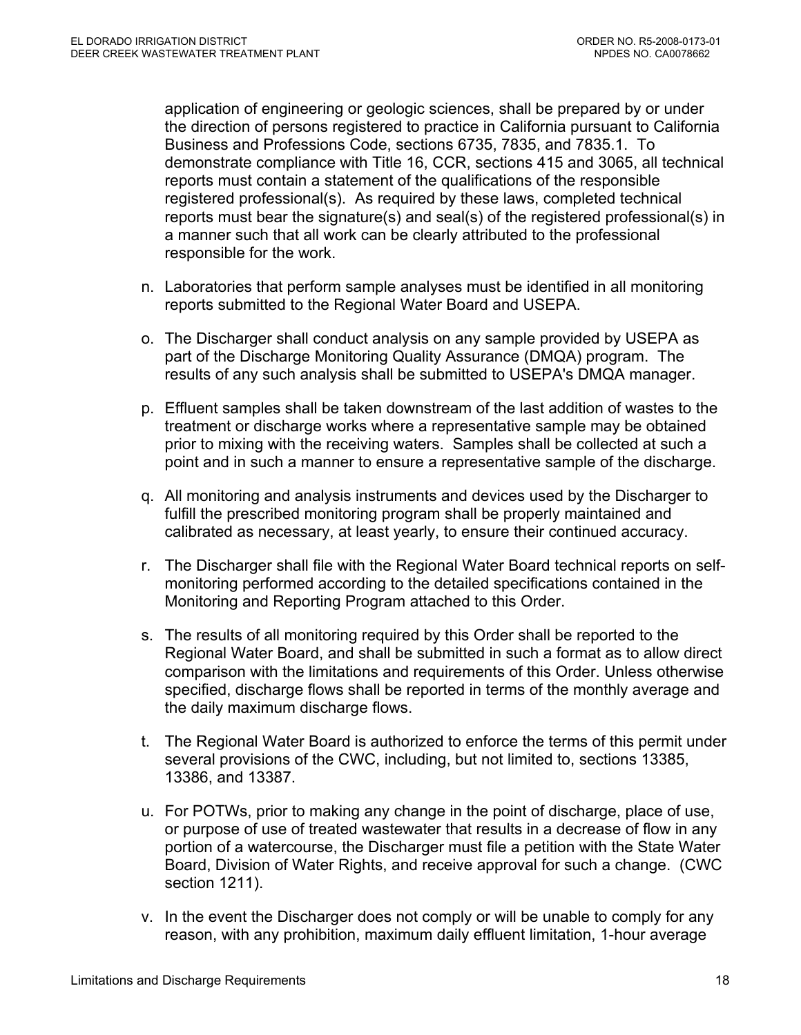application of engineering or geologic sciences, shall be prepared by or under the direction of persons registered to practice in California pursuant to California Business and Professions Code, sections 6735, 7835, and 7835.1. To demonstrate compliance with Title 16, CCR, sections 415 and 3065, all technical reports must contain a statement of the qualifications of the responsible registered professional(s). As required by these laws, completed technical reports must bear the signature(s) and seal(s) of the registered professional(s) in a manner such that all work can be clearly attributed to the professional responsible for the work.

n. Laboratories that perform sample analyses must be identified in all monitoring reports submitted to the Regional Water Board and USEPA.

o. The Discharger shall conduct analysis on any sample provided by USEPA as part of the Discharge Monitoring Quality Assurance (DMQA) program. The results of any such analysis shall be submitted to USEPA's DMQA manager.

p. Effluent samples shall be taken downstream of the last addition of wastes to the treatment or discharge works where a representative sample may be obtained prior to mixing with the receiving waters. Samples shall be collected at such a point and in such a manner to ensure a representative sample of the discharge.

q. All monitoring and analysis instruments and devices used by the Discharger to fulfill the prescribed monitoring program shall be properly maintained and calibrated as necessary, at least yearly, to ensure their continued accuracy.

r. The Discharger shall file with the Regional Water Board technical reports on self-monitoring performed according to the detailed specifications contained in the Monitoring and Reporting Program attached to this Order.

s. The results of all monitoring required by this Order shall be reported to the Regional Water Board, and shall be submitted in such a format as to allow direct comparison with the limitations and requirements of this Order. Unless otherwise specified, discharge flows shall be reported in terms of the monthly average and the daily maximum discharge flows.

t. The Regional Water Board is authorized to enforce the terms of this permit under several provisions of the CWC, including, but not limited to, sections 13385, 13386, and 13387.

u. For POTWs, prior to making any change in the point of discharge, place of use, or purpose of use of treated wastewater that results in a decrease of flow in any portion of a watercourse, the Discharger must file a petition with the State Water Board, Division of Water Rights, and receive approval for such a change. (CWC section 1211).

v. In the event the Discharger does not comply or will be unable to comply for any reason, with any prohibition, maximum daily effluent limitation, 1-hour average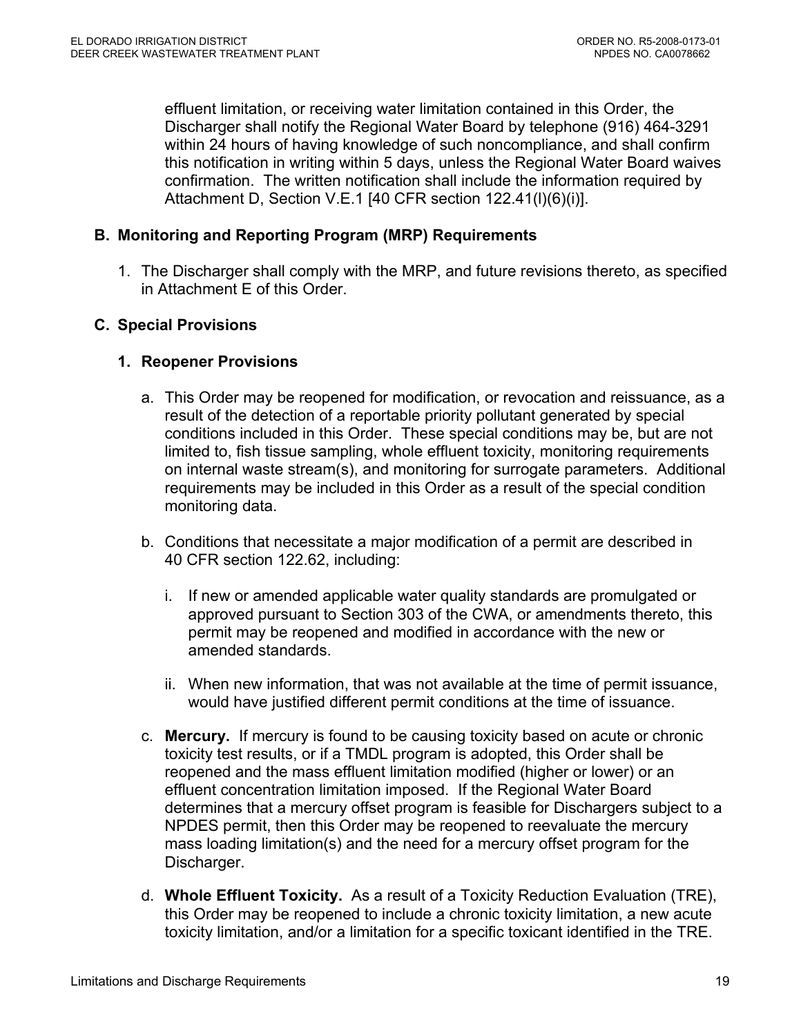effluent limitation, or receiving water limitation contained in this Order, the Discharger shall notify the Regional Water Board by telephone (916) 464-3291 within 24 hours of having knowledge of such noncompliance, and shall confirm this notification in writing within 5 days, unless the Regional Water Board waives confirmation. The written notification shall include the information required by Attachment D, Section V.E.1 [40 CFR section 122.41(l)(6)(i)].

## B. Monitoring and Reporting Program (MRP) Requirements

1. The Discharger shall comply with the MRP, and future revisions thereto, as specified in Attachment E of this Order.

## C. Special Provisions

### 1. Reopener Provisions

a. This Order may be reopened for modification, or revocation and reissuance, as a result of the detection of a reportable priority pollutant generated by special conditions included in this Order. These special conditions may be, but are not limited to, fish tissue sampling, whole effluent toxicity, monitoring requirements on internal waste stream(s), and monitoring for surrogate parameters. Additional requirements may be included in this Order as a result of the special condition monitoring data.

b. Conditions that necessitate a major modification of a permit are described in 40 CFR section 122.62, including:

   i. If new or amended applicable water quality standards are promulgated or approved pursuant to Section 303 of the CWA, or amendments thereto, this permit may be reopened and modified in accordance with the new or amended standards.

   ii. When new information, that was not available at the time of permit issuance, would have justified different permit conditions at the time of issuance.

c. **Mercury.** If mercury is found to be causing toxicity based on acute or chronic toxicity test results, or if a TMDL program is adopted, this Order shall be reopened and the mass effluent limitation modified (higher or lower) or an effluent concentration limitation imposed. If the Regional Water Board determines that a mercury offset program is feasible for Dischargers subject to a NPDES permit, then this Order may be reopened to reevaluate the mercury mass loading limitation(s) and the need for a mercury offset program for the Discharger.

d. **Whole Effluent Toxicity.** As a result of a Toxicity Reduction Evaluation (TRE), this Order may be reopened to include a chronic toxicity limitation, a new acute toxicity limitation, and/or a limitation for a specific toxicant identified in the TRE.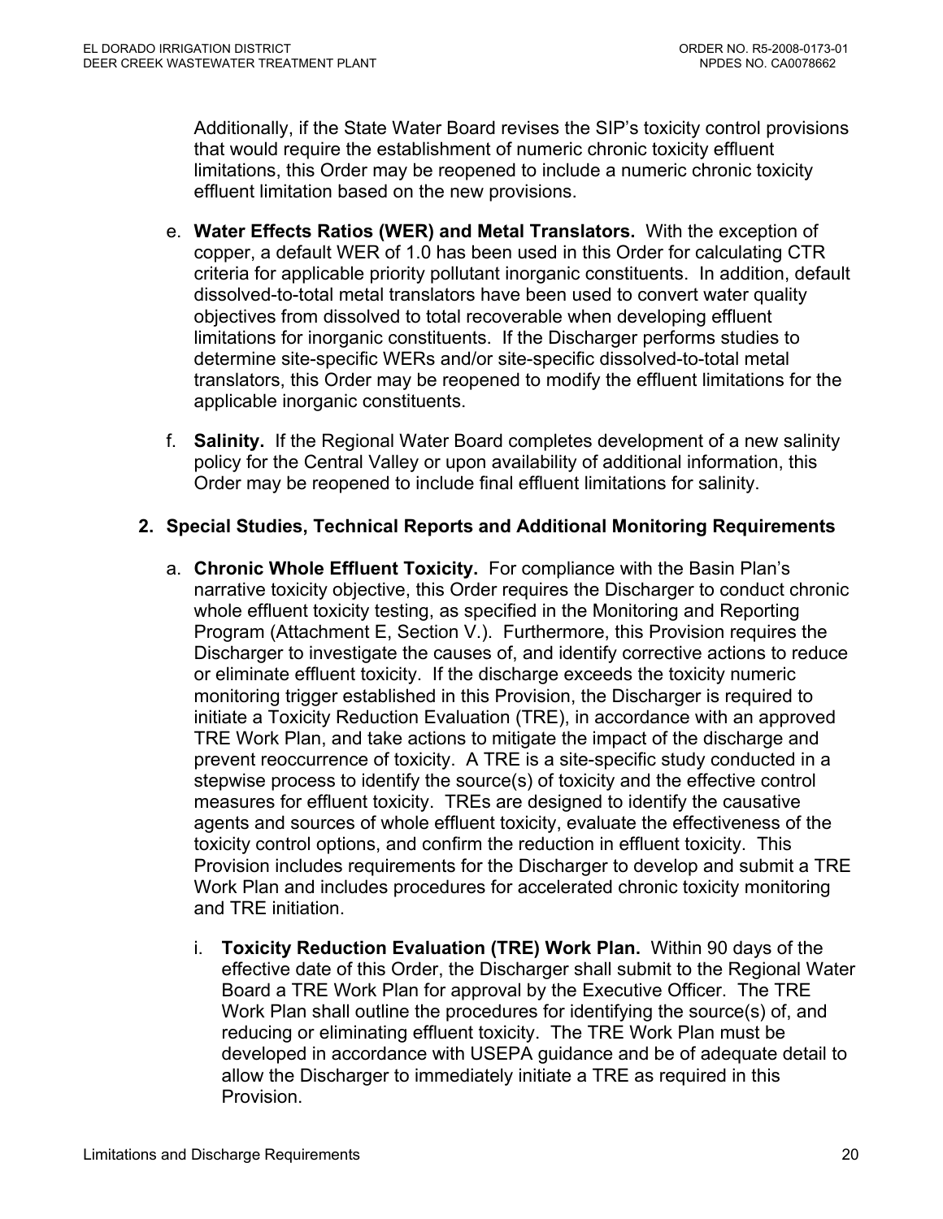Additionally, if the State Water Board revises the SIP's toxicity control provisions that would require the establishment of numeric chronic toxicity effluent limitations, this Order may be reopened to include a numeric chronic toxicity effluent limitation based on the new provisions.

e. **Water Effects Ratios (WER) and Metal Translators.** With the exception of copper, a default WER of 1.0 has been used in this Order for calculating CTR criteria for applicable priority pollutant inorganic constituents. In addition, default dissolved-to-total metal translators have been used to convert water quality objectives from dissolved to total recoverable when developing effluent limitations for inorganic constituents. If the Discharger performs studies to determine site-specific WERs and/or site-specific dissolved-to-total metal translators, this Order may be reopened to modify the effluent limitations for the applicable inorganic constituents.

f. **Salinity.** If the Regional Water Board completes development of a new salinity policy for the Central Valley or upon availability of additional information, this Order may be reopened to include final effluent limitations for salinity.

## 2. Special Studies, Technical Reports and Additional Monitoring Requirements

a. **Chronic Whole Effluent Toxicity.** For compliance with the Basin Plan's narrative toxicity objective, this Order requires the Discharger to conduct chronic whole effluent toxicity testing, as specified in the Monitoring and Reporting Program (Attachment E, Section V.). Furthermore, this Provision requires the Discharger to investigate the causes of, and identify corrective actions to reduce or eliminate effluent toxicity. If the discharge exceeds the toxicity numeric monitoring trigger established in this Provision, the Discharger is required to initiate a Toxicity Reduction Evaluation (TRE), in accordance with an approved TRE Work Plan, and take actions to mitigate the impact of the discharge and prevent reoccurrence of toxicity. A TRE is a site-specific study conducted in a stepwise process to identify the source(s) of toxicity and the effective control measures for effluent toxicity. TREs are designed to identify the causative agents and sources of whole effluent toxicity, evaluate the effectiveness of the toxicity control options, and confirm the reduction in effluent toxicity. This Provision includes requirements for the Discharger to develop and submit a TRE Work Plan and includes procedures for accelerated chronic toxicity monitoring and TRE initiation.

i. **Toxicity Reduction Evaluation (TRE) Work Plan.** Within 90 days of the effective date of this Order, the Discharger shall submit to the Regional Water Board a TRE Work Plan for approval by the Executive Officer. The TRE Work Plan shall outline the procedures for identifying the source(s) of, and reducing or eliminating effluent toxicity. The TRE Work Plan must be developed in accordance with USEPA guidance and be of adequate detail to allow the Discharger to immediately initiate a TRE as required in this Provision.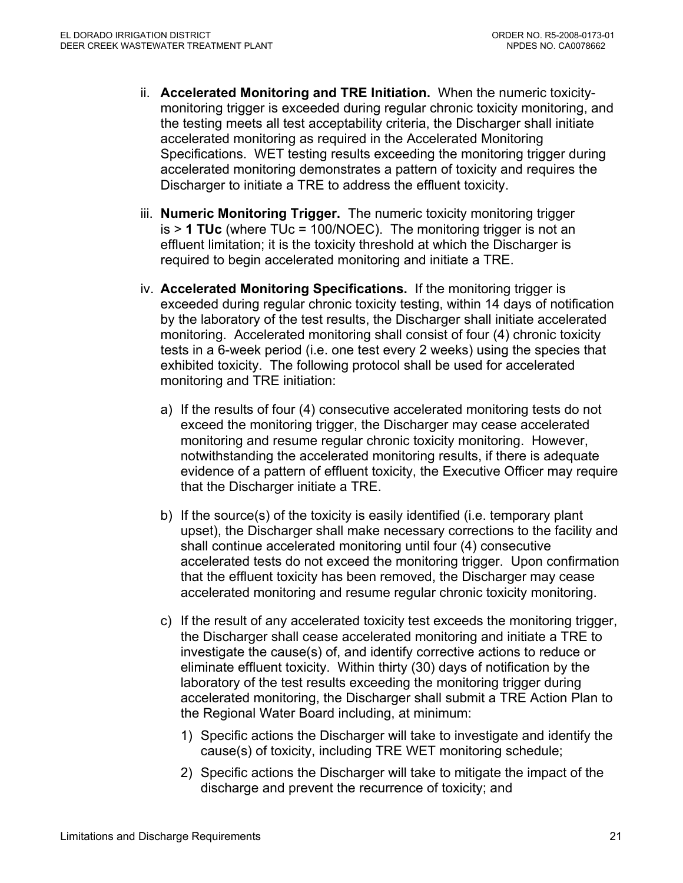ii. **Accelerated Monitoring and TRE Initiation.** When the numeric toxicity-monitoring trigger is exceeded during regular chronic toxicity monitoring, and the testing meets all test acceptability criteria, the Discharger shall initiate accelerated monitoring as required in the Accelerated Monitoring Specifications. WET testing results exceeding the monitoring trigger during accelerated monitoring demonstrates a pattern of toxicity and requires the Discharger to initiate a TRE to address the effluent toxicity.

iii. **Numeric Monitoring Trigger.** The numeric toxicity monitoring trigger is > **1 TUc** (where TUc = 100/NOEC). The monitoring trigger is not an effluent limitation; it is the toxicity threshold at which the Discharger is required to begin accelerated monitoring and initiate a TRE.

iv. **Accelerated Monitoring Specifications.** If the monitoring trigger is exceeded during regular chronic toxicity testing, within 14 days of notification by the laboratory of the test results, the Discharger shall initiate accelerated monitoring. Accelerated monitoring shall consist of four (4) chronic toxicity tests in a 6-week period (i.e. one test every 2 weeks) using the species that exhibited toxicity. The following protocol shall be used for accelerated monitoring and TRE initiation:

a) If the results of four (4) consecutive accelerated monitoring tests do not exceed the monitoring trigger, the Discharger may cease accelerated monitoring and resume regular chronic toxicity monitoring. However, notwithstanding the accelerated monitoring results, if there is adequate evidence of a pattern of effluent toxicity, the Executive Officer may require that the Discharger initiate a TRE.

b) If the source(s) of the toxicity is easily identified (i.e. temporary plant upset), the Discharger shall make necessary corrections to the facility and shall continue accelerated monitoring until four (4) consecutive accelerated tests do not exceed the monitoring trigger. Upon confirmation that the effluent toxicity has been removed, the Discharger may cease accelerated monitoring and resume regular chronic toxicity monitoring.

c) If the result of any accelerated toxicity test exceeds the monitoring trigger, the Discharger shall cease accelerated monitoring and initiate a TRE to investigate the cause(s) of, and identify corrective actions to reduce or eliminate effluent toxicity. Within thirty (30) days of notification by the laboratory of the test results exceeding the monitoring trigger during accelerated monitoring, the Discharger shall submit a TRE Action Plan to the Regional Water Board including, at minimum:

1) Specific actions the Discharger will take to investigate and identify the cause(s) of toxicity, including TRE WET monitoring schedule;

2) Specific actions the Discharger will take to mitigate the impact of the discharge and prevent the recurrence of toxicity; and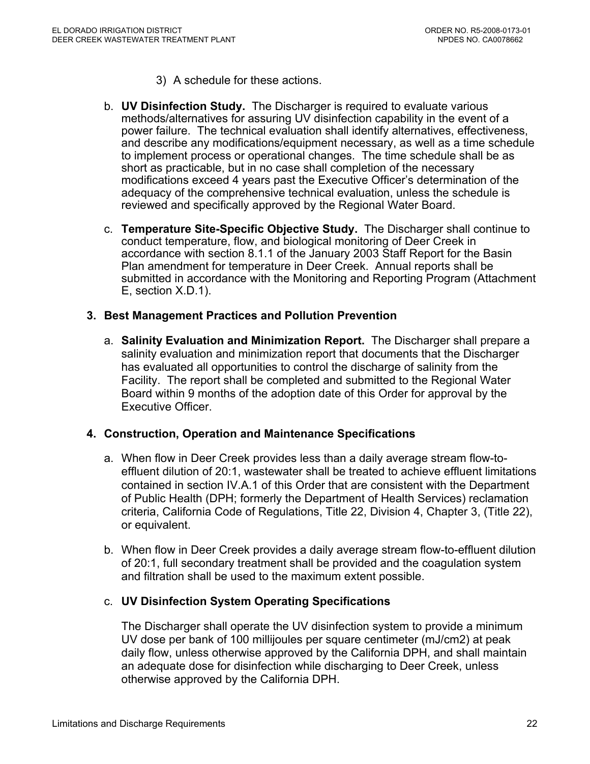3) A schedule for these actions.

b. **UV Disinfection Study.** The Discharger is required to evaluate various methods/alternatives for assuring UV disinfection capability in the event of a power failure. The technical evaluation shall identify alternatives, effectiveness, and describe any modifications/equipment necessary, as well as a time schedule to implement process or operational changes. The time schedule shall be as short as practicable, but in no case shall completion of the necessary modifications exceed 4 years past the Executive Officer's determination of the adequacy of the comprehensive technical evaluation, unless the schedule is reviewed and specifically approved by the Regional Water Board.

c. **Temperature Site-Specific Objective Study.** The Discharger shall continue to conduct temperature, flow, and biological monitoring of Deer Creek in accordance with section 8.1.1 of the January 2003 Staff Report for the Basin Plan amendment for temperature in Deer Creek. Annual reports shall be submitted in accordance with the Monitoring and Reporting Program (Attachment E, section X.D.1).

### 3. Best Management Practices and Pollution Prevention

a. **Salinity Evaluation and Minimization Report.** The Discharger shall prepare a salinity evaluation and minimization report that documents that the Discharger has evaluated all opportunities to control the discharge of salinity from the Facility. The report shall be completed and submitted to the Regional Water Board within 9 months of the adoption date of this Order for approval by the Executive Officer.

### 4. Construction, Operation and Maintenance Specifications

a. When flow in Deer Creek provides less than a daily average stream flow-to-effluent dilution of 20:1, wastewater shall be treated to achieve effluent limitations contained in section IV.A.1 of this Order that are consistent with the Department of Public Health (DPH; formerly the Department of Health Services) reclamation criteria, California Code of Regulations, Title 22, Division 4, Chapter 3, (Title 22), or equivalent.

b. When flow in Deer Creek provides a daily average stream flow-to-effluent dilution of 20:1, full secondary treatment shall be provided and the coagulation system and filtration shall be used to the maximum extent possible.

c. **UV Disinfection System Operating Specifications**

The Discharger shall operate the UV disinfection system to provide a minimum UV dose per bank of 100 millijoules per square centimeter (mJ/cm2) at peak daily flow, unless otherwise approved by the California DPH, and shall maintain an adequate dose for disinfection while discharging to Deer Creek, unless otherwise approved by the California DPH.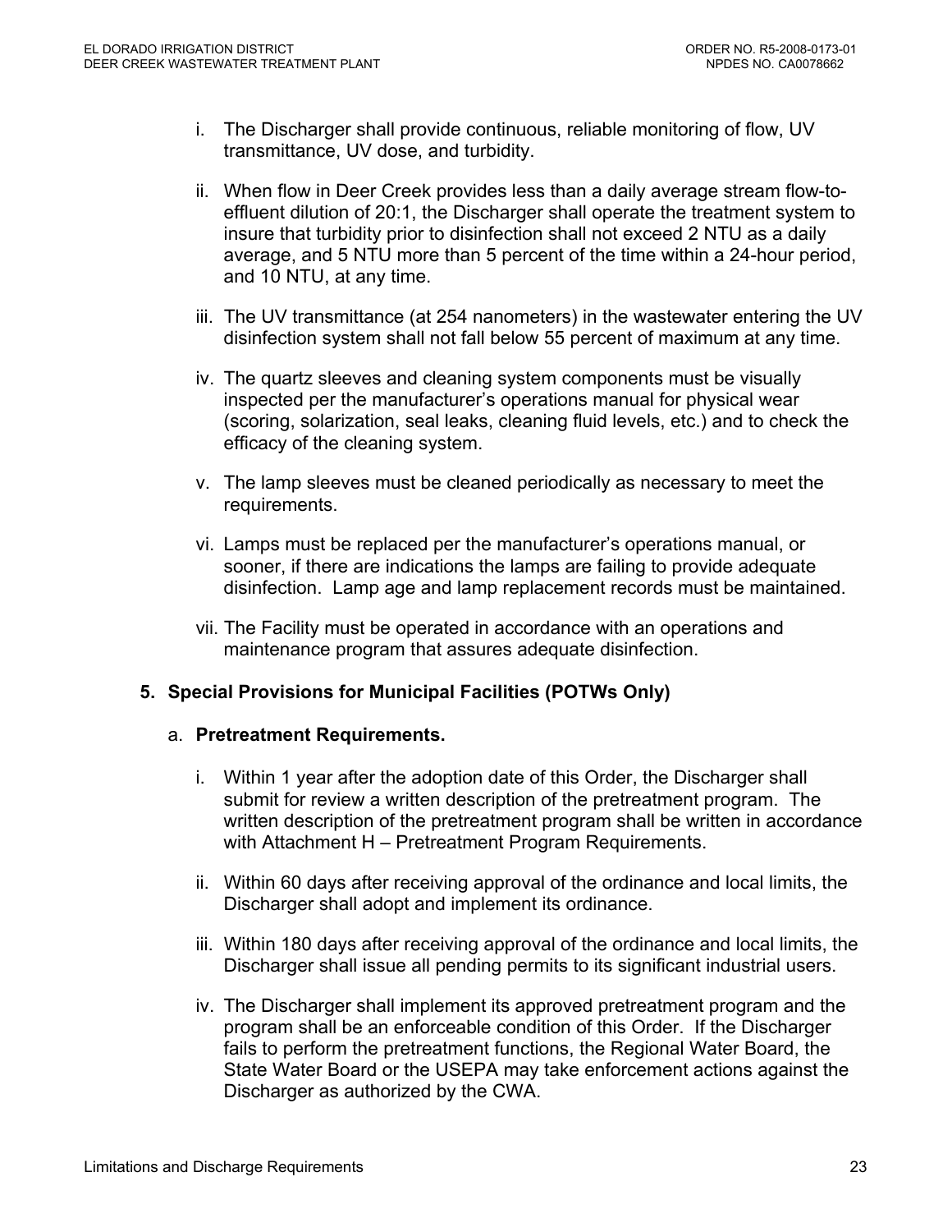i. The Discharger shall provide continuous, reliable monitoring of flow, UV transmittance, UV dose, and turbidity.

ii. When flow in Deer Creek provides less than a daily average stream flow-to-effluent dilution of 20:1, the Discharger shall operate the treatment system to insure that turbidity prior to disinfection shall not exceed 2 NTU as a daily average, and 5 NTU more than 5 percent of the time within a 24-hour period, and 10 NTU, at any time.

iii. The UV transmittance (at 254 nanometers) in the wastewater entering the UV disinfection system shall not fall below 55 percent of maximum at any time.

iv. The quartz sleeves and cleaning system components must be visually inspected per the manufacturer's operations manual for physical wear (scoring, solarization, seal leaks, cleaning fluid levels, etc.) and to check the efficacy of the cleaning system.

v. The lamp sleeves must be cleaned periodically as necessary to meet the requirements.

vi. Lamps must be replaced per the manufacturer's operations manual, or sooner, if there are indications the lamps are failing to provide adequate disinfection. Lamp age and lamp replacement records must be maintained.

vii. The Facility must be operated in accordance with an operations and maintenance program that assures adequate disinfection.

## 5. Special Provisions for Municipal Facilities (POTWs Only)

### a. Pretreatment Requirements.

i. Within 1 year after the adoption date of this Order, the Discharger shall submit for review a written description of the pretreatment program. The written description of the pretreatment program shall be written in accordance with Attachment H – Pretreatment Program Requirements.

ii. Within 60 days after receiving approval of the ordinance and local limits, the Discharger shall adopt and implement its ordinance.

iii. Within 180 days after receiving approval of the ordinance and local limits, the Discharger shall issue all pending permits to its significant industrial users.

iv. The Discharger shall implement its approved pretreatment program and the program shall be an enforceable condition of this Order. If the Discharger fails to perform the pretreatment functions, the Regional Water Board, the State Water Board or the USEPA may take enforcement actions against the Discharger as authorized by the CWA.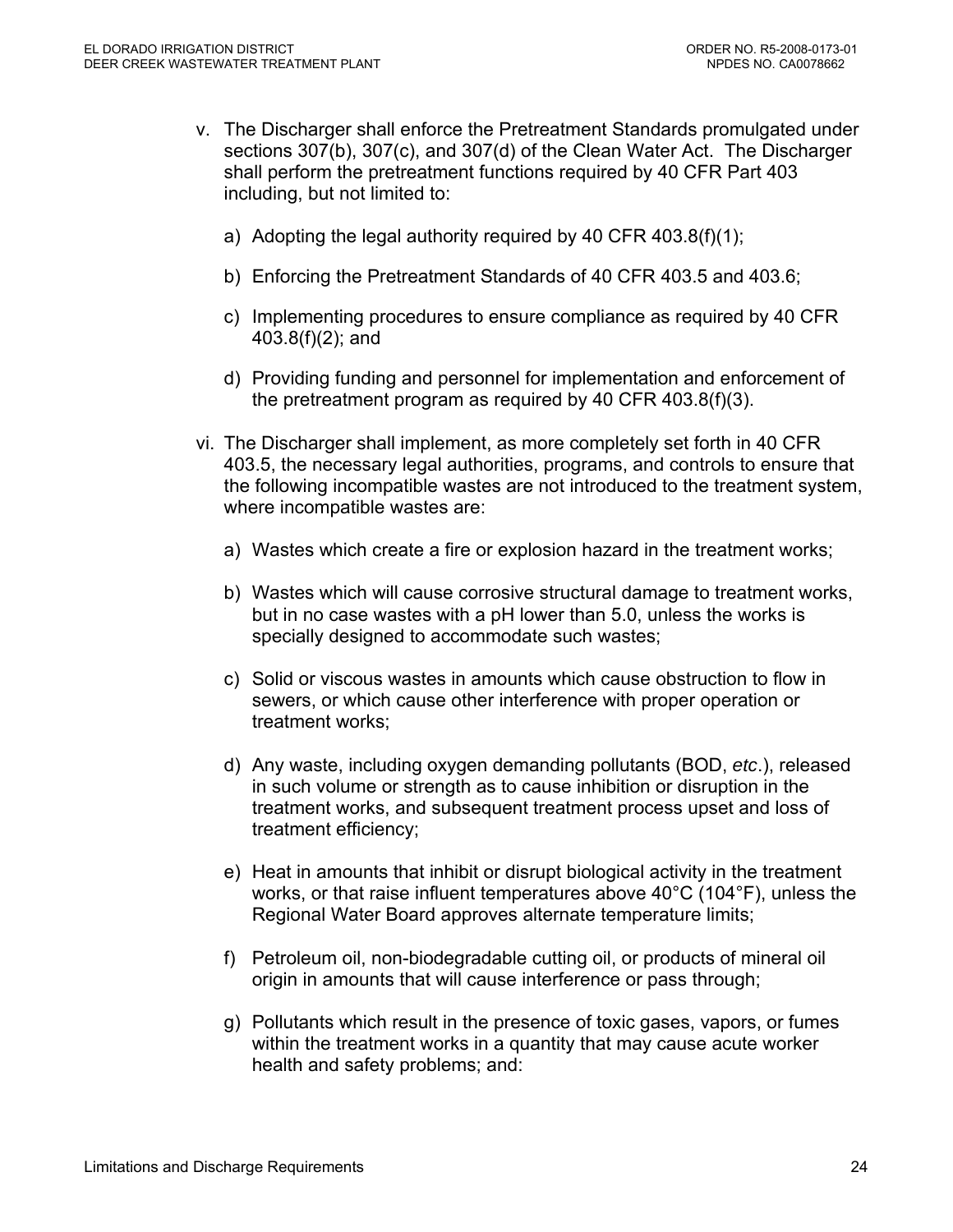v. The Discharger shall enforce the Pretreatment Standards promulgated under sections 307(b), 307(c), and 307(d) of the Clean Water Act. The Discharger shall perform the pretreatment functions required by 40 CFR Part 403 including, but not limited to:

   a) Adopting the legal authority required by 40 CFR 403.8(f)(1);

   b) Enforcing the Pretreatment Standards of 40 CFR 403.5 and 403.6;

   c) Implementing procedures to ensure compliance as required by 40 CFR 403.8(f)(2); and

   d) Providing funding and personnel for implementation and enforcement of the pretreatment program as required by 40 CFR 403.8(f)(3).

vi. The Discharger shall implement, as more completely set forth in 40 CFR 403.5, the necessary legal authorities, programs, and controls to ensure that the following incompatible wastes are not introduced to the treatment system, where incompatible wastes are:

   a) Wastes which create a fire or explosion hazard in the treatment works;

   b) Wastes which will cause corrosive structural damage to treatment works, but in no case wastes with a pH lower than 5.0, unless the works is specially designed to accommodate such wastes;

   c) Solid or viscous wastes in amounts which cause obstruction to flow in sewers, or which cause other interference with proper operation or treatment works;

   d) Any waste, including oxygen demanding pollutants (BOD, *etc*.), released in such volume or strength as to cause inhibition or disruption in the treatment works, and subsequent treatment process upset and loss of treatment efficiency;

   e) Heat in amounts that inhibit or disrupt biological activity in the treatment works, or that raise influent temperatures above 40°C (104°F), unless the Regional Water Board approves alternate temperature limits;

   f) Petroleum oil, non-biodegradable cutting oil, or products of mineral oil origin in amounts that will cause interference or pass through;

   g) Pollutants which result in the presence of toxic gases, vapors, or fumes within the treatment works in a quantity that may cause acute worker health and safety problems; and: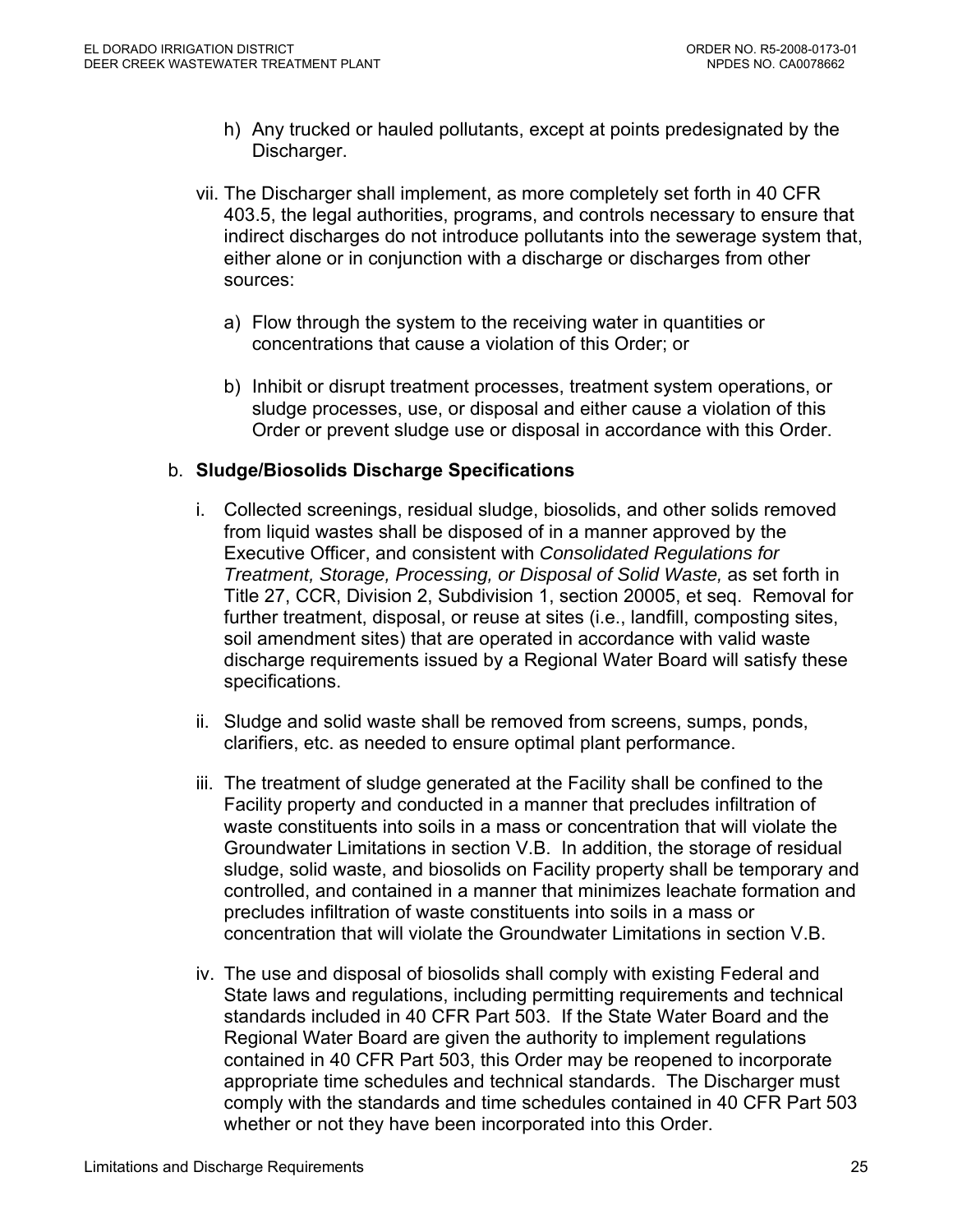h) Any trucked or hauled pollutants, except at points predesignated by the Discharger.

vii. The Discharger shall implement, as more completely set forth in 40 CFR 403.5, the legal authorities, programs, and controls necessary to ensure that indirect discharges do not introduce pollutants into the sewerage system that, either alone or in conjunction with a discharge or discharges from other sources:

a) Flow through the system to the receiving water in quantities or concentrations that cause a violation of this Order; or

b) Inhibit or disrupt treatment processes, treatment system operations, or sludge processes, use, or disposal and either cause a violation of this Order or prevent sludge use or disposal in accordance with this Order.

b. **Sludge/Biosolids Discharge Specifications**

i. Collected screenings, residual sludge, biosolids, and other solids removed from liquid wastes shall be disposed of in a manner approved by the Executive Officer, and consistent with *Consolidated Regulations for Treatment, Storage, Processing, or Disposal of Solid Waste,* as set forth in Title 27, CCR, Division 2, Subdivision 1, section 20005, et seq. Removal for further treatment, disposal, or reuse at sites (i.e., landfill, composting sites, soil amendment sites) that are operated in accordance with valid waste discharge requirements issued by a Regional Water Board will satisfy these specifications.

ii. Sludge and solid waste shall be removed from screens, sumps, ponds, clarifiers, etc. as needed to ensure optimal plant performance.

iii. The treatment of sludge generated at the Facility shall be confined to the Facility property and conducted in a manner that precludes infiltration of waste constituents into soils in a mass or concentration that will violate the Groundwater Limitations in section V.B. In addition, the storage of residual sludge, solid waste, and biosolids on Facility property shall be temporary and controlled, and contained in a manner that minimizes leachate formation and precludes infiltration of waste constituents into soils in a mass or concentration that will violate the Groundwater Limitations in section V.B.

iv. The use and disposal of biosolids shall comply with existing Federal and State laws and regulations, including permitting requirements and technical standards included in 40 CFR Part 503. If the State Water Board and the Regional Water Board are given the authority to implement regulations contained in 40 CFR Part 503, this Order may be reopened to incorporate appropriate time schedules and technical standards. The Discharger must comply with the standards and time schedules contained in 40 CFR Part 503 whether or not they have been incorporated into this Order.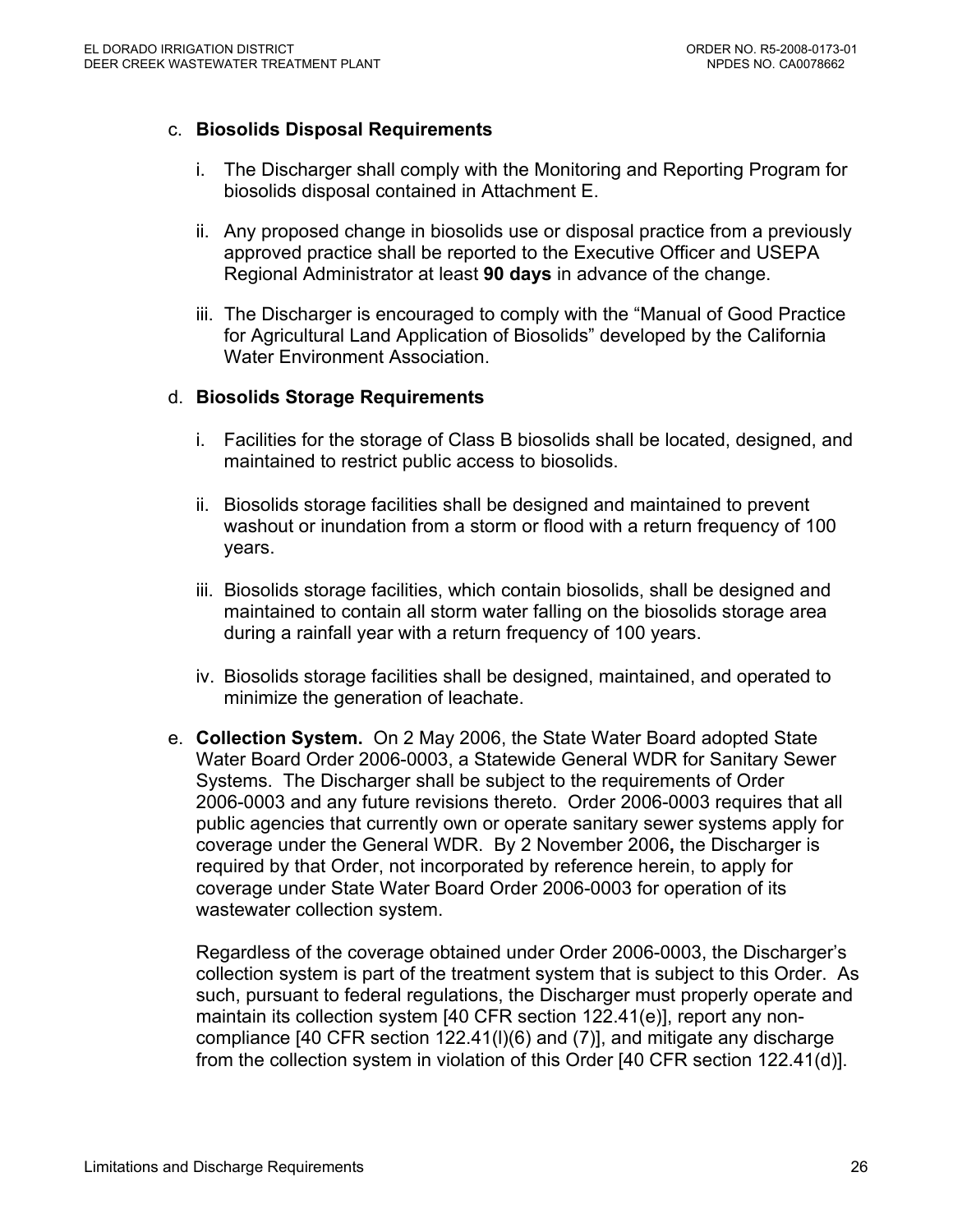c. **Biosolids Disposal Requirements**

   i. The Discharger shall comply with the Monitoring and Reporting Program for biosolids disposal contained in Attachment E.

   ii. Any proposed change in biosolids use or disposal practice from a previously approved practice shall be reported to the Executive Officer and USEPA Regional Administrator at least **90 days** in advance of the change.

   iii. The Discharger is encouraged to comply with the "Manual of Good Practice for Agricultural Land Application of Biosolids" developed by the California Water Environment Association.

d. **Biosolids Storage Requirements**

   i. Facilities for the storage of Class B biosolids shall be located, designed, and maintained to restrict public access to biosolids.

   ii. Biosolids storage facilities shall be designed and maintained to prevent washout or inundation from a storm or flood with a return frequency of 100 years.

   iii. Biosolids storage facilities, which contain biosolids, shall be designed and maintained to contain all storm water falling on the biosolids storage area during a rainfall year with a return frequency of 100 years.

   iv. Biosolids storage facilities shall be designed, maintained, and operated to minimize the generation of leachate.

e. **Collection System.** On 2 May 2006, the State Water Board adopted State Water Board Order 2006-0003, a Statewide General WDR for Sanitary Sewer Systems. The Discharger shall be subject to the requirements of Order 2006-0003 and any future revisions thereto. Order 2006-0003 requires that all public agencies that currently own or operate sanitary sewer systems apply for coverage under the General WDR. By 2 November 2006**,** the Discharger is required by that Order, not incorporated by reference herein, to apply for coverage under State Water Board Order 2006-0003 for operation of its wastewater collection system.

   Regardless of the coverage obtained under Order 2006-0003, the Discharger's collection system is part of the treatment system that is subject to this Order. As such, pursuant to federal regulations, the Discharger must properly operate and maintain its collection system [40 CFR section 122.41(e)], report any non-compliance [40 CFR section 122.41(l)(6) and (7)], and mitigate any discharge from the collection system in violation of this Order [40 CFR section 122.41(d)].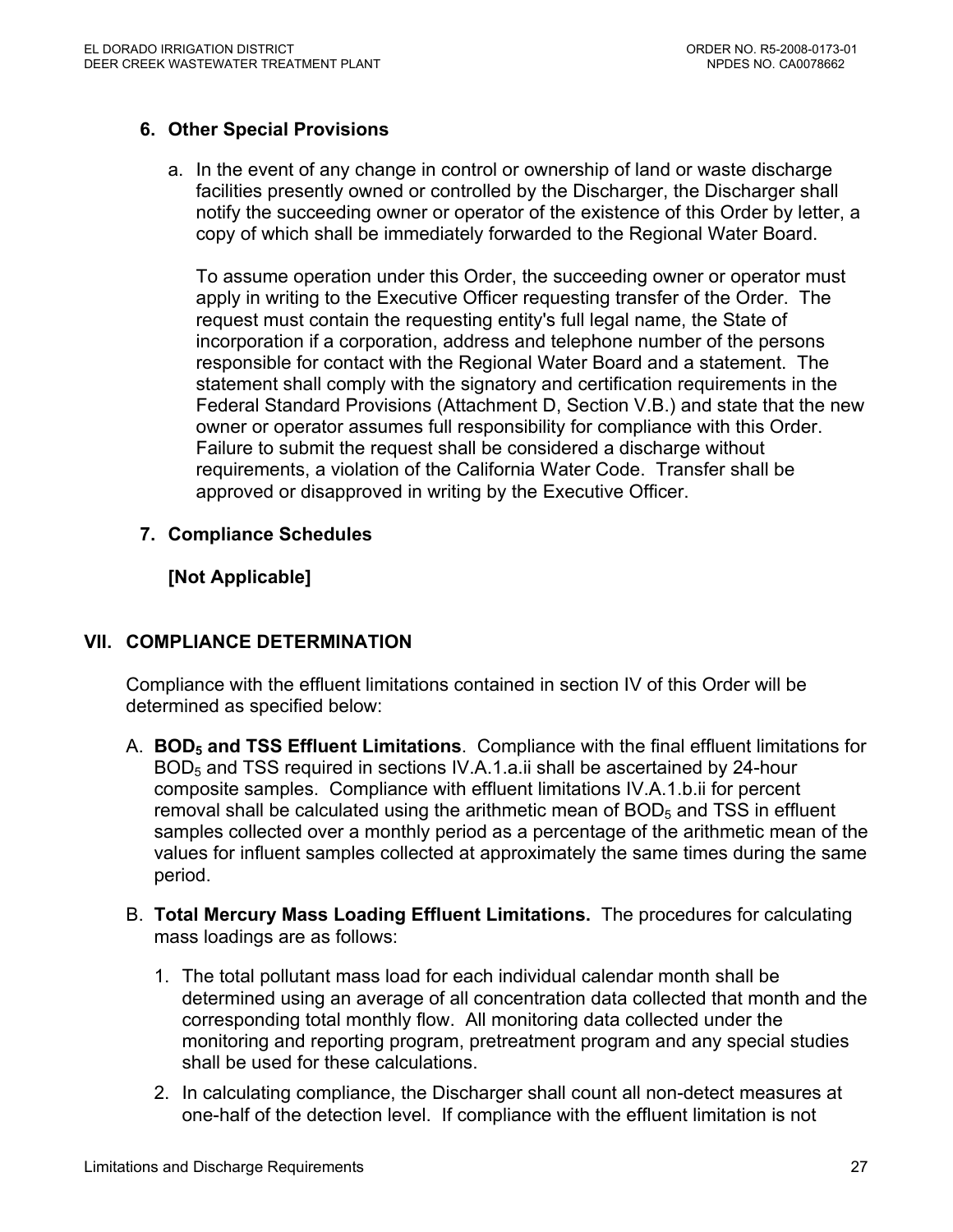### 6. Other Special Provisions

a. In the event of any change in control or ownership of land or waste discharge facilities presently owned or controlled by the Discharger, the Discharger shall notify the succeeding owner or operator of the existence of this Order by letter, a copy of which shall be immediately forwarded to the Regional Water Board.

   To assume operation under this Order, the succeeding owner or operator must apply in writing to the Executive Officer requesting transfer of the Order. The request must contain the requesting entity's full legal name, the State of incorporation if a corporation, address and telephone number of the persons responsible for contact with the Regional Water Board and a statement. The statement shall comply with the signatory and certification requirements in the Federal Standard Provisions (Attachment D, Section V.B.) and state that the new owner or operator assumes full responsibility for compliance with this Order. Failure to submit the request shall be considered a discharge without requirements, a violation of the California Water Code. Transfer shall be approved or disapproved in writing by the Executive Officer.

### 7. Compliance Schedules

**[Not Applicable]**

## VII. COMPLIANCE DETERMINATION

Compliance with the effluent limitations contained in section IV of this Order will be determined as specified below:

A. **$BOD_5$ and TSS Effluent Limitations**. Compliance with the final effluent limitations for $BOD_5$ and TSS required in sections IV.A.1.a.ii shall be ascertained by 24-hour composite samples. Compliance with effluent limitations IV.A.1.b.ii for percent removal shall be calculated using the arithmetic mean of $BOD_5$ and TSS in effluent samples collected over a monthly period as a percentage of the arithmetic mean of the values for influent samples collected at approximately the same times during the same period.

B. **Total Mercury Mass Loading Effluent Limitations.** The procedures for calculating mass loadings are as follows:

   1. The total pollutant mass load for each individual calendar month shall be determined using an average of all concentration data collected that month and the corresponding total monthly flow. All monitoring data collected under the monitoring and reporting program, pretreatment program and any special studies shall be used for these calculations.

   2. In calculating compliance, the Discharger shall count all non-detect measures at one-half of the detection level. If compliance with the effluent limitation is not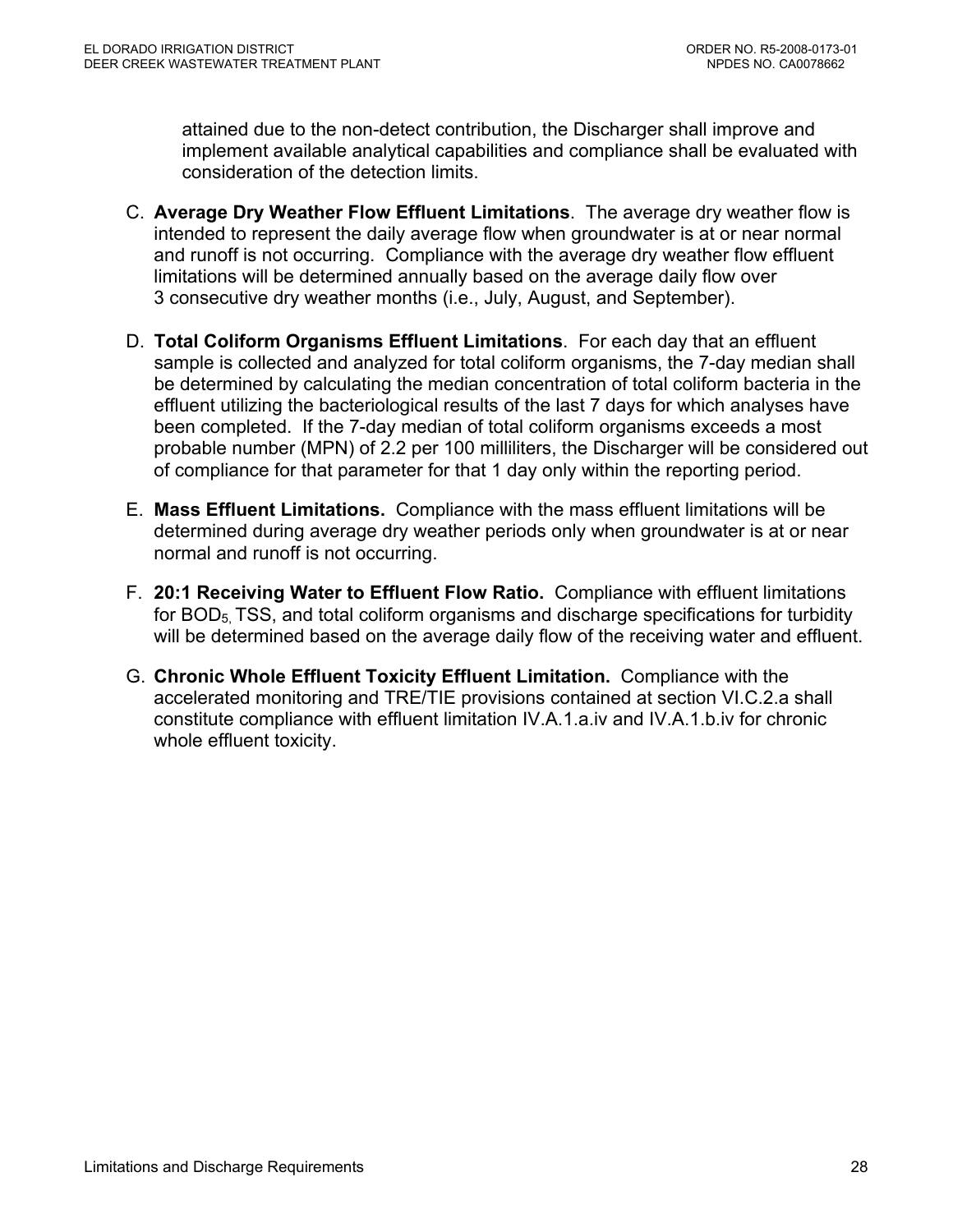attained due to the non-detect contribution, the Discharger shall improve and implement available analytical capabilities and compliance shall be evaluated with consideration of the detection limits.

C. **Average Dry Weather Flow Effluent Limitations**. The average dry weather flow is intended to represent the daily average flow when groundwater is at or near normal and runoff is not occurring. Compliance with the average dry weather flow effluent limitations will be determined annually based on the average daily flow over 3 consecutive dry weather months (i.e., July, August, and September).

D. **Total Coliform Organisms Effluent Limitations**. For each day that an effluent sample is collected and analyzed for total coliform organisms, the 7-day median shall be determined by calculating the median concentration of total coliform bacteria in the effluent utilizing the bacteriological results of the last 7 days for which analyses have been completed. If the 7-day median of total coliform organisms exceeds a most probable number (MPN) of 2.2 per 100 milliliters, the Discharger will be considered out of compliance for that parameter for that 1 day only within the reporting period.

E. **Mass Effluent Limitations.** Compliance with the mass effluent limitations will be determined during average dry weather periods only when groundwater is at or near normal and runoff is not occurring.

F. **20:1 Receiving Water to Effluent Flow Ratio.** Compliance with effluent limitations for $BOD_5$, TSS, and total coliform organisms and discharge specifications for turbidity will be determined based on the average daily flow of the receiving water and effluent.

G. **Chronic Whole Effluent Toxicity Effluent Limitation.** Compliance with the accelerated monitoring and TRE/TIE provisions contained at section VI.C.2.a shall constitute compliance with effluent limitation IV.A.1.a.iv and IV.A.1.b.iv for chronic whole effluent toxicity.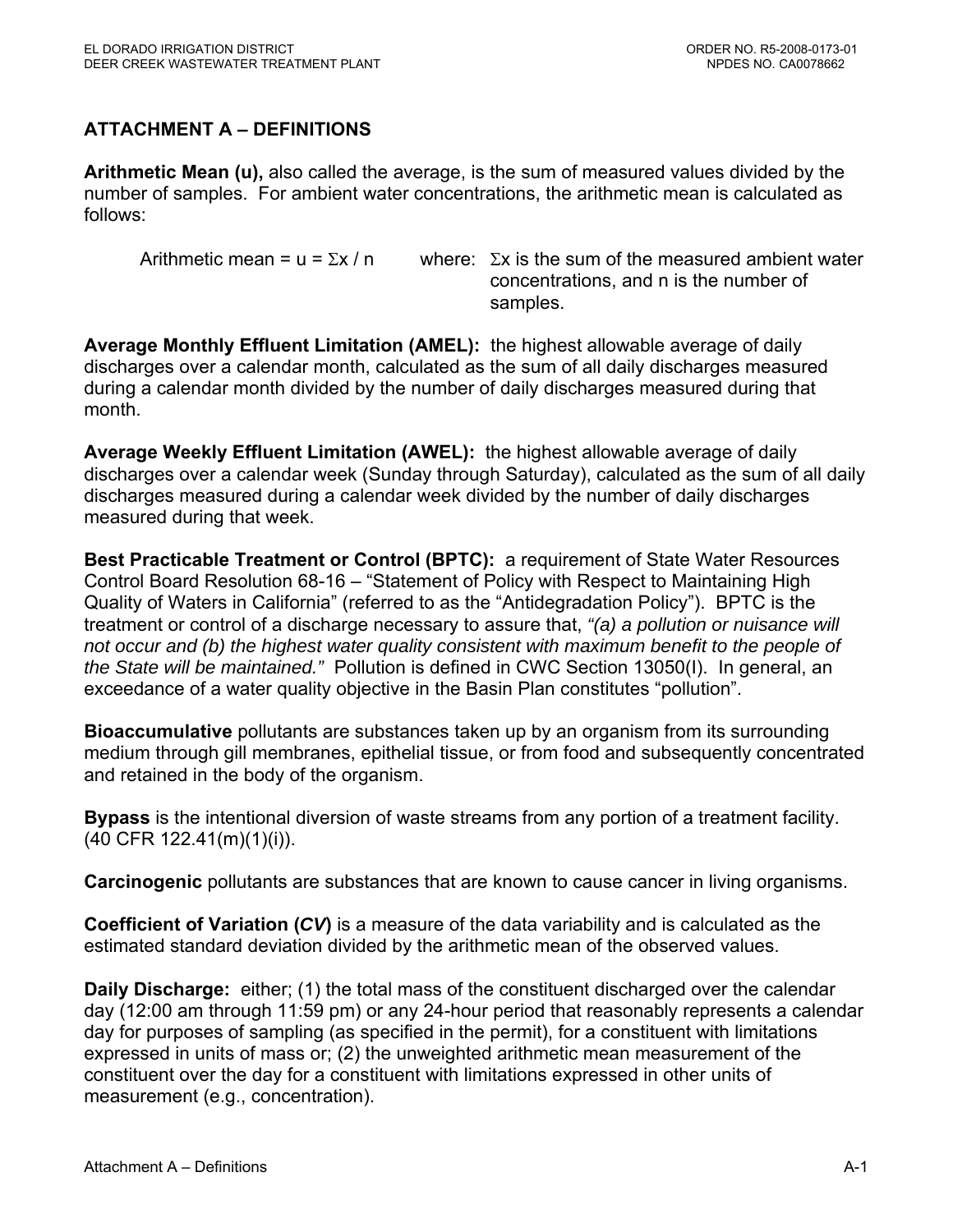## ATTACHMENT A – DEFINITIONS

**Arithmetic Mean (u),** also called the average, is the sum of measured values divided by the number of samples. For ambient water concentrations, the arithmetic mean is calculated as follows:

Arithmetic mean = $u = \Sigma x / n$ where: $\Sigma x$ is the sum of the measured ambient water concentrations, and n is the number of samples.

**Average Monthly Effluent Limitation (AMEL):** the highest allowable average of daily discharges over a calendar month, calculated as the sum of all daily discharges measured during a calendar month divided by the number of daily discharges measured during that month.

**Average Weekly Effluent Limitation (AWEL):** the highest allowable average of daily discharges over a calendar week (Sunday through Saturday), calculated as the sum of all daily discharges measured during a calendar week divided by the number of daily discharges measured during that week.

**Best Practicable Treatment or Control (BPTC):** a requirement of State Water Resources Control Board Resolution 68-16 – "Statement of Policy with Respect to Maintaining High Quality of Waters in California" (referred to as the "Antidegradation Policy"). BPTC is the treatment or control of a discharge necessary to assure that, *"(a) a pollution or nuisance will not occur and (b) the highest water quality consistent with maximum benefit to the people of the State will be maintained."* Pollution is defined in CWC Section 13050(I). In general, an exceedance of a water quality objective in the Basin Plan constitutes "pollution".

**Bioaccumulative** pollutants are substances taken up by an organism from its surrounding medium through gill membranes, epithelial tissue, or from food and subsequently concentrated and retained in the body of the organism.

**Bypass** is the intentional diversion of waste streams from any portion of a treatment facility. (40 CFR 122.41(m)(1)(i)).

**Carcinogenic** pollutants are substances that are known to cause cancer in living organisms.

**Coefficient of Variation (*CV*)** is a measure of the data variability and is calculated as the estimated standard deviation divided by the arithmetic mean of the observed values.

**Daily Discharge:** either; (1) the total mass of the constituent discharged over the calendar day (12:00 am through 11:59 pm) or any 24-hour period that reasonably represents a calendar day for purposes of sampling (as specified in the permit), for a constituent with limitations expressed in units of mass or; (2) the unweighted arithmetic mean measurement of the constituent over the day for a constituent with limitations expressed in other units of measurement (e.g., concentration).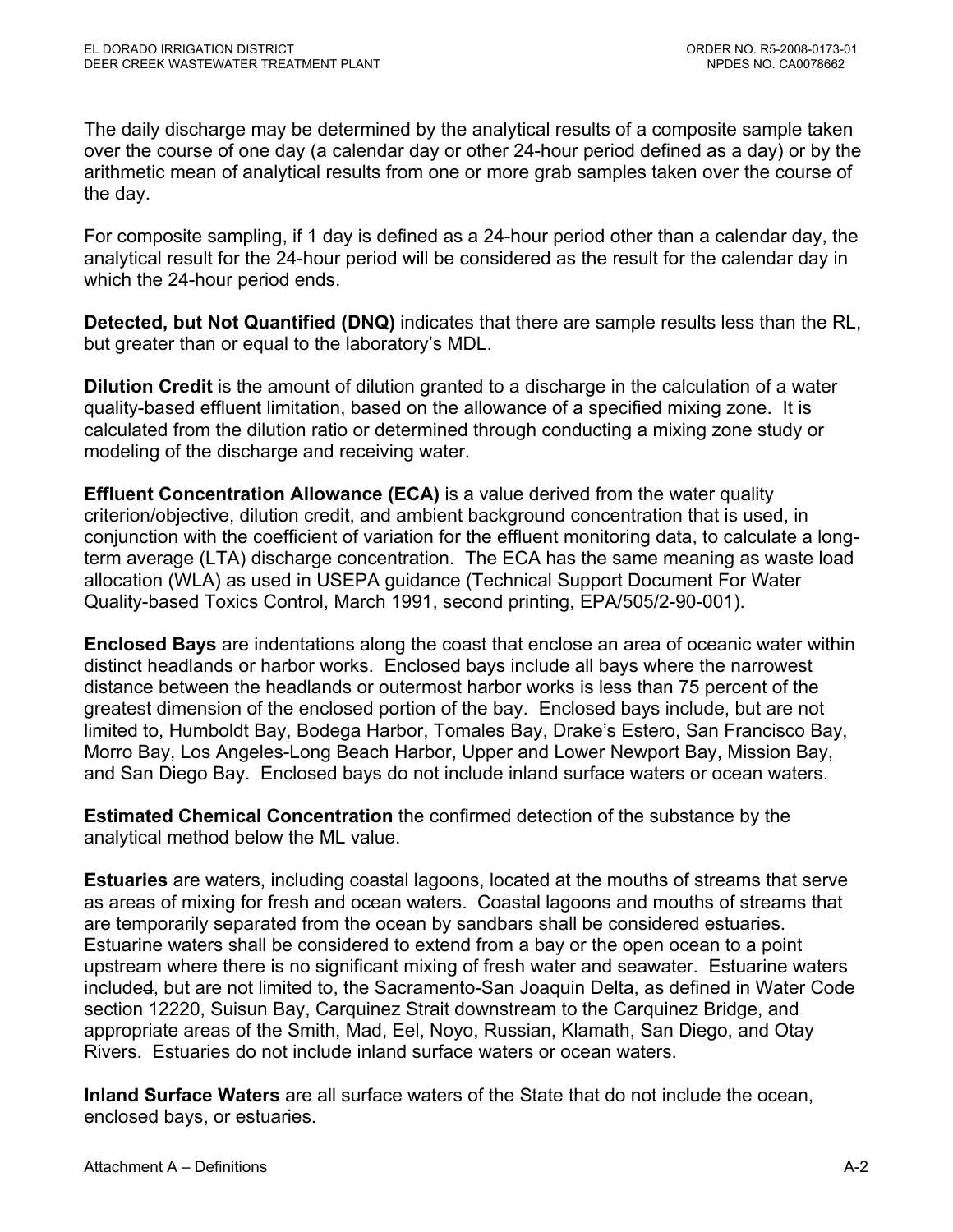The daily discharge may be determined by the analytical results of a composite sample taken over the course of one day (a calendar day or other 24-hour period defined as a day) or by the arithmetic mean of analytical results from one or more grab samples taken over the course of the day.

For composite sampling, if 1 day is defined as a 24-hour period other than a calendar day, the analytical result for the 24-hour period will be considered as the result for the calendar day in which the 24-hour period ends.

**Detected, but Not Quantified (DNQ)** indicates that there are sample results less than the RL, but greater than or equal to the laboratory's MDL.

**Dilution Credit** is the amount of dilution granted to a discharge in the calculation of a water quality-based effluent limitation, based on the allowance of a specified mixing zone. It is calculated from the dilution ratio or determined through conducting a mixing zone study or modeling of the discharge and receiving water.

**Effluent Concentration Allowance (ECA)** is a value derived from the water quality criterion/objective, dilution credit, and ambient background concentration that is used, in conjunction with the coefficient of variation for the effluent monitoring data, to calculate a long-term average (LTA) discharge concentration. The ECA has the same meaning as waste load allocation (WLA) as used in USEPA guidance (Technical Support Document For Water Quality-based Toxics Control, March 1991, second printing, EPA/505/2-90-001).

**Enclosed Bays** are indentations along the coast that enclose an area of oceanic water within distinct headlands or harbor works. Enclosed bays include all bays where the narrowest distance between the headlands or outermost harbor works is less than 75 percent of the greatest dimension of the enclosed portion of the bay. Enclosed bays include, but are not limited to, Humboldt Bay, Bodega Harbor, Tomales Bay, Drake's Estero, San Francisco Bay, Morro Bay, Los Angeles-Long Beach Harbor, Upper and Lower Newport Bay, Mission Bay, and San Diego Bay. Enclosed bays do not include inland surface waters or ocean waters.

**Estimated Chemical Concentration** the confirmed detection of the substance by the analytical method below the ML value.

**Estuaries** are waters, including coastal lagoons, located at the mouths of streams that serve as areas of mixing for fresh and ocean waters. Coastal lagoons and mouths of streams that are temporarily separated from the ocean by sandbars shall be considered estuaries. Estuarine waters shall be considered to extend from a bay or the open ocean to a point upstream where there is no significant mixing of fresh water and seawater. Estuarine waters included, but are not limited to, the Sacramento-San Joaquin Delta, as defined in Water Code section 12220, Suisun Bay, Carquinez Strait downstream to the Carquinez Bridge, and appropriate areas of the Smith, Mad, Eel, Noyo, Russian, Klamath, San Diego, and Otay Rivers. Estuaries do not include inland surface waters or ocean waters.

**Inland Surface Waters** are all surface waters of the State that do not include the ocean, enclosed bays, or estuaries.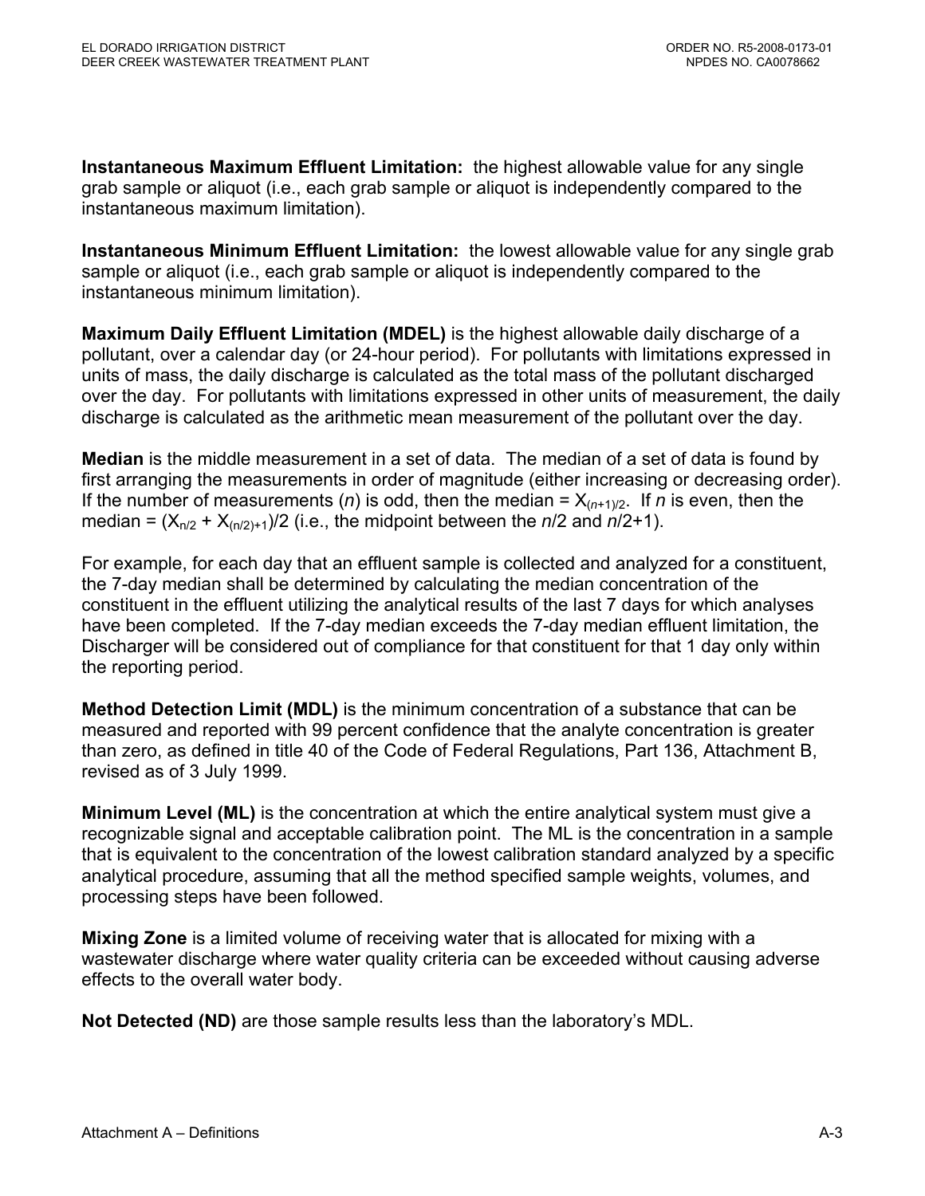**Instantaneous Maximum Effluent Limitation:** the highest allowable value for any single grab sample or aliquot (i.e., each grab sample or aliquot is independently compared to the instantaneous maximum limitation).

**Instantaneous Minimum Effluent Limitation:** the lowest allowable value for any single grab sample or aliquot (i.e., each grab sample or aliquot is independently compared to the instantaneous minimum limitation).

**Maximum Daily Effluent Limitation (MDEL)** is the highest allowable daily discharge of a pollutant, over a calendar day (or 24-hour period). For pollutants with limitations expressed in units of mass, the daily discharge is calculated as the total mass of the pollutant discharged over the day. For pollutants with limitations expressed in other units of measurement, the daily discharge is calculated as the arithmetic mean measurement of the pollutant over the day.

**Median** is the middle measurement in a set of data. The median of a set of data is found by first arranging the measurements in order of magnitude (either increasing or decreasing order). If the number of measurements ($n$) is odd, then the median = $X_{(n+1)/2}$. If $n$ is even, then the median = $(X_{n/2} + X_{(n/2)+1})/2$ (i.e., the midpoint between the $n/2$ and $n/2+1$).

For example, for each day that an effluent sample is collected and analyzed for a constituent, the 7-day median shall be determined by calculating the median concentration of the constituent in the effluent utilizing the analytical results of the last 7 days for which analyses have been completed. If the 7-day median exceeds the 7-day median effluent limitation, the Discharger will be considered out of compliance for that constituent for that 1 day only within the reporting period.

**Method Detection Limit (MDL)** is the minimum concentration of a substance that can be measured and reported with 99 percent confidence that the analyte concentration is greater than zero, as defined in title 40 of the Code of Federal Regulations, Part 136, Attachment B, revised as of 3 July 1999.

**Minimum Level (ML)** is the concentration at which the entire analytical system must give a recognizable signal and acceptable calibration point. The ML is the concentration in a sample that is equivalent to the concentration of the lowest calibration standard analyzed by a specific analytical procedure, assuming that all the method specified sample weights, volumes, and processing steps have been followed.

**Mixing Zone** is a limited volume of receiving water that is allocated for mixing with a wastewater discharge where water quality criteria can be exceeded without causing adverse effects to the overall water body.

**Not Detected (ND)** are those sample results less than the laboratory's MDL.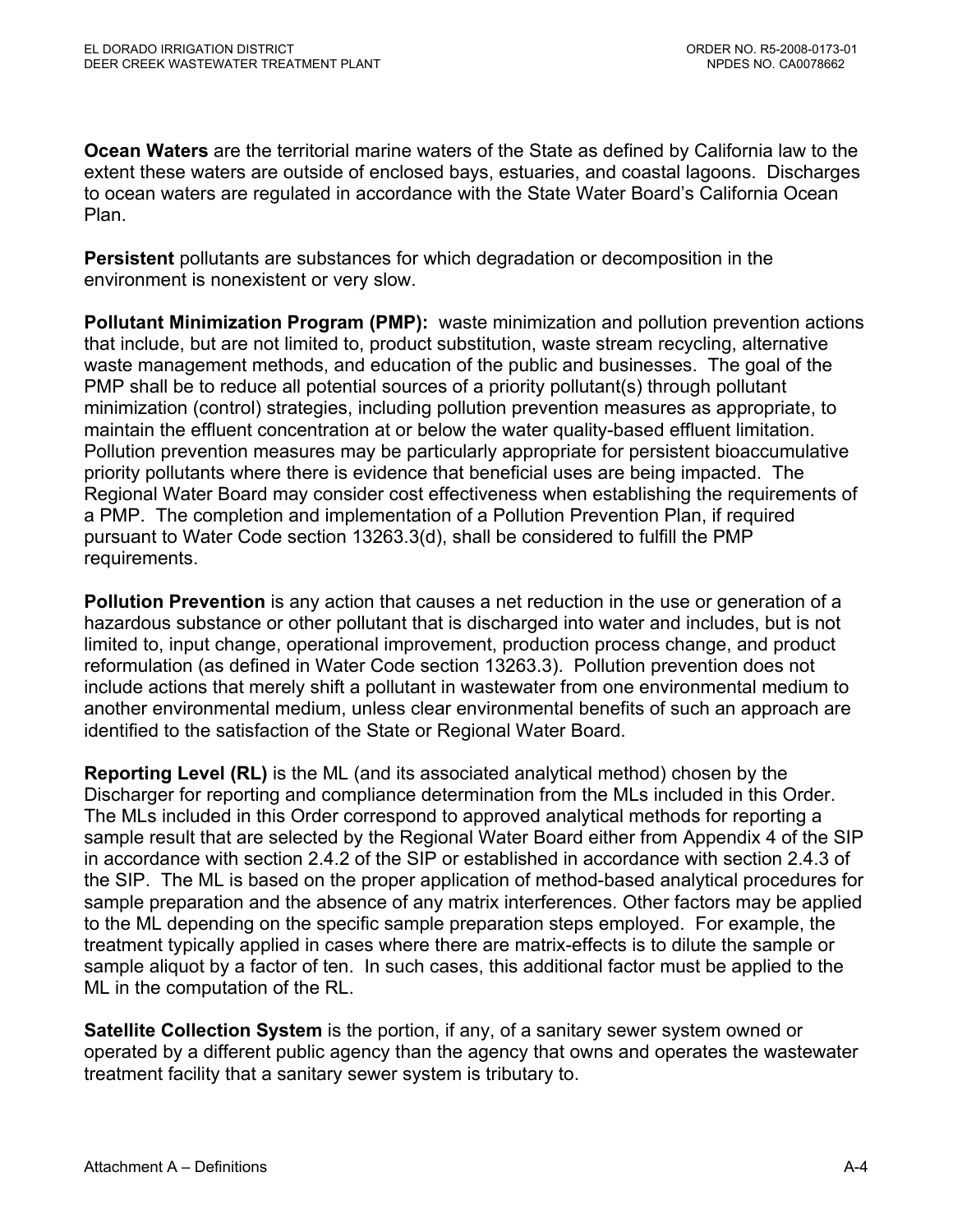**Ocean Waters** are the territorial marine waters of the State as defined by California law to the extent these waters are outside of enclosed bays, estuaries, and coastal lagoons. Discharges to ocean waters are regulated in accordance with the State Water Board's California Ocean Plan.

**Persistent** pollutants are substances for which degradation or decomposition in the environment is nonexistent or very slow.

**Pollutant Minimization Program (PMP):** waste minimization and pollution prevention actions that include, but are not limited to, product substitution, waste stream recycling, alternative waste management methods, and education of the public and businesses. The goal of the PMP shall be to reduce all potential sources of a priority pollutant(s) through pollutant minimization (control) strategies, including pollution prevention measures as appropriate, to maintain the effluent concentration at or below the water quality-based effluent limitation. Pollution prevention measures may be particularly appropriate for persistent bioaccumulative priority pollutants where there is evidence that beneficial uses are being impacted. The Regional Water Board may consider cost effectiveness when establishing the requirements of a PMP. The completion and implementation of a Pollution Prevention Plan, if required pursuant to Water Code section 13263.3(d), shall be considered to fulfill the PMP requirements.

**Pollution Prevention** is any action that causes a net reduction in the use or generation of a hazardous substance or other pollutant that is discharged into water and includes, but is not limited to, input change, operational improvement, production process change, and product reformulation (as defined in Water Code section 13263.3). Pollution prevention does not include actions that merely shift a pollutant in wastewater from one environmental medium to another environmental medium, unless clear environmental benefits of such an approach are identified to the satisfaction of the State or Regional Water Board.

**Reporting Level (RL)** is the ML (and its associated analytical method) chosen by the Discharger for reporting and compliance determination from the MLs included in this Order. The MLs included in this Order correspond to approved analytical methods for reporting a sample result that are selected by the Regional Water Board either from Appendix 4 of the SIP in accordance with section 2.4.2 of the SIP or established in accordance with section 2.4.3 of the SIP. The ML is based on the proper application of method-based analytical procedures for sample preparation and the absence of any matrix interferences. Other factors may be applied to the ML depending on the specific sample preparation steps employed. For example, the treatment typically applied in cases where there are matrix-effects is to dilute the sample or sample aliquot by a factor of ten. In such cases, this additional factor must be applied to the ML in the computation of the RL.

**Satellite Collection System** is the portion, if any, of a sanitary sewer system owned or operated by a different public agency than the agency that owns and operates the wastewater treatment facility that a sanitary sewer system is tributary to.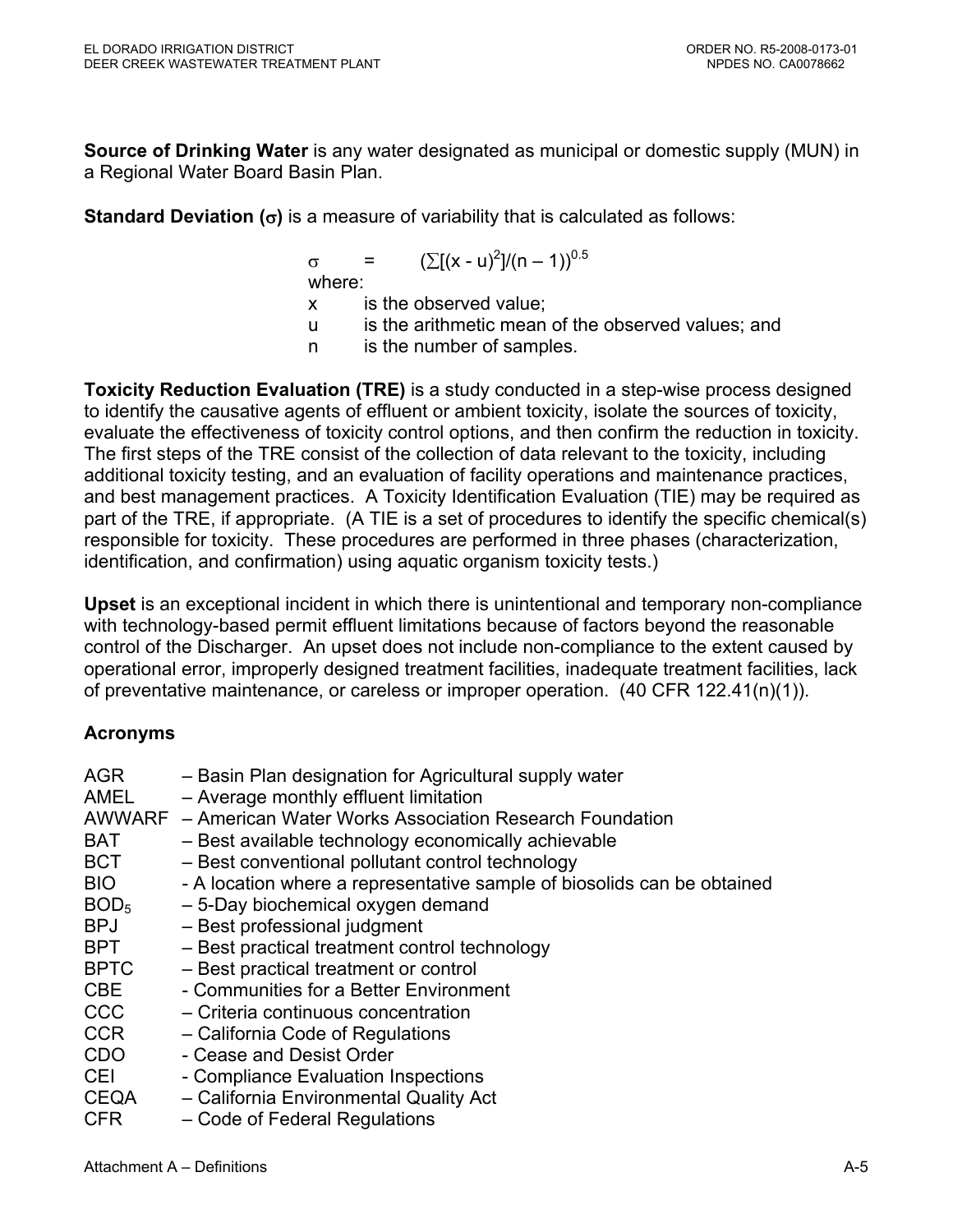**Source of Drinking Water** is any water designated as municipal or domestic supply (MUN) in a Regional Water Board Basin Plan.

**Standard Deviation ($\sigma$)** is a measure of variability that is calculated as follows:

$$\sigma = (\sum[(x - u)^2]/(n - 1))^{0.5}$$

where:

- x is the observed value;
- u is the arithmetic mean of the observed values; and
- n is the number of samples.

**Toxicity Reduction Evaluation (TRE)** is a study conducted in a step-wise process designed to identify the causative agents of effluent or ambient toxicity, isolate the sources of toxicity, evaluate the effectiveness of toxicity control options, and then confirm the reduction in toxicity. The first steps of the TRE consist of the collection of data relevant to the toxicity, including additional toxicity testing, and an evaluation of facility operations and maintenance practices, and best management practices. A Toxicity Identification Evaluation (TIE) may be required as part of the TRE, if appropriate. (A TIE is a set of procedures to identify the specific chemical(s) responsible for toxicity. These procedures are performed in three phases (characterization, identification, and confirmation) using aquatic organism toxicity tests.)

**Upset** is an exceptional incident in which there is unintentional and temporary non-compliance with technology-based permit effluent limitations because of factors beyond the reasonable control of the Discharger. An upset does not include non-compliance to the extent caused by operational error, improperly designed treatment facilities, inadequate treatment facilities, lack of preventative maintenance, or careless or improper operation. (40 CFR 122.41(n)(1)).

### Acronyms

- AGR – Basin Plan designation for Agricultural supply water
- AMEL – Average monthly effluent limitation
- AWWARF – American Water Works Association Research Foundation
- BAT – Best available technology economically achievable
- BCT – Best conventional pollutant control technology
- BIO - A location where a representative sample of biosolids can be obtained
- $BOD_5$ – 5-Day biochemical oxygen demand
- BPJ – Best professional judgment
- BPT – Best practical treatment control technology
- BPTC – Best practical treatment or control
- CBE - Communities for a Better Environment
- CCC – Criteria continuous concentration
- CCR – California Code of Regulations
- CDO - Cease and Desist Order
- CEI - Compliance Evaluation Inspections
- CEQA – California Environmental Quality Act
- CFR – Code of Federal Regulations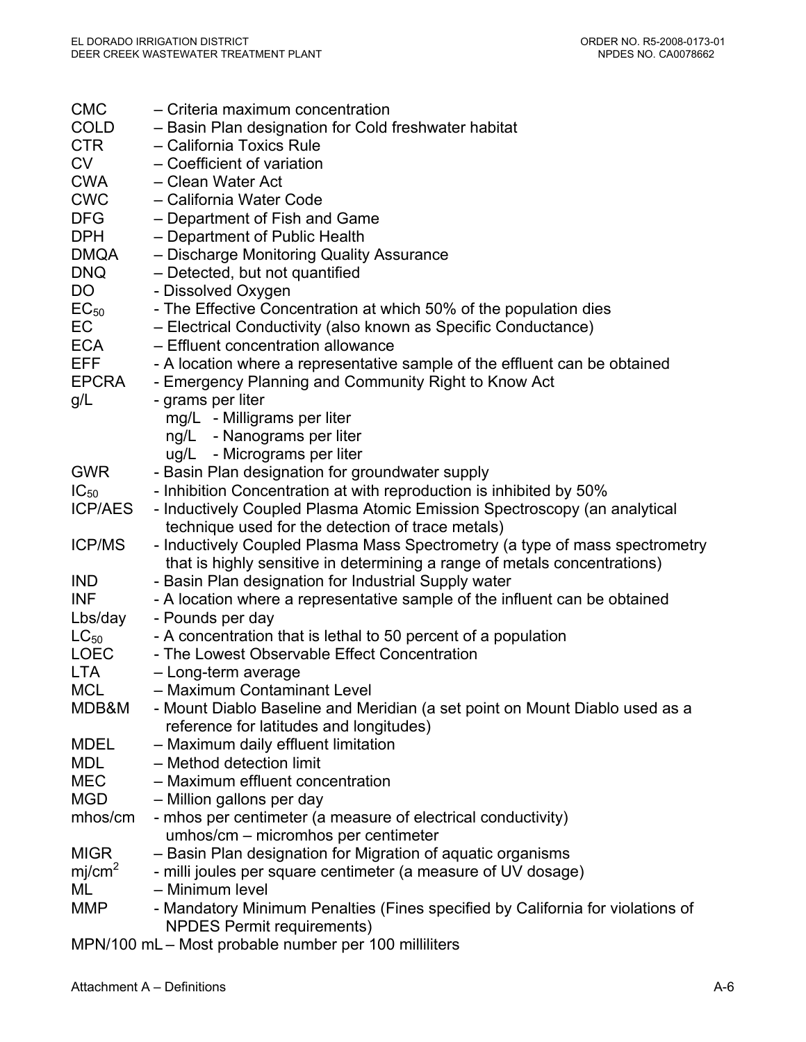CMC – Criteria maximum concentration
COLD – Basin Plan designation for Cold freshwater habitat
CTR – California Toxics Rule
CV – Coefficient of variation
CWA – Clean Water Act
CWC – California Water Code
DFG – Department of Fish and Game
DPH – Department of Public Health
DMQA – Discharge Monitoring Quality Assurance
DNQ – Detected, but not quantified
DO - Dissolved Oxygen
$EC_{50}$ - The Effective Concentration at which 50% of the population dies
EC – Electrical Conductivity (also known as Specific Conductance)
ECA – Effluent concentration allowance
EFF - A location where a representative sample of the effluent can be obtained
EPCRA - Emergency Planning and Community Right to Know Act
g/L - grams per liter
  mg/L - Milligrams per liter
  ng/L - Nanograms per liter
  ug/L - Micrograms per liter
GWR - Basin Plan designation for groundwater supply
$IC_{50}$ - Inhibition Concentration at with reproduction is inhibited by 50%
ICP/AES - Inductively Coupled Plasma Atomic Emission Spectroscopy (an analytical technique used for the detection of trace metals)
ICP/MS - Inductively Coupled Plasma Mass Spectrometry (a type of mass spectrometry that is highly sensitive in determining a range of metals concentrations)
IND - Basin Plan designation for Industrial Supply water
INF - A location where a representative sample of the influent can be obtained
Lbs/day - Pounds per day
$LC_{50}$ - A concentration that is lethal to 50 percent of a population
LOEC - The Lowest Observable Effect Concentration
LTA – Long-term average
MCL – Maximum Contaminant Level
MDB&M - Mount Diablo Baseline and Meridian (a set point on Mount Diablo used as a reference for latitudes and longitudes)
MDEL – Maximum daily effluent limitation
MDL – Method detection limit
MEC – Maximum effluent concentration
MGD – Million gallons per day
mhos/cm - mhos per centimeter (a measure of electrical conductivity)
  umhos/cm – micromhos per centimeter
MIGR – Basin Plan designation for Migration of aquatic organisms
$mj/cm^2$ - milli joules per square centimeter (a measure of UV dosage)
ML – Minimum level
MMP - Mandatory Minimum Penalties (Fines specified by California for violations of NPDES Permit requirements)
MPN/100 mL – Most probable number per 100 milliliters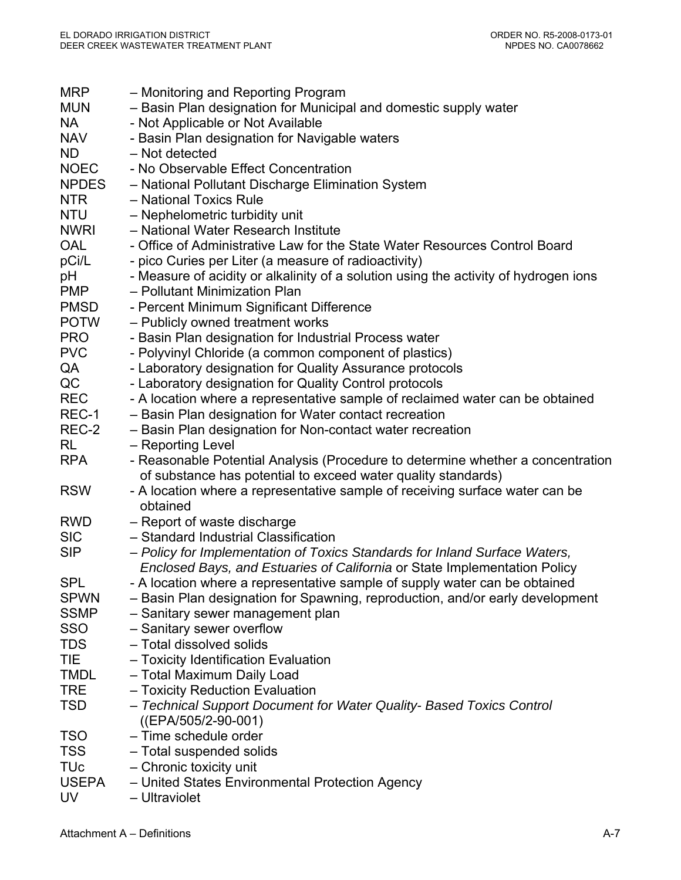| | |
|---|---|
| MRP | – Monitoring and Reporting Program |
| MUN | – Basin Plan designation for Municipal and domestic supply water |
| NA | - Not Applicable or Not Available |
| NAV | - Basin Plan designation for Navigable waters |
| ND | – Not detected |
| NOEC | - No Observable Effect Concentration |
| NPDES | – National Pollutant Discharge Elimination System |
| NTR | – National Toxics Rule |
| NTU | – Nephelometric turbidity unit |
| NWRI | – National Water Research Institute |
| OAL | - Office of Administrative Law for the State Water Resources Control Board |
| pCi/L | - pico Curies per Liter (a measure of radioactivity) |
| pH | - Measure of acidity or alkalinity of a solution using the activity of hydrogen ions |
| PMP | – Pollutant Minimization Plan |
| PMSD | - Percent Minimum Significant Difference |
| POTW | – Publicly owned treatment works |
| PRO | - Basin Plan designation for Industrial Process water |
| PVC | - Polyvinyl Chloride (a common component of plastics) |
| QA | - Laboratory designation for Quality Assurance protocols |
| QC | - Laboratory designation for Quality Control protocols |
| REC | - A location where a representative sample of reclaimed water can be obtained |
| REC-1 | – Basin Plan designation for Water contact recreation |
| REC-2 | – Basin Plan designation for Non-contact water recreation |
| RL | – Reporting Level |
| RPA | - Reasonable Potential Analysis (Procedure to determine whether a concentration of substance has potential to exceed water quality standards) |
| RSW | - A location where a representative sample of receiving surface water can be obtained |
| RWD | – Report of waste discharge |
| SIC | – Standard Industrial Classification |
| SIP | – *Policy for Implementation of Toxics Standards for Inland Surface Waters, Enclosed Bays, and Estuaries of California* or State Implementation Policy |
| SPL | - A location where a representative sample of supply water can be obtained |
| SPWN | – Basin Plan designation for Spawning, reproduction, and/or early development |
| SSMP | – Sanitary sewer management plan |
| SSO | – Sanitary sewer overflow |
| TDS | – Total dissolved solids |
| TIE | – Toxicity Identification Evaluation |
| TMDL | – Total Maximum Daily Load |
| TRE | – Toxicity Reduction Evaluation |
| TSD | – *Technical Support Document for Water Quality- Based Toxics Control* ((EPA/505/2-90-001) |
| TSO | – Time schedule order |
| TSS | – Total suspended solids |
| TUc | – Chronic toxicity unit |
| USEPA | – United States Environmental Protection Agency |
| UV | – Ultraviolet |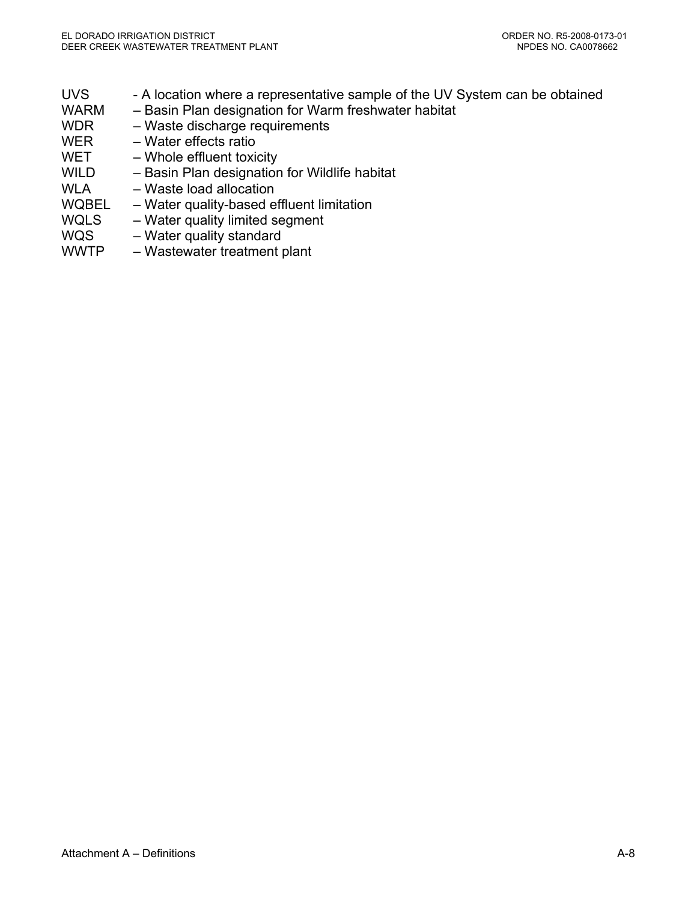UVS - A location where a representative sample of the UV System can be obtained
WARM – Basin Plan designation for Warm freshwater habitat
WDR – Waste discharge requirements
WER – Water effects ratio
WET – Whole effluent toxicity
WILD – Basin Plan designation for Wildlife habitat
WLA – Waste load allocation
WQBEL – Water quality-based effluent limitation
WQLS – Water quality limited segment
WQS – Water quality standard
WWTP – Wastewater treatment plant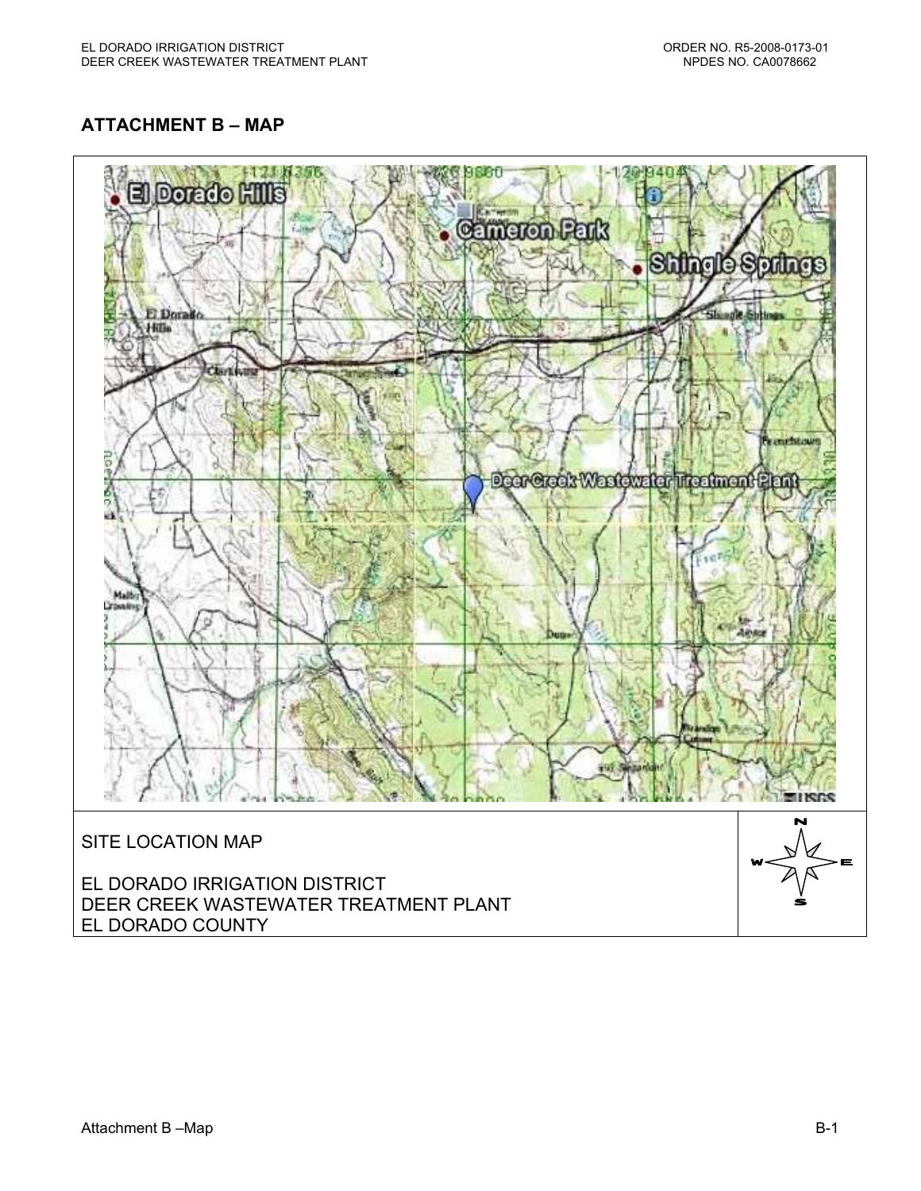## ATTACHMENT B – MAP

SITE LOCATION MAP

EL DORADO IRRIGATION DISTRICT
DEER CREEK WASTEWATER TREATMENT PLANT
EL DORADO COUNTY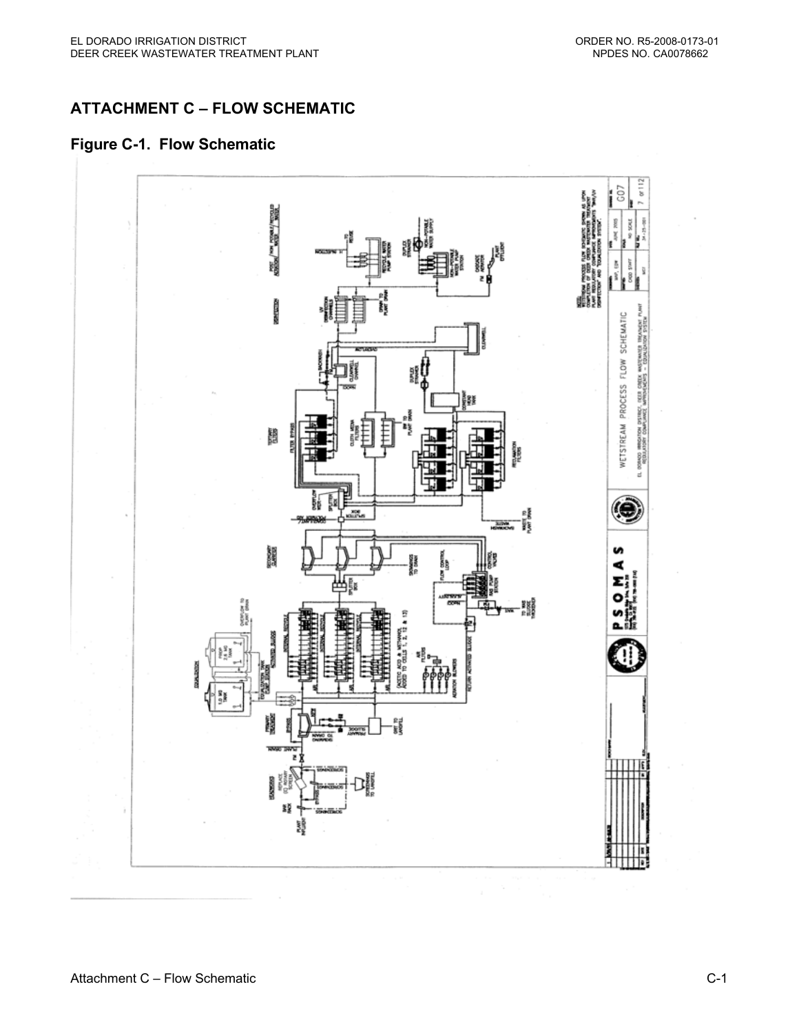## ATTACHMENT C – FLOW SCHEMATIC

### Figure C-1. Flow Schematic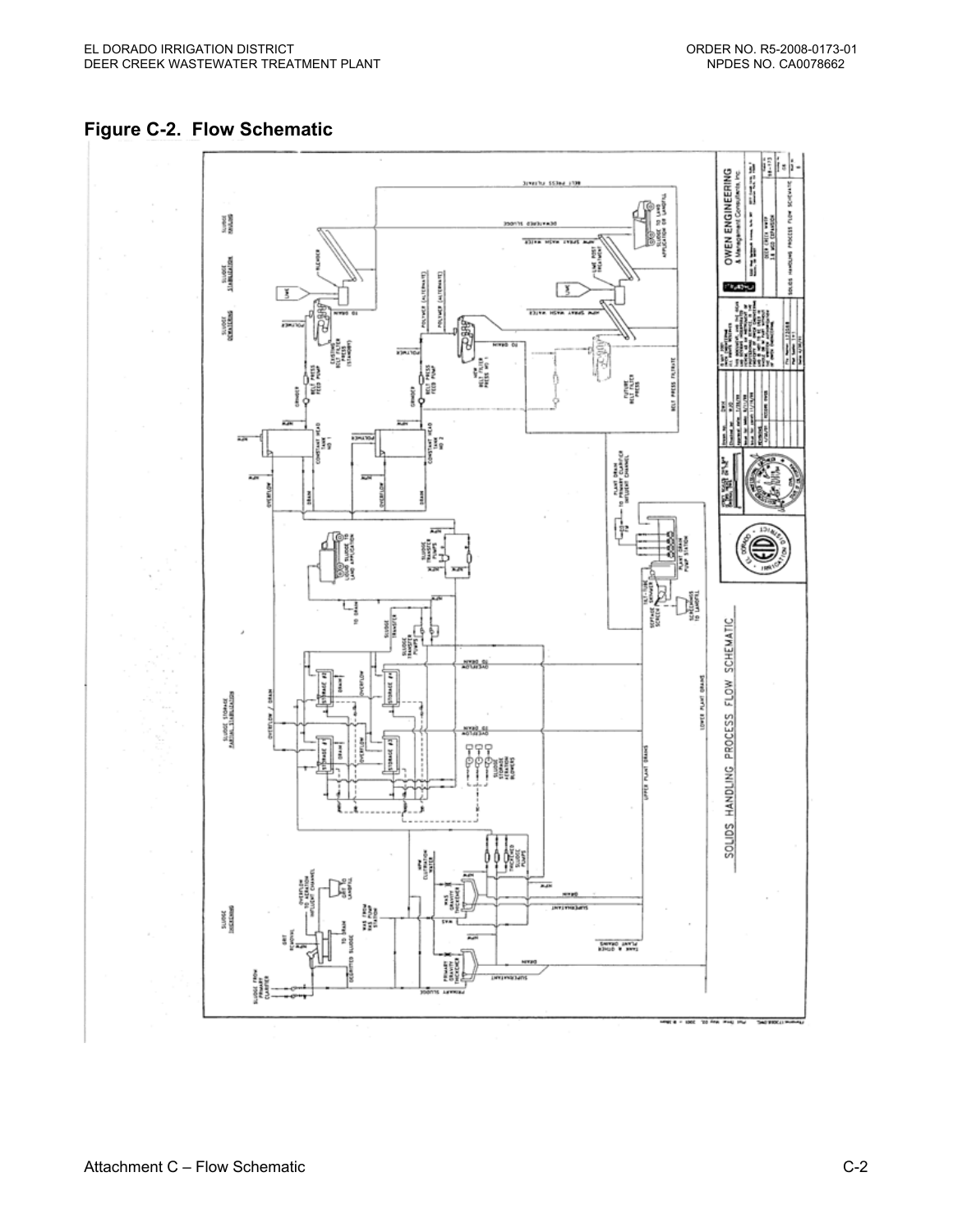## Figure C-2. Flow Schematic

SOLIDS HANDLING PROCESS FLOW SCHEMATIC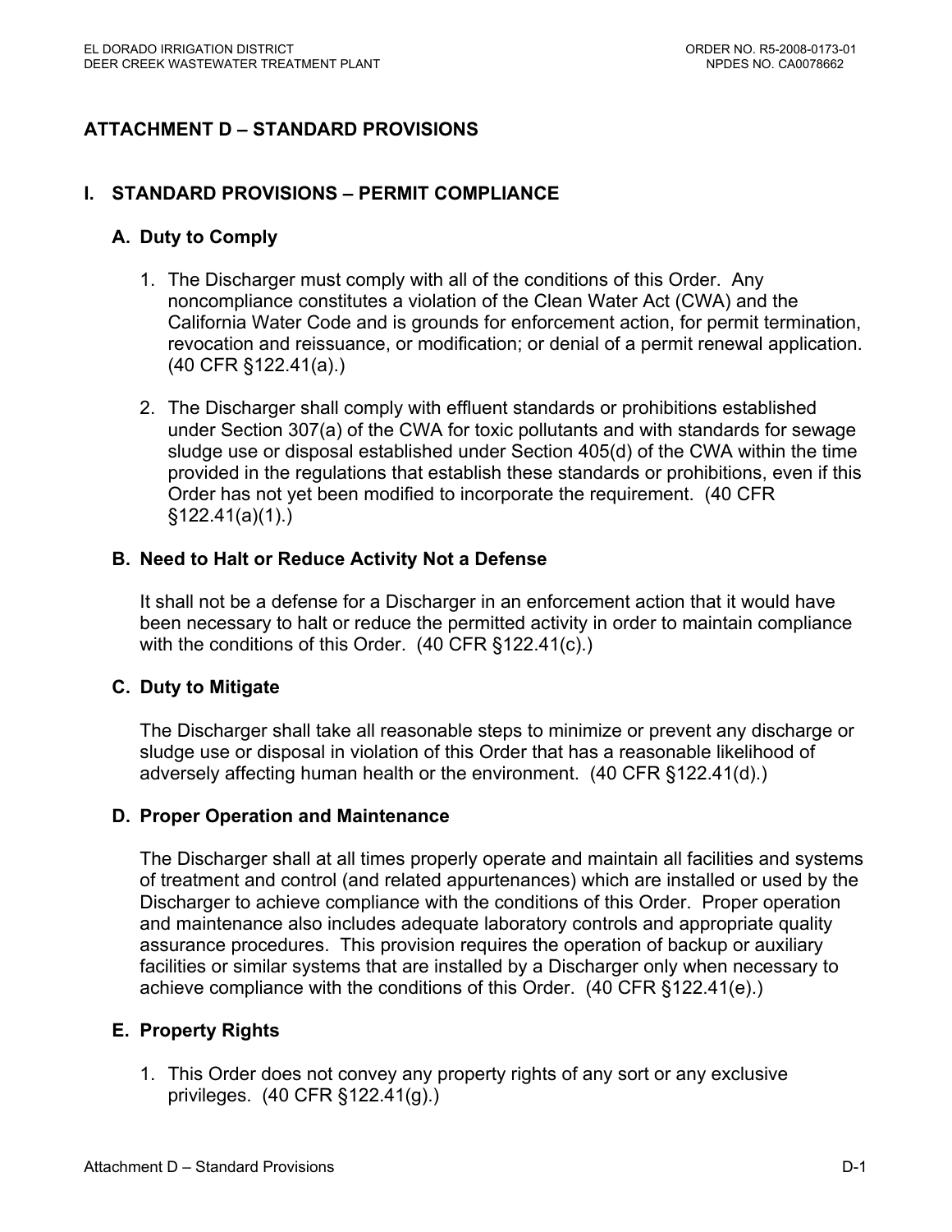# ATTACHMENT D – STANDARD PROVISIONS

## I. STANDARD PROVISIONS – PERMIT COMPLIANCE

### A. Duty to Comply

1. The Discharger must comply with all of the conditions of this Order. Any noncompliance constitutes a violation of the Clean Water Act (CWA) and the California Water Code and is grounds for enforcement action, for permit termination, revocation and reissuance, or modification; or denial of a permit renewal application. (40 CFR §122.41(a).)

2. The Discharger shall comply with effluent standards or prohibitions established under Section 307(a) of the CWA for toxic pollutants and with standards for sewage sludge use or disposal established under Section 405(d) of the CWA within the time provided in the regulations that establish these standards or prohibitions, even if this Order has not yet been modified to incorporate the requirement. (40 CFR §122.41(a)(1).)

### B. Need to Halt or Reduce Activity Not a Defense

It shall not be a defense for a Discharger in an enforcement action that it would have been necessary to halt or reduce the permitted activity in order to maintain compliance with the conditions of this Order. (40 CFR §122.41(c).)

### C. Duty to Mitigate

The Discharger shall take all reasonable steps to minimize or prevent any discharge or sludge use or disposal in violation of this Order that has a reasonable likelihood of adversely affecting human health or the environment. (40 CFR §122.41(d).)

### D. Proper Operation and Maintenance

The Discharger shall at all times properly operate and maintain all facilities and systems of treatment and control (and related appurtenances) which are installed or used by the Discharger to achieve compliance with the conditions of this Order. Proper operation and maintenance also includes adequate laboratory controls and appropriate quality assurance procedures. This provision requires the operation of backup or auxiliary facilities or similar systems that are installed by a Discharger only when necessary to achieve compliance with the conditions of this Order. (40 CFR §122.41(e).)

### E. Property Rights

1. This Order does not convey any property rights of any sort or any exclusive privileges. (40 CFR §122.41(g).)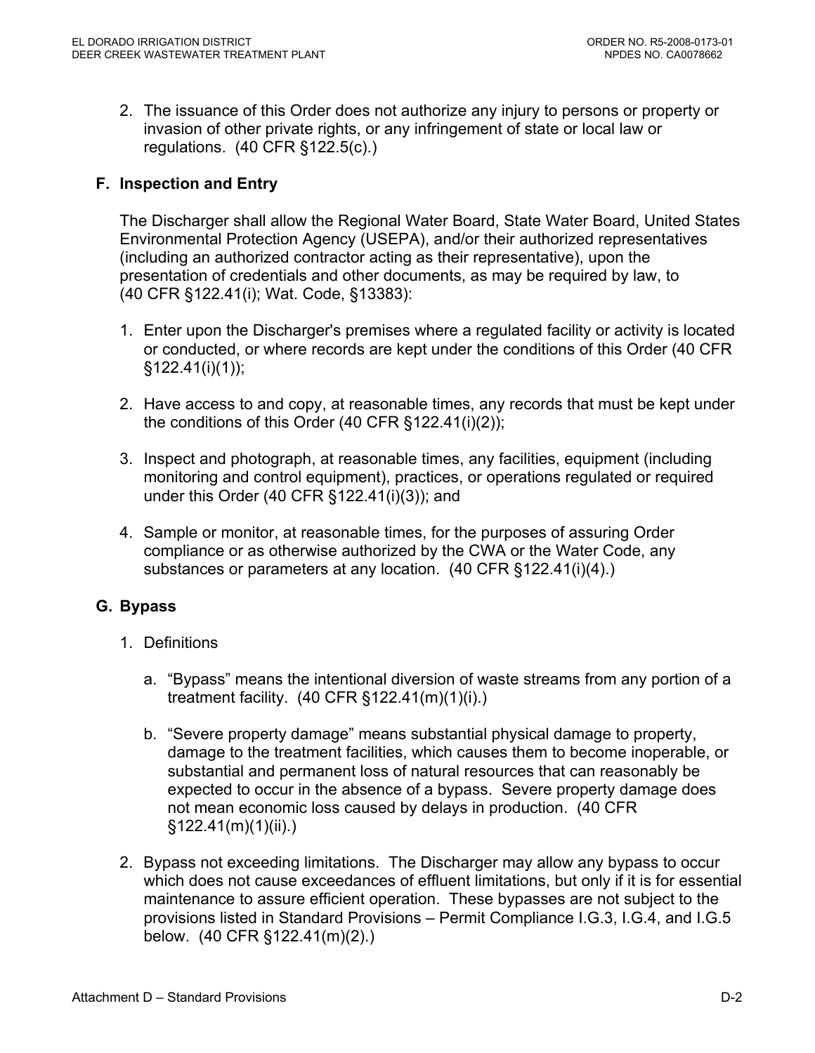2. The issuance of this Order does not authorize any injury to persons or property or invasion of other private rights, or any infringement of state or local law or regulations. (40 CFR §122.5(c).)

## F. Inspection and Entry

The Discharger shall allow the Regional Water Board, State Water Board, United States Environmental Protection Agency (USEPA), and/or their authorized representatives (including an authorized contractor acting as their representative), upon the presentation of credentials and other documents, as may be required by law, to (40 CFR §122.41(i); Wat. Code, §13383):

1. Enter upon the Discharger's premises where a regulated facility or activity is located or conducted, or where records are kept under the conditions of this Order (40 CFR §122.41(i)(1));

2. Have access to and copy, at reasonable times, any records that must be kept under the conditions of this Order (40 CFR §122.41(i)(2));

3. Inspect and photograph, at reasonable times, any facilities, equipment (including monitoring and control equipment), practices, or operations regulated or required under this Order (40 CFR §122.41(i)(3)); and

4. Sample or monitor, at reasonable times, for the purposes of assuring Order compliance or as otherwise authorized by the CWA or the Water Code, any substances or parameters at any location. (40 CFR §122.41(i)(4).)

## G. Bypass

1. Definitions

   a. "Bypass" means the intentional diversion of waste streams from any portion of a treatment facility. (40 CFR §122.41(m)(1)(i).)

   b. "Severe property damage" means substantial physical damage to property, damage to the treatment facilities, which causes them to become inoperable, or substantial and permanent loss of natural resources that can reasonably be expected to occur in the absence of a bypass. Severe property damage does not mean economic loss caused by delays in production. (40 CFR §122.41(m)(1)(ii).)

2. Bypass not exceeding limitations. The Discharger may allow any bypass to occur which does not cause exceedances of effluent limitations, but only if it is for essential maintenance to assure efficient operation. These bypasses are not subject to the provisions listed in Standard Provisions – Permit Compliance I.G.3, I.G.4, and I.G.5 below. (40 CFR §122.41(m)(2).)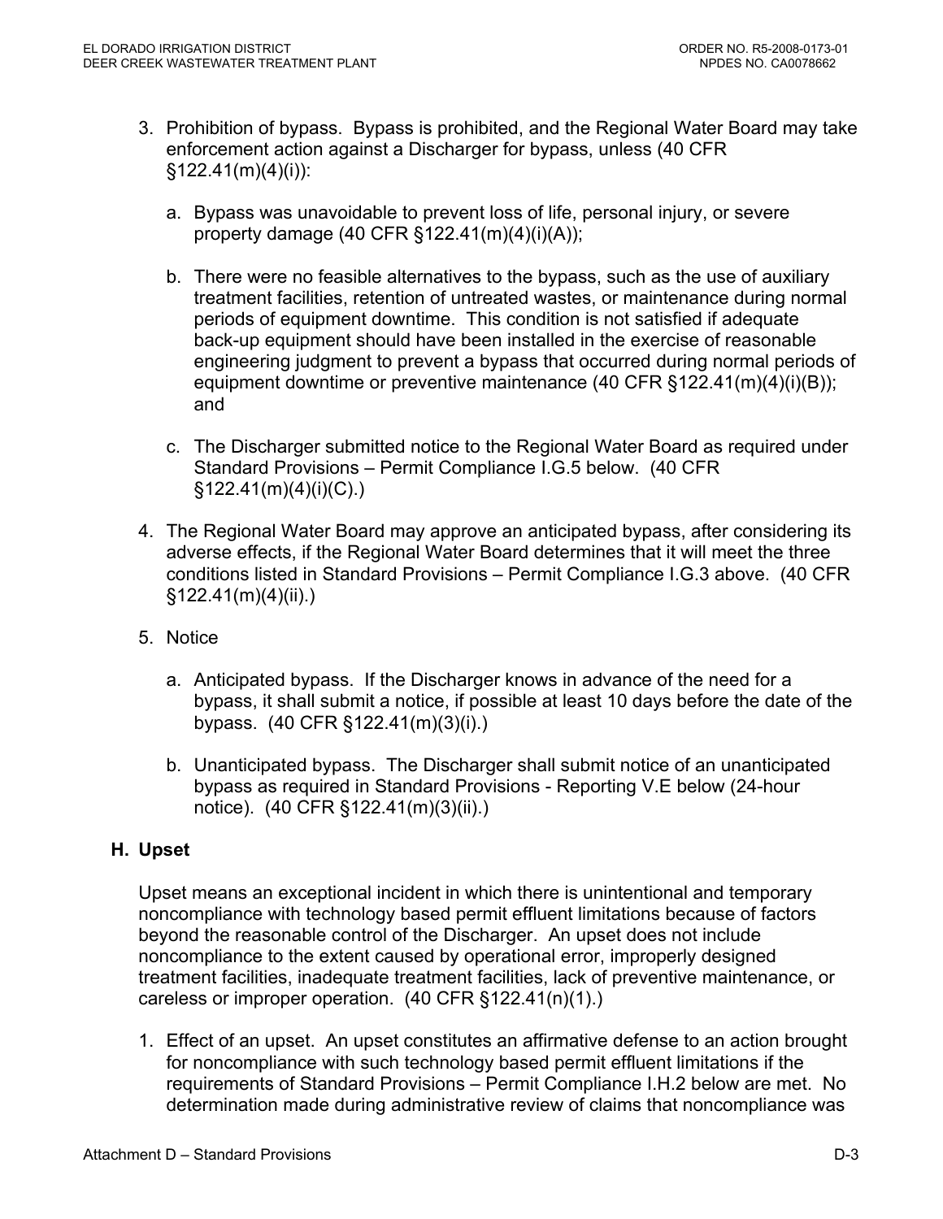3. Prohibition of bypass. Bypass is prohibited, and the Regional Water Board may take enforcement action against a Discharger for bypass, unless (40 CFR §122.41(m)(4)(i)):

   a. Bypass was unavoidable to prevent loss of life, personal injury, or severe property damage (40 CFR §122.41(m)(4)(i)(A));

   b. There were no feasible alternatives to the bypass, such as the use of auxiliary treatment facilities, retention of untreated wastes, or maintenance during normal periods of equipment downtime. This condition is not satisfied if adequate back-up equipment should have been installed in the exercise of reasonable engineering judgment to prevent a bypass that occurred during normal periods of equipment downtime or preventive maintenance (40 CFR §122.41(m)(4)(i)(B)); and

   c. The Discharger submitted notice to the Regional Water Board as required under Standard Provisions – Permit Compliance I.G.5 below. (40 CFR §122.41(m)(4)(i)(C).)

4. The Regional Water Board may approve an anticipated bypass, after considering its adverse effects, if the Regional Water Board determines that it will meet the three conditions listed in Standard Provisions – Permit Compliance I.G.3 above. (40 CFR §122.41(m)(4)(ii).)

5. Notice

   a. Anticipated bypass. If the Discharger knows in advance of the need for a bypass, it shall submit a notice, if possible at least 10 days before the date of the bypass. (40 CFR §122.41(m)(3)(i).)

   b. Unanticipated bypass. The Discharger shall submit notice of an unanticipated bypass as required in Standard Provisions - Reporting V.E below (24-hour notice). (40 CFR §122.41(m)(3)(ii).)

## H. Upset

Upset means an exceptional incident in which there is unintentional and temporary noncompliance with technology based permit effluent limitations because of factors beyond the reasonable control of the Discharger. An upset does not include noncompliance to the extent caused by operational error, improperly designed treatment facilities, inadequate treatment facilities, lack of preventive maintenance, or careless or improper operation. (40 CFR §122.41(n)(1).)

1. Effect of an upset. An upset constitutes an affirmative defense to an action brought for noncompliance with such technology based permit effluent limitations if the requirements of Standard Provisions – Permit Compliance I.H.2 below are met. No determination made during administrative review of claims that noncompliance was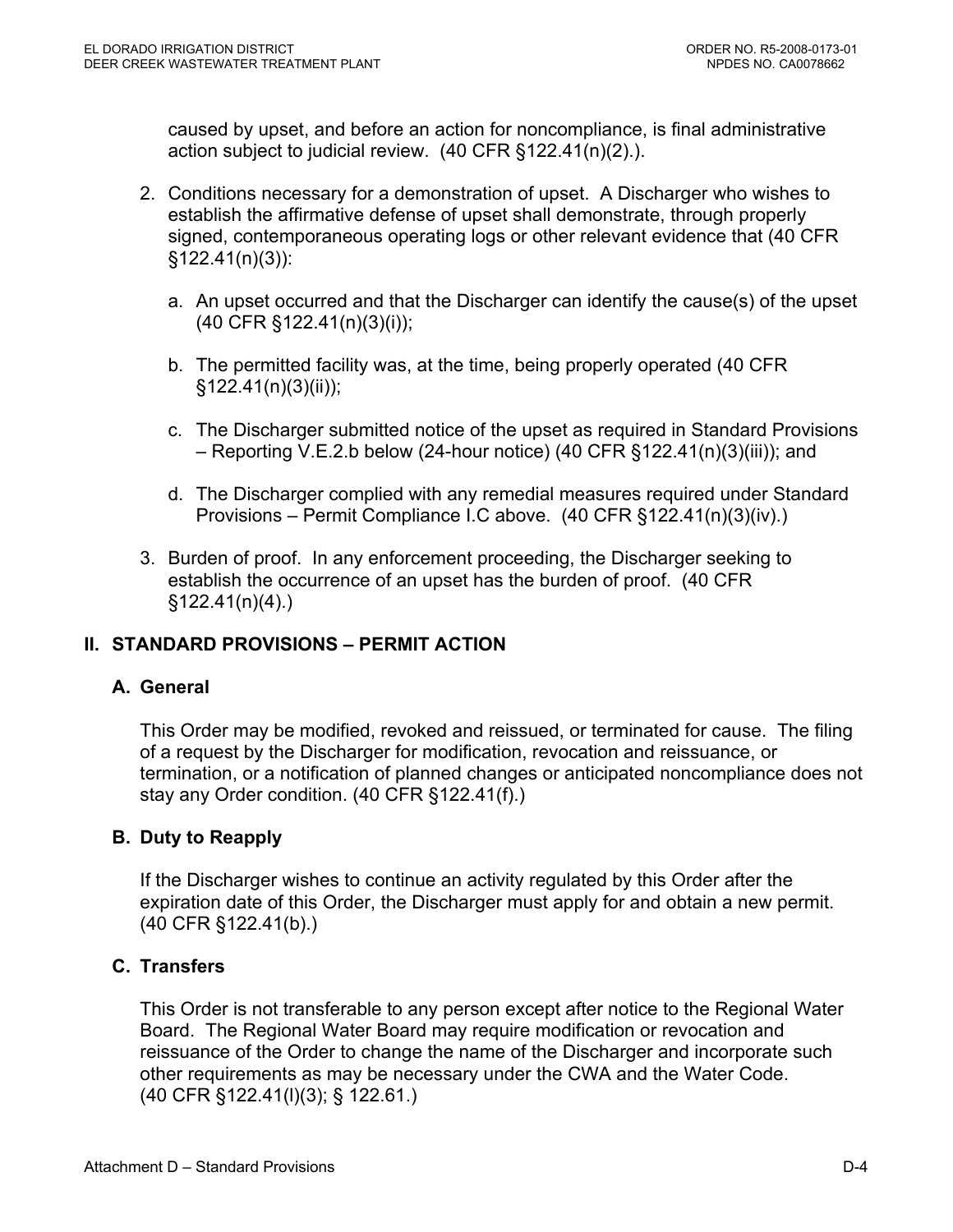caused by upset, and before an action for noncompliance, is final administrative action subject to judicial review. (40 CFR §122.41(n)(2).).

2. Conditions necessary for a demonstration of upset. A Discharger who wishes to establish the affirmative defense of upset shall demonstrate, through properly signed, contemporaneous operating logs or other relevant evidence that (40 CFR §122.41(n)(3)):

   a. An upset occurred and that the Discharger can identify the cause(s) of the upset (40 CFR §122.41(n)(3)(i));

   b. The permitted facility was, at the time, being properly operated (40 CFR §122.41(n)(3)(ii));

   c. The Discharger submitted notice of the upset as required in Standard Provisions – Reporting V.E.2.b below (24-hour notice) (40 CFR §122.41(n)(3)(iii)); and

   d. The Discharger complied with any remedial measures required under Standard Provisions – Permit Compliance I.C above. (40 CFR §122.41(n)(3)(iv).)

3. Burden of proof. In any enforcement proceeding, the Discharger seeking to establish the occurrence of an upset has the burden of proof. (40 CFR §122.41(n)(4).)

## II. STANDARD PROVISIONS – PERMIT ACTION

### A. General

This Order may be modified, revoked and reissued, or terminated for cause. The filing of a request by the Discharger for modification, revocation and reissuance, or termination, or a notification of planned changes or anticipated noncompliance does not stay any Order condition. (40 CFR §122.41(f).)

### B. Duty to Reapply

If the Discharger wishes to continue an activity regulated by this Order after the expiration date of this Order, the Discharger must apply for and obtain a new permit. (40 CFR §122.41(b).)

### C. Transfers

This Order is not transferable to any person except after notice to the Regional Water Board. The Regional Water Board may require modification or revocation and reissuance of the Order to change the name of the Discharger and incorporate such other requirements as may be necessary under the CWA and the Water Code. (40 CFR §122.41(l)(3); § 122.61.)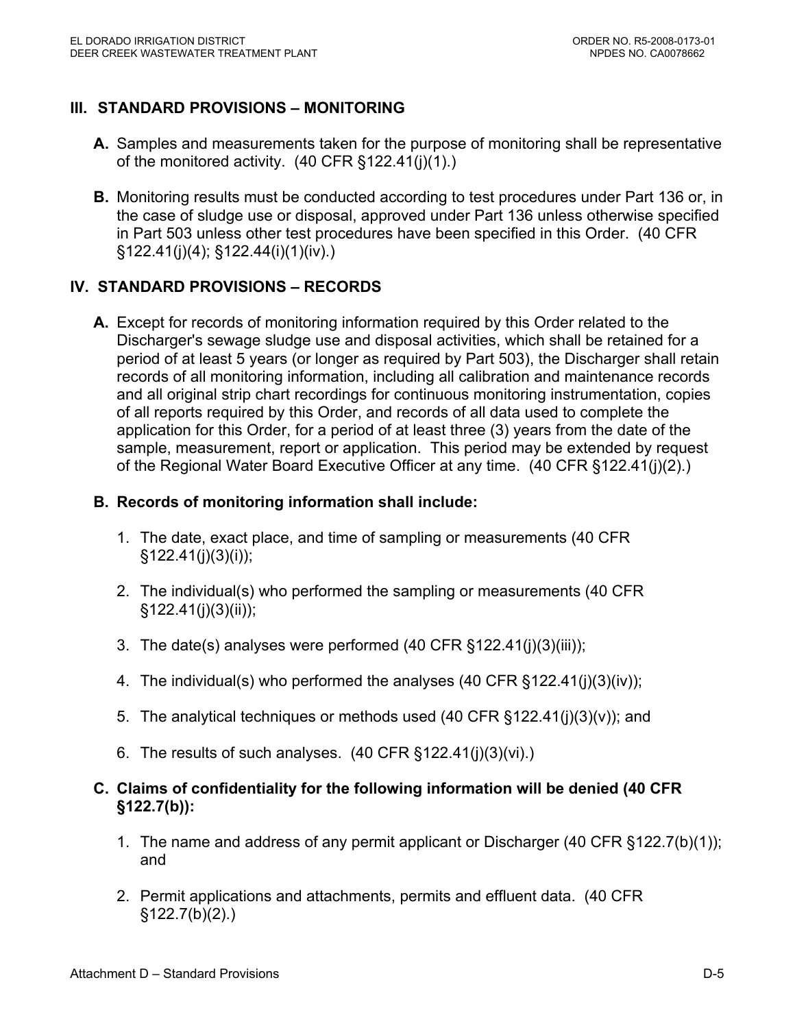## III. STANDARD PROVISIONS – MONITORING

**A.** Samples and measurements taken for the purpose of monitoring shall be representative of the monitored activity. (40 CFR §122.41(j)(1).)

**B.** Monitoring results must be conducted according to test procedures under Part 136 or, in the case of sludge use or disposal, approved under Part 136 unless otherwise specified in Part 503 unless other test procedures have been specified in this Order. (40 CFR §122.41(j)(4); §122.44(i)(1)(iv).)

## IV. STANDARD PROVISIONS – RECORDS

**A.** Except for records of monitoring information required by this Order related to the Discharger's sewage sludge use and disposal activities, which shall be retained for a period of at least 5 years (or longer as required by Part 503), the Discharger shall retain records of all monitoring information, including all calibration and maintenance records and all original strip chart recordings for continuous monitoring instrumentation, copies of all reports required by this Order, and records of all data used to complete the application for this Order, for a period of at least three (3) years from the date of the sample, measurement, report or application. This period may be extended by request of the Regional Water Board Executive Officer at any time. (40 CFR §122.41(j)(2).)

**B. Records of monitoring information shall include:**

1. The date, exact place, and time of sampling or measurements (40 CFR §122.41(j)(3)(i));
2. The individual(s) who performed the sampling or measurements (40 CFR §122.41(j)(3)(ii));
3. The date(s) analyses were performed (40 CFR §122.41(j)(3)(iii));
4. The individual(s) who performed the analyses (40 CFR §122.41(j)(3)(iv));
5. The analytical techniques or methods used (40 CFR §122.41(j)(3)(v)); and
6. The results of such analyses. (40 CFR §122.41(j)(3)(vi).)

**C. Claims of confidentiality for the following information will be denied (40 CFR §122.7(b)):**

1. The name and address of any permit applicant or Discharger (40 CFR §122.7(b)(1)); and
2. Permit applications and attachments, permits and effluent data. (40 CFR §122.7(b)(2).)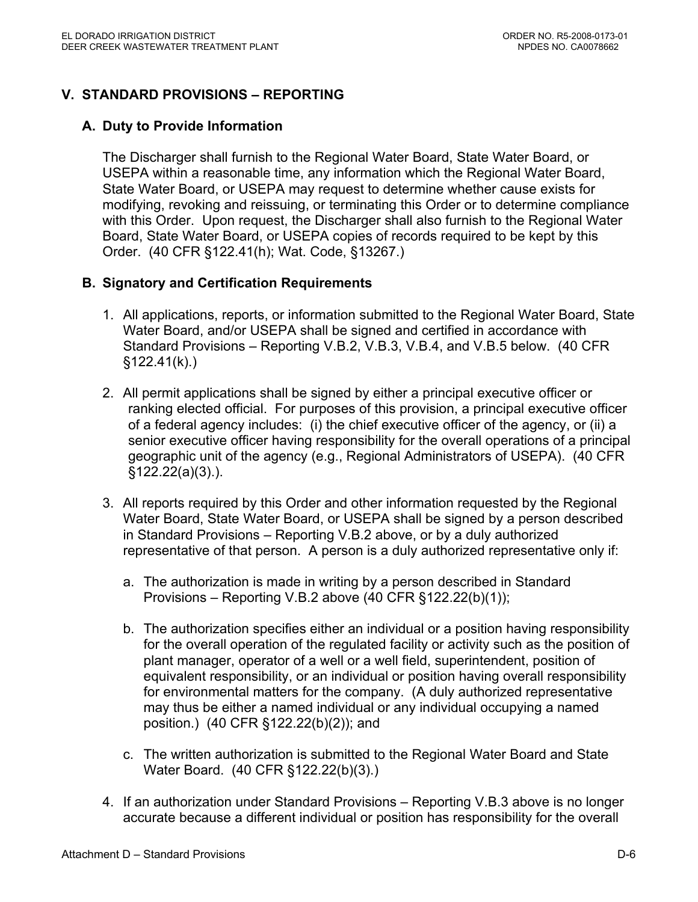## V. STANDARD PROVISIONS – REPORTING

### A. Duty to Provide Information

The Discharger shall furnish to the Regional Water Board, State Water Board, or USEPA within a reasonable time, any information which the Regional Water Board, State Water Board, or USEPA may request to determine whether cause exists for modifying, revoking and reissuing, or terminating this Order or to determine compliance with this Order. Upon request, the Discharger shall also furnish to the Regional Water Board, State Water Board, or USEPA copies of records required to be kept by this Order. (40 CFR §122.41(h); Wat. Code, §13267.)

### B. Signatory and Certification Requirements

1. All applications, reports, or information submitted to the Regional Water Board, State Water Board, and/or USEPA shall be signed and certified in accordance with Standard Provisions – Reporting V.B.2, V.B.3, V.B.4, and V.B.5 below. (40 CFR §122.41(k).)

2. All permit applications shall be signed by either a principal executive officer or ranking elected official. For purposes of this provision, a principal executive officer of a federal agency includes: (i) the chief executive officer of the agency, or (ii) a senior executive officer having responsibility for the overall operations of a principal geographic unit of the agency (e.g., Regional Administrators of USEPA). (40 CFR §122.22(a)(3).).

3. All reports required by this Order and other information requested by the Regional Water Board, State Water Board, or USEPA shall be signed by a person described in Standard Provisions – Reporting V.B.2 above, or by a duly authorized representative of that person. A person is a duly authorized representative only if:

   a. The authorization is made in writing by a person described in Standard Provisions – Reporting V.B.2 above (40 CFR §122.22(b)(1));

   b. The authorization specifies either an individual or a position having responsibility for the overall operation of the regulated facility or activity such as the position of plant manager, operator of a well or a well field, superintendent, position of equivalent responsibility, or an individual or position having overall responsibility for environmental matters for the company. (A duly authorized representative may thus be either a named individual or any individual occupying a named position.) (40 CFR §122.22(b)(2)); and

   c. The written authorization is submitted to the Regional Water Board and State Water Board. (40 CFR §122.22(b)(3).)

4. If an authorization under Standard Provisions – Reporting V.B.3 above is no longer accurate because a different individual or position has responsibility for the overall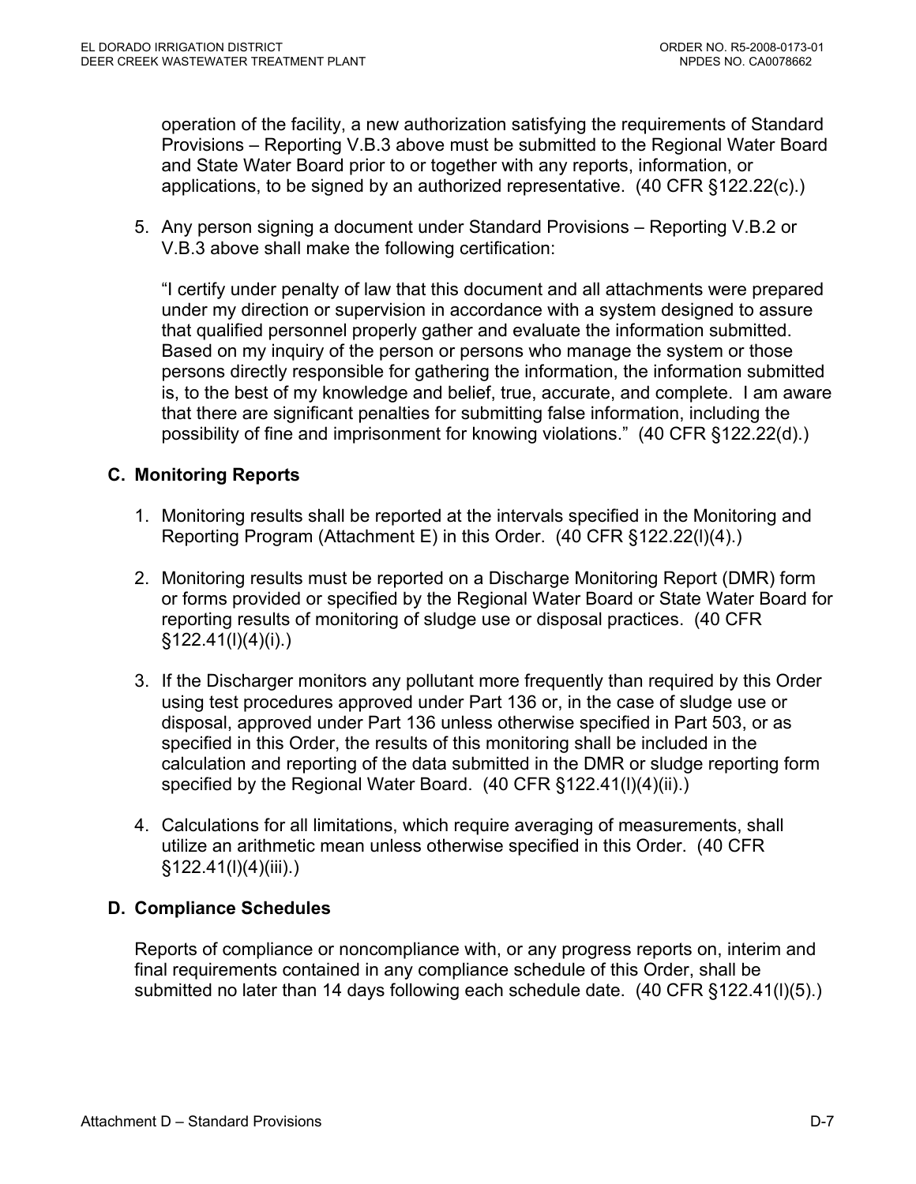operation of the facility, a new authorization satisfying the requirements of Standard Provisions – Reporting V.B.3 above must be submitted to the Regional Water Board and State Water Board prior to or together with any reports, information, or applications, to be signed by an authorized representative. (40 CFR §122.22(c).)

5. Any person signing a document under Standard Provisions – Reporting V.B.2 or V.B.3 above shall make the following certification:

   "I certify under penalty of law that this document and all attachments were prepared under my direction or supervision in accordance with a system designed to assure that qualified personnel properly gather and evaluate the information submitted. Based on my inquiry of the person or persons who manage the system or those persons directly responsible for gathering the information, the information submitted is, to the best of my knowledge and belief, true, accurate, and complete. I am aware that there are significant penalties for submitting false information, including the possibility of fine and imprisonment for knowing violations." (40 CFR §122.22(d).)

### C. Monitoring Reports

1. Monitoring results shall be reported at the intervals specified in the Monitoring and Reporting Program (Attachment E) in this Order. (40 CFR §122.22(l)(4).)

2. Monitoring results must be reported on a Discharge Monitoring Report (DMR) form or forms provided or specified by the Regional Water Board or State Water Board for reporting results of monitoring of sludge use or disposal practices. (40 CFR §122.41(l)(4)(i).)

3. If the Discharger monitors any pollutant more frequently than required by this Order using test procedures approved under Part 136 or, in the case of sludge use or disposal, approved under Part 136 unless otherwise specified in Part 503, or as specified in this Order, the results of this monitoring shall be included in the calculation and reporting of the data submitted in the DMR or sludge reporting form specified by the Regional Water Board. (40 CFR §122.41(l)(4)(ii).)

4. Calculations for all limitations, which require averaging of measurements, shall utilize an arithmetic mean unless otherwise specified in this Order. (40 CFR §122.41(l)(4)(iii).)

### D. Compliance Schedules

Reports of compliance or noncompliance with, or any progress reports on, interim and final requirements contained in any compliance schedule of this Order, shall be submitted no later than 14 days following each schedule date. (40 CFR §122.41(l)(5).)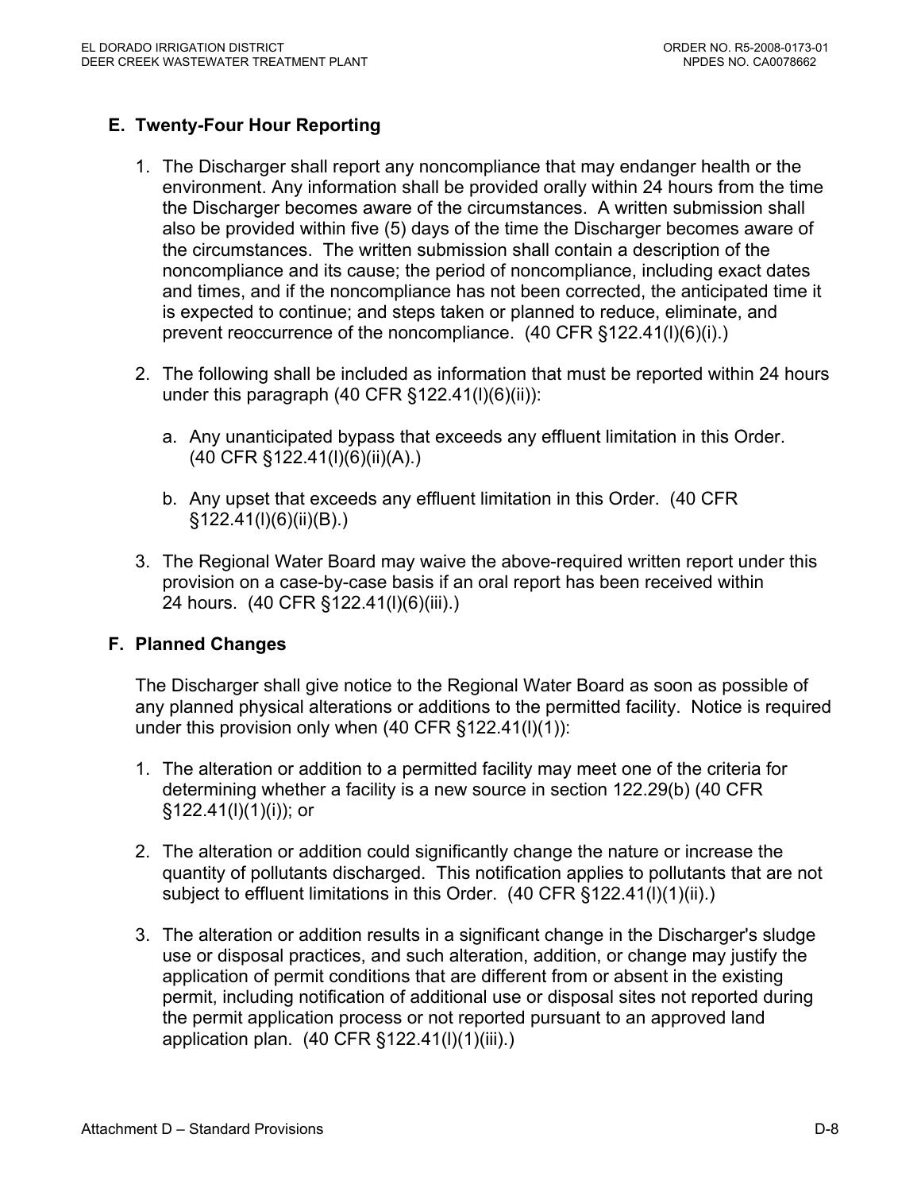## E. Twenty-Four Hour Reporting

1. The Discharger shall report any noncompliance that may endanger health or the environment. Any information shall be provided orally within 24 hours from the time the Discharger becomes aware of the circumstances. A written submission shall also be provided within five (5) days of the time the Discharger becomes aware of the circumstances. The written submission shall contain a description of the noncompliance and its cause; the period of noncompliance, including exact dates and times, and if the noncompliance has not been corrected, the anticipated time it is expected to continue; and steps taken or planned to reduce, eliminate, and prevent reoccurrence of the noncompliance. (40 CFR §122.41(l)(6)(i).)

2. The following shall be included as information that must be reported within 24 hours under this paragraph (40 CFR §122.41(l)(6)(ii)):

   a. Any unanticipated bypass that exceeds any effluent limitation in this Order. (40 CFR §122.41(l)(6)(ii)(A).)

   b. Any upset that exceeds any effluent limitation in this Order. (40 CFR §122.41(l)(6)(ii)(B).)

3. The Regional Water Board may waive the above-required written report under this provision on a case-by-case basis if an oral report has been received within 24 hours. (40 CFR §122.41(l)(6)(iii).)

## F. Planned Changes

The Discharger shall give notice to the Regional Water Board as soon as possible of any planned physical alterations or additions to the permitted facility. Notice is required under this provision only when (40 CFR §122.41(l)(1)):

1. The alteration or addition to a permitted facility may meet one of the criteria for determining whether a facility is a new source in section 122.29(b) (40 CFR §122.41(l)(1)(i)); or

2. The alteration or addition could significantly change the nature or increase the quantity of pollutants discharged. This notification applies to pollutants that are not subject to effluent limitations in this Order. (40 CFR §122.41(l)(1)(ii).)

3. The alteration or addition results in a significant change in the Discharger's sludge use or disposal practices, and such alteration, addition, or change may justify the application of permit conditions that are different from or absent in the existing permit, including notification of additional use or disposal sites not reported during the permit application process or not reported pursuant to an approved land application plan. (40 CFR §122.41(l)(1)(iii).)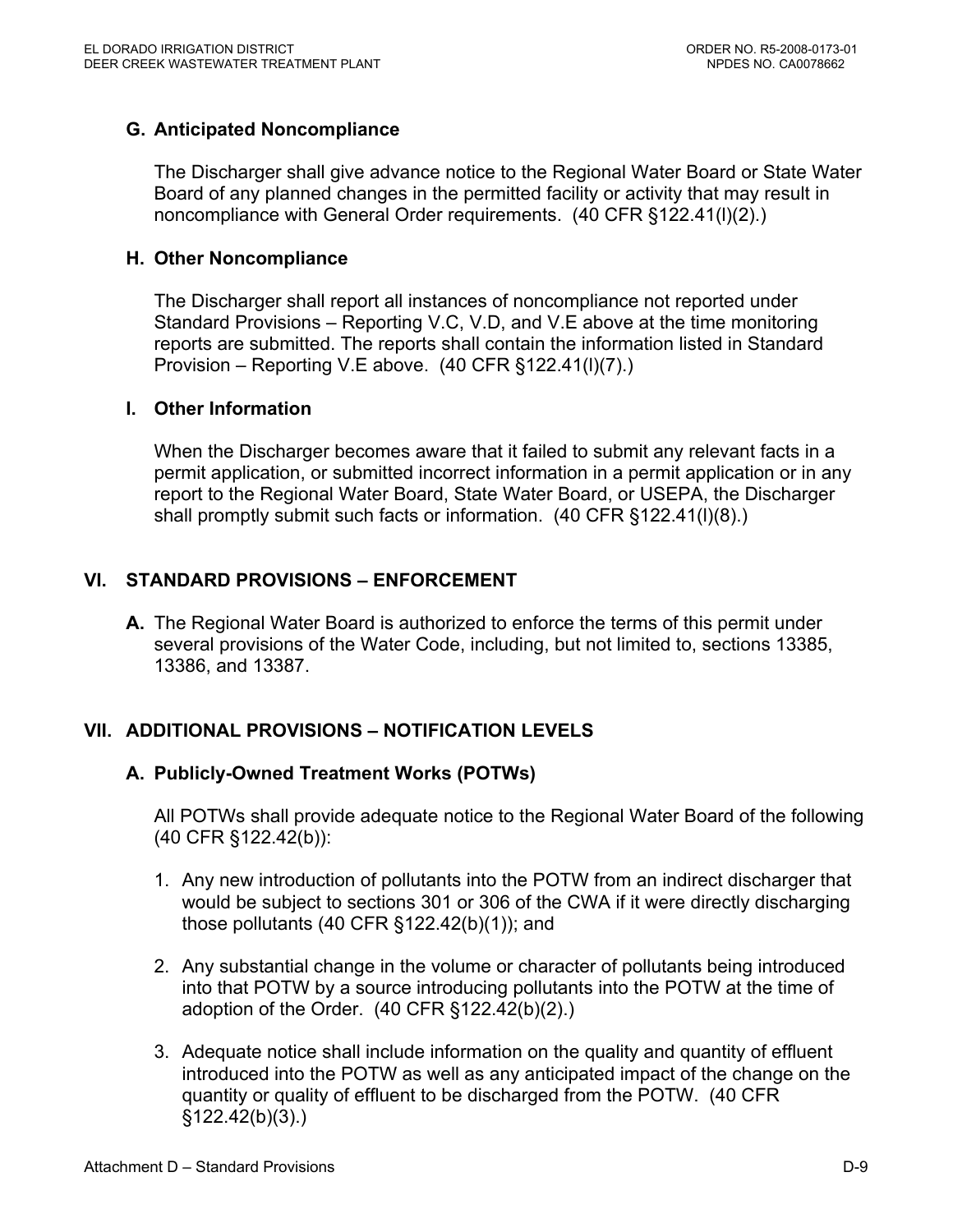### G. Anticipated Noncompliance

The Discharger shall give advance notice to the Regional Water Board or State Water Board of any planned changes in the permitted facility or activity that may result in noncompliance with General Order requirements. (40 CFR §122.41(l)(2).)

### H. Other Noncompliance

The Discharger shall report all instances of noncompliance not reported under Standard Provisions – Reporting V.C, V.D, and V.E above at the time monitoring reports are submitted. The reports shall contain the information listed in Standard Provision – Reporting V.E above. (40 CFR §122.41(l)(7).)

### I. Other Information

When the Discharger becomes aware that it failed to submit any relevant facts in a permit application, or submitted incorrect information in a permit application or in any report to the Regional Water Board, State Water Board, or USEPA, the Discharger shall promptly submit such facts or information. (40 CFR §122.41(l)(8).)

## VI. STANDARD PROVISIONS – ENFORCEMENT

**A.** The Regional Water Board is authorized to enforce the terms of this permit under several provisions of the Water Code, including, but not limited to, sections 13385, 13386, and 13387.

## VII. ADDITIONAL PROVISIONS – NOTIFICATION LEVELS

### A. Publicly-Owned Treatment Works (POTWs)

All POTWs shall provide adequate notice to the Regional Water Board of the following (40 CFR §122.42(b)):

1. Any new introduction of pollutants into the POTW from an indirect discharger that would be subject to sections 301 or 306 of the CWA if it were directly discharging those pollutants (40 CFR §122.42(b)(1)); and

2. Any substantial change in the volume or character of pollutants being introduced into that POTW by a source introducing pollutants into the POTW at the time of adoption of the Order. (40 CFR §122.42(b)(2).)

3. Adequate notice shall include information on the quality and quantity of effluent introduced into the POTW as well as any anticipated impact of the change on the quantity or quality of effluent to be discharged from the POTW. (40 CFR §122.42(b)(3).)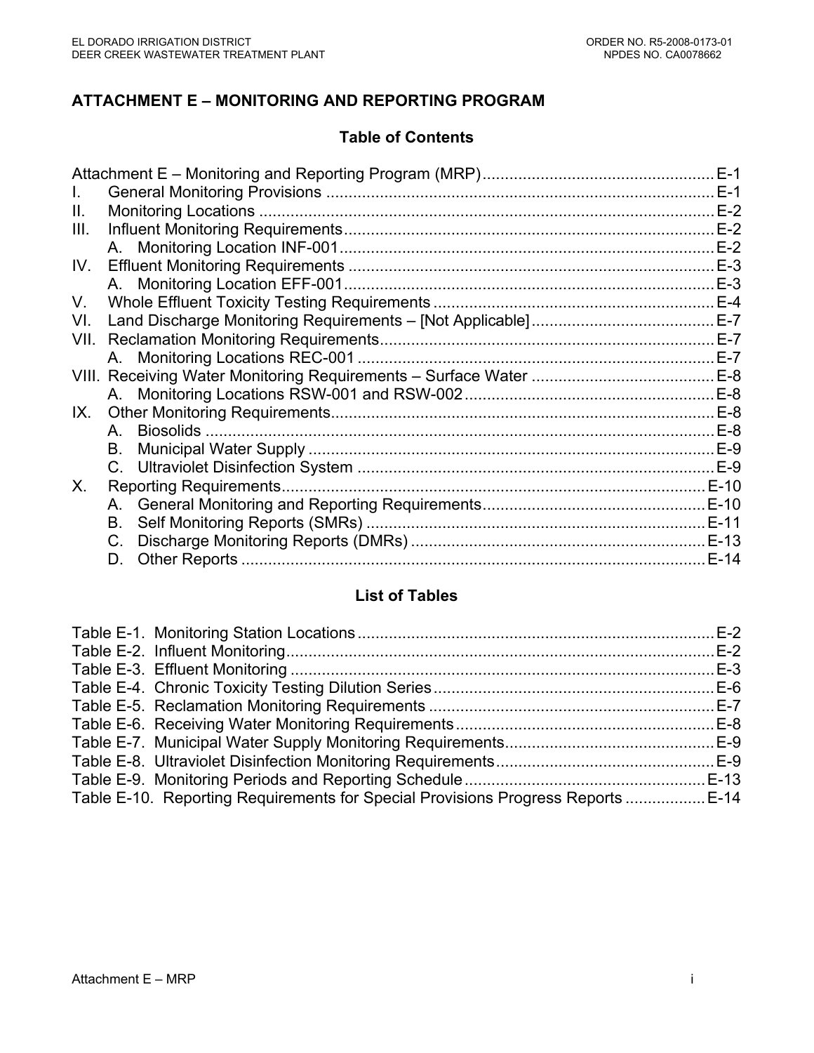# ATTACHMENT E – MONITORING AND REPORTING PROGRAM

## Table of Contents

Attachment E – Monitoring and Reporting Program (MRP) .......... E-1

I. General Monitoring Provisions .......... E-1

II. Monitoring Locations .......... E-2

III. Influent Monitoring Requirements .......... E-2

- A. Monitoring Location INF-001 .......... E-2

IV. Effluent Monitoring Requirements .......... E-3

- A. Monitoring Location EFF-001 .......... E-3

V. Whole Effluent Toxicity Testing Requirements .......... E-4

VI. Land Discharge Monitoring Requirements – [Not Applicable] .......... E-7

VII. Reclamation Monitoring Requirements .......... E-7

- A. Monitoring Locations REC-001 .......... E-7

VIII. Receiving Water Monitoring Requirements – Surface Water .......... E-8

- A. Monitoring Locations RSW-001 and RSW-002 .......... E-8

IX. Other Monitoring Requirements .......... E-8

- A. Biosolids .......... E-8
- B. Municipal Water Supply .......... E-9
- C. Ultraviolet Disinfection System .......... E-9

X. Reporting Requirements .......... E-10

- A. General Monitoring and Reporting Requirements .......... E-10
- B. Self Monitoring Reports (SMRs) .......... E-11
- C. Discharge Monitoring Reports (DMRs) .......... E-13
- D. Other Reports .......... E-14

## List of Tables

Table E-1. Monitoring Station Locations .......... E-2

Table E-2. Influent Monitoring .......... E-2

Table E-3. Effluent Monitoring .......... E-3

Table E-4. Chronic Toxicity Testing Dilution Series .......... E-6

Table E-5. Reclamation Monitoring Requirements .......... E-7

Table E-6. Receiving Water Monitoring Requirements .......... E-8

Table E-7. Municipal Water Supply Monitoring Requirements .......... E-9

Table E-8. Ultraviolet Disinfection Monitoring Requirements .......... E-9

Table E-9. Monitoring Periods and Reporting Schedule .......... E-13

Table E-10. Reporting Requirements for Special Provisions Progress Reports .......... E-14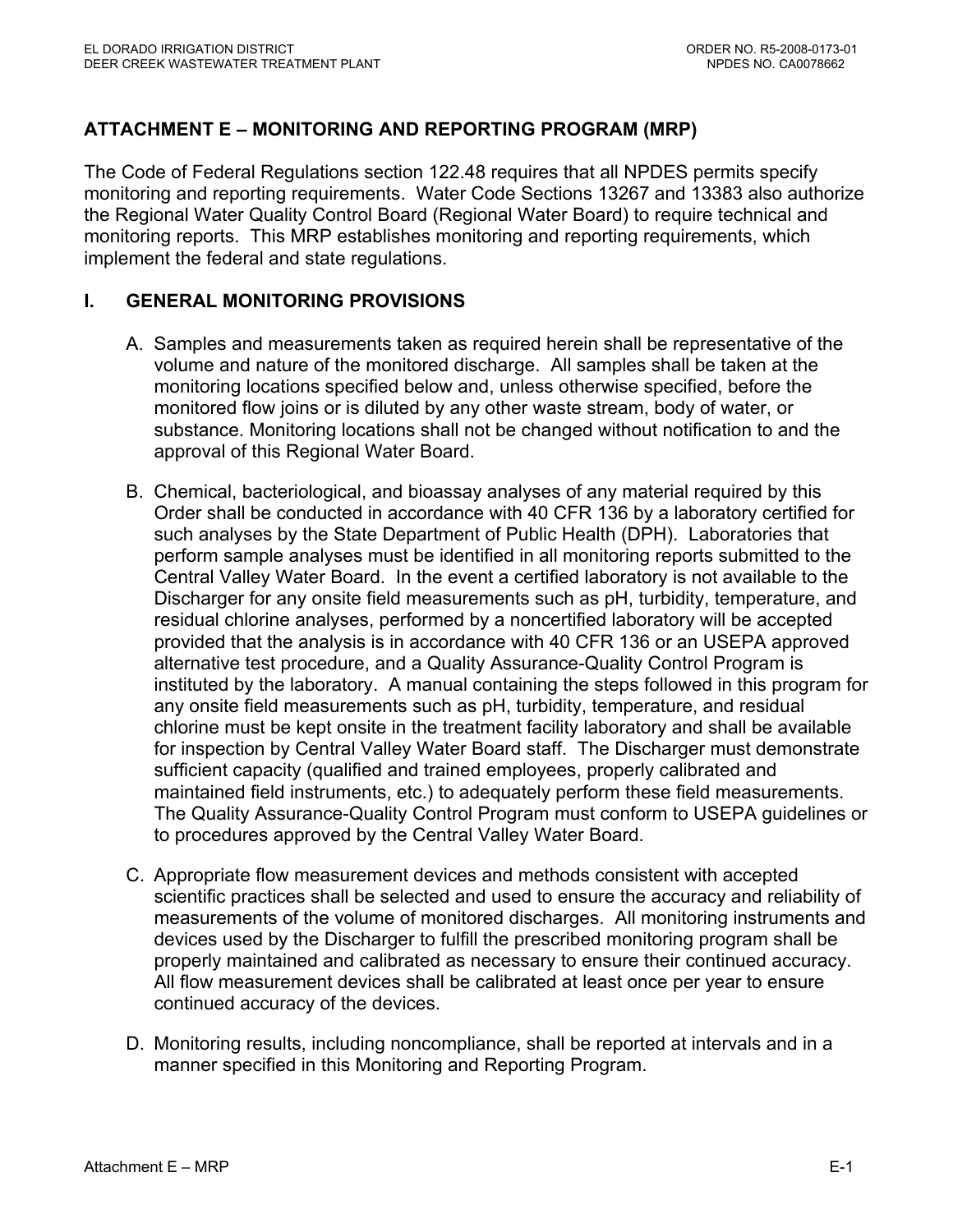# ATTACHMENT E – MONITORING AND REPORTING PROGRAM (MRP)

The Code of Federal Regulations section 122.48 requires that all NPDES permits specify monitoring and reporting requirements. Water Code Sections 13267 and 13383 also authorize the Regional Water Quality Control Board (Regional Water Board) to require technical and monitoring reports. This MRP establishes monitoring and reporting requirements, which implement the federal and state regulations.

## I. GENERAL MONITORING PROVISIONS

A. Samples and measurements taken as required herein shall be representative of the volume and nature of the monitored discharge. All samples shall be taken at the monitoring locations specified below and, unless otherwise specified, before the monitored flow joins or is diluted by any other waste stream, body of water, or substance. Monitoring locations shall not be changed without notification to and the approval of this Regional Water Board.

B. Chemical, bacteriological, and bioassay analyses of any material required by this Order shall be conducted in accordance with 40 CFR 136 by a laboratory certified for such analyses by the State Department of Public Health (DPH). Laboratories that perform sample analyses must be identified in all monitoring reports submitted to the Central Valley Water Board. In the event a certified laboratory is not available to the Discharger for any onsite field measurements such as pH, turbidity, temperature, and residual chlorine analyses, performed by a noncertified laboratory will be accepted provided that the analysis is in accordance with 40 CFR 136 or an USEPA approved alternative test procedure, and a Quality Assurance-Quality Control Program is instituted by the laboratory. A manual containing the steps followed in this program for any onsite field measurements such as pH, turbidity, temperature, and residual chlorine must be kept onsite in the treatment facility laboratory and shall be available for inspection by Central Valley Water Board staff. The Discharger must demonstrate sufficient capacity (qualified and trained employees, properly calibrated and maintained field instruments, etc.) to adequately perform these field measurements. The Quality Assurance-Quality Control Program must conform to USEPA guidelines or to procedures approved by the Central Valley Water Board.

C. Appropriate flow measurement devices and methods consistent with accepted scientific practices shall be selected and used to ensure the accuracy and reliability of measurements of the volume of monitored discharges. All monitoring instruments and devices used by the Discharger to fulfill the prescribed monitoring program shall be properly maintained and calibrated as necessary to ensure their continued accuracy. All flow measurement devices shall be calibrated at least once per year to ensure continued accuracy of the devices.

D. Monitoring results, including noncompliance, shall be reported at intervals and in a manner specified in this Monitoring and Reporting Program.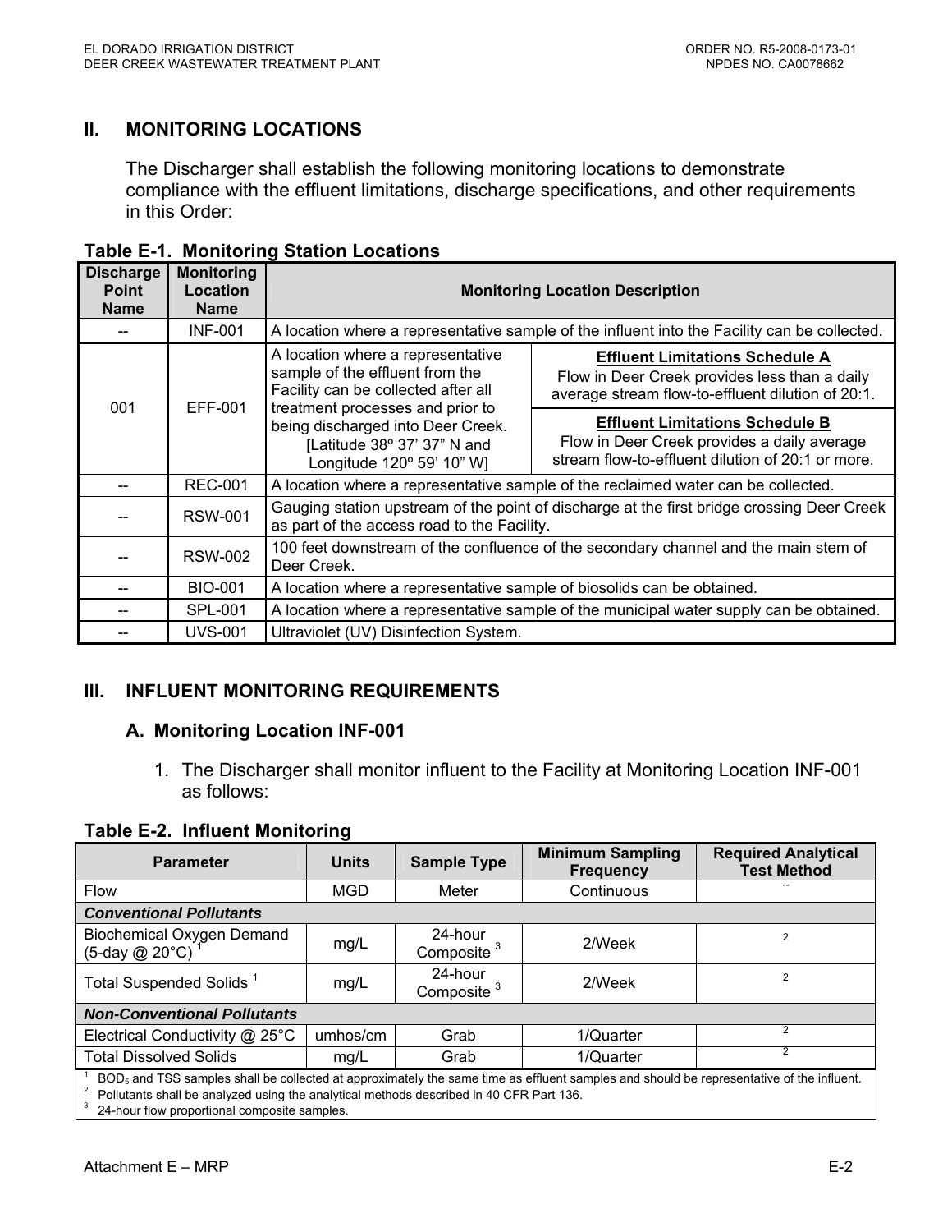## II. MONITORING LOCATIONS

The Discharger shall establish the following monitoring locations to demonstrate compliance with the effluent limitations, discharge specifications, and other requirements in this Order:

**Table E-1. Monitoring Station Locations**

| Discharge Point Name | Monitoring Location Name | Monitoring Location Description | |
|---|---|---|---|
| -- | INF-001 | A location where a representative sample of the influent into the Facility can be collected. | |
| 001 | EFF-001 | A location where a representative sample of the effluent from the Facility can be collected after all treatment processes and prior to being discharged into Deer Creek. [Latitude 38º 37' 37" N and Longitude 120º 59' 10" W] | **Effluent Limitations Schedule A** Flow in Deer Creek provides less than a daily average stream flow-to-effluent dilution of 20:1. |
| | | | **Effluent Limitations Schedule B** Flow in Deer Creek provides a daily average stream flow-to-effluent dilution of 20:1 or more. |
| -- | REC-001 | A location where a representative sample of the reclaimed water can be collected. | |
| -- | RSW-001 | Gauging station upstream of the point of discharge at the first bridge crossing Deer Creek as part of the access road to the Facility. | |
| -- | RSW-002 | 100 feet downstream of the confluence of the secondary channel and the main stem of Deer Creek. | |
| -- | BIO-001 | A location where a representative sample of biosolids can be obtained. | |
| -- | SPL-001 | A location where a representative sample of the municipal water supply can be obtained. | |
| -- | UVS-001 | Ultraviolet (UV) Disinfection System. | |

## III. INFLUENT MONITORING REQUIREMENTS

### A. Monitoring Location INF-001

1. The Discharger shall monitor influent to the Facility at Monitoring Location INF-001 as follows:

**Table E-2. Influent Monitoring**

| Parameter | Units | Sample Type | Minimum Sampling Frequency | Required Analytical Test Method |
|---|---|---|---|---|
| Flow | MGD | Meter | Continuous | -- |
| ***Conventional Pollutants*** | | | | |
| Biochemical Oxygen Demand (5-day @ 20°C) [1] | mg/L | 24-hour Composite [3] | 2/Week | [2] |
| Total Suspended Solids [1] | mg/L | 24-hour Composite [3] | 2/Week | [2] |
| ***Non-Conventional Pollutants*** | | | | |
| Electrical Conductivity @ 25°C | umhos/cm | Grab | 1/Quarter | [2] |
| Total Dissolved Solids | mg/L | Grab | 1/Quarter | [2] |

[1] $BOD_5$ and TSS samples shall be collected at approximately the same time as effluent samples and should be representative of the influent.
[2] Pollutants shall be analyzed using the analytical methods described in 40 CFR Part 136.
[3] 24-hour flow proportional composite samples.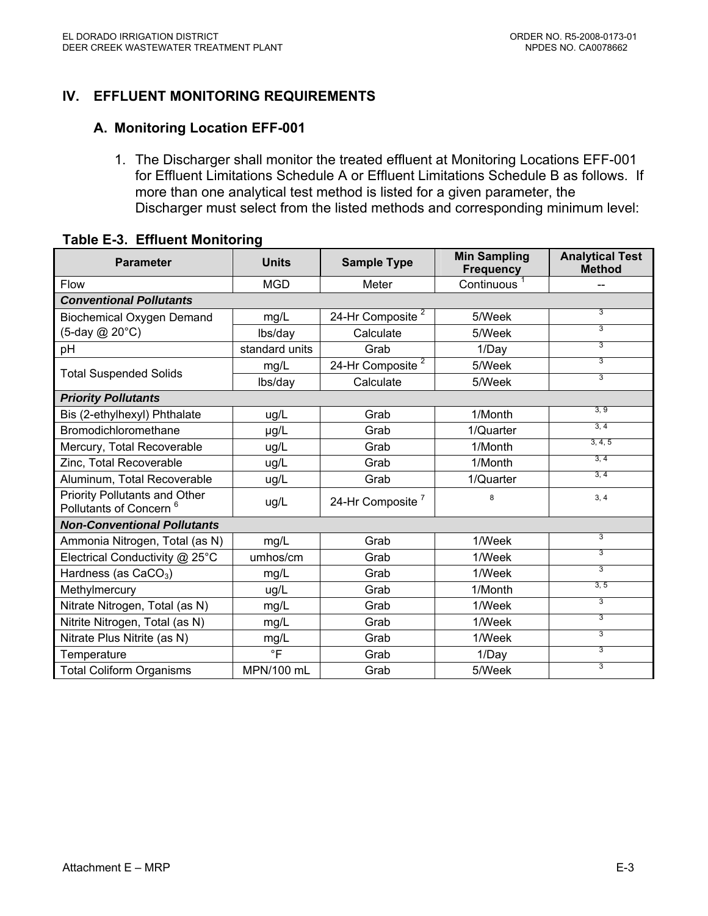## IV. EFFLUENT MONITORING REQUIREMENTS

### A. Monitoring Location EFF-001

1. The Discharger shall monitor the treated effluent at Monitoring Locations EFF-001 for Effluent Limitations Schedule A or Effluent Limitations Schedule B as follows. If more than one analytical test method is listed for a given parameter, the Discharger must select from the listed methods and corresponding minimum level:

**Table E-3. Effluent Monitoring**

| Parameter | Units | Sample Type | Min Sampling Frequency | Analytical Test Method |
|---|---|---|---|---|
| Flow | MGD | Meter | Continuous [1] | -- |
| ***Conventional Pollutants*** | | | | |
| Biochemical Oxygen Demand (5-day @ 20°C) | mg/L | 24-Hr Composite [2] | 5/Week | [3] |
| | lbs/day | Calculate | 5/Week | [3] |
| pH | standard units | Grab | 1/Day | [3] |
| Total Suspended Solids | mg/L | 24-Hr Composite [2] | 5/Week | [3] |
| | lbs/day | Calculate | 5/Week | [3] |
| ***Priority Pollutants*** | | | | |
| Bis (2-ethylhexyl) Phthalate | ug/L | Grab | 1/Month | [3, 9] |
| Bromodichloromethane | µg/L | Grab | 1/Quarter | [3, 4] |
| Mercury, Total Recoverable | ug/L | Grab | 1/Month | [3, 4, 5] |
| Zinc, Total Recoverable | ug/L | Grab | 1/Month | [3, 4] |
| Aluminum, Total Recoverable | ug/L | Grab | 1/Quarter | [3, 4] |
| Priority Pollutants and Other Pollutants of Concern [6] | ug/L | 24-Hr Composite [7] | [8] | [3, 4] |
| ***Non-Conventional Pollutants*** | | | | |
| Ammonia Nitrogen, Total (as N) | mg/L | Grab | 1/Week | [3] |
| Electrical Conductivity @ 25°C | umhos/cm | Grab | 1/Week | [3] |
| Hardness (as $CaCO_3$) | mg/L | Grab | 1/Week | [3] |
| Methylmercury | ug/L | Grab | 1/Month | [3, 5] |
| Nitrate Nitrogen, Total (as N) | mg/L | Grab | 1/Week | [3] |
| Nitrite Nitrogen, Total (as N) | mg/L | Grab | 1/Week | [3] |
| Nitrate Plus Nitrite (as N) | mg/L | Grab | 1/Week | [3] |
| Temperature | °F | Grab | 1/Day | [3] |
| Total Coliform Organisms | MPN/100 mL | Grab | 5/Week | [3] |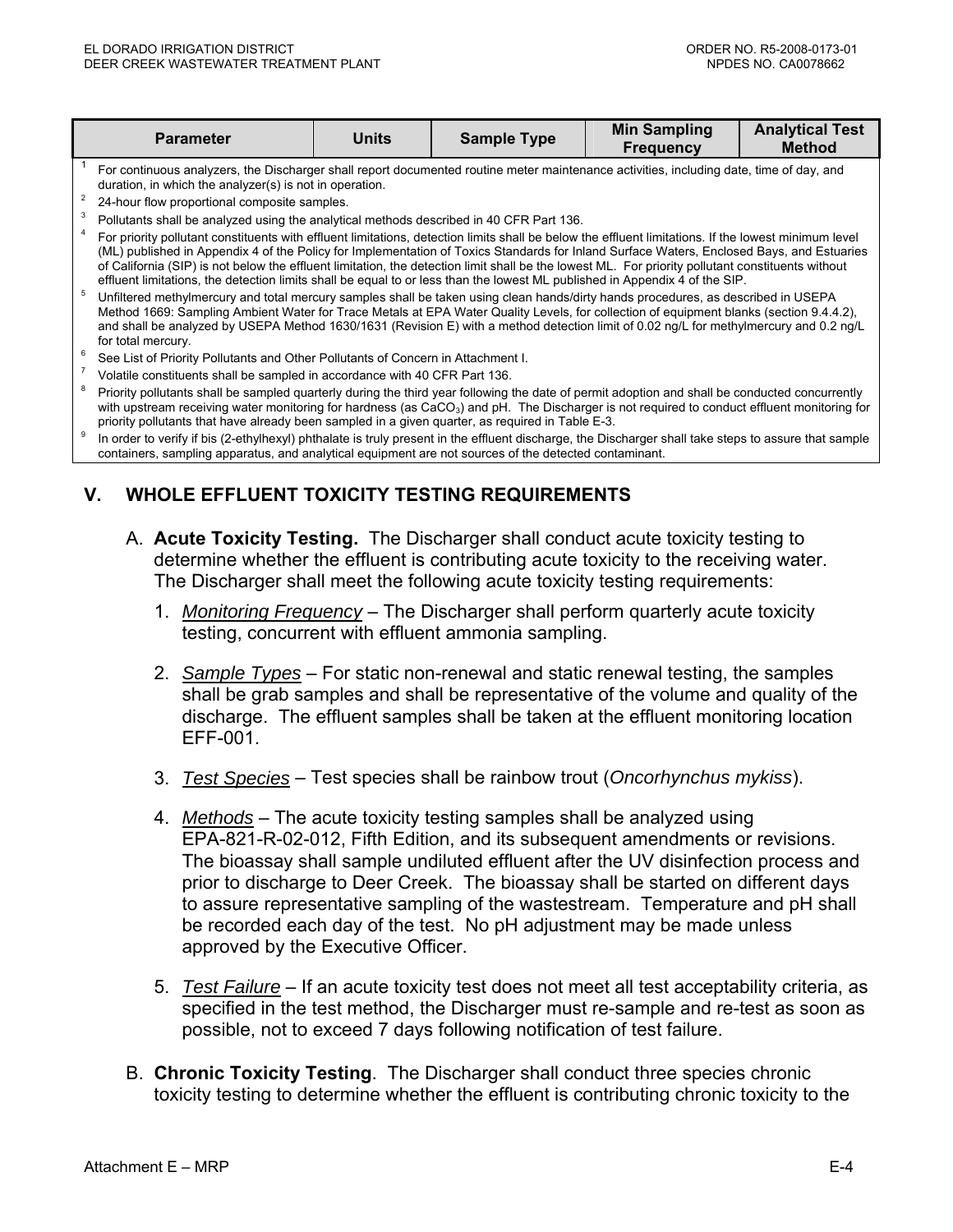| Parameter | Units | Sample Type | Min Sampling Frequency | Analytical Test Method |
|---|---|---|---|---|

[1] For continuous analyzers, the Discharger shall report documented routine meter maintenance activities, including date, time of day, and duration, in which the analyzer(s) is not in operation.

[2] 24-hour flow proportional composite samples.

[3] Pollutants shall be analyzed using the analytical methods described in 40 CFR Part 136.

[4] For priority pollutant constituents with effluent limitations, detection limits shall be below the effluent limitations. If the lowest minimum level (ML) published in Appendix 4 of the Policy for Implementation of Toxics Standards for Inland Surface Waters, Enclosed Bays, and Estuaries of California (SIP) is not below the effluent limitation, the detection limit shall be the lowest ML. For priority pollutant constituents without effluent limitations, the detection limits shall be equal to or less than the lowest ML published in Appendix 4 of the SIP.

[5] Unfiltered methylmercury and total mercury samples shall be taken using clean hands/dirty hands procedures, as described in USEPA Method 1669: Sampling Ambient Water for Trace Metals at EPA Water Quality Levels, for collection of equipment blanks (section 9.4.4.2), and shall be analyzed by USEPA Method 1630/1631 (Revision E) with a method detection limit of 0.02 ng/L for methylmercury and 0.2 ng/L for total mercury.

[6] See List of Priority Pollutants and Other Pollutants of Concern in Attachment I.

[7] Volatile constituents shall be sampled in accordance with 40 CFR Part 136.

[8] Priority pollutants shall be sampled quarterly during the third year following the date of permit adoption and shall be conducted concurrently with upstream receiving water monitoring for hardness (as $CaCO_3$) and pH. The Discharger is not required to conduct effluent monitoring for priority pollutants that have already been sampled in a given quarter, as required in Table E-3.

[9] In order to verify if bis (2-ethylhexyl) phthalate is truly present in the effluent discharge, the Discharger shall take steps to assure that sample containers, sampling apparatus, and analytical equipment are not sources of the detected contaminant.

## V. WHOLE EFFLUENT TOXICITY TESTING REQUIREMENTS

A. **Acute Toxicity Testing.** The Discharger shall conduct acute toxicity testing to determine whether the effluent is contributing acute toxicity to the receiving water. The Discharger shall meet the following acute toxicity testing requirements:

1. *Monitoring Frequency* – The Discharger shall perform quarterly acute toxicity testing, concurrent with effluent ammonia sampling.

2. *Sample Types* – For static non-renewal and static renewal testing, the samples shall be grab samples and shall be representative of the volume and quality of the discharge. The effluent samples shall be taken at the effluent monitoring location EFF-001.

3. *Test Species* – Test species shall be rainbow trout (*Oncorhynchus mykiss*).

4. *Methods* – The acute toxicity testing samples shall be analyzed using EPA-821-R-02-012, Fifth Edition, and its subsequent amendments or revisions. The bioassay shall sample undiluted effluent after the UV disinfection process and prior to discharge to Deer Creek. The bioassay shall be started on different days to assure representative sampling of the wastestream. Temperature and pH shall be recorded each day of the test. No pH adjustment may be made unless approved by the Executive Officer.

5. *Test Failure* – If an acute toxicity test does not meet all test acceptability criteria, as specified in the test method, the Discharger must re-sample and re-test as soon as possible, not to exceed 7 days following notification of test failure.

B. **Chronic Toxicity Testing**. The Discharger shall conduct three species chronic toxicity testing to determine whether the effluent is contributing chronic toxicity to the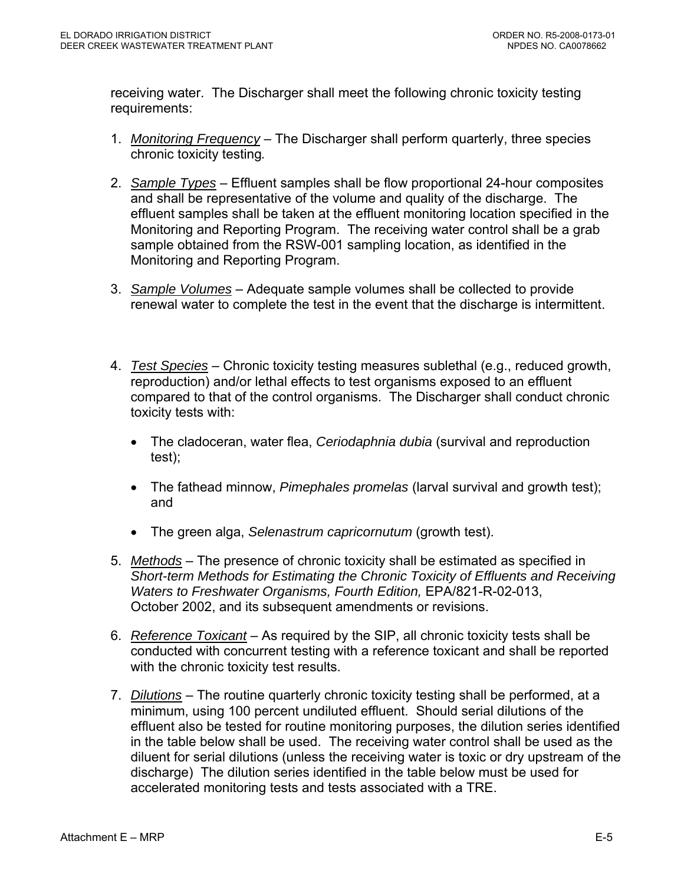receiving water. The Discharger shall meet the following chronic toxicity testing requirements:

1. Monitoring Frequency – The Discharger shall perform quarterly, three species chronic toxicity testing.

2. Sample Types – Effluent samples shall be flow proportional 24-hour composites and shall be representative of the volume and quality of the discharge. The effluent samples shall be taken at the effluent monitoring location specified in the Monitoring and Reporting Program. The receiving water control shall be a grab sample obtained from the RSW-001 sampling location, as identified in the Monitoring and Reporting Program.

3. Sample Volumes – Adequate sample volumes shall be collected to provide renewal water to complete the test in the event that the discharge is intermittent.

4. Test Species – Chronic toxicity testing measures sublethal (e.g., reduced growth, reproduction) and/or lethal effects to test organisms exposed to an effluent compared to that of the control organisms. The Discharger shall conduct chronic toxicity tests with:

   - The cladoceran, water flea, *Ceriodaphnia dubia* (survival and reproduction test);
   - The fathead minnow, *Pimephales promelas* (larval survival and growth test); and
   - The green alga, *Selenastrum capricornutum* (growth test).

5. Methods – The presence of chronic toxicity shall be estimated as specified in *Short-term Methods for Estimating the Chronic Toxicity of Effluents and Receiving Waters to Freshwater Organisms, Fourth Edition,* EPA/821-R-02-013, October 2002, and its subsequent amendments or revisions.

6. Reference Toxicant – As required by the SIP, all chronic toxicity tests shall be conducted with concurrent testing with a reference toxicant and shall be reported with the chronic toxicity test results.

7. Dilutions – The routine quarterly chronic toxicity testing shall be performed, at a minimum, using 100 percent undiluted effluent. Should serial dilutions of the effluent also be tested for routine monitoring purposes, the dilution series identified in the table below shall be used. The receiving water control shall be used as the diluent for serial dilutions (unless the receiving water is toxic or dry upstream of the discharge) The dilution series identified in the table below must be used for accelerated monitoring tests and tests associated with a TRE.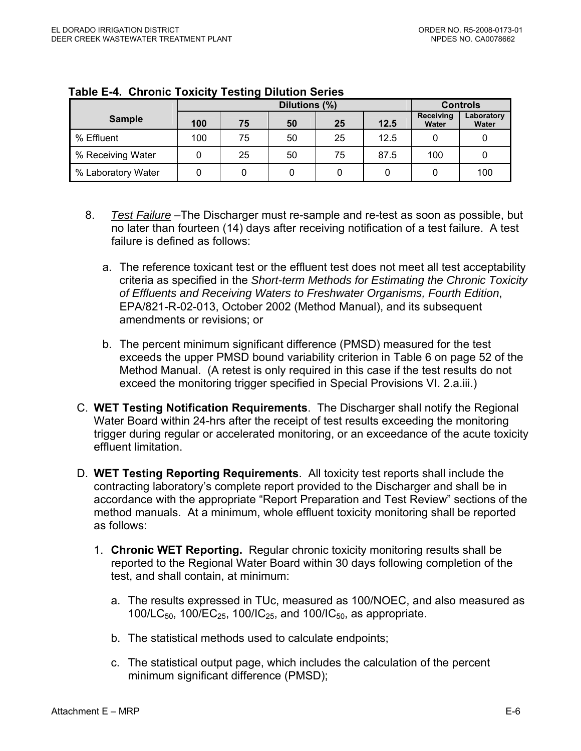**Table E-4. Chronic Toxicity Testing Dilution Series**

| Sample | Dilutions (%) | | | | | Controls | |
|---|---|---|---|---|---|---|---|
| | 100 | 75 | 50 | 25 | 12.5 | Receiving Water | Laboratory Water |
| % Effluent | 100 | 75 | 50 | 25 | 12.5 | 0 | 0 |
| % Receiving Water | 0 | 25 | 50 | 75 | 87.5 | 100 | 0 |
| % Laboratory Water | 0 | 0 | 0 | 0 | 0 | 0 | 100 |

8. *Test Failure* –The Discharger must re-sample and re-test as soon as possible, but no later than fourteen (14) days after receiving notification of a test failure. A test failure is defined as follows:

   a. The reference toxicant test or the effluent test does not meet all test acceptability criteria as specified in the *Short-term Methods for Estimating the Chronic Toxicity of Effluents and Receiving Waters to Freshwater Organisms, Fourth Edition*, EPA/821-R-02-013, October 2002 (Method Manual), and its subsequent amendments or revisions; or

   b. The percent minimum significant difference (PMSD) measured for the test exceeds the upper PMSD bound variability criterion in Table 6 on page 52 of the Method Manual. (A retest is only required in this case if the test results do not exceed the monitoring trigger specified in Special Provisions VI. 2.a.iii.)

C. **WET Testing Notification Requirements**. The Discharger shall notify the Regional Water Board within 24-hrs after the receipt of test results exceeding the monitoring trigger during regular or accelerated monitoring, or an exceedance of the acute toxicity effluent limitation.

D. **WET Testing Reporting Requirements**. All toxicity test reports shall include the contracting laboratory's complete report provided to the Discharger and shall be in accordance with the appropriate "Report Preparation and Test Review" sections of the method manuals. At a minimum, whole effluent toxicity monitoring shall be reported as follows:

   1. **Chronic WET Reporting.** Regular chronic toxicity monitoring results shall be reported to the Regional Water Board within 30 days following completion of the test, and shall contain, at minimum:

      a. The results expressed in TUc, measured as 100/NOEC, and also measured as $100/LC_{50}$, $100/EC_{25}$, $100/IC_{25}$, and $100/IC_{50}$, as appropriate.

      b. The statistical methods used to calculate endpoints;

      c. The statistical output page, which includes the calculation of the percent minimum significant difference (PMSD);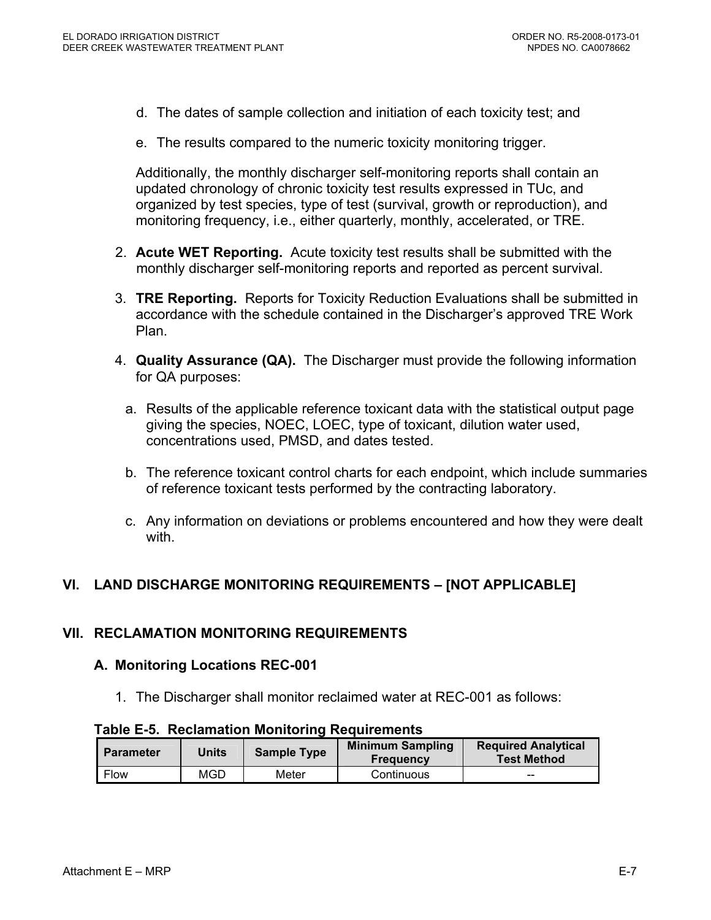d. The dates of sample collection and initiation of each toxicity test; and

e. The results compared to the numeric toxicity monitoring trigger.

Additionally, the monthly discharger self-monitoring reports shall contain an updated chronology of chronic toxicity test results expressed in TUc, and organized by test species, type of test (survival, growth or reproduction), and monitoring frequency, i.e., either quarterly, monthly, accelerated, or TRE.

2. **Acute WET Reporting.** Acute toxicity test results shall be submitted with the monthly discharger self-monitoring reports and reported as percent survival.

3. **TRE Reporting.** Reports for Toxicity Reduction Evaluations shall be submitted in accordance with the schedule contained in the Discharger's approved TRE Work Plan.

4. **Quality Assurance (QA).** The Discharger must provide the following information for QA purposes:

   a. Results of the applicable reference toxicant data with the statistical output page giving the species, NOEC, LOEC, type of toxicant, dilution water used, concentrations used, PMSD, and dates tested.

   b. The reference toxicant control charts for each endpoint, which include summaries of reference toxicant tests performed by the contracting laboratory.

   c. Any information on deviations or problems encountered and how they were dealt with.

## VI. LAND DISCHARGE MONITORING REQUIREMENTS – [NOT APPLICABLE]

## VII. RECLAMATION MONITORING REQUIREMENTS

### A. Monitoring Locations REC-001

1. The Discharger shall monitor reclaimed water at REC-001 as follows:

**Table E-5. Reclamation Monitoring Requirements**

| Parameter | Units | Sample Type | Minimum Sampling Frequency | Required Analytical Test Method |
|---|---|---|---|---|
| Flow | MGD | Meter | Continuous | -- |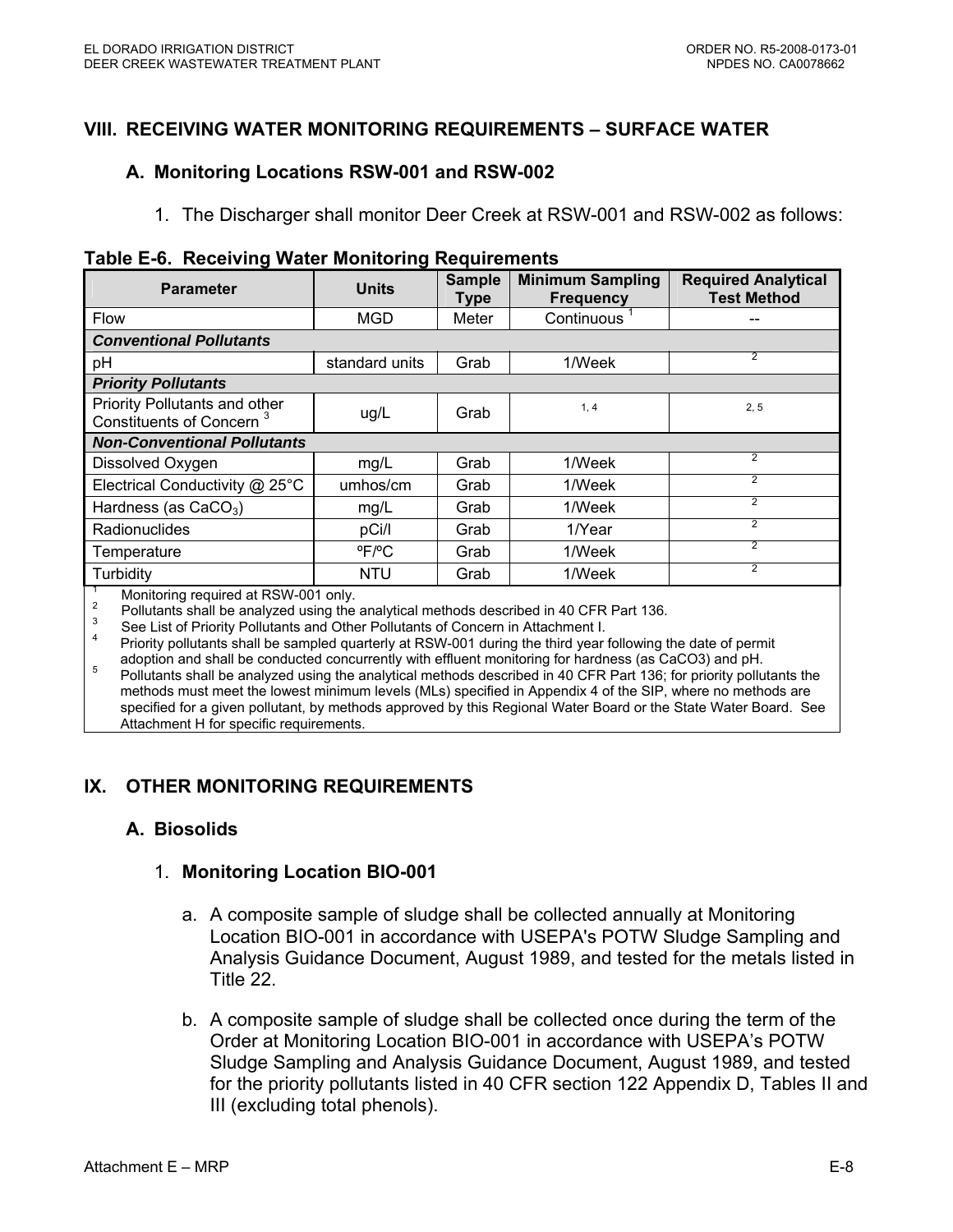## VIII. RECEIVING WATER MONITORING REQUIREMENTS – SURFACE WATER

### A. Monitoring Locations RSW-001 and RSW-002

1. The Discharger shall monitor Deer Creek at RSW-001 and RSW-002 as follows:

**Table E-6. Receiving Water Monitoring Requirements**

| Parameter | Units | Sample Type | Minimum Sampling Frequency | Required Analytical Test Method |
|---|---|---|---|---|
| Flow | MGD | Meter | Continuous [1] | -- |
| ***Conventional Pollutants*** | | | | |
| pH | standard units | Grab | 1/Week | [2] |
| ***Priority Pollutants*** | | | | |
| Priority Pollutants and other Constituents of Concern [3] | ug/L | Grab | [1, 4] | [2, 5] |
| ***Non-Conventional Pollutants*** | | | | |
| Dissolved Oxygen | mg/L | Grab | 1/Week | [2] |
| Electrical Conductivity @ 25°C | umhos/cm | Grab | 1/Week | [2] |
| Hardness (as $CaCO_3$) | mg/L | Grab | 1/Week | [2] |
| Radionuclides | pCi/l | Grab | 1/Year | [2] |
| Temperature | ºF/ºC | Grab | 1/Week | [2] |
| Turbidity | NTU | Grab | 1/Week | [2] |

[1] Monitoring required at RSW-001 only.
[2] Pollutants shall be analyzed using the analytical methods described in 40 CFR Part 136.
[3] See List of Priority Pollutants and Other Pollutants of Concern in Attachment I.
[4] Priority pollutants shall be sampled quarterly at RSW-001 during the third year following the date of permit adoption and shall be conducted concurrently with effluent monitoring for hardness (as CaCO3) and pH.
[5] Pollutants shall be analyzed using the analytical methods described in 40 CFR Part 136; for priority pollutants the methods must meet the lowest minimum levels (MLs) specified in Appendix 4 of the SIP, where no methods are specified for a given pollutant, by methods approved by this Regional Water Board or the State Water Board. See Attachment H for specific requirements.

## IX. OTHER MONITORING REQUIREMENTS

### A. Biosolids

1. **Monitoring Location BIO-001**

   a. A composite sample of sludge shall be collected annually at Monitoring Location BIO-001 in accordance with USEPA's POTW Sludge Sampling and Analysis Guidance Document, August 1989, and tested for the metals listed in Title 22.

   b. A composite sample of sludge shall be collected once during the term of the Order at Monitoring Location BIO-001 in accordance with USEPA's POTW Sludge Sampling and Analysis Guidance Document, August 1989, and tested for the priority pollutants listed in 40 CFR section 122 Appendix D, Tables II and III (excluding total phenols).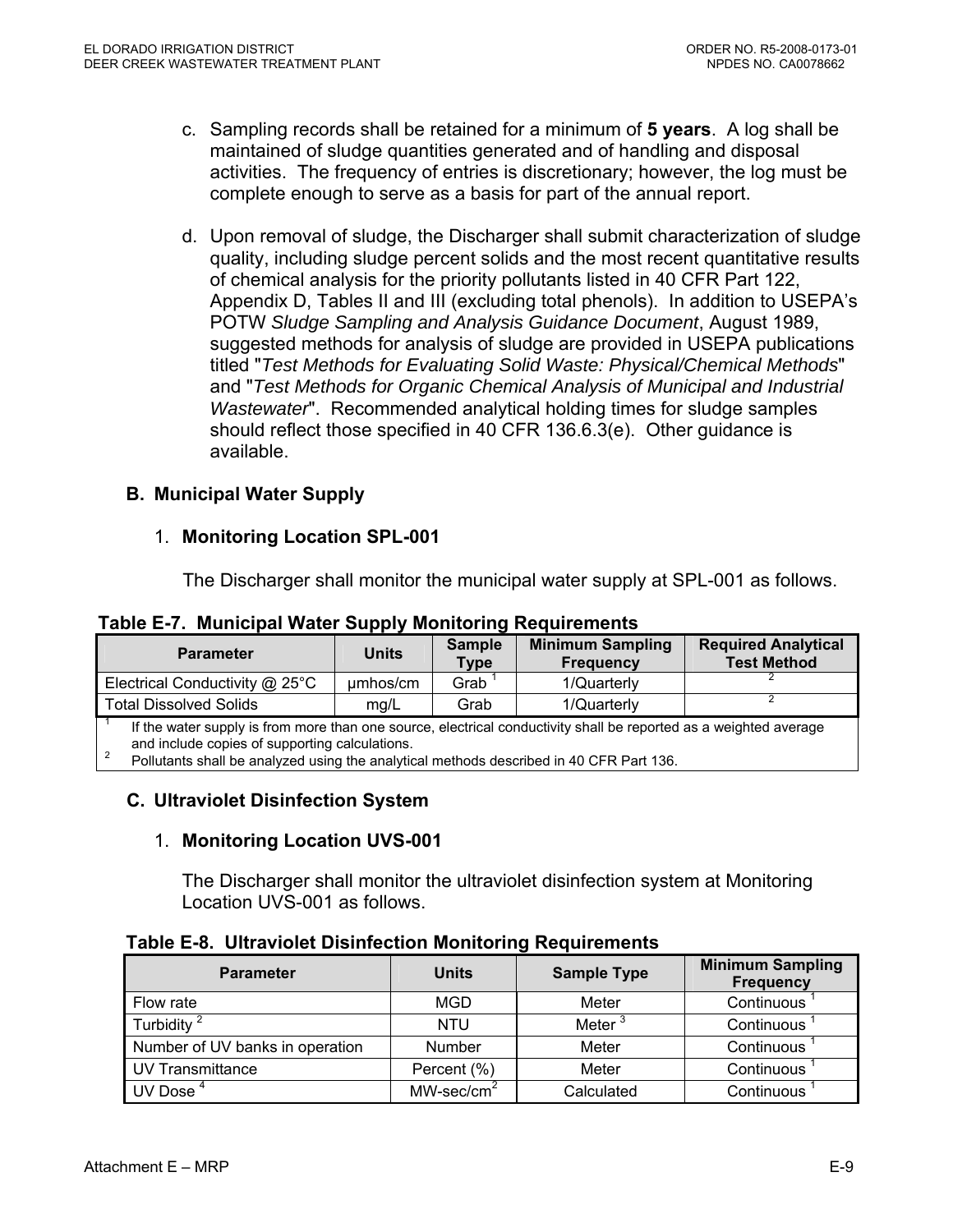c. Sampling records shall be retained for a minimum of **5 years**. A log shall be maintained of sludge quantities generated and of handling and disposal activities. The frequency of entries is discretionary; however, the log must be complete enough to serve as a basis for part of the annual report.

d. Upon removal of sludge, the Discharger shall submit characterization of sludge quality, including sludge percent solids and the most recent quantitative results of chemical analysis for the priority pollutants listed in 40 CFR Part 122, Appendix D, Tables II and III (excluding total phenols). In addition to USEPA's POTW *Sludge Sampling and Analysis Guidance Document*, August 1989, suggested methods for analysis of sludge are provided in USEPA publications titled "*Test Methods for Evaluating Solid Waste: Physical/Chemical Methods*" and "*Test Methods for Organic Chemical Analysis of Municipal and Industrial Wastewater*". Recommended analytical holding times for sludge samples should reflect those specified in 40 CFR 136.6.3(e). Other guidance is available.

## B. Municipal Water Supply

### 1. Monitoring Location SPL-001

The Discharger shall monitor the municipal water supply at SPL-001 as follows.

**Table E-7. Municipal Water Supply Monitoring Requirements**

| Parameter | Units | Sample Type | Minimum Sampling Frequency | Required Analytical Test Method |
|---|---|---|---|---|
| Electrical Conductivity @ 25°C | µmhos/cm | Grab [1] | 1/Quarterly | [2] |
| Total Dissolved Solids | mg/L | Grab | 1/Quarterly | [2] |

[1] If the water supply is from more than one source, electrical conductivity shall be reported as a weighted average and include copies of supporting calculations.

[2] Pollutants shall be analyzed using the analytical methods described in 40 CFR Part 136.

## C. Ultraviolet Disinfection System

### 1. Monitoring Location UVS-001

The Discharger shall monitor the ultraviolet disinfection system at Monitoring Location UVS-001 as follows.

**Table E-8. Ultraviolet Disinfection Monitoring Requirements**

| Parameter | Units | Sample Type | Minimum Sampling Frequency |
|---|---|---|---|
| Flow rate | MGD | Meter | Continuous [1] |
| Turbidity [2] | NTU | Meter [3] | Continuous [1] |
| Number of UV banks in operation | Number | Meter | Continuous [1] |
| UV Transmittance | Percent (%) | Meter | Continuous [1] |
| UV Dose [4] | MW-sec/cm$^2$ | Calculated | Continuous [1] |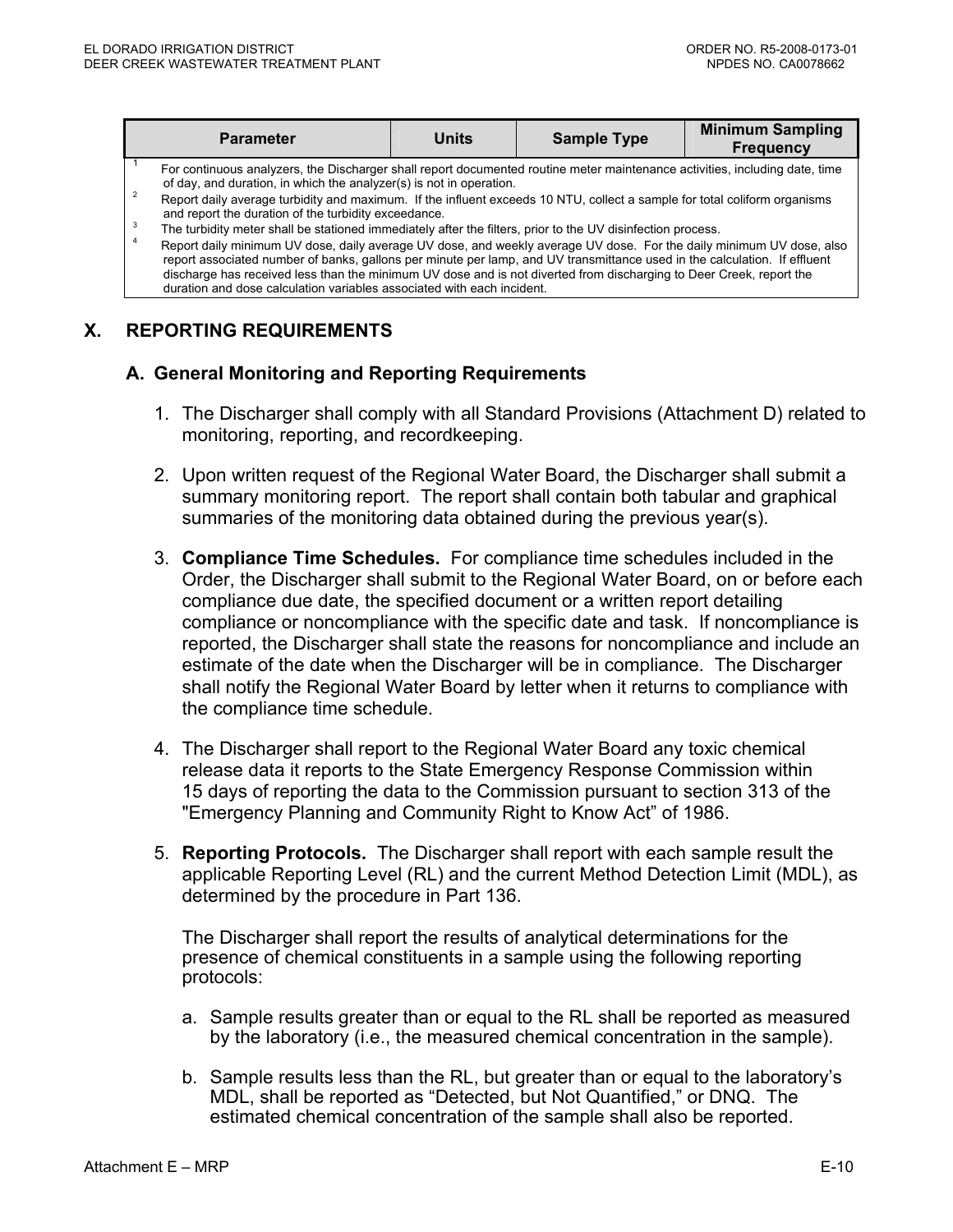| Parameter | Units | Sample Type | Minimum Sampling Frequency |
|---|---|---|---|

[1] For continuous analyzers, the Discharger shall report documented routine meter maintenance activities, including date, time of day, and duration, in which the analyzer(s) is not in operation.

[2] Report daily average turbidity and maximum. If the influent exceeds 10 NTU, collect a sample for total coliform organisms and report the duration of the turbidity exceedance.

[3] The turbidity meter shall be stationed immediately after the filters, prior to the UV disinfection process.

[4] Report daily minimum UV dose, daily average UV dose, and weekly average UV dose. For the daily minimum UV dose, also report associated number of banks, gallons per minute per lamp, and UV transmittance used in the calculation. If effluent discharge has received less than the minimum UV dose and is not diverted from discharging to Deer Creek, report the duration and dose calculation variables associated with each incident.

## X. REPORTING REQUIREMENTS

### A. General Monitoring and Reporting Requirements

1. The Discharger shall comply with all Standard Provisions (Attachment D) related to monitoring, reporting, and recordkeeping.

2. Upon written request of the Regional Water Board, the Discharger shall submit a summary monitoring report. The report shall contain both tabular and graphical summaries of the monitoring data obtained during the previous year(s).

3. **Compliance Time Schedules.** For compliance time schedules included in the Order, the Discharger shall submit to the Regional Water Board, on or before each compliance due date, the specified document or a written report detailing compliance or noncompliance with the specific date and task. If noncompliance is reported, the Discharger shall state the reasons for noncompliance and include an estimate of the date when the Discharger will be in compliance. The Discharger shall notify the Regional Water Board by letter when it returns to compliance with the compliance time schedule.

4. The Discharger shall report to the Regional Water Board any toxic chemical release data it reports to the State Emergency Response Commission within 15 days of reporting the data to the Commission pursuant to section 313 of the "Emergency Planning and Community Right to Know Act" of 1986.

5. **Reporting Protocols.** The Discharger shall report with each sample result the applicable Reporting Level (RL) and the current Method Detection Limit (MDL), as determined by the procedure in Part 136.

   The Discharger shall report the results of analytical determinations for the presence of chemical constituents in a sample using the following reporting protocols:

   a. Sample results greater than or equal to the RL shall be reported as measured by the laboratory (i.e., the measured chemical concentration in the sample).

   b. Sample results less than the RL, but greater than or equal to the laboratory's MDL, shall be reported as "Detected, but Not Quantified," or DNQ. The estimated chemical concentration of the sample shall also be reported.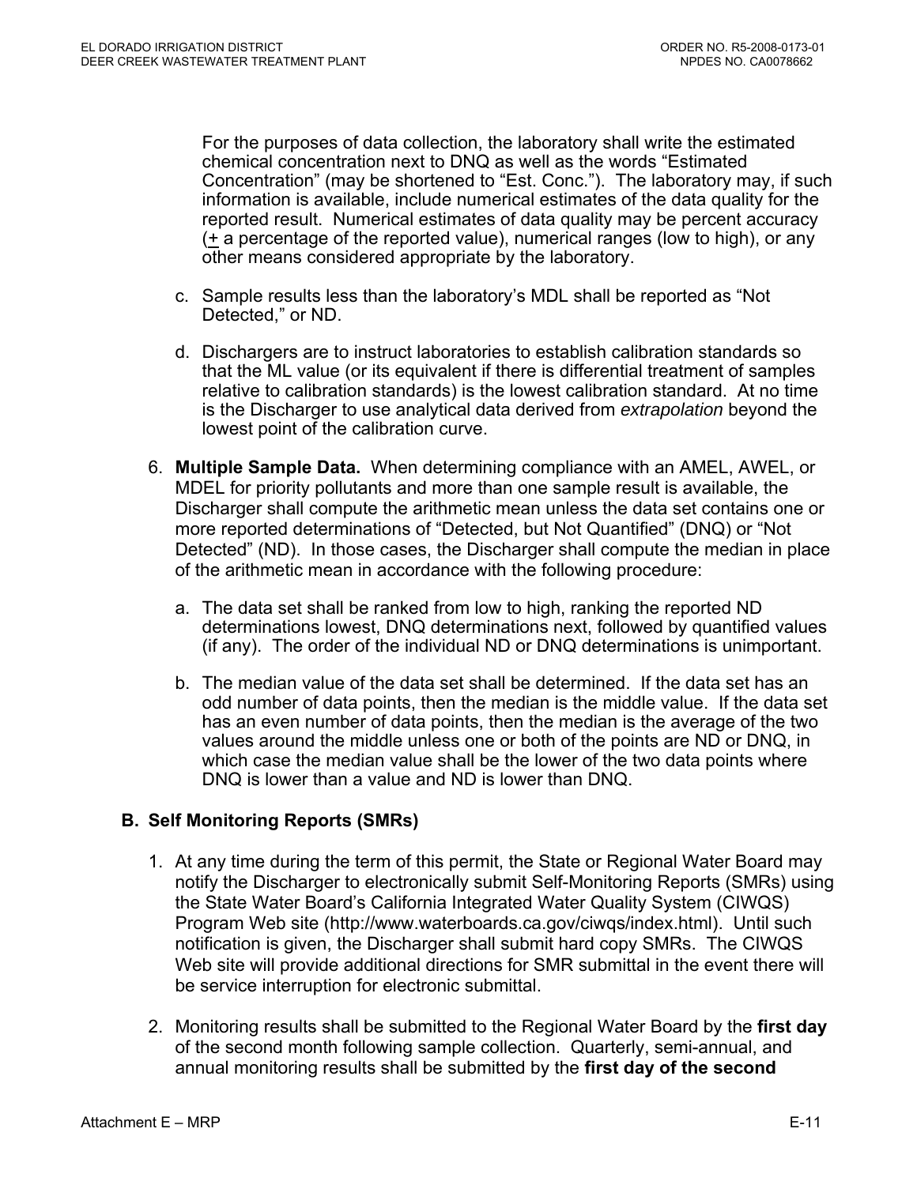For the purposes of data collection, the laboratory shall write the estimated chemical concentration next to DNQ as well as the words "Estimated Concentration" (may be shortened to "Est. Conc."). The laboratory may, if such information is available, include numerical estimates of the data quality for the reported result. Numerical estimates of data quality may be percent accuracy (± a percentage of the reported value), numerical ranges (low to high), or any other means considered appropriate by the laboratory.

c. Sample results less than the laboratory's MDL shall be reported as "Not Detected," or ND.

d. Dischargers are to instruct laboratories to establish calibration standards so that the ML value (or its equivalent if there is differential treatment of samples relative to calibration standards) is the lowest calibration standard. At no time is the Discharger to use analytical data derived from *extrapolation* beyond the lowest point of the calibration curve.

6. **Multiple Sample Data.** When determining compliance with an AMEL, AWEL, or MDEL for priority pollutants and more than one sample result is available, the Discharger shall compute the arithmetic mean unless the data set contains one or more reported determinations of "Detected, but Not Quantified" (DNQ) or "Not Detected" (ND). In those cases, the Discharger shall compute the median in place of the arithmetic mean in accordance with the following procedure:

   a. The data set shall be ranked from low to high, ranking the reported ND determinations lowest, DNQ determinations next, followed by quantified values (if any). The order of the individual ND or DNQ determinations is unimportant.

   b. The median value of the data set shall be determined. If the data set has an odd number of data points, then the median is the middle value. If the data set has an even number of data points, then the median is the average of the two values around the middle unless one or both of the points are ND or DNQ, in which case the median value shall be the lower of the two data points where DNQ is lower than a value and ND is lower than DNQ.

## B. Self Monitoring Reports (SMRs)

1. At any time during the term of this permit, the State or Regional Water Board may notify the Discharger to electronically submit Self-Monitoring Reports (SMRs) using the State Water Board's California Integrated Water Quality System (CIWQS) Program Web site (http://www.waterboards.ca.gov/ciwqs/index.html). Until such notification is given, the Discharger shall submit hard copy SMRs. The CIWQS Web site will provide additional directions for SMR submittal in the event there will be service interruption for electronic submittal.

2. Monitoring results shall be submitted to the Regional Water Board by the **first day** of the second month following sample collection. Quarterly, semi-annual, and annual monitoring results shall be submitted by the **first day of the second**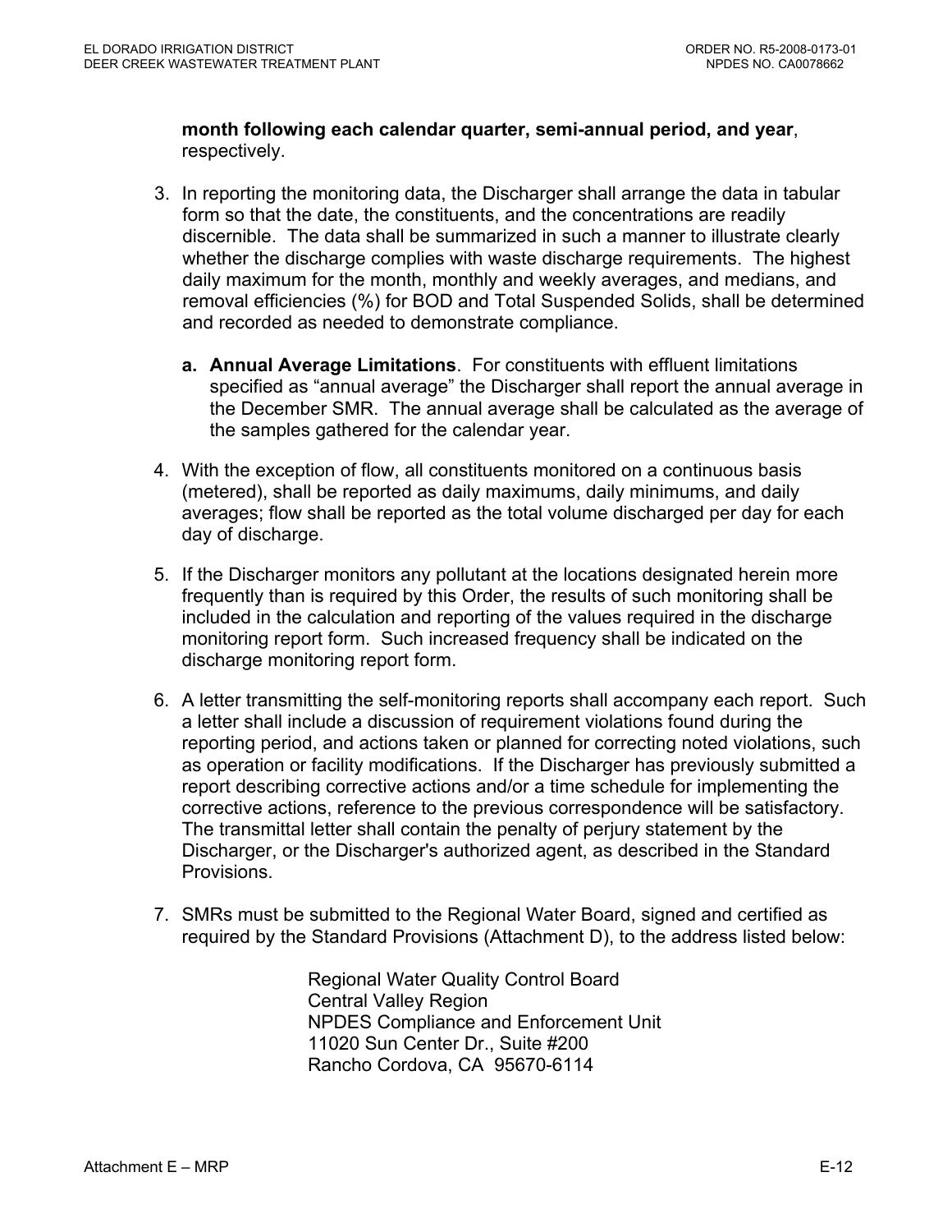**month following each calendar quarter, semi-annual period, and year**, respectively.

3. In reporting the monitoring data, the Discharger shall arrange the data in tabular form so that the date, the constituents, and the concentrations are readily discernible. The data shall be summarized in such a manner to illustrate clearly whether the discharge complies with waste discharge requirements. The highest daily maximum for the month, monthly and weekly averages, and medians, and removal efficiencies (%) for BOD and Total Suspended Solids, shall be determined and recorded as needed to demonstrate compliance.

   a. **Annual Average Limitations**. For constituents with effluent limitations specified as "annual average" the Discharger shall report the annual average in the December SMR. The annual average shall be calculated as the average of the samples gathered for the calendar year.

4. With the exception of flow, all constituents monitored on a continuous basis (metered), shall be reported as daily maximums, daily minimums, and daily averages; flow shall be reported as the total volume discharged per day for each day of discharge.

5. If the Discharger monitors any pollutant at the locations designated herein more frequently than is required by this Order, the results of such monitoring shall be included in the calculation and reporting of the values required in the discharge monitoring report form. Such increased frequency shall be indicated on the discharge monitoring report form.

6. A letter transmitting the self-monitoring reports shall accompany each report. Such a letter shall include a discussion of requirement violations found during the reporting period, and actions taken or planned for correcting noted violations, such as operation or facility modifications. If the Discharger has previously submitted a report describing corrective actions and/or a time schedule for implementing the corrective actions, reference to the previous correspondence will be satisfactory. The transmittal letter shall contain the penalty of perjury statement by the Discharger, or the Discharger's authorized agent, as described in the Standard Provisions.

7. SMRs must be submitted to the Regional Water Board, signed and certified as required by the Standard Provisions (Attachment D), to the address listed below:

   Regional Water Quality Control Board
   Central Valley Region
   NPDES Compliance and Enforcement Unit
   11020 Sun Center Dr., Suite #200
   Rancho Cordova, CA 95670-6114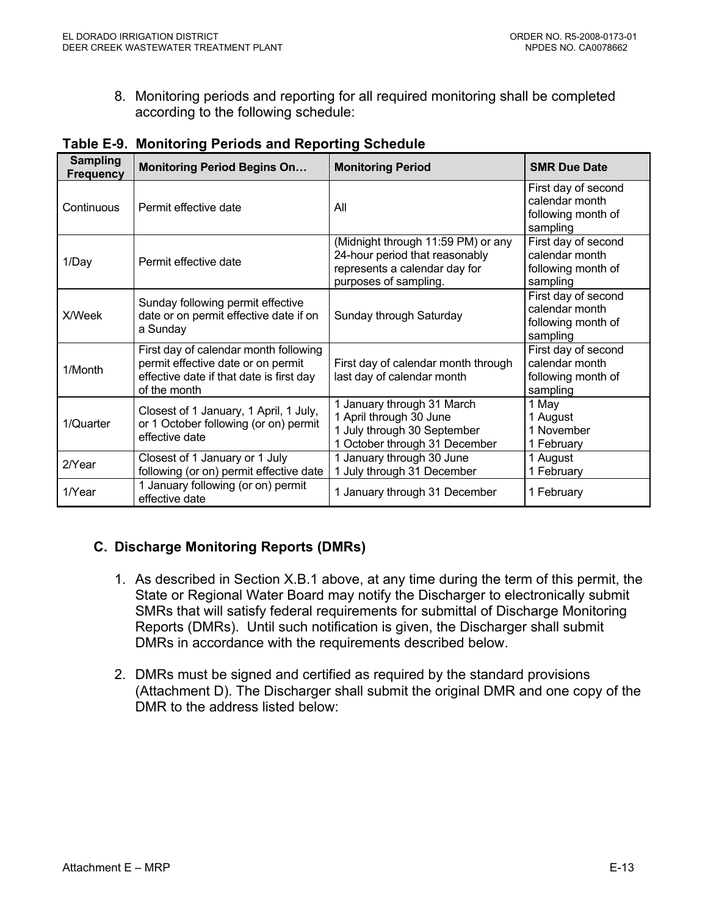8. Monitoring periods and reporting for all required monitoring shall be completed according to the following schedule:

**Table E-9. Monitoring Periods and Reporting Schedule**

| Sampling Frequency | Monitoring Period Begins On… | Monitoring Period | SMR Due Date |
|---|---|---|---|
| Continuous | Permit effective date | All | First day of second calendar month following month of sampling |
| 1/Day | Permit effective date | (Midnight through 11:59 PM) or any 24-hour period that reasonably represents a calendar day for purposes of sampling. | First day of second calendar month following month of sampling |
| X/Week | Sunday following permit effective date or on permit effective date if on a Sunday | Sunday through Saturday | First day of second calendar month following month of sampling |
| 1/Month | First day of calendar month following permit effective date or on permit effective date if that date is first day of the month | First day of calendar month through last day of calendar month | First day of second calendar month following month of sampling |
| 1/Quarter | Closest of 1 January, 1 April, 1 July, or 1 October following (or on) permit effective date | 1 January through 31 March<br>1 April through 30 June<br>1 July through 30 September<br>1 October through 31 December | 1 May<br>1 August<br>1 November<br>1 February |
| 2/Year | Closest of 1 January or 1 July following (or on) permit effective date | 1 January through 30 June<br>1 July through 31 December | 1 August<br>1 February |
| 1/Year | 1 January following (or on) permit effective date | 1 January through 31 December | 1 February |

## C. Discharge Monitoring Reports (DMRs)

1. As described in Section X.B.1 above, at any time during the term of this permit, the State or Regional Water Board may notify the Discharger to electronically submit SMRs that will satisfy federal requirements for submittal of Discharge Monitoring Reports (DMRs). Until such notification is given, the Discharger shall submit DMRs in accordance with the requirements described below.

2. DMRs must be signed and certified as required by the standard provisions (Attachment D). The Discharger shall submit the original DMR and one copy of the DMR to the address listed below: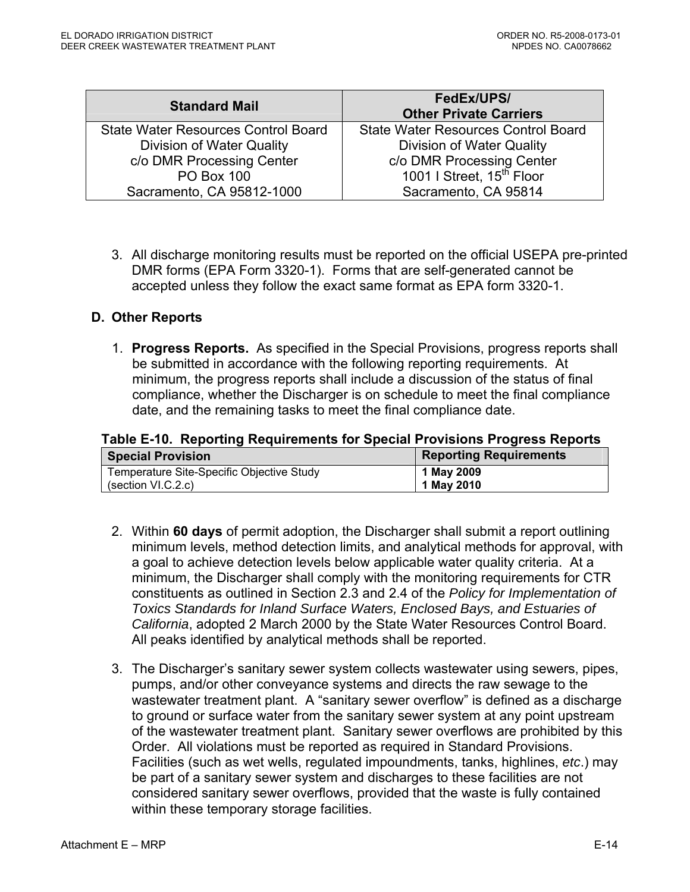| Standard Mail | FedEx/UPS/ Other Private Carriers |
|---|---|
| State Water Resources Control Board<br>Division of Water Quality<br>c/o DMR Processing Center<br>PO Box 100<br>Sacramento, CA 95812-1000 | State Water Resources Control Board<br>Division of Water Quality<br>c/o DMR Processing Center<br>1001 I Street, 15th Floor<br>Sacramento, CA 95814 |

3. All discharge monitoring results must be reported on the official USEPA pre-printed DMR forms (EPA Form 3320-1). Forms that are self-generated cannot be accepted unless they follow the exact same format as EPA form 3320-1.

## D. Other Reports

1. **Progress Reports.** As specified in the Special Provisions, progress reports shall be submitted in accordance with the following reporting requirements. At minimum, the progress reports shall include a discussion of the status of final compliance, whether the Discharger is on schedule to meet the final compliance date, and the remaining tasks to meet the final compliance date.

**Table E-10. Reporting Requirements for Special Provisions Progress Reports**

| Special Provision | Reporting Requirements |
|---|---|
| Temperature Site-Specific Objective Study (section VI.C.2.c) | **1 May 2009**<br>**1 May 2010** |

2. Within **60 days** of permit adoption, the Discharger shall submit a report outlining minimum levels, method detection limits, and analytical methods for approval, with a goal to achieve detection levels below applicable water quality criteria. At a minimum, the Discharger shall comply with the monitoring requirements for CTR constituents as outlined in Section 2.3 and 2.4 of the *Policy for Implementation of Toxics Standards for Inland Surface Waters, Enclosed Bays, and Estuaries of California*, adopted 2 March 2000 by the State Water Resources Control Board. All peaks identified by analytical methods shall be reported.

3. The Discharger's sanitary sewer system collects wastewater using sewers, pipes, pumps, and/or other conveyance systems and directs the raw sewage to the wastewater treatment plant. A "sanitary sewer overflow" is defined as a discharge to ground or surface water from the sanitary sewer system at any point upstream of the wastewater treatment plant. Sanitary sewer overflows are prohibited by this Order. All violations must be reported as required in Standard Provisions. Facilities (such as wet wells, regulated impoundments, tanks, highlines, *etc*.) may be part of a sanitary sewer system and discharges to these facilities are not considered sanitary sewer overflows, provided that the waste is fully contained within these temporary storage facilities.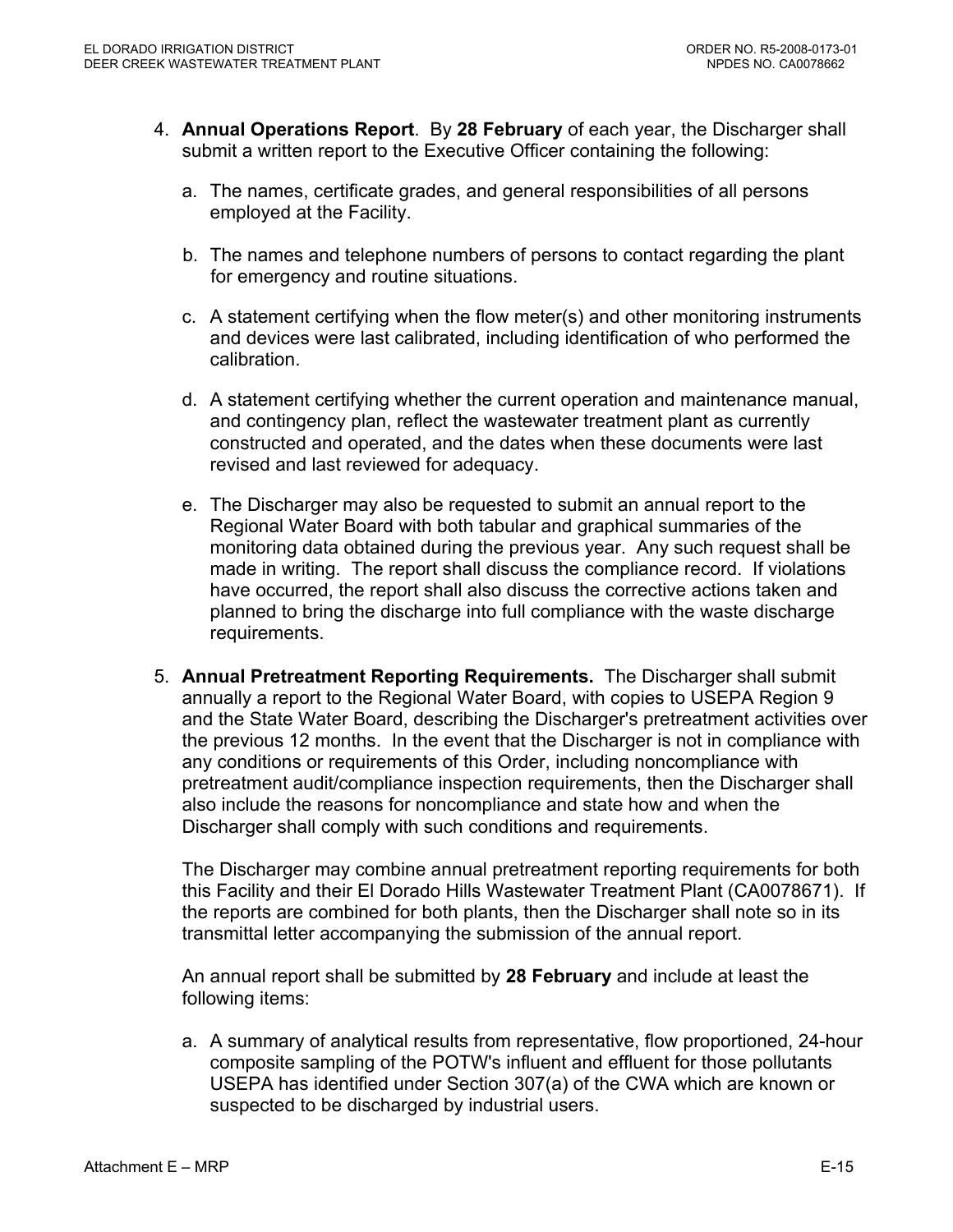4. **Annual Operations Report**. By **28 February** of each year, the Discharger shall submit a written report to the Executive Officer containing the following:

   a. The names, certificate grades, and general responsibilities of all persons employed at the Facility.

   b. The names and telephone numbers of persons to contact regarding the plant for emergency and routine situations.

   c. A statement certifying when the flow meter(s) and other monitoring instruments and devices were last calibrated, including identification of who performed the calibration.

   d. A statement certifying whether the current operation and maintenance manual, and contingency plan, reflect the wastewater treatment plant as currently constructed and operated, and the dates when these documents were last revised and last reviewed for adequacy.

   e. The Discharger may also be requested to submit an annual report to the Regional Water Board with both tabular and graphical summaries of the monitoring data obtained during the previous year. Any such request shall be made in writing. The report shall discuss the compliance record. If violations have occurred, the report shall also discuss the corrective actions taken and planned to bring the discharge into full compliance with the waste discharge requirements.

5. **Annual Pretreatment Reporting Requirements.** The Discharger shall submit annually a report to the Regional Water Board, with copies to USEPA Region 9 and the State Water Board, describing the Discharger's pretreatment activities over the previous 12 months. In the event that the Discharger is not in compliance with any conditions or requirements of this Order, including noncompliance with pretreatment audit/compliance inspection requirements, then the Discharger shall also include the reasons for noncompliance and state how and when the Discharger shall comply with such conditions and requirements.

   The Discharger may combine annual pretreatment reporting requirements for both this Facility and their El Dorado Hills Wastewater Treatment Plant (CA0078671). If the reports are combined for both plants, then the Discharger shall note so in its transmittal letter accompanying the submission of the annual report.

   An annual report shall be submitted by **28 February** and include at least the following items:

   a. A summary of analytical results from representative, flow proportioned, 24-hour composite sampling of the POTW's influent and effluent for those pollutants USEPA has identified under Section 307(a) of the CWA which are known or suspected to be discharged by industrial users.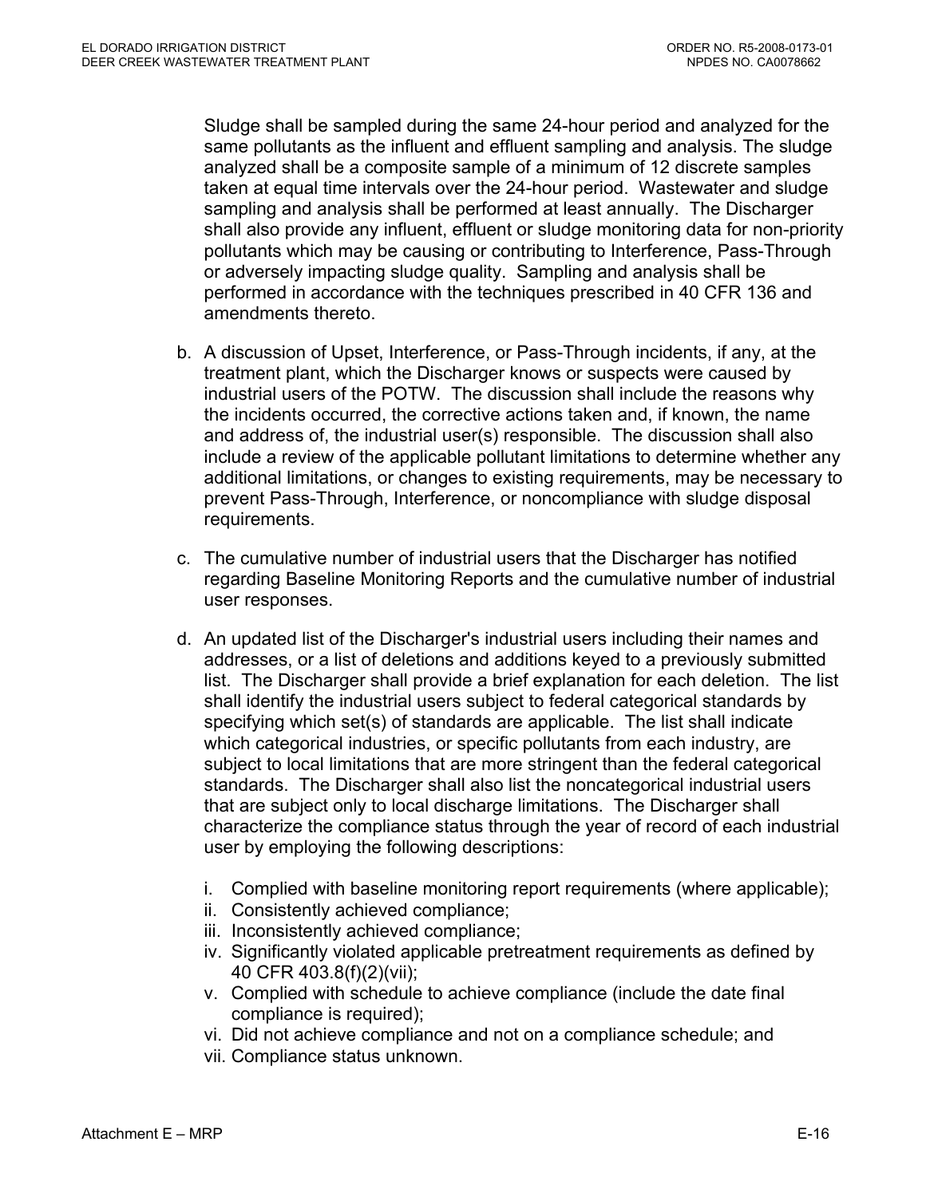Sludge shall be sampled during the same 24-hour period and analyzed for the same pollutants as the influent and effluent sampling and analysis. The sludge analyzed shall be a composite sample of a minimum of 12 discrete samples taken at equal time intervals over the 24-hour period. Wastewater and sludge sampling and analysis shall be performed at least annually. The Discharger shall also provide any influent, effluent or sludge monitoring data for non-priority pollutants which may be causing or contributing to Interference, Pass-Through or adversely impacting sludge quality. Sampling and analysis shall be performed in accordance with the techniques prescribed in 40 CFR 136 and amendments thereto.

b. A discussion of Upset, Interference, or Pass-Through incidents, if any, at the treatment plant, which the Discharger knows or suspects were caused by industrial users of the POTW. The discussion shall include the reasons why the incidents occurred, the corrective actions taken and, if known, the name and address of, the industrial user(s) responsible. The discussion shall also include a review of the applicable pollutant limitations to determine whether any additional limitations, or changes to existing requirements, may be necessary to prevent Pass-Through, Interference, or noncompliance with sludge disposal requirements.

c. The cumulative number of industrial users that the Discharger has notified regarding Baseline Monitoring Reports and the cumulative number of industrial user responses.

d. An updated list of the Discharger's industrial users including their names and addresses, or a list of deletions and additions keyed to a previously submitted list. The Discharger shall provide a brief explanation for each deletion. The list shall identify the industrial users subject to federal categorical standards by specifying which set(s) of standards are applicable. The list shall indicate which categorical industries, or specific pollutants from each industry, are subject to local limitations that are more stringent than the federal categorical standards. The Discharger shall also list the noncategorical industrial users that are subject only to local discharge limitations. The Discharger shall characterize the compliance status through the year of record of each industrial user by employing the following descriptions:

   i. Complied with baseline monitoring report requirements (where applicable);
   ii. Consistently achieved compliance;
   iii. Inconsistently achieved compliance;
   iv. Significantly violated applicable pretreatment requirements as defined by 40 CFR 403.8(f)(2)(vii);
   v. Complied with schedule to achieve compliance (include the date final compliance is required);
   vi. Did not achieve compliance and not on a compliance schedule; and
   vii. Compliance status unknown.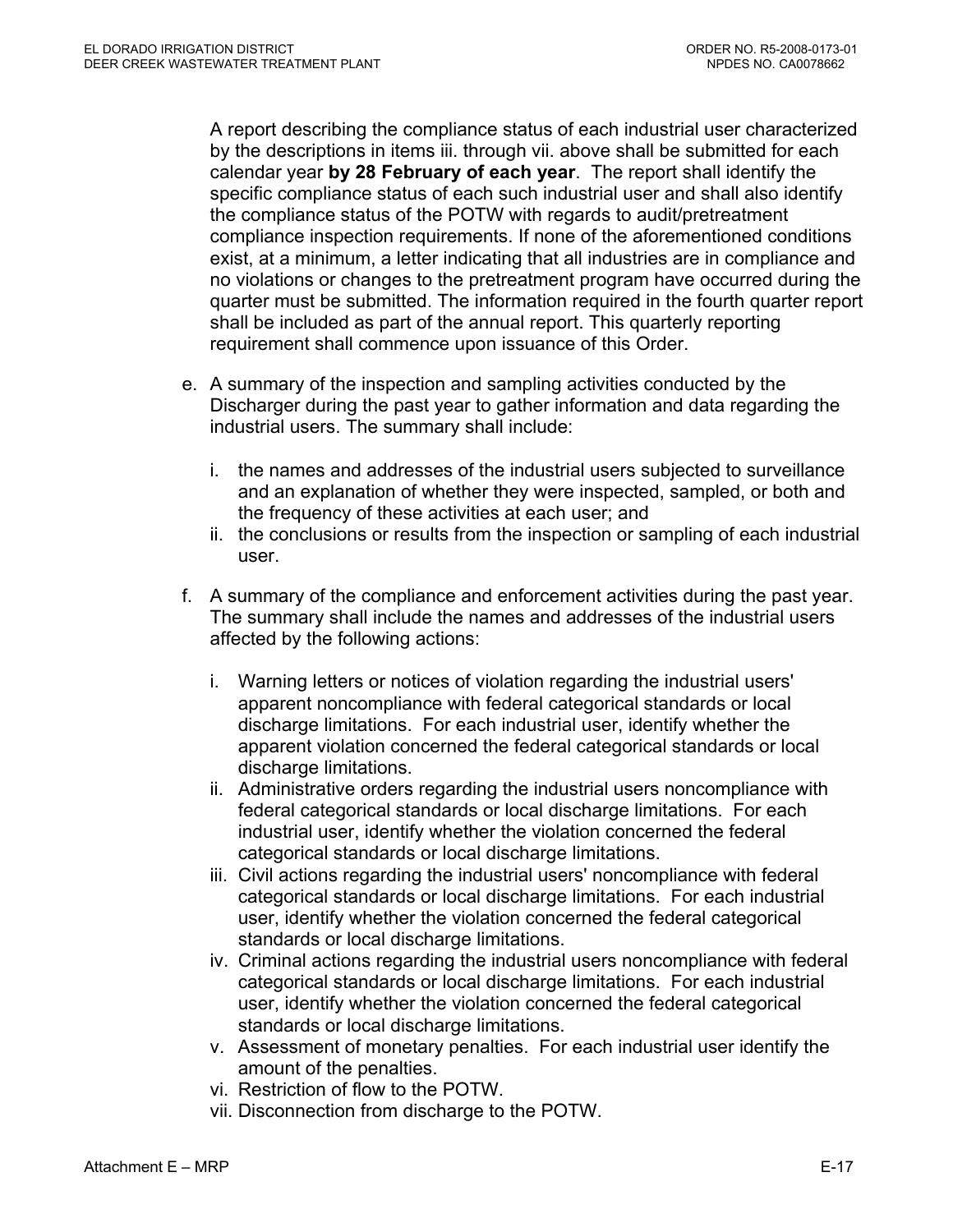A report describing the compliance status of each industrial user characterized by the descriptions in items iii. through vii. above shall be submitted for each calendar year **by 28 February of each year**. The report shall identify the specific compliance status of each such industrial user and shall also identify the compliance status of the POTW with regards to audit/pretreatment compliance inspection requirements. If none of the aforementioned conditions exist, at a minimum, a letter indicating that all industries are in compliance and no violations or changes to the pretreatment program have occurred during the quarter must be submitted. The information required in the fourth quarter report shall be included as part of the annual report. This quarterly reporting requirement shall commence upon issuance of this Order.

e. A summary of the inspection and sampling activities conducted by the Discharger during the past year to gather information and data regarding the industrial users. The summary shall include:

   i. the names and addresses of the industrial users subjected to surveillance and an explanation of whether they were inspected, sampled, or both and the frequency of these activities at each user; and
   ii. the conclusions or results from the inspection or sampling of each industrial user.

f. A summary of the compliance and enforcement activities during the past year. The summary shall include the names and addresses of the industrial users affected by the following actions:

   i. Warning letters or notices of violation regarding the industrial users' apparent noncompliance with federal categorical standards or local discharge limitations. For each industrial user, identify whether the apparent violation concerned the federal categorical standards or local discharge limitations.
   ii. Administrative orders regarding the industrial users noncompliance with federal categorical standards or local discharge limitations. For each industrial user, identify whether the violation concerned the federal categorical standards or local discharge limitations.
   iii. Civil actions regarding the industrial users' noncompliance with federal categorical standards or local discharge limitations. For each industrial user, identify whether the violation concerned the federal categorical standards or local discharge limitations.
   iv. Criminal actions regarding the industrial users noncompliance with federal categorical standards or local discharge limitations. For each industrial user, identify whether the violation concerned the federal categorical standards or local discharge limitations.
   v. Assessment of monetary penalties. For each industrial user identify the amount of the penalties.
   vi. Restriction of flow to the POTW.
   vii. Disconnection from discharge to the POTW.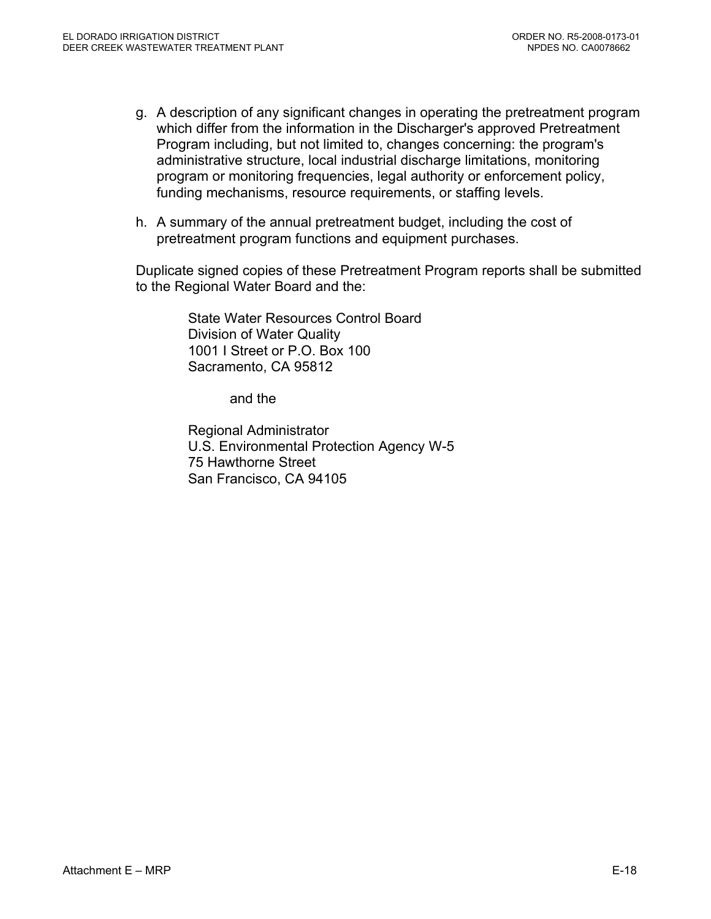g. A description of any significant changes in operating the pretreatment program which differ from the information in the Discharger's approved Pretreatment Program including, but not limited to, changes concerning: the program's administrative structure, local industrial discharge limitations, monitoring program or monitoring frequencies, legal authority or enforcement policy, funding mechanisms, resource requirements, or staffing levels.

h. A summary of the annual pretreatment budget, including the cost of pretreatment program functions and equipment purchases.

Duplicate signed copies of these Pretreatment Program reports shall be submitted to the Regional Water Board and the:

State Water Resources Control Board
Division of Water Quality
1001 I Street or P.O. Box 100
Sacramento, CA 95812

and the

Regional Administrator
U.S. Environmental Protection Agency W-5
75 Hawthorne Street
San Francisco, CA 94105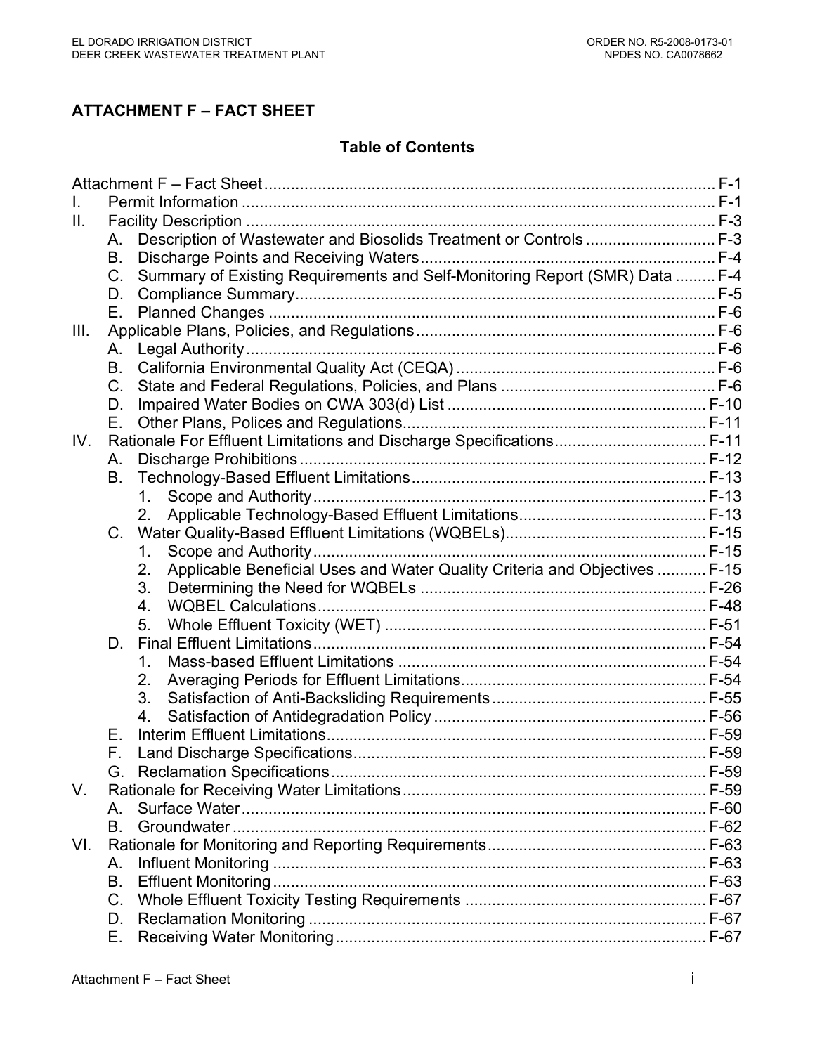# ATTACHMENT F – FACT SHEET

## Table of Contents

Attachment F – Fact Sheet ..... F-1

I. Permit Information ..... F-1

II. Facility Description ..... F-3
- A. Description of Wastewater and Biosolids Treatment or Controls ..... F-3
- B. Discharge Points and Receiving Waters ..... F-4
- C. Summary of Existing Requirements and Self-Monitoring Report (SMR) Data ..... F-4
- D. Compliance Summary ..... F-5
- E. Planned Changes ..... F-6

III. Applicable Plans, Policies, and Regulations ..... F-6
- A. Legal Authority ..... F-6
- B. California Environmental Quality Act (CEQA) ..... F-6
- C. State and Federal Regulations, Policies, and Plans ..... F-6
- D. Impaired Water Bodies on CWA 303(d) List ..... F-10
- E. Other Plans, Polices and Regulations ..... F-11

IV. Rationale For Effluent Limitations and Discharge Specifications ..... F-11
- A. Discharge Prohibitions ..... F-12
- B. Technology-Based Effluent Limitations ..... F-13
  1. Scope and Authority ..... F-13
  2. Applicable Technology-Based Effluent Limitations ..... F-13
- C. Water Quality-Based Effluent Limitations (WQBELs) ..... F-15
  1. Scope and Authority ..... F-15
  2. Applicable Beneficial Uses and Water Quality Criteria and Objectives ..... F-15
  3. Determining the Need for WQBELs ..... F-26
  4. WQBEL Calculations ..... F-48
  5. Whole Effluent Toxicity (WET) ..... F-51
- D. Final Effluent Limitations ..... F-54
  1. Mass-based Effluent Limitations ..... F-54
  2. Averaging Periods for Effluent Limitations ..... F-54
  3. Satisfaction of Anti-Backsliding Requirements ..... F-55
  4. Satisfaction of Antidegradation Policy ..... F-56
- E. Interim Effluent Limitations ..... F-59
- F. Land Discharge Specifications ..... F-59
- G. Reclamation Specifications ..... F-59

V. Rationale for Receiving Water Limitations ..... F-59
- A. Surface Water ..... F-60
- B. Groundwater ..... F-62

VI. Rationale for Monitoring and Reporting Requirements ..... F-63
- A. Influent Monitoring ..... F-63
- B. Effluent Monitoring ..... F-63
- C. Whole Effluent Toxicity Testing Requirements ..... F-67
- D. Reclamation Monitoring ..... F-67
- E. Receiving Water Monitoring ..... F-67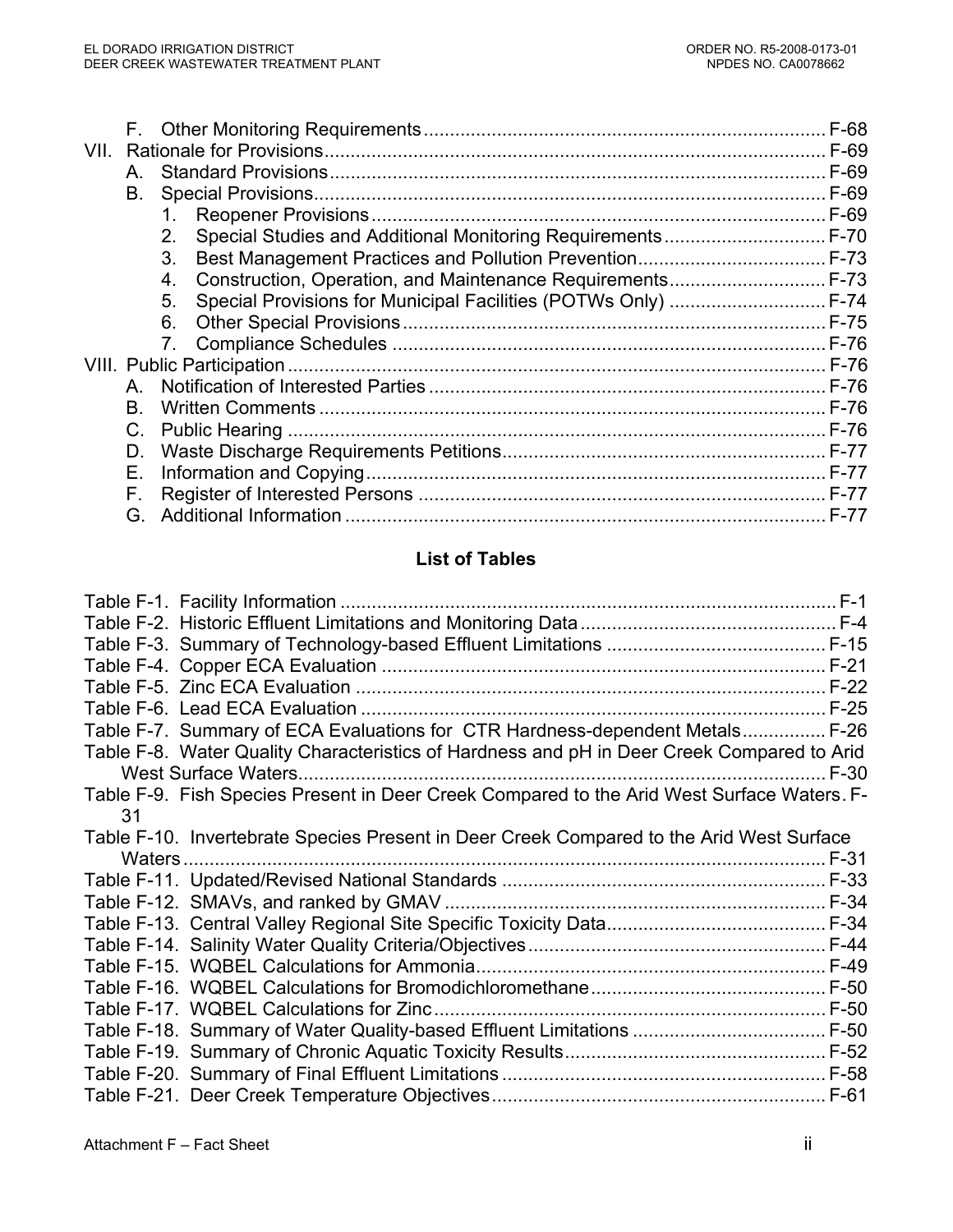F. Other Monitoring Requirements ............................................................................ F-68

VII. Rationale for Provisions.............................................................................................. F-69

A. Standard Provisions.............................................................................................. F-69

B. Special Provisions................................................................................................. F-69

1. Reopener Provisions ...................................................................................... F-69
2. Special Studies and Additional Monitoring Requirements ............................... F-70
3. Best Management Practices and Pollution Prevention.................................... F-73
4. Construction, Operation, and Maintenance Requirements.............................. F-73
5. Special Provisions for Municipal Facilities (POTWs Only) .............................. F-74
6. Other Special Provisions ................................................................................. F-75
7. Compliance Schedules .................................................................................. F-76

VIII. Public Participation ..................................................................................................... F-76

A. Notification of Interested Parties ........................................................................... F-76

B. Written Comments ................................................................................................. F-76

C. Public Hearing ....................................................................................................... F-76

D. Waste Discharge Requirements Petitions.............................................................. F-77

E. Information and Copying....................................................................................... F-77

F. Register of Interested Persons .............................................................................. F-77

G. Additional Information ........................................................................................... F-77

**List of Tables**

Table F-1. Facility Information ............................................................................................... F-1

Table F-2. Historic Effluent Limitations and Monitoring Data ................................................. F-4

Table F-3. Summary of Technology-based Effluent Limitations .......................................... F-15

Table F-4. Copper ECA Evaluation ..................................................................................... F-21

Table F-5. Zinc ECA Evaluation .......................................................................................... F-22

Table F-6. Lead ECA Evaluation ......................................................................................... F-25

Table F-7. Summary of ECA Evaluations for CTR Hardness-dependent Metals................ F-26

Table F-8. Water Quality Characteristics of Hardness and pH in Deer Creek Compared to Arid West Surface Waters..................................................................................................... F-30

Table F-9. Fish Species Present in Deer Creek Compared to the Arid West Surface Waters. F-31

Table F-10. Invertebrate Species Present in Deer Creek Compared to the Arid West Surface Waters ........................................................................................................................... F-31

Table F-11. Updated/Revised National Standards .............................................................. F-33

Table F-12. SMAVs, and ranked by GMAV ......................................................................... F-34

Table F-13. Central Valley Regional Site Specific Toxicity Data.......................................... F-34

Table F-14. Salinity Water Quality Criteria/Objectives ......................................................... F-44

Table F-15. WQBEL Calculations for Ammonia................................................................... F-49

Table F-16. WQBEL Calculations for Bromodichloromethane ............................................. F-50

Table F-17. WQBEL Calculations for Zinc ........................................................................... F-50

Table F-18. Summary of Water Quality-based Effluent Limitations ..................................... F-50

Table F-19. Summary of Chronic Aquatic Toxicity Results.................................................. F-52

Table F-20. Summary of Final Effluent Limitations .............................................................. F-58

Table F-21. Deer Creek Temperature Objectives................................................................ F-61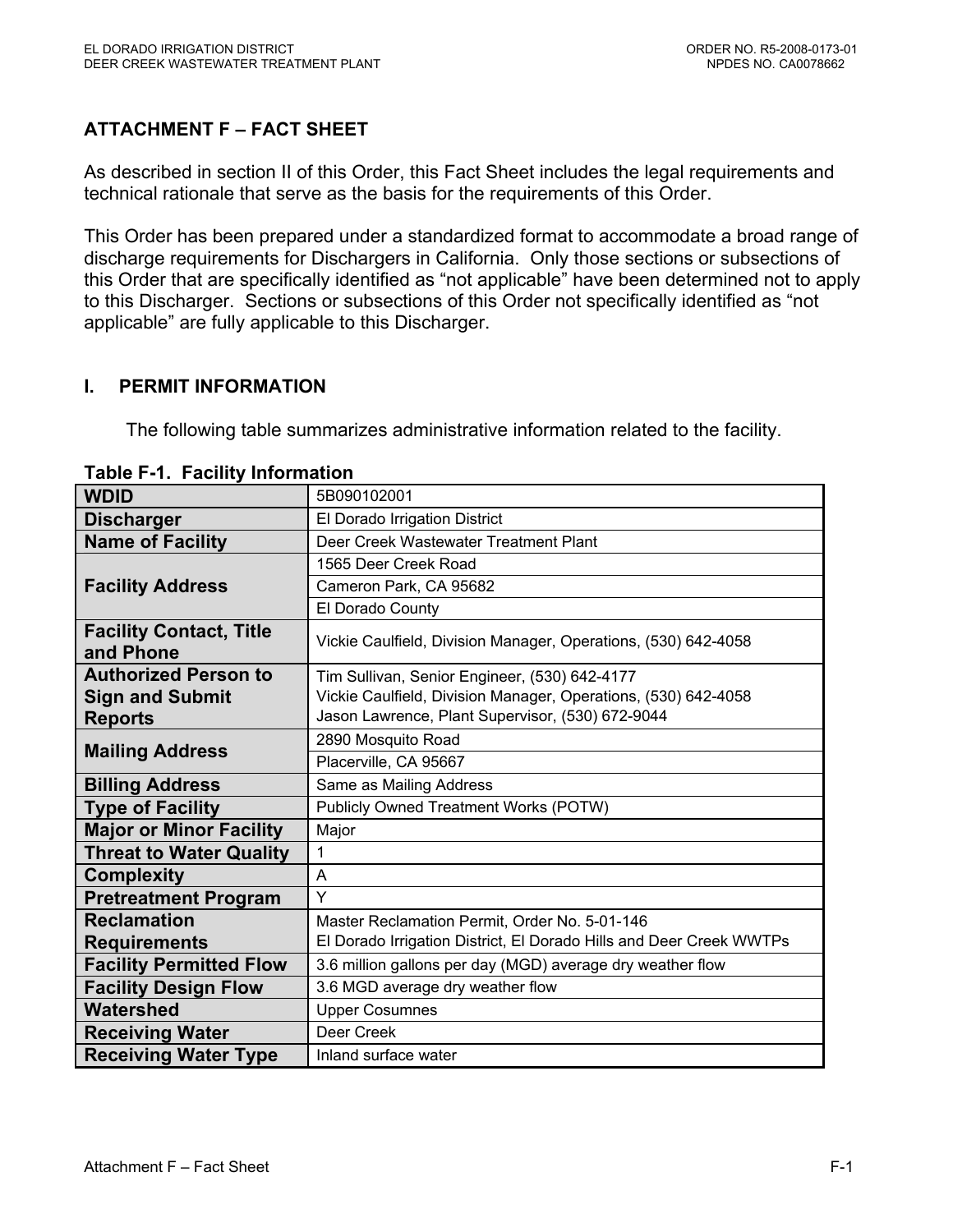# ATTACHMENT F – FACT SHEET

As described in section II of this Order, this Fact Sheet includes the legal requirements and technical rationale that serve as the basis for the requirements of this Order.

This Order has been prepared under a standardized format to accommodate a broad range of discharge requirements for Dischargers in California. Only those sections or subsections of this Order that are specifically identified as "not applicable" have been determined not to apply to this Discharger. Sections or subsections of this Order not specifically identified as "not applicable" are fully applicable to this Discharger.

## I. PERMIT INFORMATION

The following table summarizes administrative information related to the facility.

**Table F-1. Facility Information**

| | |
|---|---|
| **WDID** | 5B090102001 |
| **Discharger** | El Dorado Irrigation District |
| **Name of Facility** | Deer Creek Wastewater Treatment Plant |
| **Facility Address** | 1565 Deer Creek Road |
| | Cameron Park, CA 95682 |
| | El Dorado County |
| **Facility Contact, Title and Phone** | Vickie Caulfield, Division Manager, Operations, (530) 642-4058 |
| **Authorized Person to Sign and Submit Reports** | Tim Sullivan, Senior Engineer, (530) 642-4177<br>Vickie Caulfield, Division Manager, Operations, (530) 642-4058<br>Jason Lawrence, Plant Supervisor, (530) 672-9044 |
| **Mailing Address** | 2890 Mosquito Road |
| | Placerville, CA 95667 |
| **Billing Address** | Same as Mailing Address |
| **Type of Facility** | Publicly Owned Treatment Works (POTW) |
| **Major or Minor Facility** | Major |
| **Threat to Water Quality** | 1 |
| **Complexity** | A |
| **Pretreatment Program** | Y |
| **Reclamation Requirements** | Master Reclamation Permit, Order No. 5-01-146<br>El Dorado Irrigation District, El Dorado Hills and Deer Creek WWTPs |
| **Facility Permitted Flow** | 3.6 million gallons per day (MGD) average dry weather flow |
| **Facility Design Flow** | 3.6 MGD average dry weather flow |
| **Watershed** | Upper Cosumnes |
| **Receiving Water** | Deer Creek |
| **Receiving Water Type** | Inland surface water |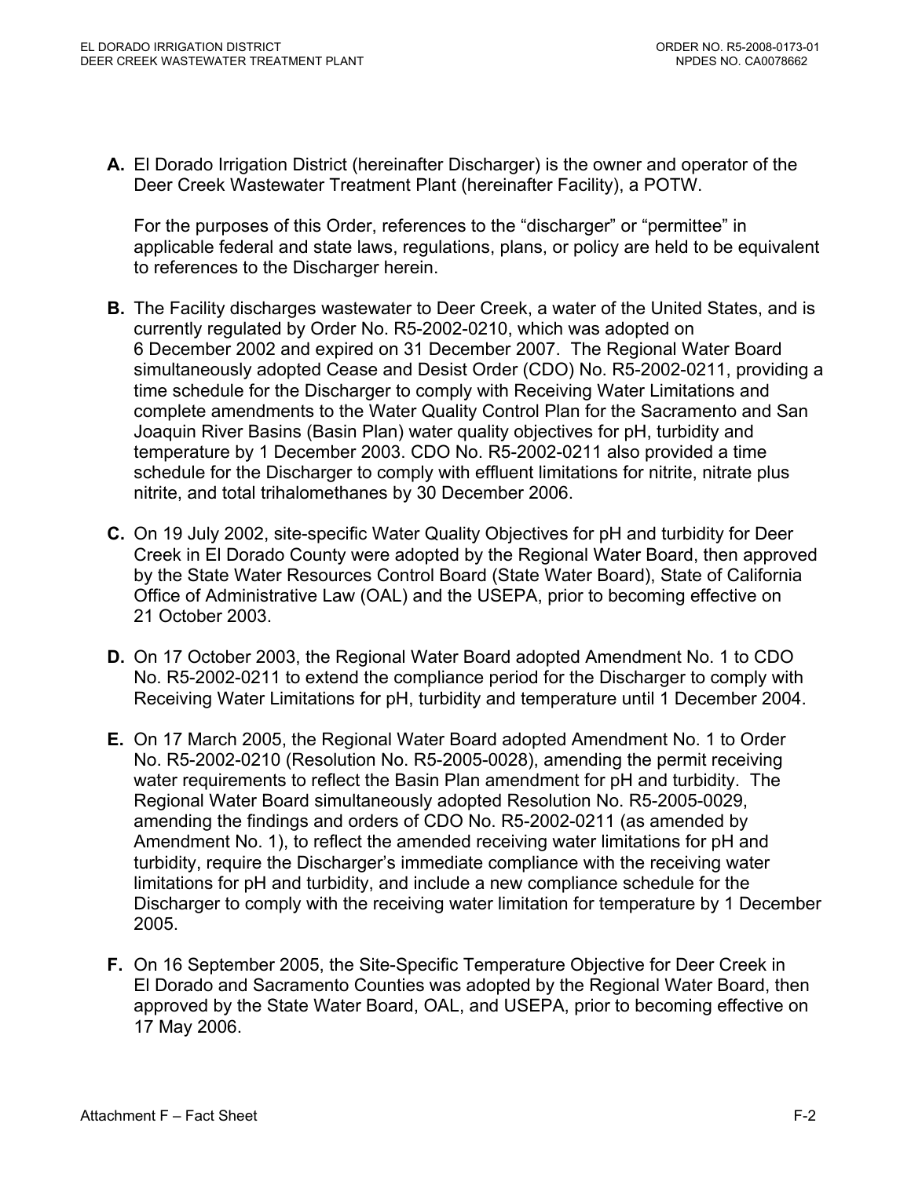**A.** El Dorado Irrigation District (hereinafter Discharger) is the owner and operator of the Deer Creek Wastewater Treatment Plant (hereinafter Facility), a POTW.

For the purposes of this Order, references to the "discharger" or "permittee" in applicable federal and state laws, regulations, plans, or policy are held to be equivalent to references to the Discharger herein.

**B.** The Facility discharges wastewater to Deer Creek, a water of the United States, and is currently regulated by Order No. R5-2002-0210, which was adopted on 6 December 2002 and expired on 31 December 2007. The Regional Water Board simultaneously adopted Cease and Desist Order (CDO) No. R5-2002-0211, providing a time schedule for the Discharger to comply with Receiving Water Limitations and complete amendments to the Water Quality Control Plan for the Sacramento and San Joaquin River Basins (Basin Plan) water quality objectives for pH, turbidity and temperature by 1 December 2003. CDO No. R5-2002-0211 also provided a time schedule for the Discharger to comply with effluent limitations for nitrite, nitrate plus nitrite, and total trihalomethanes by 30 December 2006.

**C.** On 19 July 2002, site-specific Water Quality Objectives for pH and turbidity for Deer Creek in El Dorado County were adopted by the Regional Water Board, then approved by the State Water Resources Control Board (State Water Board), State of California Office of Administrative Law (OAL) and the USEPA, prior to becoming effective on 21 October 2003.

**D.** On 17 October 2003, the Regional Water Board adopted Amendment No. 1 to CDO No. R5-2002-0211 to extend the compliance period for the Discharger to comply with Receiving Water Limitations for pH, turbidity and temperature until 1 December 2004.

**E.** On 17 March 2005, the Regional Water Board adopted Amendment No. 1 to Order No. R5-2002-0210 (Resolution No. R5-2005-0028), amending the permit receiving water requirements to reflect the Basin Plan amendment for pH and turbidity. The Regional Water Board simultaneously adopted Resolution No. R5-2005-0029, amending the findings and orders of CDO No. R5-2002-0211 (as amended by Amendment No. 1), to reflect the amended receiving water limitations for pH and turbidity, require the Discharger's immediate compliance with the receiving water limitations for pH and turbidity, and include a new compliance schedule for the Discharger to comply with the receiving water limitation for temperature by 1 December 2005.

**F.** On 16 September 2005, the Site-Specific Temperature Objective for Deer Creek in El Dorado and Sacramento Counties was adopted by the Regional Water Board, then approved by the State Water Board, OAL, and USEPA, prior to becoming effective on 17 May 2006.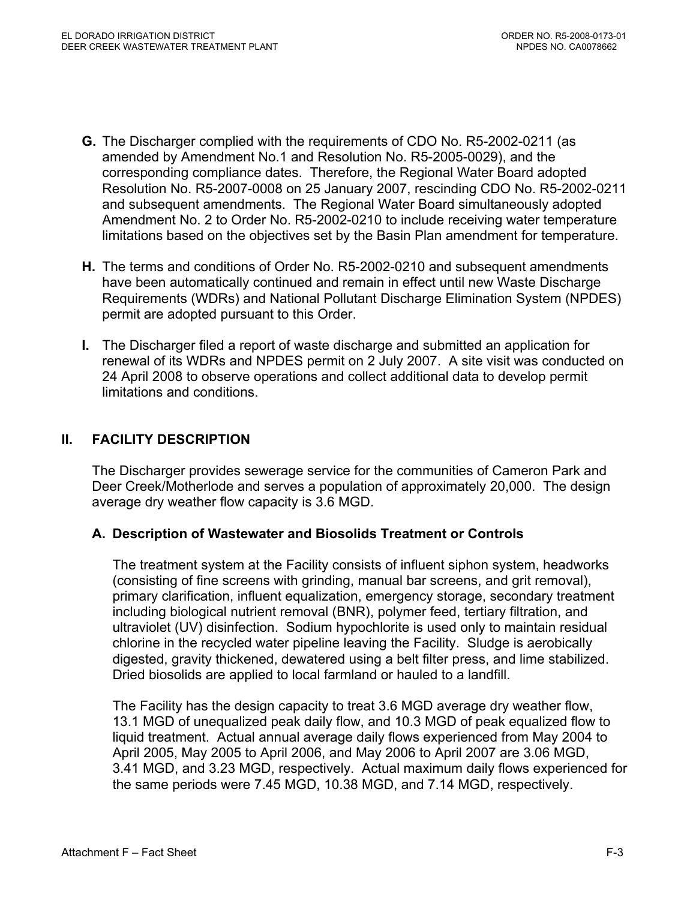**G.** The Discharger complied with the requirements of CDO No. R5-2002-0211 (as amended by Amendment No.1 and Resolution No. R5-2005-0029), and the corresponding compliance dates. Therefore, the Regional Water Board adopted Resolution No. R5-2007-0008 on 25 January 2007, rescinding CDO No. R5-2002-0211 and subsequent amendments. The Regional Water Board simultaneously adopted Amendment No. 2 to Order No. R5-2002-0210 to include receiving water temperature limitations based on the objectives set by the Basin Plan amendment for temperature.

**H.** The terms and conditions of Order No. R5-2002-0210 and subsequent amendments have been automatically continued and remain in effect until new Waste Discharge Requirements (WDRs) and National Pollutant Discharge Elimination System (NPDES) permit are adopted pursuant to this Order.

**I.** The Discharger filed a report of waste discharge and submitted an application for renewal of its WDRs and NPDES permit on 2 July 2007. A site visit was conducted on 24 April 2008 to observe operations and collect additional data to develop permit limitations and conditions.

## II. FACILITY DESCRIPTION

The Discharger provides sewerage service for the communities of Cameron Park and Deer Creek/Motherlode and serves a population of approximately 20,000. The design average dry weather flow capacity is 3.6 MGD.

### A. Description of Wastewater and Biosolids Treatment or Controls

The treatment system at the Facility consists of influent siphon system, headworks (consisting of fine screens with grinding, manual bar screens, and grit removal), primary clarification, influent equalization, emergency storage, secondary treatment including biological nutrient removal (BNR), polymer feed, tertiary filtration, and ultraviolet (UV) disinfection. Sodium hypochlorite is used only to maintain residual chlorine in the recycled water pipeline leaving the Facility. Sludge is aerobically digested, gravity thickened, dewatered using a belt filter press, and lime stabilized. Dried biosolids are applied to local farmland or hauled to a landfill.

The Facility has the design capacity to treat 3.6 MGD average dry weather flow, 13.1 MGD of unequalized peak daily flow, and 10.3 MGD of peak equalized flow to liquid treatment. Actual annual average daily flows experienced from May 2004 to April 2005, May 2005 to April 2006, and May 2006 to April 2007 are 3.06 MGD, 3.41 MGD, and 3.23 MGD, respectively. Actual maximum daily flows experienced for the same periods were 7.45 MGD, 10.38 MGD, and 7.14 MGD, respectively.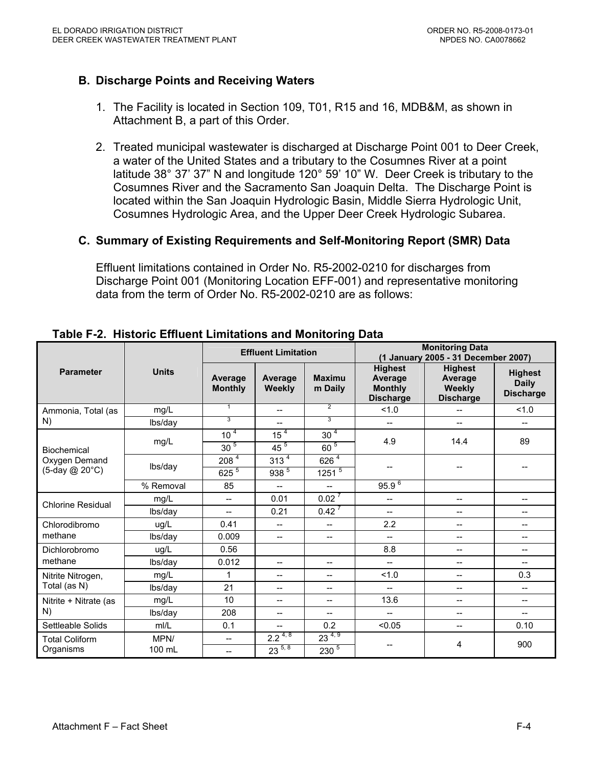### B. Discharge Points and Receiving Waters

1. The Facility is located in Section 109, T01, R15 and 16, MDB&M, as shown in Attachment B, a part of this Order.

2. Treated municipal wastewater is discharged at Discharge Point 001 to Deer Creek, a water of the United States and a tributary to the Cosumnes River at a point latitude 38° 37' 37" N and longitude 120° 59' 10" W. Deer Creek is tributary to the Cosumnes River and the Sacramento San Joaquin Delta. The Discharge Point is located within the San Joaquin Hydrologic Basin, Middle Sierra Hydrologic Unit, Cosumnes Hydrologic Area, and the Upper Deer Creek Hydrologic Subarea.

### C. Summary of Existing Requirements and Self-Monitoring Report (SMR) Data

Effluent limitations contained in Order No. R5-2002-0210 for discharges from Discharge Point 001 (Monitoring Location EFF-001) and representative monitoring data from the term of Order No. R5-2002-0210 are as follows:

**Table F-2. Historic Effluent Limitations and Monitoring Data**

| Parameter | Units | Effluent Limitation | | | Monitoring Data (1 January 2005 - 31 December 2007) | | |
|---|---|---|---|---|---|---|---|
| | | Average Monthly | Average Weekly | Maximum Daily | Highest Average Monthly Discharge | Highest Average Weekly Discharge | Highest Daily Discharge |
| Ammonia, Total (as N) | mg/L | [1] | -- | [2] | <1.0 | -- | <1.0 |
| | lbs/day | [3] | -- | [3] | -- | -- | -- |
| Biochemical Oxygen Demand (5-day @ 20°C) | mg/L | 10 [4] | 15 [4] | 30 [4] | 4.9 | 14.4 | 89 |
| | | 30 [5] | 45 [5] | 60 [5] | | | |
| | lbs/day | 208 [4] | 313 [4] | 626 [4] | -- | -- | -- |
| | | 625 [5] | 938 [5] | 1251 [5] | | | |
| | % Removal | 85 | -- | -- | 95.9 [6] | | |
| Chlorine Residual | mg/L | -- | 0.01 | 0.02 [7] | -- | -- | -- |
| | lbs/day | -- | 0.21 | 0.42 [7] | -- | -- | -- |
| Chlorodibromo methane | ug/L | 0.41 | -- | -- | 2.2 | -- | -- |
| | lbs/day | 0.009 | -- | -- | -- | -- | -- |
| Dichlorobromo methane | ug/L | 0.56 | | | 8.8 | -- | -- |
| | lbs/day | 0.012 | -- | -- | -- | -- | -- |
| Nitrite Nitrogen, Total (as N) | mg/L | 1 | -- | -- | <1.0 | -- | 0.3 |
| | lbs/day | 21 | -- | -- | -- | -- | -- |
| Nitrite + Nitrate (as N) | mg/L | 10 | -- | -- | 13.6 | -- | -- |
| | lbs/day | 208 | -- | -- | -- | -- | -- |
| Settleable Solids | ml/L | 0.1 | -- | 0.2 | <0.05 | -- | 0.10 |
| Total Coliform Organisms | MPN/ 100 mL | -- | 2.2 [4, 8] | 23 [4, 9] | -- | 4 | 900 |
| | | -- | 23 [5, 8] | 230 [5] | | | |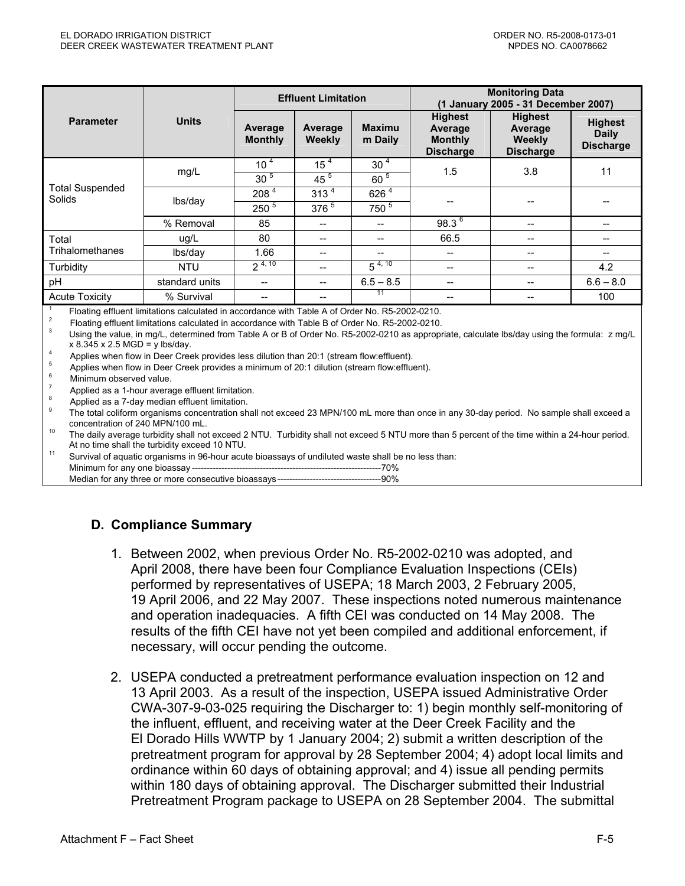| Parameter | Units | Effluent Limitation | | | Monitoring Data (1 January 2005 - 31 December 2007) | | |
|---|---|---|---|---|---|---|---|
| | | Average Monthly | Average Weekly | Maximum Daily | Highest Average Monthly Discharge | Highest Average Weekly Discharge | Highest Daily Discharge |
| Total Suspended Solids | mg/L | 10 [4] | 15 [4] | 30 [4] | 1.5 | 3.8 | 11 |
| | | 30 [5] | 45 [5] | 60 [5] | | | |
| | lbs/day | 208 [4] | 313 [4] | 626 [4] | -- | -- | -- |
| | | 250 [5] | 376 [5] | 750 [5] | | | |
| | % Removal | 85 | -- | -- | 98.3 [6] | -- | -- |
| Total Trihalomethanes | ug/L | 80 | -- | -- | 66.5 | -- | -- |
| | lbs/day | 1.66 | -- | -- | -- | -- | -- |
| Turbidity | NTU | 2 [4, 10] | -- | 5 [4, 10] | -- | -- | 4.2 |
| pH | standard units | -- | -- | 6.5 – 8.5 | -- | -- | 6.6 – 8.0 |
| Acute Toxicity | % Survival | -- | -- | [11] | -- | -- | 100 |

1 Floating effluent limitations calculated in accordance with Table A of Order No. R5-2002-0210.
2 Floating effluent limitations calculated in accordance with Table B of Order No. R5-2002-0210.
3 Using the value, in mg/L, determined from Table A or B of Order No. R5-2002-0210 as appropriate, calculate lbs/day using the formula: z mg/L x 8.345 x 2.5 MGD = y lbs/day.
4 Applies when flow in Deer Creek provides less dilution than 20:1 (stream flow:effluent).
5 Applies when flow in Deer Creek provides a minimum of 20:1 dilution (stream flow:effluent).
6 Minimum observed value.
7 Applied as a 1-hour average effluent limitation.
8 Applied as a 7-day median effluent limitation.
9 The total coliform organisms concentration shall not exceed 23 MPN/100 mL more than once in any 30-day period. No sample shall exceed a concentration of 240 MPN/100 mL.
10 The daily average turbidity shall not exceed 2 NTU. Turbidity shall not exceed 5 NTU more than 5 percent of the time within a 24-hour period. At no time shall the turbidity exceed 10 NTU.
11 Survival of aquatic organisms in 96-hour acute bioassays of undiluted waste shall be no less than:
Minimum for any one bioassay----------------------------------------------------------------70%
Median for any three or more consecutive bioassays-----------------------------------90%

## D. Compliance Summary

1. Between 2002, when previous Order No. R5-2002-0210 was adopted, and April 2008, there have been four Compliance Evaluation Inspections (CEIs) performed by representatives of USEPA; 18 March 2003, 2 February 2005, 19 April 2006, and 22 May 2007. These inspections noted numerous maintenance and operation inadequacies. A fifth CEI was conducted on 14 May 2008. The results of the fifth CEI have not yet been compiled and additional enforcement, if necessary, will occur pending the outcome.

2. USEPA conducted a pretreatment performance evaluation inspection on 12 and 13 April 2003. As a result of the inspection, USEPA issued Administrative Order CWA-307-9-03-025 requiring the Discharger to: 1) begin monthly self-monitoring of the influent, effluent, and receiving water at the Deer Creek Facility and the El Dorado Hills WWTP by 1 January 2004; 2) submit a written description of the pretreatment program for approval by 28 September 2004; 4) adopt local limits and ordinance within 60 days of obtaining approval; and 4) issue all pending permits within 180 days of obtaining approval. The Discharger submitted their Industrial Pretreatment Program package to USEPA on 28 September 2004. The submittal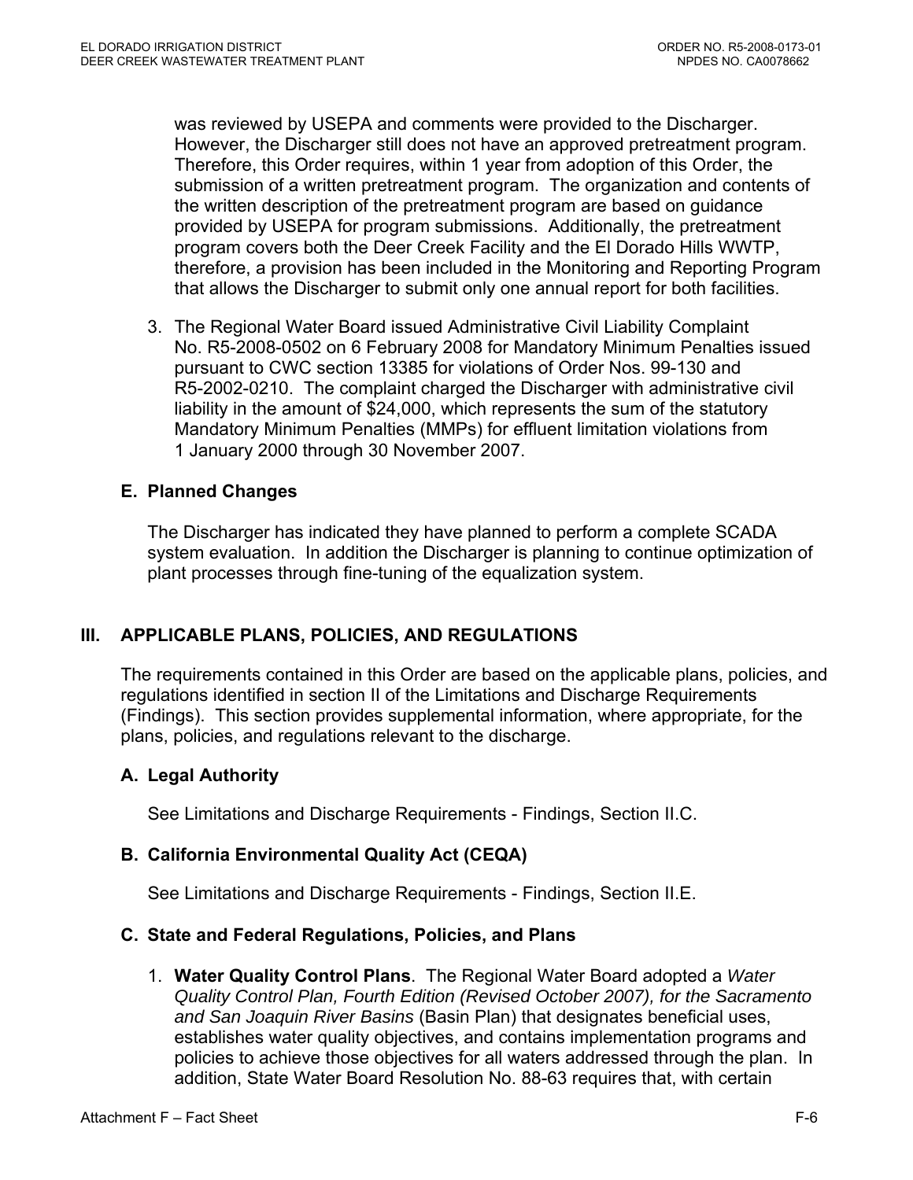was reviewed by USEPA and comments were provided to the Discharger. However, the Discharger still does not have an approved pretreatment program. Therefore, this Order requires, within 1 year from adoption of this Order, the submission of a written pretreatment program. The organization and contents of the written description of the pretreatment program are based on guidance provided by USEPA for program submissions. Additionally, the pretreatment program covers both the Deer Creek Facility and the El Dorado Hills WWTP, therefore, a provision has been included in the Monitoring and Reporting Program that allows the Discharger to submit only one annual report for both facilities.

3. The Regional Water Board issued Administrative Civil Liability Complaint No. R5-2008-0502 on 6 February 2008 for Mandatory Minimum Penalties issued pursuant to CWC section 13385 for violations of Order Nos. 99-130 and R5-2002-0210. The complaint charged the Discharger with administrative civil liability in the amount of $24,000, which represents the sum of the statutory Mandatory Minimum Penalties (MMPs) for effluent limitation violations from 1 January 2000 through 30 November 2007.

### E. Planned Changes

The Discharger has indicated they have planned to perform a complete SCADA system evaluation. In addition the Discharger is planning to continue optimization of plant processes through fine-tuning of the equalization system.

## III. APPLICABLE PLANS, POLICIES, AND REGULATIONS

The requirements contained in this Order are based on the applicable plans, policies, and regulations identified in section II of the Limitations and Discharge Requirements (Findings). This section provides supplemental information, where appropriate, for the plans, policies, and regulations relevant to the discharge.

### A. Legal Authority

See Limitations and Discharge Requirements - Findings, Section II.C.

### B. California Environmental Quality Act (CEQA)

See Limitations and Discharge Requirements - Findings, Section II.E.

### C. State and Federal Regulations, Policies, and Plans

1. **Water Quality Control Plans**. The Regional Water Board adopted a *Water Quality Control Plan, Fourth Edition (Revised October 2007), for the Sacramento and San Joaquin River Basins* (Basin Plan) that designates beneficial uses, establishes water quality objectives, and contains implementation programs and policies to achieve those objectives for all waters addressed through the plan. In addition, State Water Board Resolution No. 88-63 requires that, with certain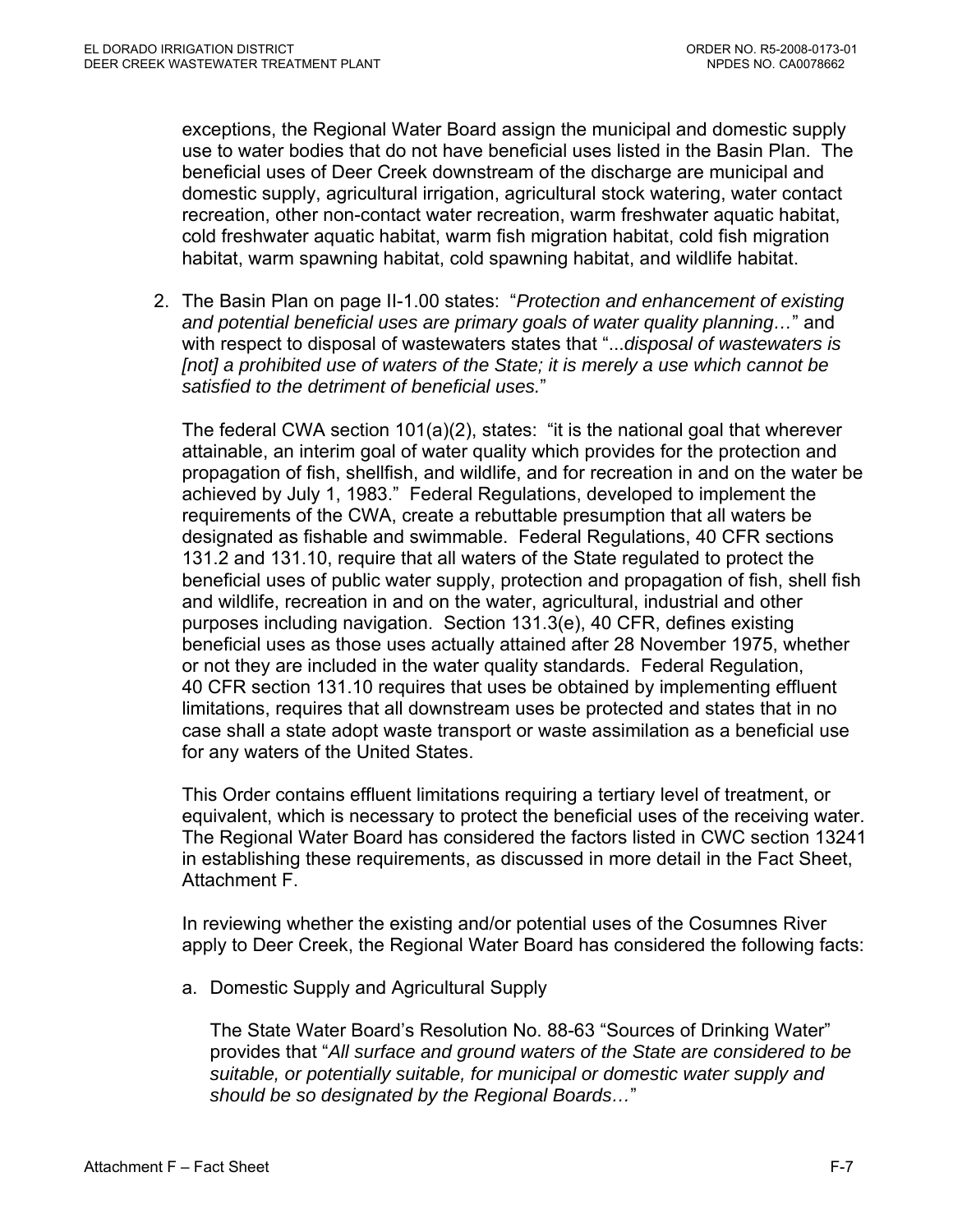exceptions, the Regional Water Board assign the municipal and domestic supply use to water bodies that do not have beneficial uses listed in the Basin Plan. The beneficial uses of Deer Creek downstream of the discharge are municipal and domestic supply, agricultural irrigation, agricultural stock watering, water contact recreation, other non-contact water recreation, warm freshwater aquatic habitat, cold freshwater aquatic habitat, warm fish migration habitat, cold fish migration habitat, warm spawning habitat, cold spawning habitat, and wildlife habitat.

2. The Basin Plan on page II-1.00 states: "*Protection and enhancement of existing and potential beneficial uses are primary goals of water quality planning…*" and with respect to disposal of wastewaters states that "*...disposal of wastewaters is [not] a prohibited use of waters of the State; it is merely a use which cannot be satisfied to the detriment of beneficial uses.*"

   The federal CWA section 101(a)(2), states: "it is the national goal that wherever attainable, an interim goal of water quality which provides for the protection and propagation of fish, shellfish, and wildlife, and for recreation in and on the water be achieved by July 1, 1983." Federal Regulations, developed to implement the requirements of the CWA, create a rebuttable presumption that all waters be designated as fishable and swimmable. Federal Regulations, 40 CFR sections 131.2 and 131.10, require that all waters of the State regulated to protect the beneficial uses of public water supply, protection and propagation of fish, shell fish and wildlife, recreation in and on the water, agricultural, industrial and other purposes including navigation. Section 131.3(e), 40 CFR, defines existing beneficial uses as those uses actually attained after 28 November 1975, whether or not they are included in the water quality standards. Federal Regulation, 40 CFR section 131.10 requires that uses be obtained by implementing effluent limitations, requires that all downstream uses be protected and states that in no case shall a state adopt waste transport or waste assimilation as a beneficial use for any waters of the United States.

   This Order contains effluent limitations requiring a tertiary level of treatment, or equivalent, which is necessary to protect the beneficial uses of the receiving water. The Regional Water Board has considered the factors listed in CWC section 13241 in establishing these requirements, as discussed in more detail in the Fact Sheet, Attachment F.

   In reviewing whether the existing and/or potential uses of the Cosumnes River apply to Deer Creek, the Regional Water Board has considered the following facts:

   a. Domestic Supply and Agricultural Supply

      The State Water Board's Resolution No. 88-63 "Sources of Drinking Water" provides that "*All surface and ground waters of the State are considered to be suitable, or potentially suitable, for municipal or domestic water supply and should be so designated by the Regional Boards…*"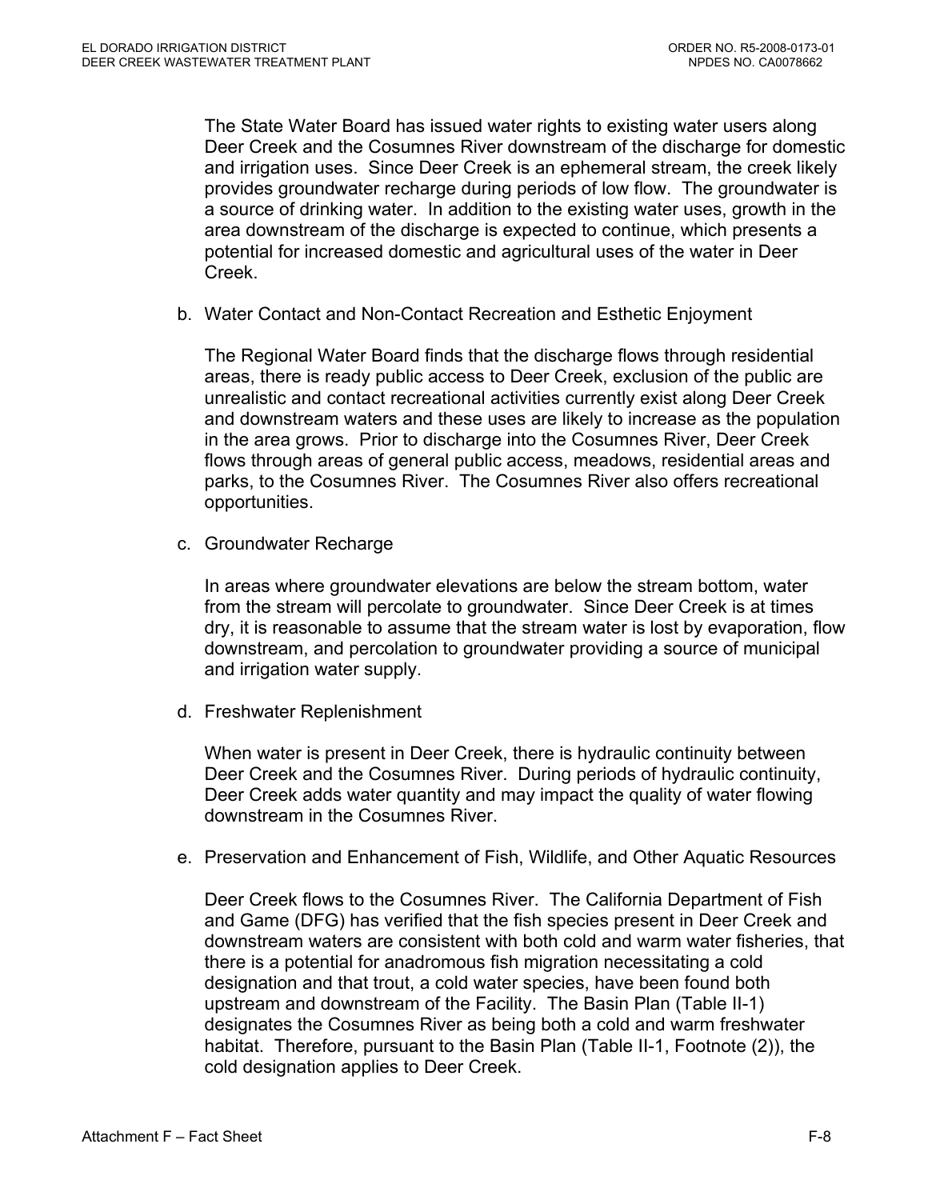The State Water Board has issued water rights to existing water users along Deer Creek and the Cosumnes River downstream of the discharge for domestic and irrigation uses. Since Deer Creek is an ephemeral stream, the creek likely provides groundwater recharge during periods of low flow. The groundwater is a source of drinking water. In addition to the existing water uses, growth in the area downstream of the discharge is expected to continue, which presents a potential for increased domestic and agricultural uses of the water in Deer Creek.

b. Water Contact and Non-Contact Recreation and Esthetic Enjoyment

The Regional Water Board finds that the discharge flows through residential areas, there is ready public access to Deer Creek, exclusion of the public are unrealistic and contact recreational activities currently exist along Deer Creek and downstream waters and these uses are likely to increase as the population in the area grows. Prior to discharge into the Cosumnes River, Deer Creek flows through areas of general public access, meadows, residential areas and parks, to the Cosumnes River. The Cosumnes River also offers recreational opportunities.

c. Groundwater Recharge

In areas where groundwater elevations are below the stream bottom, water from the stream will percolate to groundwater. Since Deer Creek is at times dry, it is reasonable to assume that the stream water is lost by evaporation, flow downstream, and percolation to groundwater providing a source of municipal and irrigation water supply.

d. Freshwater Replenishment

When water is present in Deer Creek, there is hydraulic continuity between Deer Creek and the Cosumnes River. During periods of hydraulic continuity, Deer Creek adds water quantity and may impact the quality of water flowing downstream in the Cosumnes River.

e. Preservation and Enhancement of Fish, Wildlife, and Other Aquatic Resources

Deer Creek flows to the Cosumnes River. The California Department of Fish and Game (DFG) has verified that the fish species present in Deer Creek and downstream waters are consistent with both cold and warm water fisheries, that there is a potential for anadromous fish migration necessitating a cold designation and that trout, a cold water species, have been found both upstream and downstream of the Facility. The Basin Plan (Table II-1) designates the Cosumnes River as being both a cold and warm freshwater habitat. Therefore, pursuant to the Basin Plan (Table II-1, Footnote (2)), the cold designation applies to Deer Creek.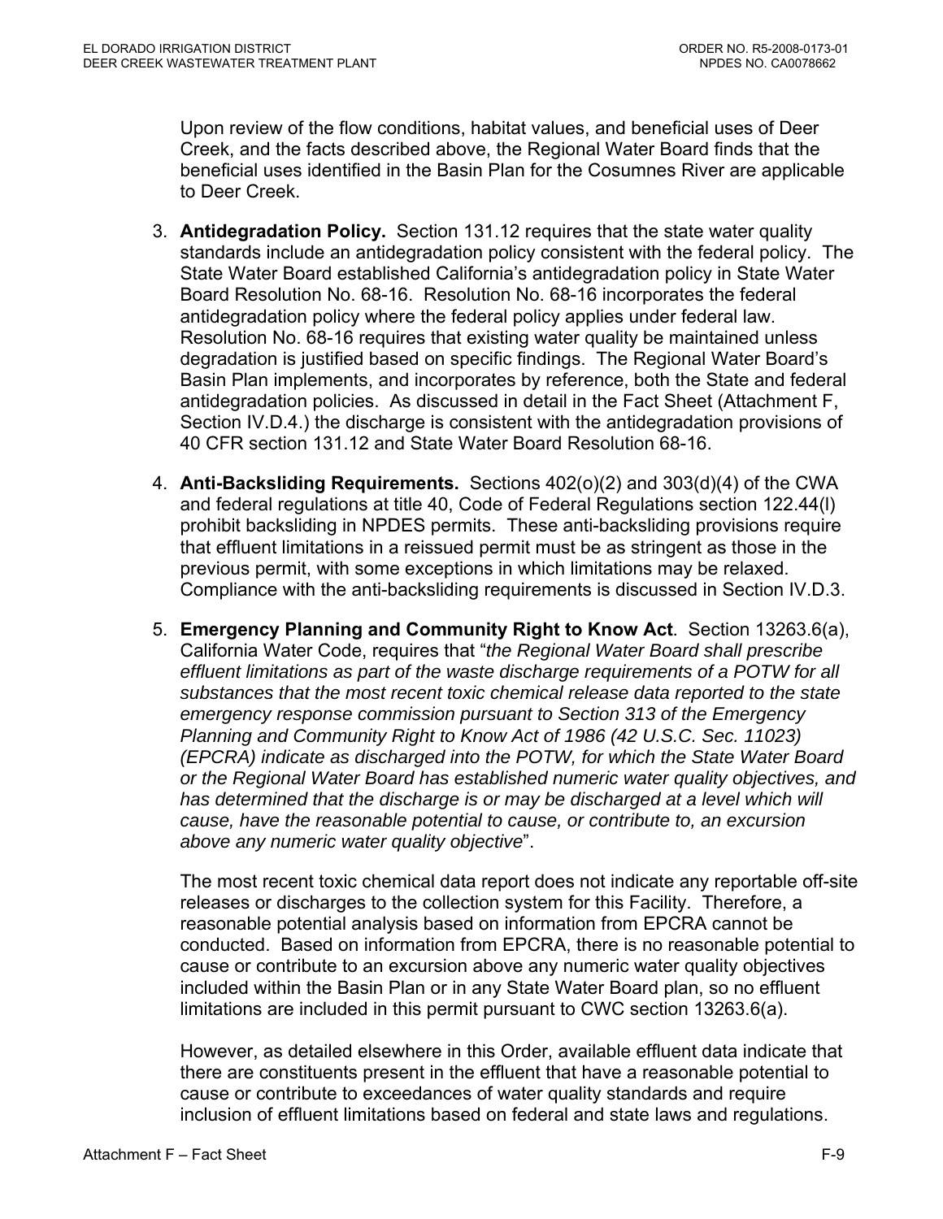Upon review of the flow conditions, habitat values, and beneficial uses of Deer Creek, and the facts described above, the Regional Water Board finds that the beneficial uses identified in the Basin Plan for the Cosumnes River are applicable to Deer Creek.

3. **Antidegradation Policy.** Section 131.12 requires that the state water quality standards include an antidegradation policy consistent with the federal policy. The State Water Board established California's antidegradation policy in State Water Board Resolution No. 68-16. Resolution No. 68-16 incorporates the federal antidegradation policy where the federal policy applies under federal law. Resolution No. 68-16 requires that existing water quality be maintained unless degradation is justified based on specific findings. The Regional Water Board's Basin Plan implements, and incorporates by reference, both the State and federal antidegradation policies. As discussed in detail in the Fact Sheet (Attachment F, Section IV.D.4.) the discharge is consistent with the antidegradation provisions of 40 CFR section 131.12 and State Water Board Resolution 68-16.

4. **Anti-Backsliding Requirements.** Sections 402(o)(2) and 303(d)(4) of the CWA and federal regulations at title 40, Code of Federal Regulations section 122.44(l) prohibit backsliding in NPDES permits. These anti-backsliding provisions require that effluent limitations in a reissued permit must be as stringent as those in the previous permit, with some exceptions in which limitations may be relaxed. Compliance with the anti-backsliding requirements is discussed in Section IV.D.3.

5. **Emergency Planning and Community Right to Know Act**. Section 13263.6(a), California Water Code, requires that "*the Regional Water Board shall prescribe effluent limitations as part of the waste discharge requirements of a POTW for all substances that the most recent toxic chemical release data reported to the state emergency response commission pursuant to Section 313 of the Emergency Planning and Community Right to Know Act of 1986 (42 U.S.C. Sec. 11023) (EPCRA) indicate as discharged into the POTW, for which the State Water Board or the Regional Water Board has established numeric water quality objectives, and has determined that the discharge is or may be discharged at a level which will cause, have the reasonable potential to cause, or contribute to, an excursion above any numeric water quality objective*".

   The most recent toxic chemical data report does not indicate any reportable off-site releases or discharges to the collection system for this Facility. Therefore, a reasonable potential analysis based on information from EPCRA cannot be conducted. Based on information from EPCRA, there is no reasonable potential to cause or contribute to an excursion above any numeric water quality objectives included within the Basin Plan or in any State Water Board plan, so no effluent limitations are included in this permit pursuant to CWC section 13263.6(a).

   However, as detailed elsewhere in this Order, available effluent data indicate that there are constituents present in the effluent that have a reasonable potential to cause or contribute to exceedances of water quality standards and require inclusion of effluent limitations based on federal and state laws and regulations.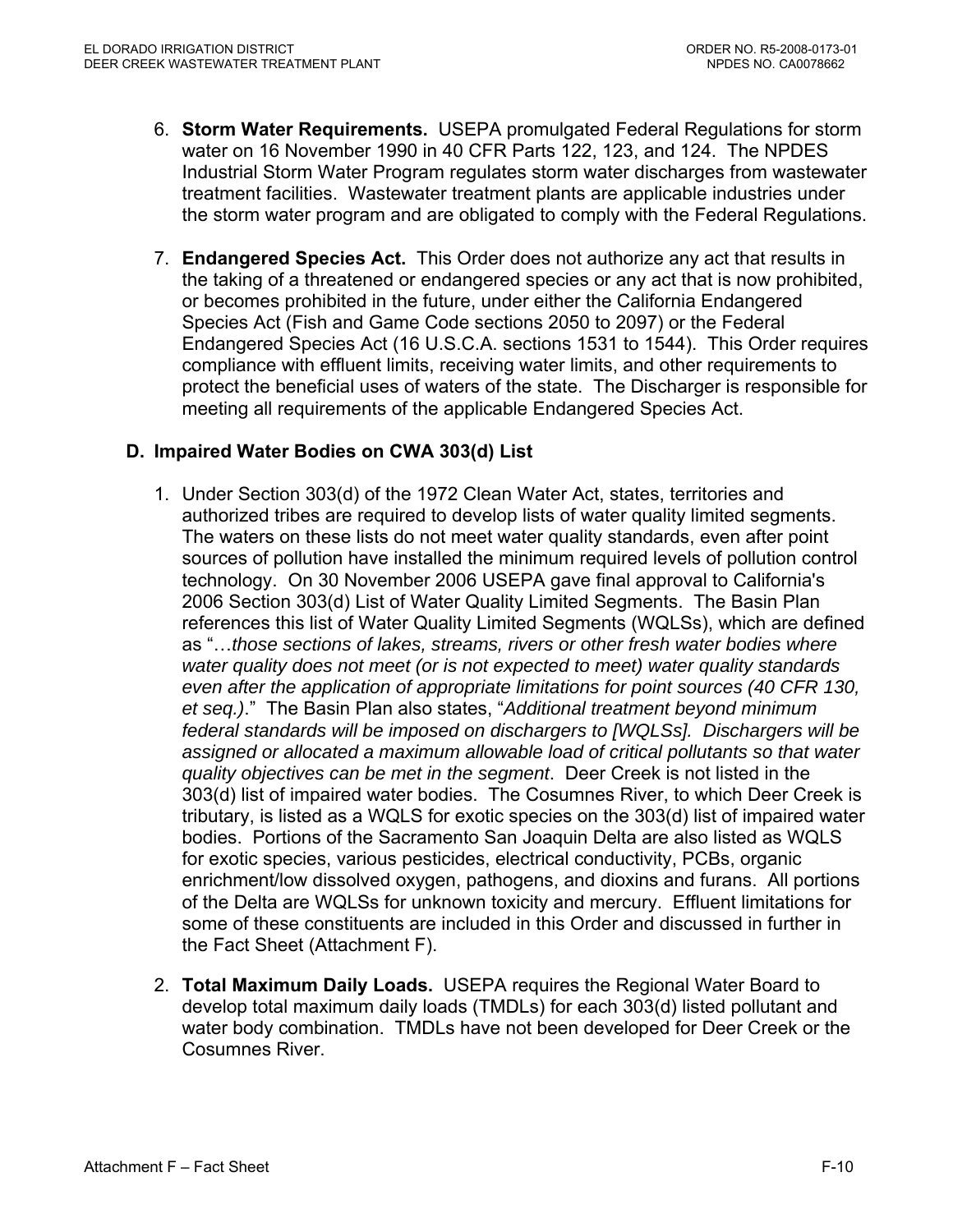6. **Storm Water Requirements.** USEPA promulgated Federal Regulations for storm water on 16 November 1990 in 40 CFR Parts 122, 123, and 124. The NPDES Industrial Storm Water Program regulates storm water discharges from wastewater treatment facilities. Wastewater treatment plants are applicable industries under the storm water program and are obligated to comply with the Federal Regulations.

7. **Endangered Species Act.** This Order does not authorize any act that results in the taking of a threatened or endangered species or any act that is now prohibited, or becomes prohibited in the future, under either the California Endangered Species Act (Fish and Game Code sections 2050 to 2097) or the Federal Endangered Species Act (16 U.S.C.A. sections 1531 to 1544). This Order requires compliance with effluent limits, receiving water limits, and other requirements to protect the beneficial uses of waters of the state. The Discharger is responsible for meeting all requirements of the applicable Endangered Species Act.

## D. Impaired Water Bodies on CWA 303(d) List

1. Under Section 303(d) of the 1972 Clean Water Act, states, territories and authorized tribes are required to develop lists of water quality limited segments. The waters on these lists do not meet water quality standards, even after point sources of pollution have installed the minimum required levels of pollution control technology. On 30 November 2006 USEPA gave final approval to California's 2006 Section 303(d) List of Water Quality Limited Segments. The Basin Plan references this list of Water Quality Limited Segments (WQLSs), which are defined as "*…those sections of lakes, streams, rivers or other fresh water bodies where water quality does not meet (or is not expected to meet) water quality standards even after the application of appropriate limitations for point sources (40 CFR 130, et seq.)*." The Basin Plan also states, "*Additional treatment beyond minimum federal standards will be imposed on dischargers to [WQLSs]. Dischargers will be assigned or allocated a maximum allowable load of critical pollutants so that water quality objectives can be met in the segment*. Deer Creek is not listed in the 303(d) list of impaired water bodies. The Cosumnes River, to which Deer Creek is tributary, is listed as a WQLS for exotic species on the 303(d) list of impaired water bodies. Portions of the Sacramento San Joaquin Delta are also listed as WQLS for exotic species, various pesticides, electrical conductivity, PCBs, organic enrichment/low dissolved oxygen, pathogens, and dioxins and furans. All portions of the Delta are WQLSs for unknown toxicity and mercury. Effluent limitations for some of these constituents are included in this Order and discussed in further in the Fact Sheet (Attachment F).

2. **Total Maximum Daily Loads.** USEPA requires the Regional Water Board to develop total maximum daily loads (TMDLs) for each 303(d) listed pollutant and water body combination. TMDLs have not been developed for Deer Creek or the Cosumnes River.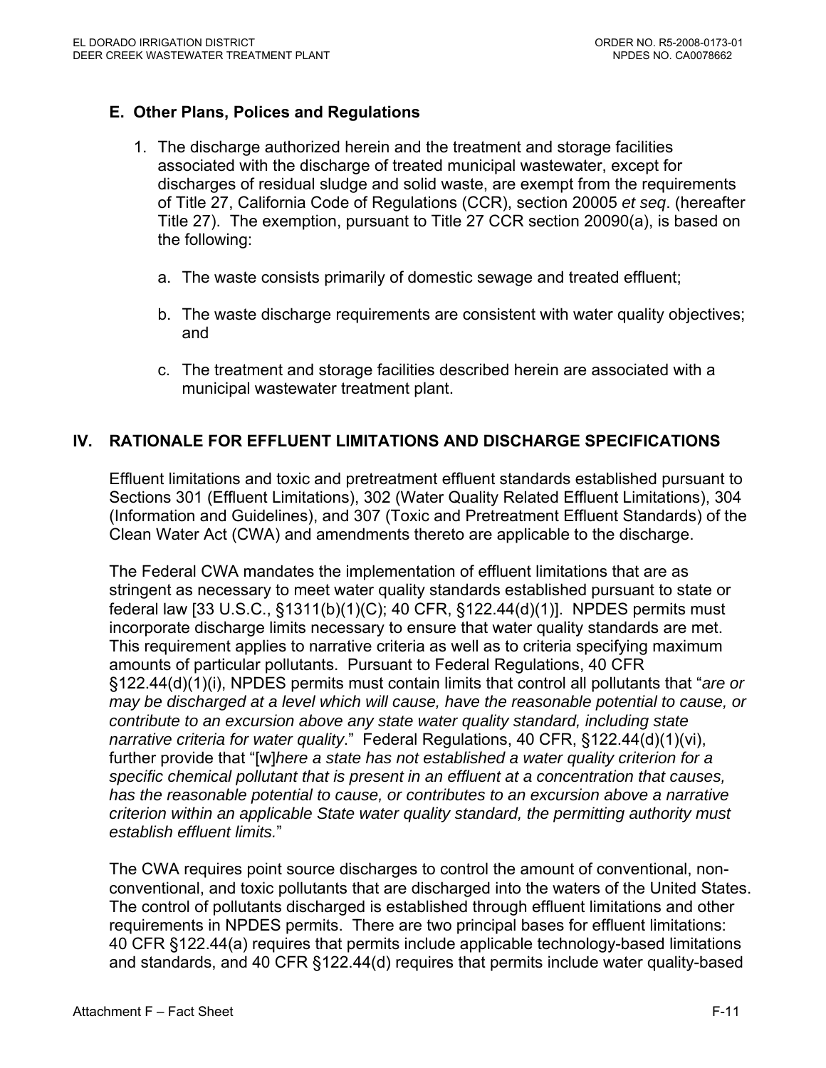### E. Other Plans, Polices and Regulations

1. The discharge authorized herein and the treatment and storage facilities associated with the discharge of treated municipal wastewater, except for discharges of residual sludge and solid waste, are exempt from the requirements of Title 27, California Code of Regulations (CCR), section 20005 *et seq*. (hereafter Title 27). The exemption, pursuant to Title 27 CCR section 20090(a), is based on the following:

   a. The waste consists primarily of domestic sewage and treated effluent;

   b. The waste discharge requirements are consistent with water quality objectives; and

   c. The treatment and storage facilities described herein are associated with a municipal wastewater treatment plant.

## IV. RATIONALE FOR EFFLUENT LIMITATIONS AND DISCHARGE SPECIFICATIONS

Effluent limitations and toxic and pretreatment effluent standards established pursuant to Sections 301 (Effluent Limitations), 302 (Water Quality Related Effluent Limitations), 304 (Information and Guidelines), and 307 (Toxic and Pretreatment Effluent Standards) of the Clean Water Act (CWA) and amendments thereto are applicable to the discharge.

The Federal CWA mandates the implementation of effluent limitations that are as stringent as necessary to meet water quality standards established pursuant to state or federal law [33 U.S.C., §1311(b)(1)(C); 40 CFR, §122.44(d)(1)]. NPDES permits must incorporate discharge limits necessary to ensure that water quality standards are met. This requirement applies to narrative criteria as well as to criteria specifying maximum amounts of particular pollutants. Pursuant to Federal Regulations, 40 CFR §122.44(d)(1)(i), NPDES permits must contain limits that control all pollutants that "*are or may be discharged at a level which will cause, have the reasonable potential to cause, or contribute to an excursion above any state water quality standard, including state narrative criteria for water quality*." Federal Regulations, 40 CFR, §122.44(d)(1)(vi), further provide that "[w]*here a state has not established a water quality criterion for a specific chemical pollutant that is present in an effluent at a concentration that causes, has the reasonable potential to cause, or contributes to an excursion above a narrative criterion within an applicable State water quality standard, the permitting authority must establish effluent limits.*"

The CWA requires point source discharges to control the amount of conventional, non-conventional, and toxic pollutants that are discharged into the waters of the United States. The control of pollutants discharged is established through effluent limitations and other requirements in NPDES permits. There are two principal bases for effluent limitations: 40 CFR §122.44(a) requires that permits include applicable technology-based limitations and standards, and 40 CFR §122.44(d) requires that permits include water quality-based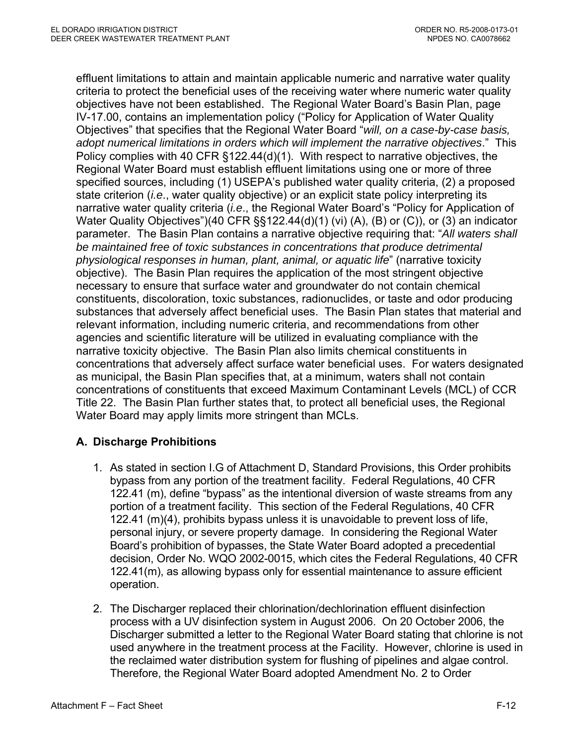effluent limitations to attain and maintain applicable numeric and narrative water quality criteria to protect the beneficial uses of the receiving water where numeric water quality objectives have not been established. The Regional Water Board's Basin Plan, page IV-17.00, contains an implementation policy ("Policy for Application of Water Quality Objectives" that specifies that the Regional Water Board "*will, on a case-by-case basis, adopt numerical limitations in orders which will implement the narrative objectives*." This Policy complies with 40 CFR §122.44(d)(1). With respect to narrative objectives, the Regional Water Board must establish effluent limitations using one or more of three specified sources, including (1) USEPA's published water quality criteria, (2) a proposed state criterion (*i.e*., water quality objective) or an explicit state policy interpreting its narrative water quality criteria (*i.e*., the Regional Water Board's "Policy for Application of Water Quality Objectives")(40 CFR §§122.44(d)(1) (vi) (A), (B) or (C)), or (3) an indicator parameter. The Basin Plan contains a narrative objective requiring that: "*All waters shall be maintained free of toxic substances in concentrations that produce detrimental physiological responses in human, plant, animal, or aquatic life*" (narrative toxicity objective). The Basin Plan requires the application of the most stringent objective necessary to ensure that surface water and groundwater do not contain chemical constituents, discoloration, toxic substances, radionuclides, or taste and odor producing substances that adversely affect beneficial uses. The Basin Plan states that material and relevant information, including numeric criteria, and recommendations from other agencies and scientific literature will be utilized in evaluating compliance with the narrative toxicity objective. The Basin Plan also limits chemical constituents in concentrations that adversely affect surface water beneficial uses. For waters designated as municipal, the Basin Plan specifies that, at a minimum, waters shall not contain concentrations of constituents that exceed Maximum Contaminant Levels (MCL) of CCR Title 22. The Basin Plan further states that, to protect all beneficial uses, the Regional Water Board may apply limits more stringent than MCLs.

## A. Discharge Prohibitions

1. As stated in section I.G of Attachment D, Standard Provisions, this Order prohibits bypass from any portion of the treatment facility. Federal Regulations, 40 CFR 122.41 (m), define "bypass" as the intentional diversion of waste streams from any portion of a treatment facility. This section of the Federal Regulations, 40 CFR 122.41 (m)(4), prohibits bypass unless it is unavoidable to prevent loss of life, personal injury, or severe property damage. In considering the Regional Water Board's prohibition of bypasses, the State Water Board adopted a precedential decision, Order No. WQO 2002-0015, which cites the Federal Regulations, 40 CFR 122.41(m), as allowing bypass only for essential maintenance to assure efficient operation.

2. The Discharger replaced their chlorination/dechlorination effluent disinfection process with a UV disinfection system in August 2006. On 20 October 2006, the Discharger submitted a letter to the Regional Water Board stating that chlorine is not used anywhere in the treatment process at the Facility. However, chlorine is used in the reclaimed water distribution system for flushing of pipelines and algae control. Therefore, the Regional Water Board adopted Amendment No. 2 to Order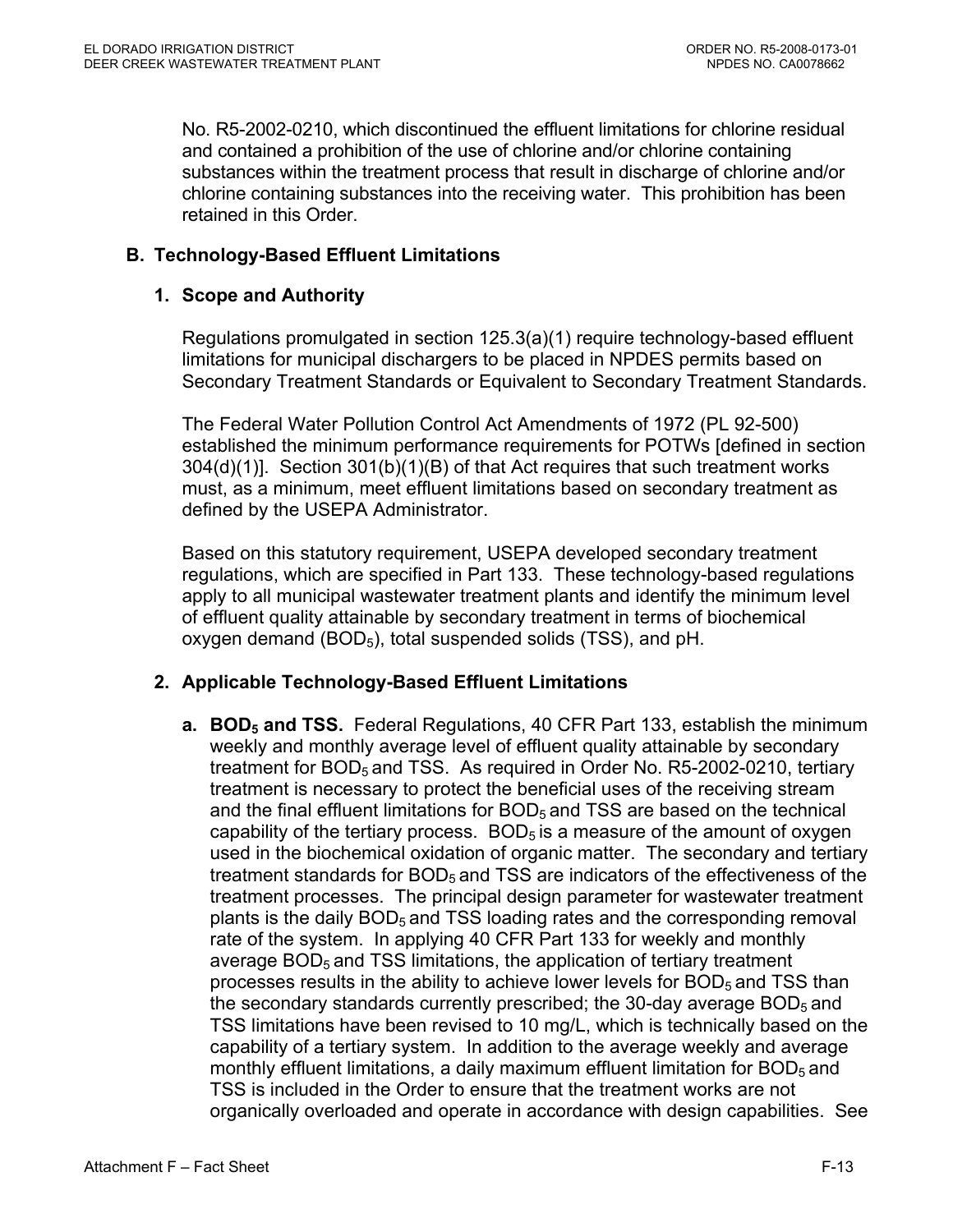No. R5-2002-0210, which discontinued the effluent limitations for chlorine residual and contained a prohibition of the use of chlorine and/or chlorine containing substances within the treatment process that result in discharge of chlorine and/or chlorine containing substances into the receiving water. This prohibition has been retained in this Order.

## B. Technology-Based Effluent Limitations

### 1. Scope and Authority

Regulations promulgated in section 125.3(a)(1) require technology-based effluent limitations for municipal dischargers to be placed in NPDES permits based on Secondary Treatment Standards or Equivalent to Secondary Treatment Standards.

The Federal Water Pollution Control Act Amendments of 1972 (PL 92-500) established the minimum performance requirements for POTWs [defined in section 304(d)(1)]. Section 301(b)(1)(B) of that Act requires that such treatment works must, as a minimum, meet effluent limitations based on secondary treatment as defined by the USEPA Administrator.

Based on this statutory requirement, USEPA developed secondary treatment regulations, which are specified in Part 133. These technology-based regulations apply to all municipal wastewater treatment plants and identify the minimum level of effluent quality attainable by secondary treatment in terms of biochemical oxygen demand ($BOD_5$), total suspended solids (TSS), and pH.

### 2. Applicable Technology-Based Effluent Limitations

**a. $BOD_5$ and TSS.** Federal Regulations, 40 CFR Part 133, establish the minimum weekly and monthly average level of effluent quality attainable by secondary treatment for $BOD_5$ and TSS. As required in Order No. R5-2002-0210, tertiary treatment is necessary to protect the beneficial uses of the receiving stream and the final effluent limitations for $BOD_5$ and TSS are based on the technical capability of the tertiary process. $BOD_5$ is a measure of the amount of oxygen used in the biochemical oxidation of organic matter. The secondary and tertiary treatment standards for $BOD_5$ and TSS are indicators of the effectiveness of the treatment processes. The principal design parameter for wastewater treatment plants is the daily $BOD_5$ and TSS loading rates and the corresponding removal rate of the system. In applying 40 CFR Part 133 for weekly and monthly average $BOD_5$ and TSS limitations, the application of tertiary treatment processes results in the ability to achieve lower levels for $BOD_5$ and TSS than the secondary standards currently prescribed; the 30-day average $BOD_5$ and TSS limitations have been revised to 10 mg/L, which is technically based on the capability of a tertiary system. In addition to the average weekly and average monthly effluent limitations, a daily maximum effluent limitation for $BOD_5$ and TSS is included in the Order to ensure that the treatment works are not organically overloaded and operate in accordance with design capabilities. See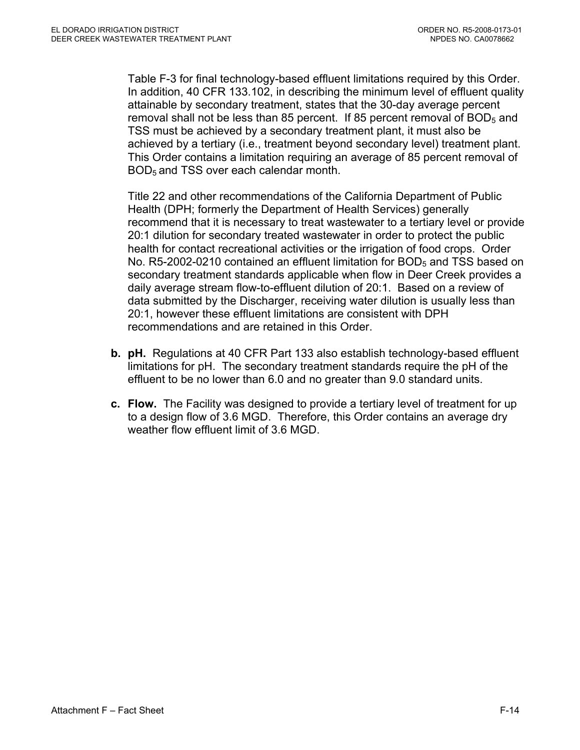Table F-3 for final technology-based effluent limitations required by this Order. In addition, 40 CFR 133.102, in describing the minimum level of effluent quality attainable by secondary treatment, states that the 30-day average percent removal shall not be less than 85 percent. If 85 percent removal of $BOD_5$ and TSS must be achieved by a secondary treatment plant, it must also be achieved by a tertiary (i.e., treatment beyond secondary level) treatment plant. This Order contains a limitation requiring an average of 85 percent removal of $BOD_5$ and TSS over each calendar month.

Title 22 and other recommendations of the California Department of Public Health (DPH; formerly the Department of Health Services) generally recommend that it is necessary to treat wastewater to a tertiary level or provide 20:1 dilution for secondary treated wastewater in order to protect the public health for contact recreational activities or the irrigation of food crops. Order No. R5-2002-0210 contained an effluent limitation for $BOD_5$ and TSS based on secondary treatment standards applicable when flow in Deer Creek provides a daily average stream flow-to-effluent dilution of 20:1. Based on a review of data submitted by the Discharger, receiving water dilution is usually less than 20:1, however these effluent limitations are consistent with DPH recommendations and are retained in this Order.

**b. pH.** Regulations at 40 CFR Part 133 also establish technology-based effluent limitations for pH. The secondary treatment standards require the pH of the effluent to be no lower than 6.0 and no greater than 9.0 standard units.

**c. Flow.** The Facility was designed to provide a tertiary level of treatment for up to a design flow of 3.6 MGD. Therefore, this Order contains an average dry weather flow effluent limit of 3.6 MGD.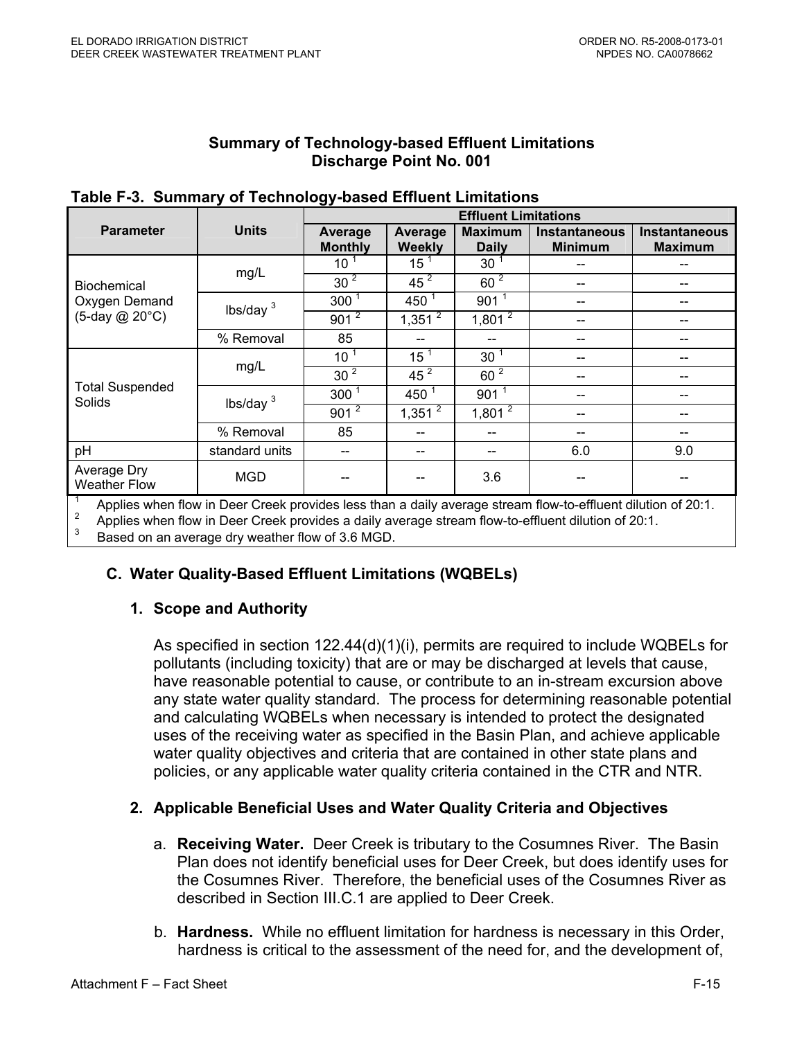**Summary of Technology-based Effluent Limitations**
**Discharge Point No. 001**

**Table F-3. Summary of Technology-based Effluent Limitations**

| Parameter | Units | Effluent Limitations | | | | |
|---|---|---|---|---|---|---|
| | | Average Monthly | Average Weekly | Maximum Daily | Instantaneous Minimum | Instantaneous Maximum |
| Biochemical Oxygen Demand (5-day @ 20°C) | mg/L | 10 [1] | 15 [1] | 30 [1] | -- | -- |
| | | 30 [2] | 45 [2] | 60 [2] | -- | -- |
| | lbs/day [3] | 300 [1] | 450 [1] | 901 [1] | -- | -- |
| | | 901 [2] | 1,351 [2] | 1,801 [2] | -- | -- |
| | % Removal | 85 | -- | -- | -- | -- |
| Total Suspended Solids | mg/L | 10 [1] | 15 [1] | 30 [1] | -- | -- |
| | | 30 [2] | 45 [2] | 60 [2] | -- | -- |
| | lbs/day [3] | 300 [1] | 450 [1] | 901 [1] | -- | -- |
| | | 901 [2] | 1,351 [2] | 1,801 [2] | -- | -- |
| | % Removal | 85 | -- | -- | -- | -- |
| pH | standard units | -- | -- | -- | 6.0 | 9.0 |
| Average Dry Weather Flow | MGD | -- | -- | 3.6 | -- | -- |

[1] Applies when flow in Deer Creek provides less than a daily average stream flow-to-effluent dilution of 20:1.
[2] Applies when flow in Deer Creek provides a daily average stream flow-to-effluent dilution of 20:1.
[3] Based on an average dry weather flow of 3.6 MGD.

## C. Water Quality-Based Effluent Limitations (WQBELs)

### 1. Scope and Authority

As specified in section 122.44(d)(1)(i), permits are required to include WQBELs for pollutants (including toxicity) that are or may be discharged at levels that cause, have reasonable potential to cause, or contribute to an in-stream excursion above any state water quality standard. The process for determining reasonable potential and calculating WQBELs when necessary is intended to protect the designated uses of the receiving water as specified in the Basin Plan, and achieve applicable water quality objectives and criteria that are contained in other state plans and policies, or any applicable water quality criteria contained in the CTR and NTR.

### 2. Applicable Beneficial Uses and Water Quality Criteria and Objectives

a. **Receiving Water.** Deer Creek is tributary to the Cosumnes River. The Basin Plan does not identify beneficial uses for Deer Creek, but does identify uses for the Cosumnes River. Therefore, the beneficial uses of the Cosumnes River as described in Section III.C.1 are applied to Deer Creek.

b. **Hardness.** While no effluent limitation for hardness is necessary in this Order, hardness is critical to the assessment of the need for, and the development of,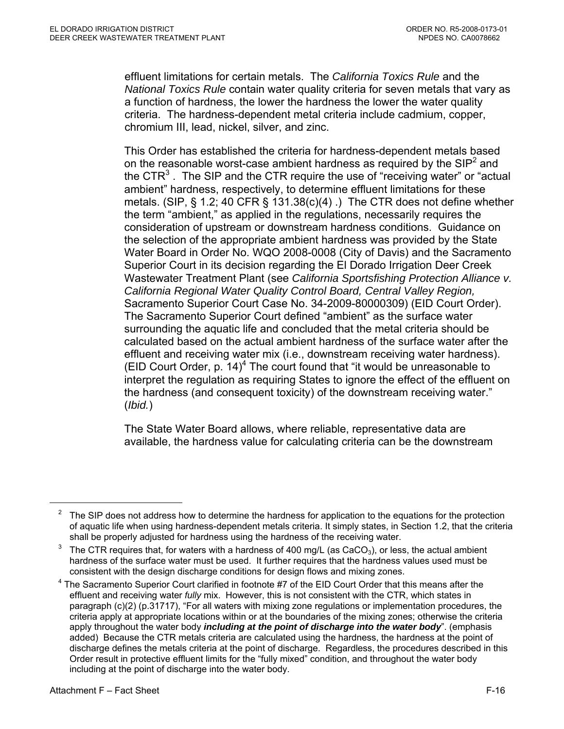effluent limitations for certain metals. The *California Toxics Rule* and the *National Toxics Rule* contain water quality criteria for seven metals that vary as a function of hardness, the lower the hardness the lower the water quality criteria. The hardness-dependent metal criteria include cadmium, copper, chromium III, lead, nickel, silver, and zinc.

This Order has established the criteria for hardness-dependent metals based on the reasonable worst-case ambient hardness as required by the SIP[2] and the CTR[3] . The SIP and the CTR require the use of "receiving water" or "actual ambient" hardness, respectively, to determine effluent limitations for these metals. (SIP, § 1.2; 40 CFR § 131.38(c)(4) .) The CTR does not define whether the term "ambient," as applied in the regulations, necessarily requires the consideration of upstream or downstream hardness conditions. Guidance on the selection of the appropriate ambient hardness was provided by the State Water Board in Order No. WQO 2008-0008 (City of Davis) and the Sacramento Superior Court in its decision regarding the El Dorado Irrigation Deer Creek Wastewater Treatment Plant (see *California Sportsfishing Protection Alliance v. California Regional Water Quality Control Board, Central Valley Region,* Sacramento Superior Court Case No. 34-2009-80000309) (EID Court Order). The Sacramento Superior Court defined "ambient" as the surface water surrounding the aquatic life and concluded that the metal criteria should be calculated based on the actual ambient hardness of the surface water after the effluent and receiving water mix (i.e., downstream receiving water hardness). (EID Court Order, p. 14)[4] The court found that "it would be unreasonable to interpret the regulation as requiring States to ignore the effect of the effluent on the hardness (and consequent toxicity) of the downstream receiving water." (*Ibid.*)

The State Water Board allows, where reliable, representative data are available, the hardness value for calculating criteria can be the downstream

---

[2] The SIP does not address how to determine the hardness for application to the equations for the protection of aquatic life when using hardness-dependent metals criteria. It simply states, in Section 1.2, that the criteria shall be properly adjusted for hardness using the hardness of the receiving water.

[3] The CTR requires that, for waters with a hardness of 400 mg/L (as $CaCO_3$), or less, the actual ambient hardness of the surface water must be used. It further requires that the hardness values used must be consistent with the design discharge conditions for design flows and mixing zones.

[4] The Sacramento Superior Court clarified in footnote #7 of the EID Court Order that this means after the effluent and receiving water *fully* mix. However, this is not consistent with the CTR, which states in paragraph (c)(2) (p.31717), "For all waters with mixing zone regulations or implementation procedures, the criteria apply at appropriate locations within or at the boundaries of the mixing zones; otherwise the criteria apply throughout the water body ***including at the point of discharge into the water body***". (emphasis added) Because the CTR metals criteria are calculated using the hardness, the hardness at the point of discharge defines the metals criteria at the point of discharge. Regardless, the procedures described in this Order result in protective effluent limits for the "fully mixed" condition, and throughout the water body including at the point of discharge into the water body.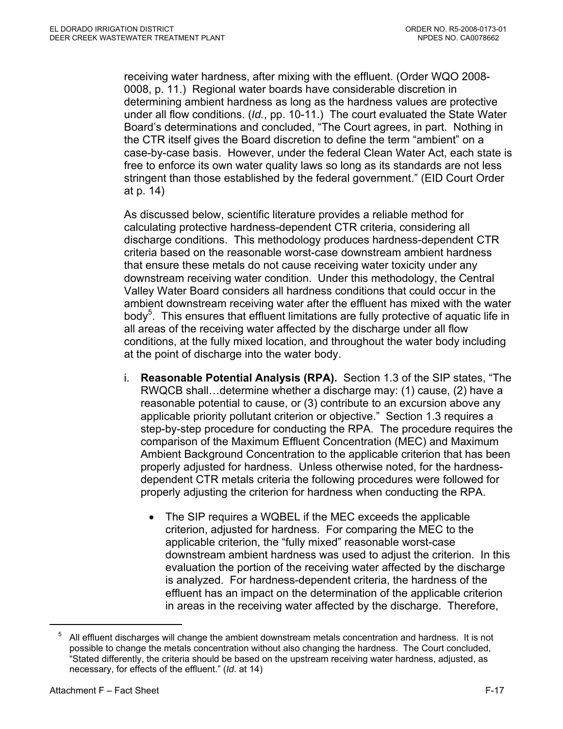receiving water hardness, after mixing with the effluent. (Order WQO 2008-0008, p. 11.) Regional water boards have considerable discretion in determining ambient hardness as long as the hardness values are protective under all flow conditions. (*Id.*, pp. 10-11.) The court evaluated the State Water Board's determinations and concluded, "The Court agrees, in part. Nothing in the CTR itself gives the Board discretion to define the term "ambient" on a case-by-case basis. However, under the federal Clean Water Act, each state is free to enforce its own water quality laws so long as its standards are not less stringent than those established by the federal government." (EID Court Order at p. 14)

As discussed below, scientific literature provides a reliable method for calculating protective hardness-dependent CTR criteria, considering all discharge conditions. This methodology produces hardness-dependent CTR criteria based on the reasonable worst-case downstream ambient hardness that ensure these metals do not cause receiving water toxicity under any downstream receiving water condition. Under this methodology, the Central Valley Water Board considers all hardness conditions that could occur in the ambient downstream receiving water after the effluent has mixed with the water body[5]. This ensures that effluent limitations are fully protective of aquatic life in all areas of the receiving water affected by the discharge under all flow conditions, at the fully mixed location, and throughout the water body including at the point of discharge into the water body.

i. **Reasonable Potential Analysis (RPA).** Section 1.3 of the SIP states, "The RWQCB shall…determine whether a discharge may: (1) cause, (2) have a reasonable potential to cause, or (3) contribute to an excursion above any applicable priority pollutant criterion or objective." Section 1.3 requires a step-by-step procedure for conducting the RPA. The procedure requires the comparison of the Maximum Effluent Concentration (MEC) and Maximum Ambient Background Concentration to the applicable criterion that has been properly adjusted for hardness. Unless otherwise noted, for the hardness-dependent CTR metals criteria the following procedures were followed for properly adjusting the criterion for hardness when conducting the RPA.

   - The SIP requires a WQBEL if the MEC exceeds the applicable criterion, adjusted for hardness. For comparing the MEC to the applicable criterion, the "fully mixed" reasonable worst-case downstream ambient hardness was used to adjust the criterion. In this evaluation the portion of the receiving water affected by the discharge is analyzed. For hardness-dependent criteria, the hardness of the effluent has an impact on the determination of the applicable criterion in areas in the receiving water affected by the discharge. Therefore,

---

[5] All effluent discharges will change the ambient downstream metals concentration and hardness. It is not possible to change the metals concentration without also changing the hardness. The Court concluded, "Stated differently, the criteria should be based on the upstream receiving water hardness, adjusted, as necessary, for effects of the effluent." (*Id*. at 14)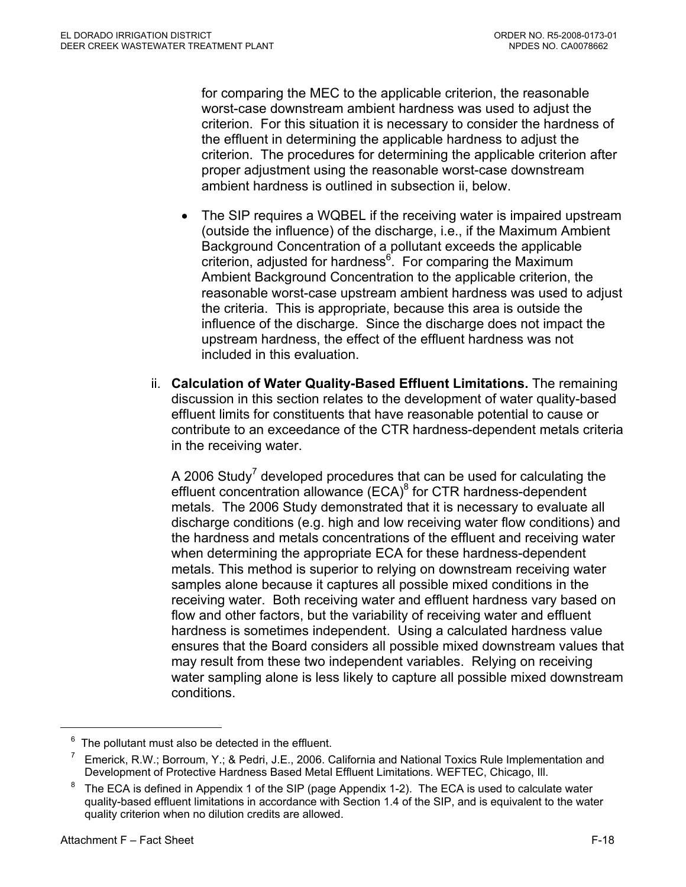for comparing the MEC to the applicable criterion, the reasonable worst-case downstream ambient hardness was used to adjust the criterion. For this situation it is necessary to consider the hardness of the effluent in determining the applicable hardness to adjust the criterion. The procedures for determining the applicable criterion after proper adjustment using the reasonable worst-case downstream ambient hardness is outlined in subsection ii, below.

- The SIP requires a WQBEL if the receiving water is impaired upstream (outside the influence) of the discharge, i.e., if the Maximum Ambient Background Concentration of a pollutant exceeds the applicable criterion, adjusted for hardness[6]. For comparing the Maximum Ambient Background Concentration to the applicable criterion, the reasonable worst-case upstream ambient hardness was used to adjust the criteria. This is appropriate, because this area is outside the influence of the discharge. Since the discharge does not impact the upstream hardness, the effect of the effluent hardness was not included in this evaluation.

ii. **Calculation of Water Quality-Based Effluent Limitations.** The remaining discussion in this section relates to the development of water quality-based effluent limits for constituents that have reasonable potential to cause or contribute to an exceedance of the CTR hardness-dependent metals criteria in the receiving water.

A 2006 Study[7] developed procedures that can be used for calculating the effluent concentration allowance (ECA)[8] for CTR hardness-dependent metals. The 2006 Study demonstrated that it is necessary to evaluate all discharge conditions (e.g. high and low receiving water flow conditions) and the hardness and metals concentrations of the effluent and receiving water when determining the appropriate ECA for these hardness-dependent metals. This method is superior to relying on downstream receiving water samples alone because it captures all possible mixed conditions in the receiving water. Both receiving water and effluent hardness vary based on flow and other factors, but the variability of receiving water and effluent hardness is sometimes independent. Using a calculated hardness value ensures that the Board considers all possible mixed downstream values that may result from these two independent variables. Relying on receiving water sampling alone is less likely to capture all possible mixed downstream conditions.

---

[6] The pollutant must also be detected in the effluent.

[7] Emerick, R.W.; Borroum, Y.; & Pedri, J.E., 2006. California and National Toxics Rule Implementation and Development of Protective Hardness Based Metal Effluent Limitations. WEFTEC, Chicago, Ill.

[8] The ECA is defined in Appendix 1 of the SIP (page Appendix 1-2). The ECA is used to calculate water quality-based effluent limitations in accordance with Section 1.4 of the SIP, and is equivalent to the water quality criterion when no dilution credits are allowed.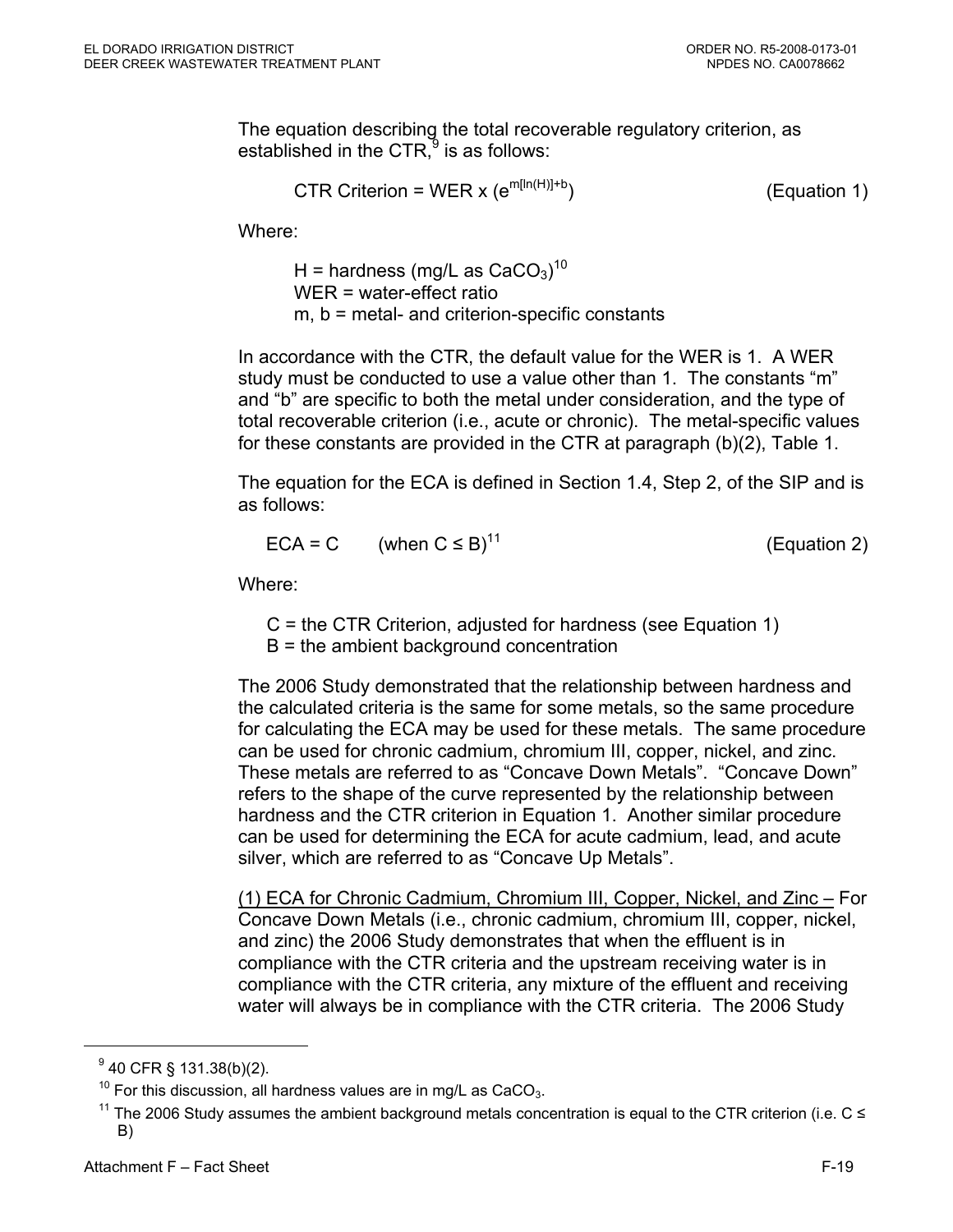The equation describing the total recoverable regulatory criterion, as established in the CTR,[9] is as follows:

$$\text{CTR Criterion} = \text{WER} \times (e^{m[\ln(H)]+b}) \qquad \text{(Equation 1)}$$

Where:

H = hardness (mg/L as $CaCO_3$)[10]
WER = water-effect ratio
m, b = metal- and criterion-specific constants

In accordance with the CTR, the default value for the WER is 1. A WER study must be conducted to use a value other than 1. The constants "m" and "b" are specific to both the metal under consideration, and the type of total recoverable criterion (i.e., acute or chronic). The metal-specific values for these constants are provided in the CTR at paragraph (b)(2), Table 1.

The equation for the ECA is defined in Section 1.4, Step 2, of the SIP and is as follows:

$$\text{ECA} = C \qquad (\text{when } C \leq B)^{11} \qquad \text{(Equation 2)}$$

Where:

C = the CTR Criterion, adjusted for hardness (see Equation 1)
B = the ambient background concentration

The 2006 Study demonstrated that the relationship between hardness and the calculated criteria is the same for some metals, so the same procedure for calculating the ECA may be used for these metals. The same procedure can be used for chronic cadmium, chromium III, copper, nickel, and zinc. These metals are referred to as "Concave Down Metals". "Concave Down" refers to the shape of the curve represented by the relationship between hardness and the CTR criterion in Equation 1. Another similar procedure can be used for determining the ECA for acute cadmium, lead, and acute silver, which are referred to as "Concave Up Metals".

(1) ECA for Chronic Cadmium, Chromium III, Copper, Nickel, and Zinc – For Concave Down Metals (i.e., chronic cadmium, chromium III, copper, nickel, and zinc) the 2006 Study demonstrates that when the effluent is in compliance with the CTR criteria and the upstream receiving water is in compliance with the CTR criteria, any mixture of the effluent and receiving water will always be in compliance with the CTR criteria. The 2006 Study

---

[9] 40 CFR § 131.38(b)(2).

[10] For this discussion, all hardness values are in mg/L as $CaCO_3$.

[11] The 2006 Study assumes the ambient background metals concentration is equal to the CTR criterion (i.e. C ≤ B)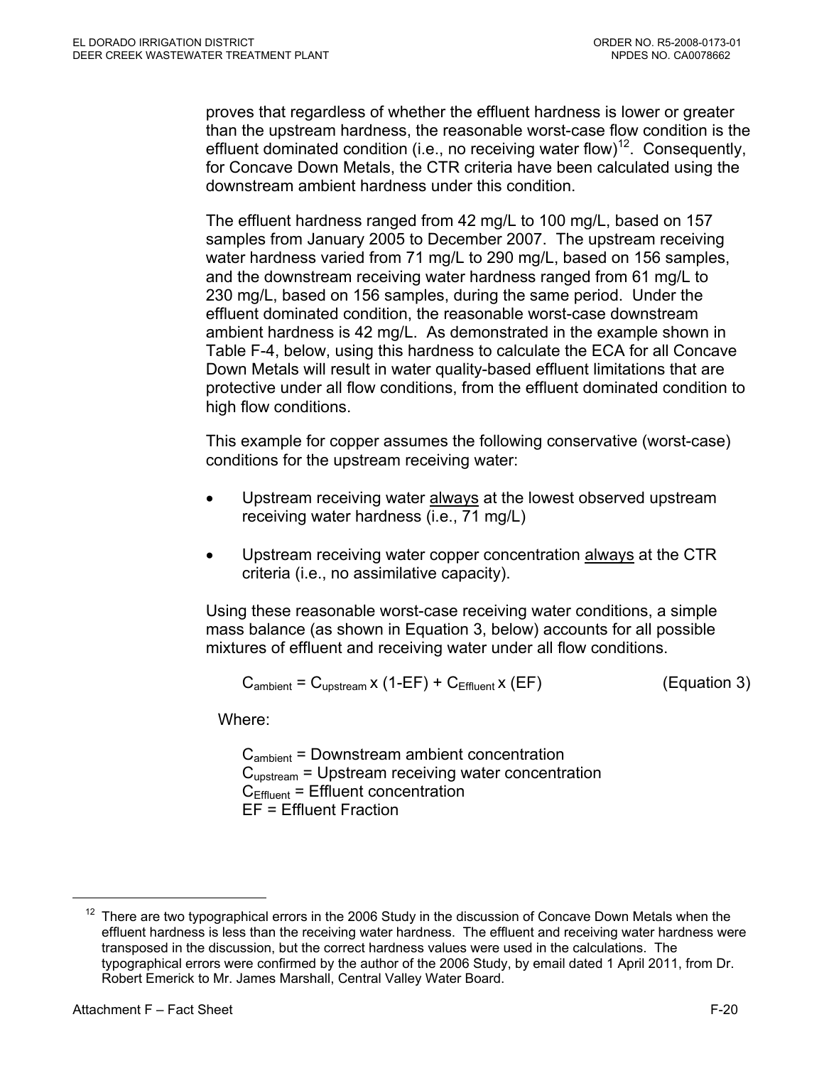proves that regardless of whether the effluent hardness is lower or greater than the upstream hardness, the reasonable worst-case flow condition is the effluent dominated condition (i.e., no receiving water flow)[12]. Consequently, for Concave Down Metals, the CTR criteria have been calculated using the downstream ambient hardness under this condition.

The effluent hardness ranged from 42 mg/L to 100 mg/L, based on 157 samples from January 2005 to December 2007. The upstream receiving water hardness varied from 71 mg/L to 290 mg/L, based on 156 samples, and the downstream receiving water hardness ranged from 61 mg/L to 230 mg/L, based on 156 samples, during the same period. Under the effluent dominated condition, the reasonable worst-case downstream ambient hardness is 42 mg/L. As demonstrated in the example shown in Table F-4, below, using this hardness to calculate the ECA for all Concave Down Metals will result in water quality-based effluent limitations that are protective under all flow conditions, from the effluent dominated condition to high flow conditions.

This example for copper assumes the following conservative (worst-case) conditions for the upstream receiving water:

- Upstream receiving water <u>always</u> at the lowest observed upstream receiving water hardness (i.e., 71 mg/L)
- Upstream receiving water copper concentration <u>always</u> at the CTR criteria (i.e., no assimilative capacity).

Using these reasonable worst-case receiving water conditions, a simple mass balance (as shown in Equation 3, below) accounts for all possible mixtures of effluent and receiving water under all flow conditions.

$$C_{ambient} = C_{upstream} \times (1-EF) + C_{Effluent} \times (EF) \qquad \text{(Equation 3)}$$

Where:

$C_{ambient}$ = Downstream ambient concentration
$C_{upstream}$ = Upstream receiving water concentration
$C_{Effluent}$ = Effluent concentration
EF = Effluent Fraction

---

[12] There are two typographical errors in the 2006 Study in the discussion of Concave Down Metals when the effluent hardness is less than the receiving water hardness. The effluent and receiving water hardness were transposed in the discussion, but the correct hardness values were used in the calculations. The typographical errors were confirmed by the author of the 2006 Study, by email dated 1 April 2011, from Dr. Robert Emerick to Mr. James Marshall, Central Valley Water Board.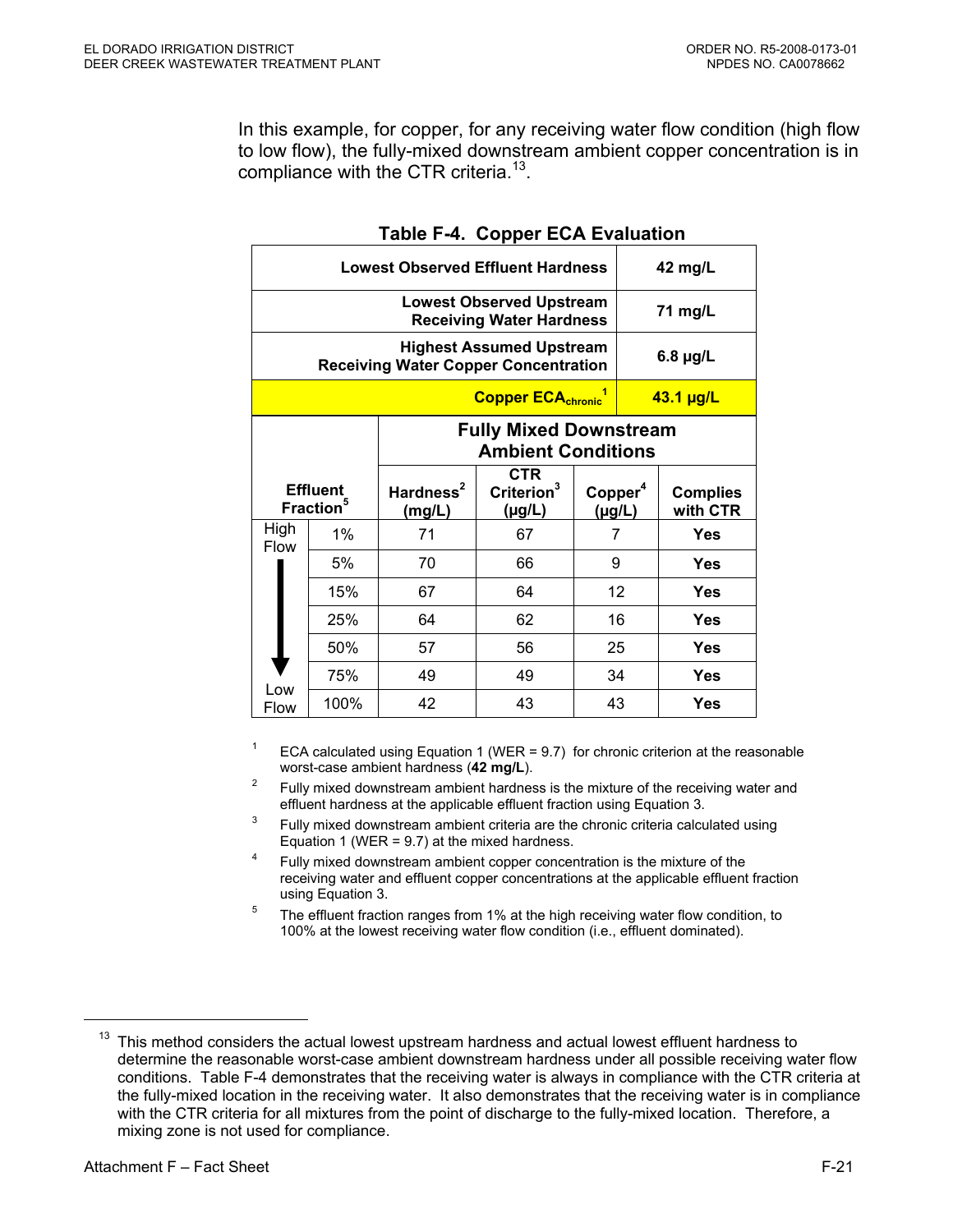In this example, for copper, for any receiving water flow condition (high flow to low flow), the fully-mixed downstream ambient copper concentration is in compliance with the CTR criteria.[13].

**Table F-4. Copper ECA Evaluation**

| | | | | | |
|---|---|---|---|---|---|
| **Lowest Observed Effluent Hardness** | | | | | **42 mg/L** |
| **Lowest Observed Upstream Receiving Water Hardness** | | | | | **71 mg/L** |
| **Highest Assumed Upstream Receiving Water Copper Concentration** | | | | | **6.8 µg/L** |
| **Copper $ECA_{chronic}$[1]** | | | | | **43.1 µg/L** |
| | | **Fully Mixed Downstream Ambient Conditions** | | | |
| **Effluent Fraction[5]** | | **Hardness[2] (mg/L)** | **CTR Criterion[3] (µg/L)** | **Copper[4] (µg/L)** | **Complies with CTR** |
| High Flow | 1% | 71 | 67 | 7 | **Yes** |
| | 5% | 70 | 66 | 9 | **Yes** |
| | 15% | 67 | 64 | 12 | **Yes** |
| | 25% | 64 | 62 | 16 | **Yes** |
| | 50% | 57 | 56 | 25 | **Yes** |
| | 75% | 49 | 49 | 34 | **Yes** |
| Low Flow | 100% | 42 | 43 | 43 | **Yes** |

[1] ECA calculated using Equation 1 (WER = 9.7) for chronic criterion at the reasonable worst-case ambient hardness (**42 mg/L**).

[2] Fully mixed downstream ambient hardness is the mixture of the receiving water and effluent hardness at the applicable effluent fraction using Equation 3.

[3] Fully mixed downstream ambient criteria are the chronic criteria calculated using Equation 1 (WER = 9.7) at the mixed hardness.

[4] Fully mixed downstream ambient copper concentration is the mixture of the receiving water and effluent copper concentrations at the applicable effluent fraction using Equation 3.

[5] The effluent fraction ranges from 1% at the high receiving water flow condition, to 100% at the lowest receiving water flow condition (i.e., effluent dominated).

---

[13] This method considers the actual lowest upstream hardness and actual lowest effluent hardness to determine the reasonable worst-case ambient downstream hardness under all possible receiving water flow conditions. Table F-4 demonstrates that the receiving water is always in compliance with the CTR criteria at the fully-mixed location in the receiving water. It also demonstrates that the receiving water is in compliance with the CTR criteria for all mixtures from the point of discharge to the fully-mixed location. Therefore, a mixing zone is not used for compliance.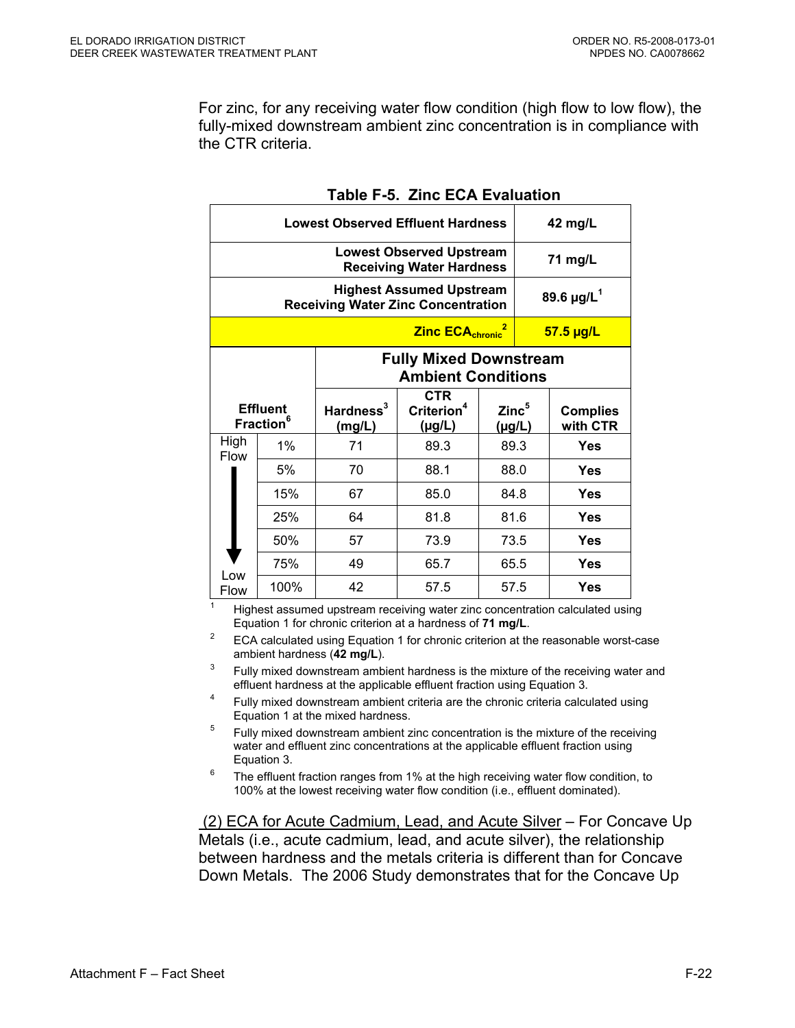For zinc, for any receiving water flow condition (high flow to low flow), the fully-mixed downstream ambient zinc concentration is in compliance with the CTR criteria.

**Table F-5. Zinc ECA Evaluation**

| | | | | | |
|---|---|---|---|---|---|
| **Lowest Observed Effluent Hardness** | | | | | **42 mg/L** |
| **Lowest Observed Upstream Receiving Water Hardness** | | | | | **71 mg/L** |
| **Highest Assumed Upstream Receiving Water Zinc Concentration** | | | | | **89.6 µg/L[1]** |
| **Zinc $ECA_{chronic}$[2]** | | | | | **57.5 µg/L** |
| | | **Fully Mixed Downstream Ambient Conditions** | | | |
| **Effluent Fraction[6]** | | **Hardness[3] (mg/L)** | **CTR Criterion[4] (µg/L)** | **Zinc[5] (µg/L)** | **Complies with CTR** |
| High Flow | 1% | 71 | 89.3 | 89.3 | **Yes** |
| | 5% | 70 | 88.1 | 88.0 | **Yes** |
| | 15% | 67 | 85.0 | 84.8 | **Yes** |
| | 25% | 64 | 81.8 | 81.6 | **Yes** |
| | 50% | 57 | 73.9 | 73.5 | **Yes** |
| | 75% | 49 | 65.7 | 65.5 | **Yes** |
| Low Flow | 100% | 42 | 57.5 | 57.5 | **Yes** |

1. Highest assumed upstream receiving water zinc concentration calculated using Equation 1 for chronic criterion at a hardness of **71 mg/L**.
2. ECA calculated using Equation 1 for chronic criterion at the reasonable worst-case ambient hardness (**42 mg/L**).
3. Fully mixed downstream ambient hardness is the mixture of the receiving water and effluent hardness at the applicable effluent fraction using Equation 3.
4. Fully mixed downstream ambient criteria are the chronic criteria calculated using Equation 1 at the mixed hardness.
5. Fully mixed downstream ambient zinc concentration is the mixture of the receiving water and effluent zinc concentrations at the applicable effluent fraction using Equation 3.
6. The effluent fraction ranges from 1% at the high receiving water flow condition, to 100% at the lowest receiving water flow condition (i.e., effluent dominated).

(2) ECA for Acute Cadmium, Lead, and Acute Silver – For Concave Up Metals (i.e., acute cadmium, lead, and acute silver), the relationship between hardness and the metals criteria is different than for Concave Down Metals. The 2006 Study demonstrates that for the Concave Up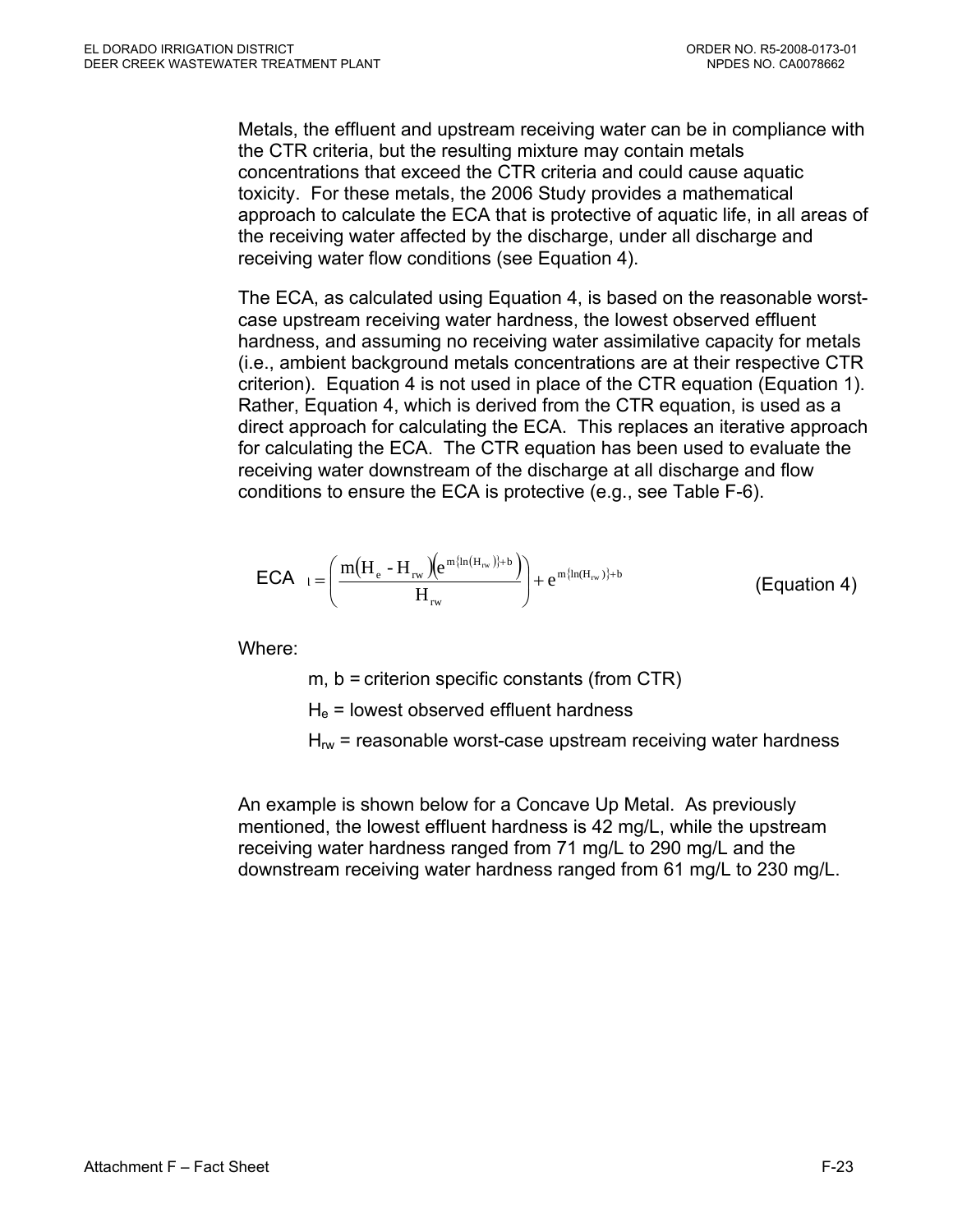Metals, the effluent and upstream receiving water can be in compliance with the CTR criteria, but the resulting mixture may contain metals concentrations that exceed the CTR criteria and could cause aquatic toxicity. For these metals, the 2006 Study provides a mathematical approach to calculate the ECA that is protective of aquatic life, in all areas of the receiving water affected by the discharge, under all discharge and receiving water flow conditions (see Equation 4).

The ECA, as calculated using Equation 4, is based on the reasonable worst-case upstream receiving water hardness, the lowest observed effluent hardness, and assuming no receiving water assimilative capacity for metals (i.e., ambient background metals concentrations are at their respective CTR criterion). Equation 4 is not used in place of the CTR equation (Equation 1). Rather, Equation 4, which is derived from the CTR equation, is used as a direct approach for calculating the ECA. This replaces an iterative approach for calculating the ECA. The CTR equation has been used to evaluate the receiving water downstream of the discharge at all discharge and flow conditions to ensure the ECA is protective (e.g., see Table F-6).

$$ECA_l = \left( \frac{m(H_e - H_{rw})\left(e^{m\{\ln(H_{rw})\}+b}\right)}{H_{rw}} \right) + e^{m\{\ln(H_{rw})\}+b} \qquad \text{(Equation 4)}$$

Where:

- m, b = criterion specific constants (from CTR)
- $H_e$ = lowest observed effluent hardness
- $H_{rw}$ = reasonable worst-case upstream receiving water hardness

An example is shown below for a Concave Up Metal. As previously mentioned, the lowest effluent hardness is 42 mg/L, while the upstream receiving water hardness ranged from 71 mg/L to 290 mg/L and the downstream receiving water hardness ranged from 61 mg/L to 230 mg/L.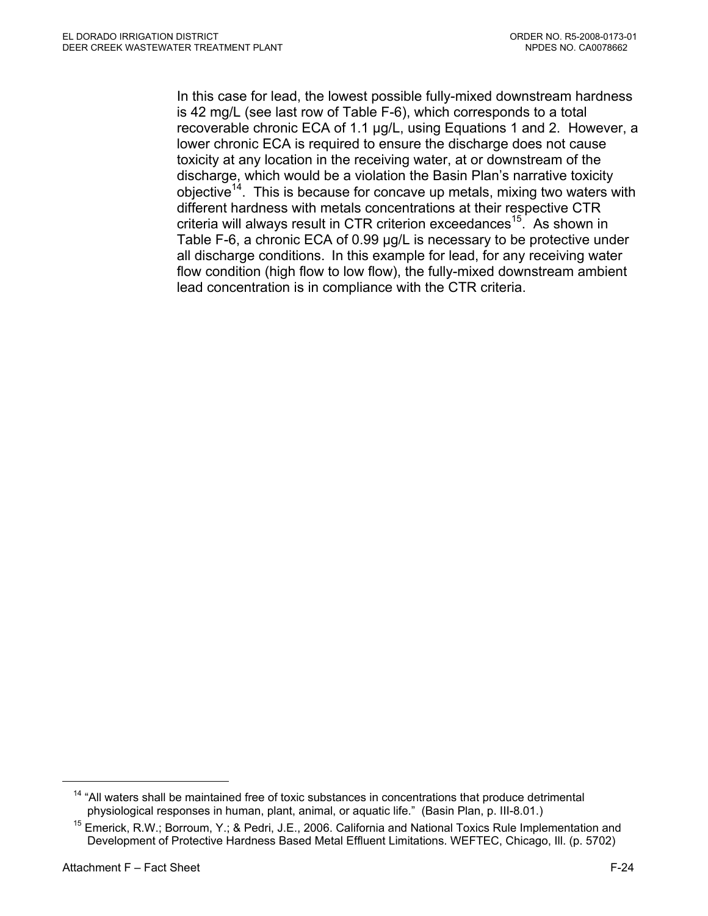In this case for lead, the lowest possible fully-mixed downstream hardness is 42 mg/L (see last row of Table F-6), which corresponds to a total recoverable chronic ECA of 1.1 µg/L, using Equations 1 and 2. However, a lower chronic ECA is required to ensure the discharge does not cause toxicity at any location in the receiving water, at or downstream of the discharge, which would be a violation the Basin Plan's narrative toxicity objective[14]. This is because for concave up metals, mixing two waters with different hardness with metals concentrations at their respective CTR criteria will always result in CTR criterion exceedances[15]. As shown in Table F-6, a chronic ECA of 0.99 µg/L is necessary to be protective under all discharge conditions. In this example for lead, for any receiving water flow condition (high flow to low flow), the fully-mixed downstream ambient lead concentration is in compliance with the CTR criteria.

---

[14] "All waters shall be maintained free of toxic substances in concentrations that produce detrimental physiological responses in human, plant, animal, or aquatic life." (Basin Plan, p. III-8.01.)

[15] Emerick, R.W.; Borroum, Y.; & Pedri, J.E., 2006. California and National Toxics Rule Implementation and Development of Protective Hardness Based Metal Effluent Limitations. WEFTEC, Chicago, Ill. (p. 5702)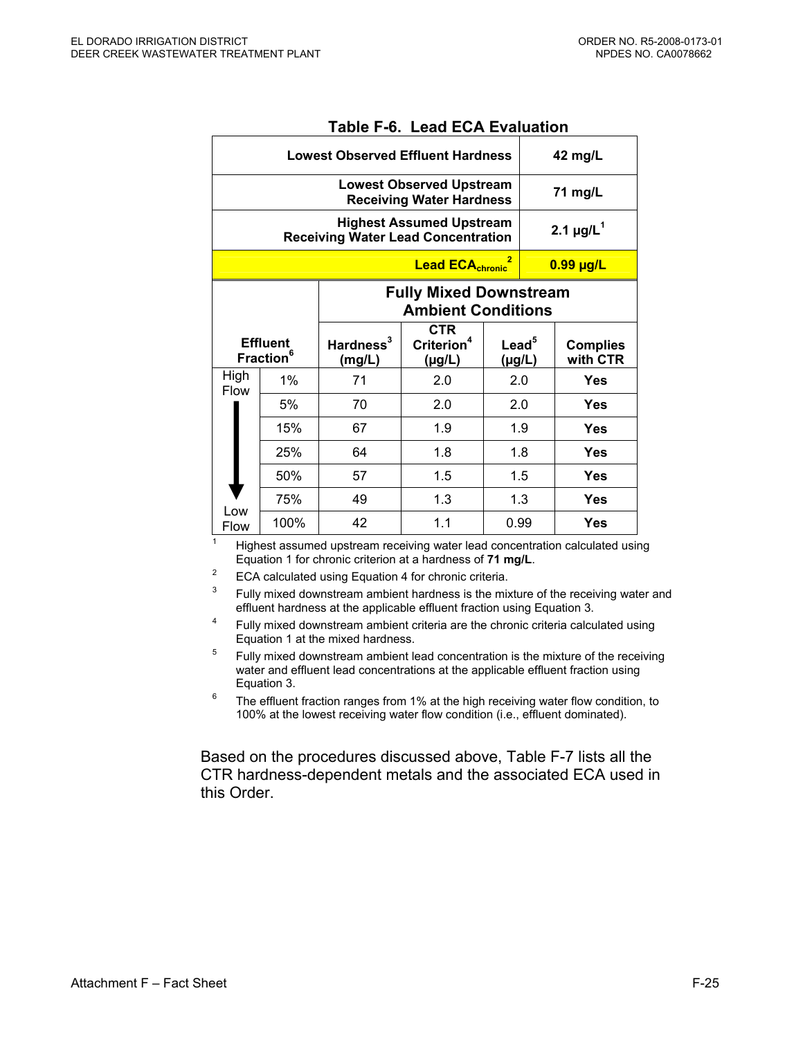**Table F-6. Lead ECA Evaluation**

| | | | | | |
|---|---|---|---|---|---|
| **Lowest Observed Effluent Hardness** | | | | | **42 mg/L** |
| **Lowest Observed Upstream Receiving Water Hardness** | | | | | **71 mg/L** |
| **Highest Assumed Upstream Receiving Water Lead Concentration** | | | | | **2.1 µg/L[1]** |
| **Lead $ECA_{chronic}$[2]** | | | | | **0.99 µg/L** |
| | | **Fully Mixed Downstream Ambient Conditions** | | | |
| **Effluent Fraction[6]** | | **Hardness[3] (mg/L)** | **CTR Criterion[4] (µg/L)** | **Lead[5] (µg/L)** | **Complies with CTR** |
| High Flow | 1% | 71 | 2.0 | 2.0 | **Yes** |
| ↓ | 5% | 70 | 2.0 | 2.0 | **Yes** |
| ↓ | 15% | 67 | 1.9 | 1.9 | **Yes** |
| ↓ | 25% | 64 | 1.8 | 1.8 | **Yes** |
| ↓ | 50% | 57 | 1.5 | 1.5 | **Yes** |
| ↓ | 75% | 49 | 1.3 | 1.3 | **Yes** |
| Low Flow | 100% | 42 | 1.1 | 0.99 | **Yes** |

[1] Highest assumed upstream receiving water lead concentration calculated using Equation 1 for chronic criterion at a hardness of **71 mg/L**.

[2] ECA calculated using Equation 4 for chronic criteria.

[3] Fully mixed downstream ambient hardness is the mixture of the receiving water and effluent hardness at the applicable effluent fraction using Equation 3.

[4] Fully mixed downstream ambient criteria are the chronic criteria calculated using Equation 1 at the mixed hardness.

[5] Fully mixed downstream ambient lead concentration is the mixture of the receiving water and effluent lead concentrations at the applicable effluent fraction using Equation 3.

[6] The effluent fraction ranges from 1% at the high receiving water flow condition, to 100% at the lowest receiving water flow condition (i.e., effluent dominated).

Based on the procedures discussed above, Table F-7 lists all the CTR hardness-dependent metals and the associated ECA used in this Order.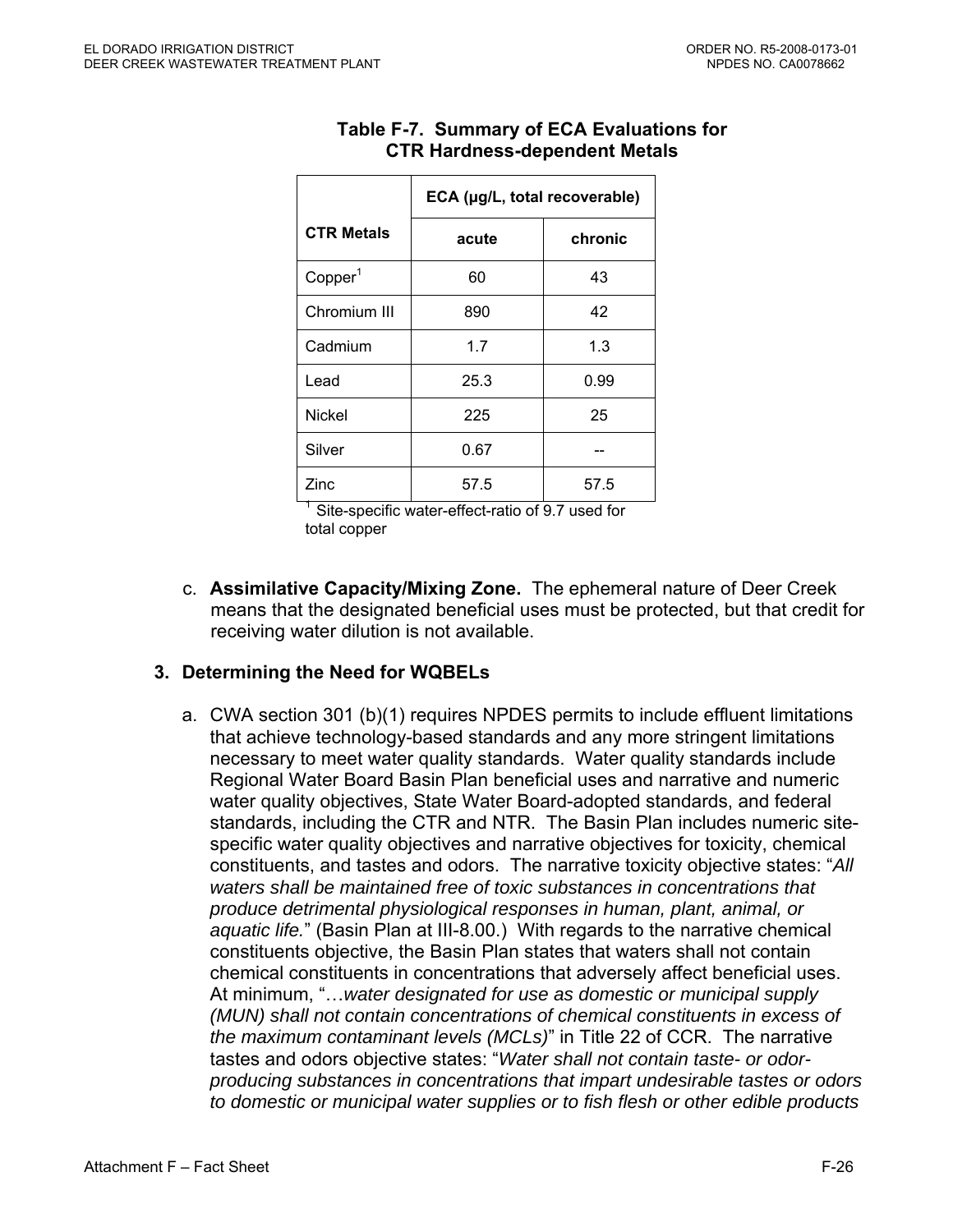**Table F-7. Summary of ECA Evaluations for CTR Hardness-dependent Metals**

| CTR Metals | ECA (µg/L, total recoverable) | |
|---|---|---|
| | acute | chronic |
| Copper[1] | 60 | 43 |
| Chromium III | 890 | 42 |
| Cadmium | 1.7 | 1.3 |
| Lead | 25.3 | 0.99 |
| Nickel | 225 | 25 |
| Silver | 0.67 | -- |
| Zinc | 57.5 | 57.5 |

[1] Site-specific water-effect-ratio of 9.7 used for total copper

c. **Assimilative Capacity/Mixing Zone.** The ephemeral nature of Deer Creek means that the designated beneficial uses must be protected, but that credit for receiving water dilution is not available.

### 3. Determining the Need for WQBELs

a. CWA section 301 (b)(1) requires NPDES permits to include effluent limitations that achieve technology-based standards and any more stringent limitations necessary to meet water quality standards. Water quality standards include Regional Water Board Basin Plan beneficial uses and narrative and numeric water quality objectives, State Water Board-adopted standards, and federal standards, including the CTR and NTR. The Basin Plan includes numeric site-specific water quality objectives and narrative objectives for toxicity, chemical constituents, and tastes and odors. The narrative toxicity objective states: "*All waters shall be maintained free of toxic substances in concentrations that produce detrimental physiological responses in human, plant, animal, or aquatic life.*" (Basin Plan at III-8.00.) With regards to the narrative chemical constituents objective, the Basin Plan states that waters shall not contain chemical constituents in concentrations that adversely affect beneficial uses. At minimum, "…*water designated for use as domestic or municipal supply (MUN) shall not contain concentrations of chemical constituents in excess of the maximum contaminant levels (MCLs)*" in Title 22 of CCR. The narrative tastes and odors objective states: "*Water shall not contain taste- or odor-producing substances in concentrations that impart undesirable tastes or odors to domestic or municipal water supplies or to fish flesh or other edible products*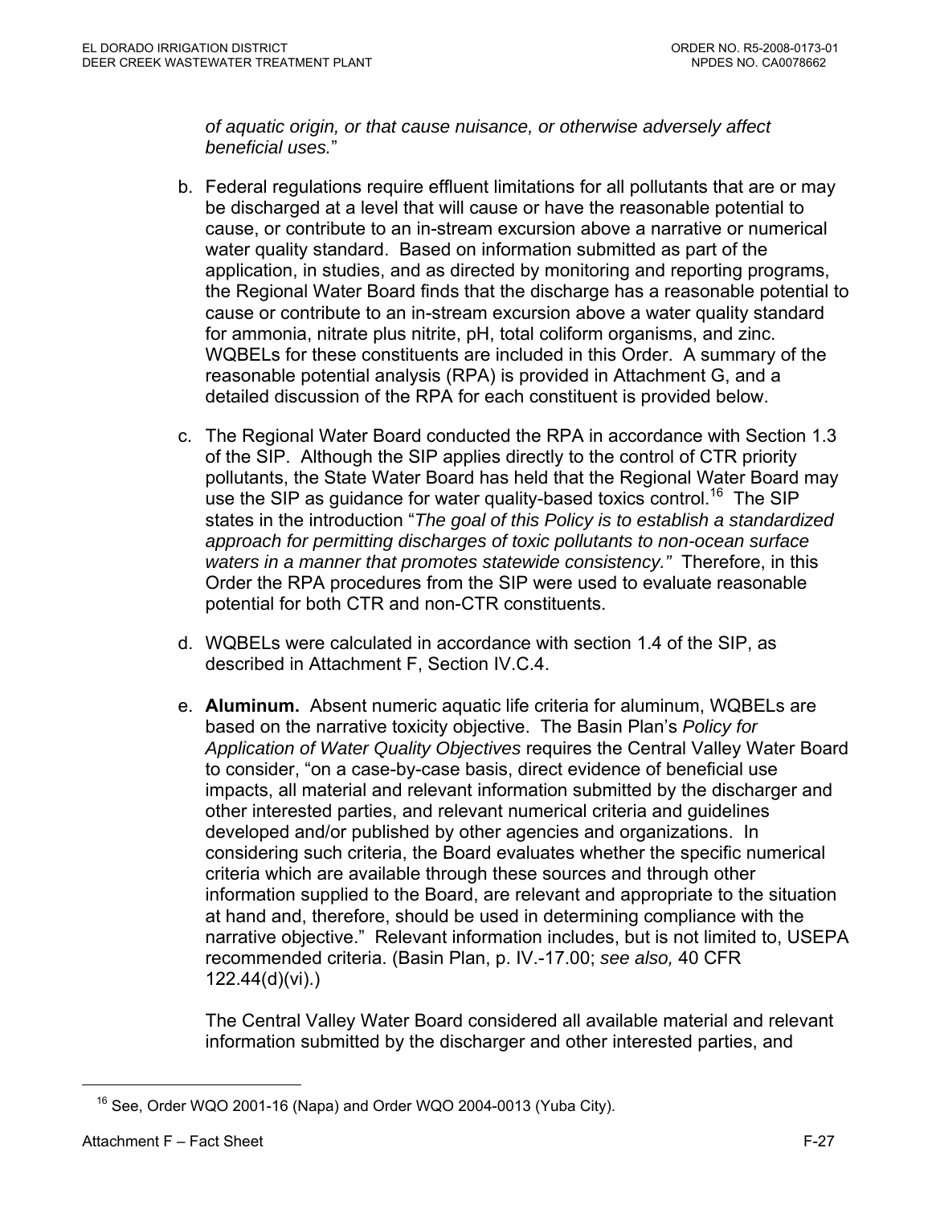*of aquatic origin, or that cause nuisance, or otherwise adversely affect beneficial uses.*"

b. Federal regulations require effluent limitations for all pollutants that are or may be discharged at a level that will cause or have the reasonable potential to cause, or contribute to an in-stream excursion above a narrative or numerical water quality standard. Based on information submitted as part of the application, in studies, and as directed by monitoring and reporting programs, the Regional Water Board finds that the discharge has a reasonable potential to cause or contribute to an in-stream excursion above a water quality standard for ammonia, nitrate plus nitrite, pH, total coliform organisms, and zinc. WQBELs for these constituents are included in this Order. A summary of the reasonable potential analysis (RPA) is provided in Attachment G, and a detailed discussion of the RPA for each constituent is provided below.

c. The Regional Water Board conducted the RPA in accordance with Section 1.3 of the SIP. Although the SIP applies directly to the control of CTR priority pollutants, the State Water Board has held that the Regional Water Board may use the SIP as guidance for water quality-based toxics control.[16] The SIP states in the introduction "*The goal of this Policy is to establish a standardized approach for permitting discharges of toxic pollutants to non-ocean surface waters in a manner that promotes statewide consistency.*" Therefore, in this Order the RPA procedures from the SIP were used to evaluate reasonable potential for both CTR and non-CTR constituents.

d. WQBELs were calculated in accordance with section 1.4 of the SIP, as described in Attachment F, Section IV.C.4.

e. **Aluminum.** Absent numeric aquatic life criteria for aluminum, WQBELs are based on the narrative toxicity objective. The Basin Plan's *Policy for Application of Water Quality Objectives* requires the Central Valley Water Board to consider, "on a case-by-case basis, direct evidence of beneficial use impacts, all material and relevant information submitted by the discharger and other interested parties, and relevant numerical criteria and guidelines developed and/or published by other agencies and organizations. In considering such criteria, the Board evaluates whether the specific numerical criteria which are available through these sources and through other information supplied to the Board, are relevant and appropriate to the situation at hand and, therefore, should be used in determining compliance with the narrative objective." Relevant information includes, but is not limited to, USEPA recommended criteria. (Basin Plan, p. IV.-17.00; *see also,* 40 CFR 122.44(d)(vi).)

   The Central Valley Water Board considered all available material and relevant information submitted by the discharger and other interested parties, and

[16] See, Order WQO 2001-16 (Napa) and Order WQO 2004-0013 (Yuba City).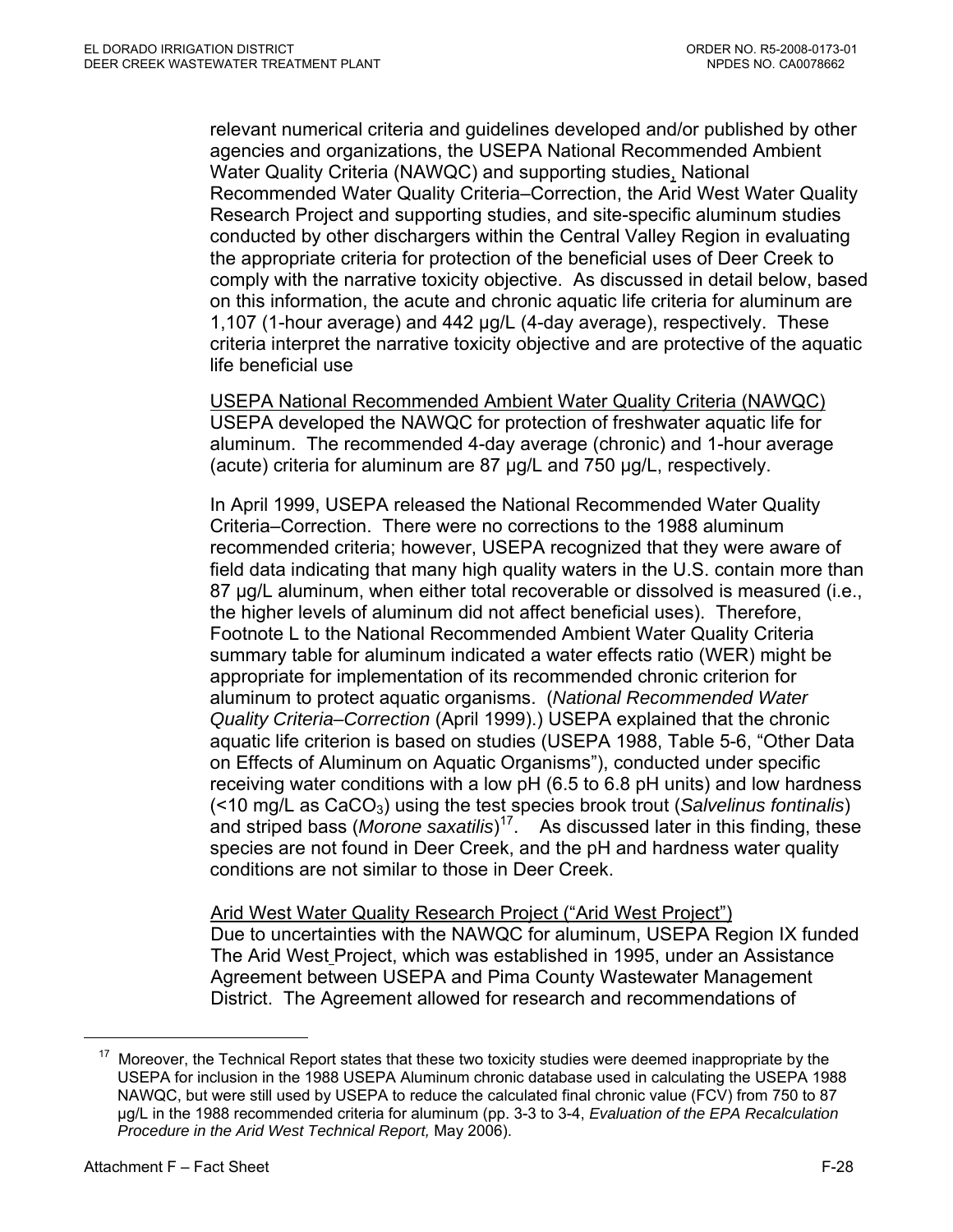relevant numerical criteria and guidelines developed and/or published by other agencies and organizations, the USEPA National Recommended Ambient Water Quality Criteria (NAWQC) and supporting studies, National Recommended Water Quality Criteria–Correction, the Arid West Water Quality Research Project and supporting studies, and site-specific aluminum studies conducted by other dischargers within the Central Valley Region in evaluating the appropriate criteria for protection of the beneficial uses of Deer Creek to comply with the narrative toxicity objective. As discussed in detail below, based on this information, the acute and chronic aquatic life criteria for aluminum are 1,107 (1-hour average) and 442 µg/L (4-day average), respectively. These criteria interpret the narrative toxicity objective and are protective of the aquatic life beneficial use

USEPA National Recommended Ambient Water Quality Criteria (NAWQC)
USEPA developed the NAWQC for protection of freshwater aquatic life for aluminum. The recommended 4-day average (chronic) and 1-hour average (acute) criteria for aluminum are 87 µg/L and 750 µg/L, respectively.

In April 1999, USEPA released the National Recommended Water Quality Criteria–Correction. There were no corrections to the 1988 aluminum recommended criteria; however, USEPA recognized that they were aware of field data indicating that many high quality waters in the U.S. contain more than 87 µg/L aluminum, when either total recoverable or dissolved is measured (i.e., the higher levels of aluminum did not affect beneficial uses). Therefore, Footnote L to the National Recommended Ambient Water Quality Criteria summary table for aluminum indicated a water effects ratio (WER) might be appropriate for implementation of its recommended chronic criterion for aluminum to protect aquatic organisms. (*National Recommended Water Quality Criteria–Correction* (April 1999).) USEPA explained that the chronic aquatic life criterion is based on studies (USEPA 1988, Table 5-6, "Other Data on Effects of Aluminum on Aquatic Organisms"), conducted under specific receiving water conditions with a low pH (6.5 to 6.8 pH units) and low hardness (<10 mg/L as $CaCO_3$) using the test species brook trout (*Salvelinus fontinalis*) and striped bass (*Morone saxatilis*)[17]. As discussed later in this finding, these species are not found in Deer Creek, and the pH and hardness water quality conditions are not similar to those in Deer Creek.

Arid West Water Quality Research Project ("Arid West Project")
Due to uncertainties with the NAWQC for aluminum, USEPA Region IX funded The Arid West Project, which was established in 1995, under an Assistance Agreement between USEPA and Pima County Wastewater Management District. The Agreement allowed for research and recommendations of

[17] Moreover, the Technical Report states that these two toxicity studies were deemed inappropriate by the USEPA for inclusion in the 1988 USEPA Aluminum chronic database used in calculating the USEPA 1988 NAWQC, but were still used by USEPA to reduce the calculated final chronic value (FCV) from 750 to 87 µg/L in the 1988 recommended criteria for aluminum (pp. 3-3 to 3-4, *Evaluation of the EPA Recalculation Procedure in the Arid West Technical Report,* May 2006).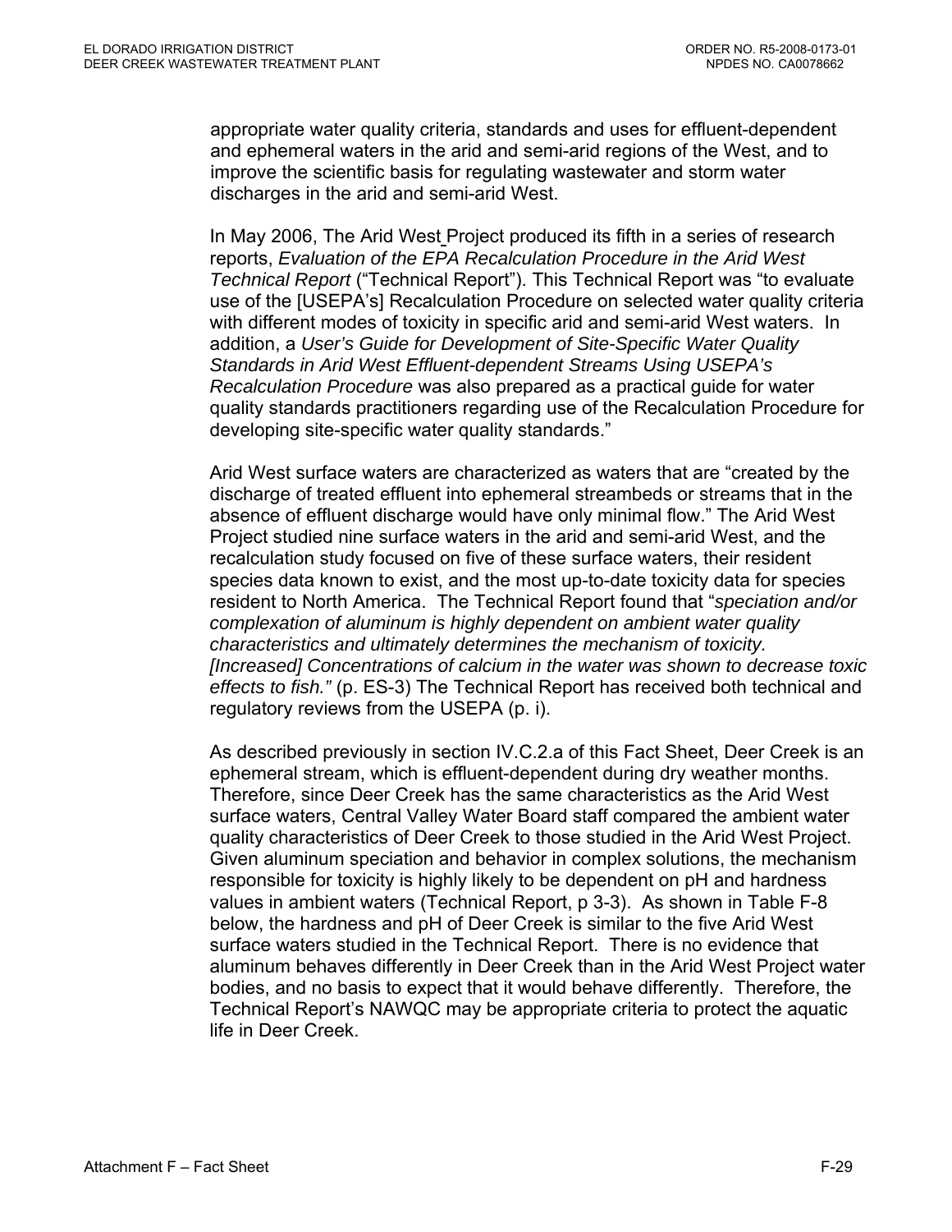appropriate water quality criteria, standards and uses for effluent-dependent and ephemeral waters in the arid and semi-arid regions of the West, and to improve the scientific basis for regulating wastewater and storm water discharges in the arid and semi-arid West.

In May 2006, The Arid West Project produced its fifth in a series of research reports, *Evaluation of the EPA Recalculation Procedure in the Arid West Technical Report* ("Technical Report"). This Technical Report was "to evaluate use of the [USEPA's] Recalculation Procedure on selected water quality criteria with different modes of toxicity in specific arid and semi-arid West waters. In addition, a *User's Guide for Development of Site-Specific Water Quality Standards in Arid West Effluent-dependent Streams Using USEPA's Recalculation Procedure* was also prepared as a practical guide for water quality standards practitioners regarding use of the Recalculation Procedure for developing site-specific water quality standards."

Arid West surface waters are characterized as waters that are "created by the discharge of treated effluent into ephemeral streambeds or streams that in the absence of effluent discharge would have only minimal flow." The Arid West Project studied nine surface waters in the arid and semi-arid West, and the recalculation study focused on five of these surface waters, their resident species data known to exist, and the most up-to-date toxicity data for species resident to North America. The Technical Report found that "*speciation and/or complexation of aluminum is highly dependent on ambient water quality characteristics and ultimately determines the mechanism of toxicity. [Increased] Concentrations of calcium in the water was shown to decrease toxic effects to fish."* (p. ES-3) The Technical Report has received both technical and regulatory reviews from the USEPA (p. i).

As described previously in section IV.C.2.a of this Fact Sheet, Deer Creek is an ephemeral stream, which is effluent-dependent during dry weather months. Therefore, since Deer Creek has the same characteristics as the Arid West surface waters, Central Valley Water Board staff compared the ambient water quality characteristics of Deer Creek to those studied in the Arid West Project. Given aluminum speciation and behavior in complex solutions, the mechanism responsible for toxicity is highly likely to be dependent on pH and hardness values in ambient waters (Technical Report, p 3-3). As shown in Table F-8 below, the hardness and pH of Deer Creek is similar to the five Arid West surface waters studied in the Technical Report. There is no evidence that aluminum behaves differently in Deer Creek than in the Arid West Project water bodies, and no basis to expect that it would behave differently. Therefore, the Technical Report's NAWQC may be appropriate criteria to protect the aquatic life in Deer Creek.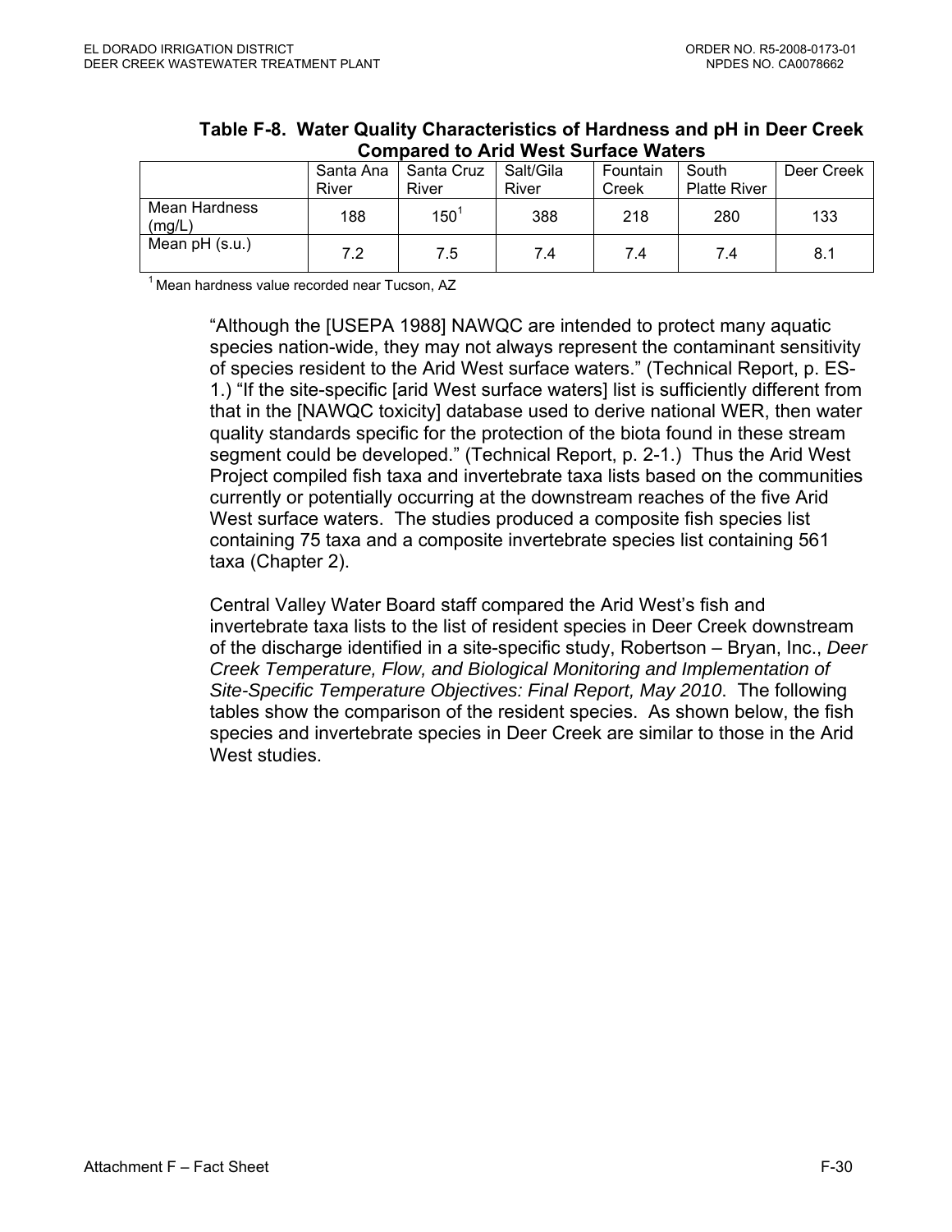**Table F-8. Water Quality Characteristics of Hardness and pH in Deer Creek Compared to Arid West Surface Waters**

| | Santa Ana River | Santa Cruz River | Salt/Gila River | Fountain Creek | South Platte River | Deer Creek |
|---|---|---|---|---|---|---|
| Mean Hardness (mg/L) | 188 | 150[1] | 388 | 218 | 280 | 133 |
| Mean pH (s.u.) | 7.2 | 7.5 | 7.4 | 7.4 | 7.4 | 8.1 |

[1] Mean hardness value recorded near Tucson, AZ

"Although the [USEPA 1988] NAWQC are intended to protect many aquatic species nation-wide, they may not always represent the contaminant sensitivity of species resident to the Arid West surface waters." (Technical Report, p. ES-1.) "If the site-specific [arid West surface waters] list is sufficiently different from that in the [NAWQC toxicity] database used to derive national WER, then water quality standards specific for the protection of the biota found in these stream segment could be developed." (Technical Report, p. 2-1.) Thus the Arid West Project compiled fish taxa and invertebrate taxa lists based on the communities currently or potentially occurring at the downstream reaches of the five Arid West surface waters. The studies produced a composite fish species list containing 75 taxa and a composite invertebrate species list containing 561 taxa (Chapter 2).

Central Valley Water Board staff compared the Arid West's fish and invertebrate taxa lists to the list of resident species in Deer Creek downstream of the discharge identified in a site-specific study, Robertson – Bryan, Inc., *Deer Creek Temperature, Flow, and Biological Monitoring and Implementation of Site-Specific Temperature Objectives: Final Report, May 2010*. The following tables show the comparison of the resident species. As shown below, the fish species and invertebrate species in Deer Creek are similar to those in the Arid West studies.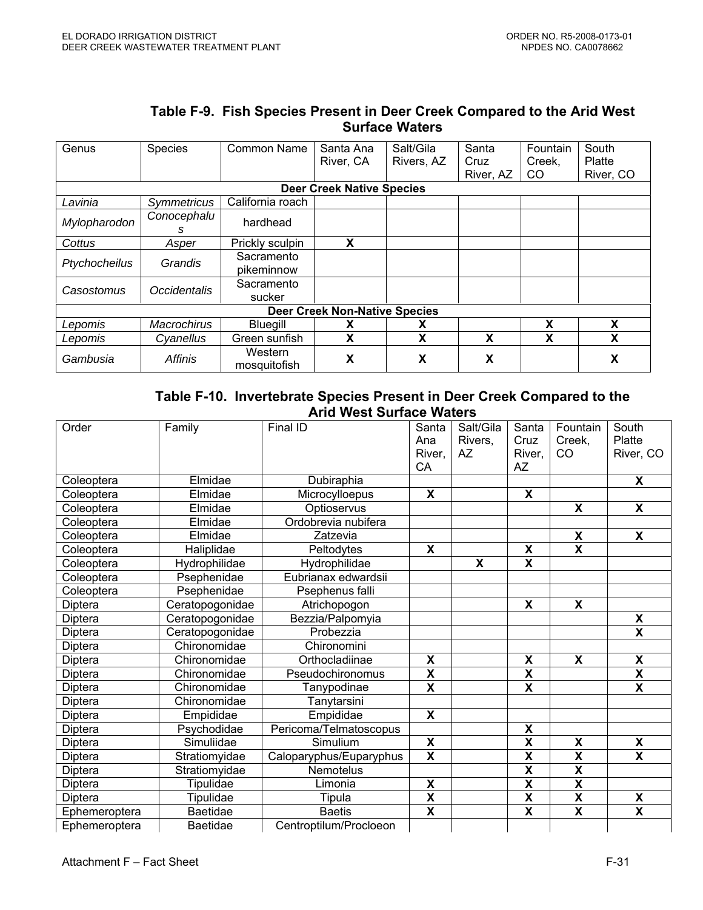### Table F-9. Fish Species Present in Deer Creek Compared to the Arid West Surface Waters

| Genus | Species | Common Name | Santa Ana River, CA | Salt/Gila Rivers, AZ | Santa Cruz River, AZ | Fountain Creek, CO | South Platte River, CO |
|---|---|---|---|---|---|---|---|
| **Deer Creek Native Species** | | | | | | | |
| *Lavinia* | *Symmetricus* | California roach | | | | | |
| *Mylopharodon* | *Conocephalus* | hardhead | | | | | |
| *Cottus* | *Asper* | Prickly sculpin | X | | | | |
| *Ptychocheilus* | *Grandis* | Sacramento pikeminnow | | | | | |
| *Casostomus* | *Occidentalis* | Sacramento sucker | | | | | |
| **Deer Creek Non-Native Species** | | | | | | | |
| *Lepomis* | *Macrochirus* | Bluegill | X | X | | X | X |
| *Lepomis* | *Cyanellus* | Green sunfish | X | X | X | X | X |
| *Gambusia* | *Affinis* | Western mosquitofish | X | X | X | | X |

### Table F-10. Invertebrate Species Present in Deer Creek Compared to the Arid West Surface Waters

| Order | Family | Final ID | Santa Ana River, CA | Salt/Gila Rivers, AZ | Santa Cruz River, AZ | Fountain Creek, CO | South Platte River, CO |
|---|---|---|---|---|---|---|---|
| Coleoptera | Elmidae | Dubiraphia | | | | | X |
| Coleoptera | Elmidae | Microcylloepus | X | | X | | |
| Coleoptera | Elmidae | Optioservus | | | | X | X |
| Coleoptera | Elmidae | Ordobrevia nubifera | | | | | |
| Coleoptera | Elmidae | Zatzevia | | | | X | X |
| Coleoptera | Haliplidae | Peltodytes | X | | X | X | |
| Coleoptera | Hydrophilidae | Hydrophilidae | | X | X | | |
| Coleoptera | Psephenidae | Eubrianax edwardsii | | | | | |
| Coleoptera | Psephenidae | Psephenus falli | | | | | |
| Diptera | Ceratopogonidae | Atrichopogon | | | X | X | |
| Diptera | Ceratopogonidae | Bezzia/Palpomyia | | | | | X |
| Diptera | Ceratopogonidae | Probezzia | | | | | X |
| Diptera | Chironomidae | Chironomini | | | | | |
| Diptera | Chironomidae | Orthocladiinae | X | | X | X | X |
| Diptera | Chironomidae | Pseudochironomus | X | | X | | X |
| Diptera | Chironomidae | Tanypodinae | X | | X | | X |
| Diptera | Chironomidae | Tanytarsini | | | | | |
| Diptera | Empididae | Empididae | X | | | | |
| Diptera | Psychodidae | Pericoma/Telmatoscopus | | | X | | |
| Diptera | Simuliidae | Simulium | X | | X | X | X |
| Diptera | Stratiomyidae | Caloparyphus/Euparyphus | X | | X | X | X |
| Diptera | Stratiomyidae | Nemotelus | | | X | X | |
| Diptera | Tipulidae | Limonia | X | | X | X | |
| Diptera | Tipulidae | Tipula | X | | X | X | X |
| Ephemeroptera | Baetidae | Baetis | X | | X | X | X |
| Ephemeroptera | Baetidae | Centroptilum/Procloeon | | | | | |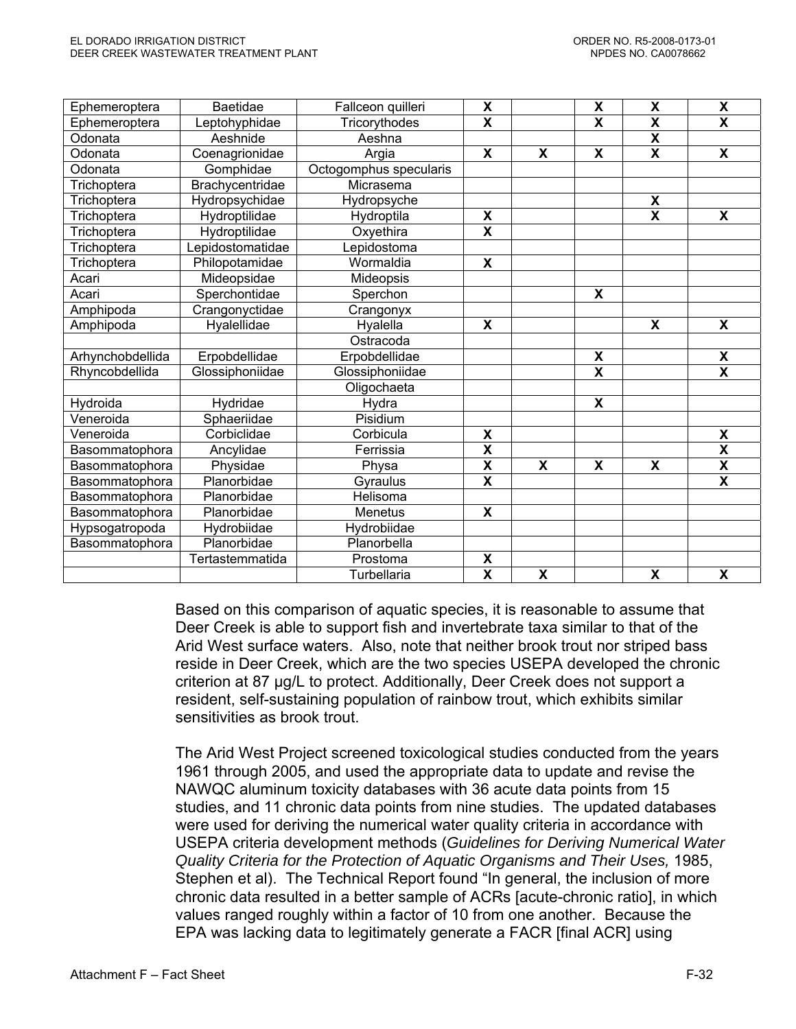| | | | | | | | |
|---|---|---|---|---|---|---|---|
| Ephemeroptera | Baetidae | Fallceon quilleri | X | | X | X | X |
| Ephemeroptera | Leptohyphidae | Tricorythodes | X | | X | X | X |
| Odonata | Aeshnide | Aeshna | | | | X | |
| Odonata | Coenagrionidae | Argia | X | X | X | X | X |
| Odonata | Gomphidae | Octogomphus specularis | | | | | |
| Trichoptera | Brachycentridae | Micrasema | | | | | |
| Trichoptera | Hydropsychidae | Hydropsyche | | | | X | |
| Trichoptera | Hydroptilidae | Hydroptila | X | | | X | X |
| Trichoptera | Hydroptilidae | Oxyethira | X | | | | |
| Trichoptera | Lepidostomatidae | Lepidostoma | | | | | |
| Trichoptera | Philopotamidae | Wormaldia | X | | | | |
| Acari | Mideopsidae | Mideopsis | | | | | |
| Acari | Sperchontidae | Sperchon | | | X | | |
| Amphipoda | Crangonyctidae | Crangonyx | | | | | |
| Amphipoda | Hyalellidae | Hyalella | X | | | X | X |
| | | Ostracoda | | | | | |
| Arhynchobdellida | Erpobdellidae | Erpobdellidae | | | X | | X |
| Rhyncobdellida | Glossiphoniidae | Glossiphoniidae | | | X | | X |
| | | Oligochaeta | | | | | |
| Hydroida | Hydridae | Hydra | | | X | | |
| Veneroida | Sphaeriidae | Pisidium | | | | | |
| Veneroida | Corbiclidae | Corbicula | X | | | | X |
| Basommatophora | Ancylidae | Ferrissia | X | | | | X |
| Basommatophora | Physidae | Physa | X | X | X | X | X |
| Basommatophora | Planorbidae | Gyraulus | X | | | | X |
| Basommatophora | Planorbidae | Helisoma | | | | | |
| Basommatophora | Planorbidae | Menetus | X | | | | |
| Hypsogatropoda | Hydrobiidae | Hydrobiidae | | | | | |
| Basommatophora | Planorbidae | Planorbella | | | | | |
| | Tertastemmatida | Prostoma | X | | | | |
| | | Turbellaria | X | X | | X | X |

Based on this comparison of aquatic species, it is reasonable to assume that Deer Creek is able to support fish and invertebrate taxa similar to that of the Arid West surface waters. Also, note that neither brook trout nor striped bass reside in Deer Creek, which are the two species USEPA developed the chronic criterion at 87 µg/L to protect. Additionally, Deer Creek does not support a resident, self-sustaining population of rainbow trout, which exhibits similar sensitivities as brook trout.

The Arid West Project screened toxicological studies conducted from the years 1961 through 2005, and used the appropriate data to update and revise the NAWQC aluminum toxicity databases with 36 acute data points from 15 studies, and 11 chronic data points from nine studies. The updated databases were used for deriving the numerical water quality criteria in accordance with USEPA criteria development methods (*Guidelines for Deriving Numerical Water Quality Criteria for the Protection of Aquatic Organisms and Their Uses,* 1985, Stephen et al). The Technical Report found "In general, the inclusion of more chronic data resulted in a better sample of ACRs [acute-chronic ratio], in which values ranged roughly within a factor of 10 from one another. Because the EPA was lacking data to legitimately generate a FACR [final ACR] using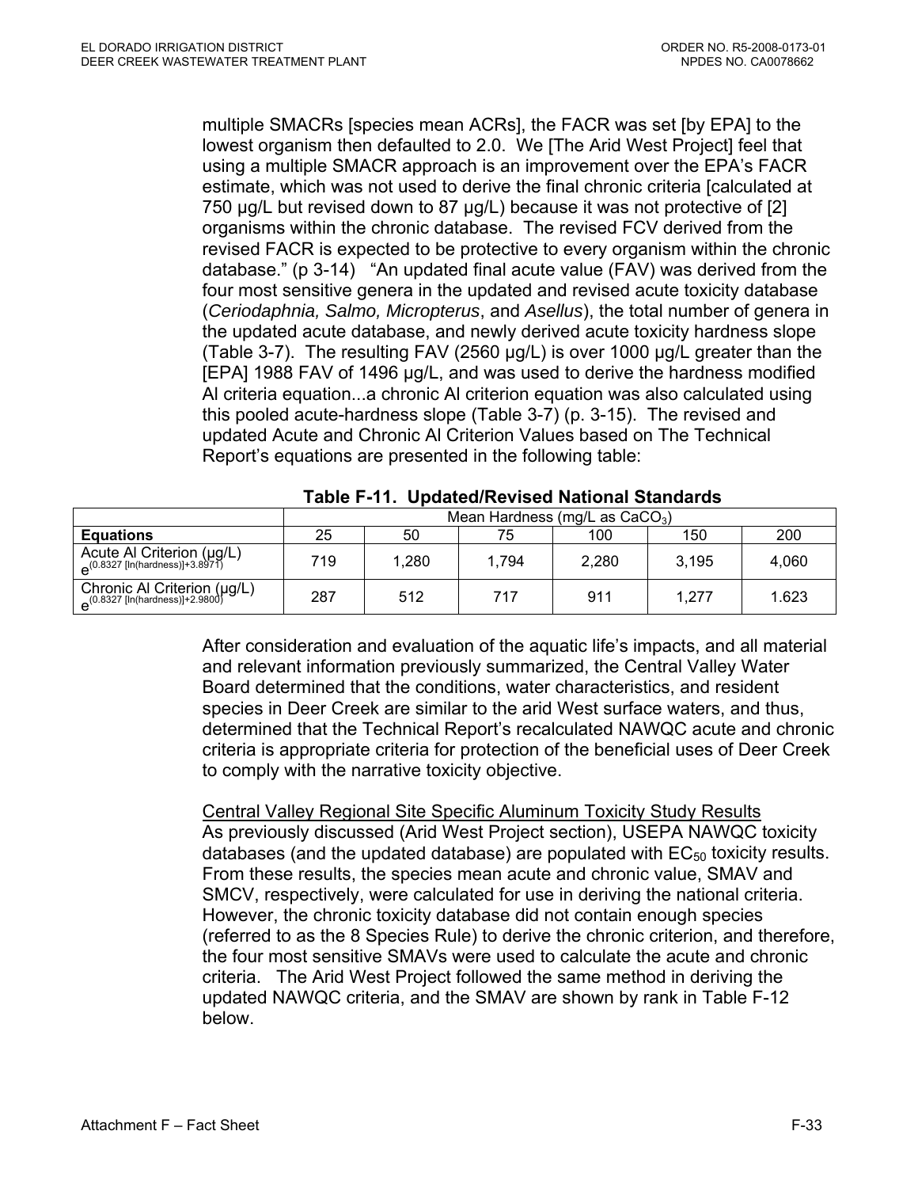multiple SMACRs [species mean ACRs], the FACR was set [by EPA] to the lowest organism then defaulted to 2.0. We [The Arid West Project] feel that using a multiple SMACR approach is an improvement over the EPA's FACR estimate, which was not used to derive the final chronic criteria [calculated at 750 µg/L but revised down to 87 µg/L) because it was not protective of [2] organisms within the chronic database. The revised FCV derived from the revised FACR is expected to be protective to every organism within the chronic database." (p 3-14) "An updated final acute value (FAV) was derived from the four most sensitive genera in the updated and revised acute toxicity database (*Ceriodaphnia, Salmo, Micropterus*, and *Asellus*), the total number of genera in the updated acute database, and newly derived acute toxicity hardness slope (Table 3-7). The resulting FAV (2560 µg/L) is over 1000 µg/L greater than the [EPA] 1988 FAV of 1496 µg/L, and was used to derive the hardness modified Al criteria equation...a chronic Al criterion equation was also calculated using this pooled acute-hardness slope (Table 3-7) (p. 3-15). The revised and updated Acute and Chronic Al Criterion Values based on The Technical Report's equations are presented in the following table:

**Table F-11. Updated/Revised National Standards**

| | Mean Hardness (mg/L as $CaCO_3$) | | | | | |
|---|---|---|---|---|---|---|
| **Equations** | 25 | 50 | 75 | 100 | 150 | 200 |
| Acute Al Criterion (µg/L) $e^{(0.8327 [\ln(hardness)]+3.8971)}$ | 719 | 1,280 | 1,794 | 2,280 | 3,195 | 4,060 |
| Chronic Al Criterion (µg/L) $e^{(0.8327 [\ln(hardness)]+2.9800)}$ | 287 | 512 | 717 | 911 | 1,277 | 1.623 |

After consideration and evaluation of the aquatic life's impacts, and all material and relevant information previously summarized, the Central Valley Water Board determined that the conditions, water characteristics, and resident species in Deer Creek are similar to the arid West surface waters, and thus, determined that the Technical Report's recalculated NAWQC acute and chronic criteria is appropriate criteria for protection of the beneficial uses of Deer Creek to comply with the narrative toxicity objective.

Central Valley Regional Site Specific Aluminum Toxicity Study Results

As previously discussed (Arid West Project section), USEPA NAWQC toxicity databases (and the updated database) are populated with $EC_{50}$ toxicity results. From these results, the species mean acute and chronic value, SMAV and SMCV, respectively, were calculated for use in deriving the national criteria. However, the chronic toxicity database did not contain enough species (referred to as the 8 Species Rule) to derive the chronic criterion, and therefore, the four most sensitive SMAVs were used to calculate the acute and chronic criteria. The Arid West Project followed the same method in deriving the updated NAWQC criteria, and the SMAV are shown by rank in Table F-12 below.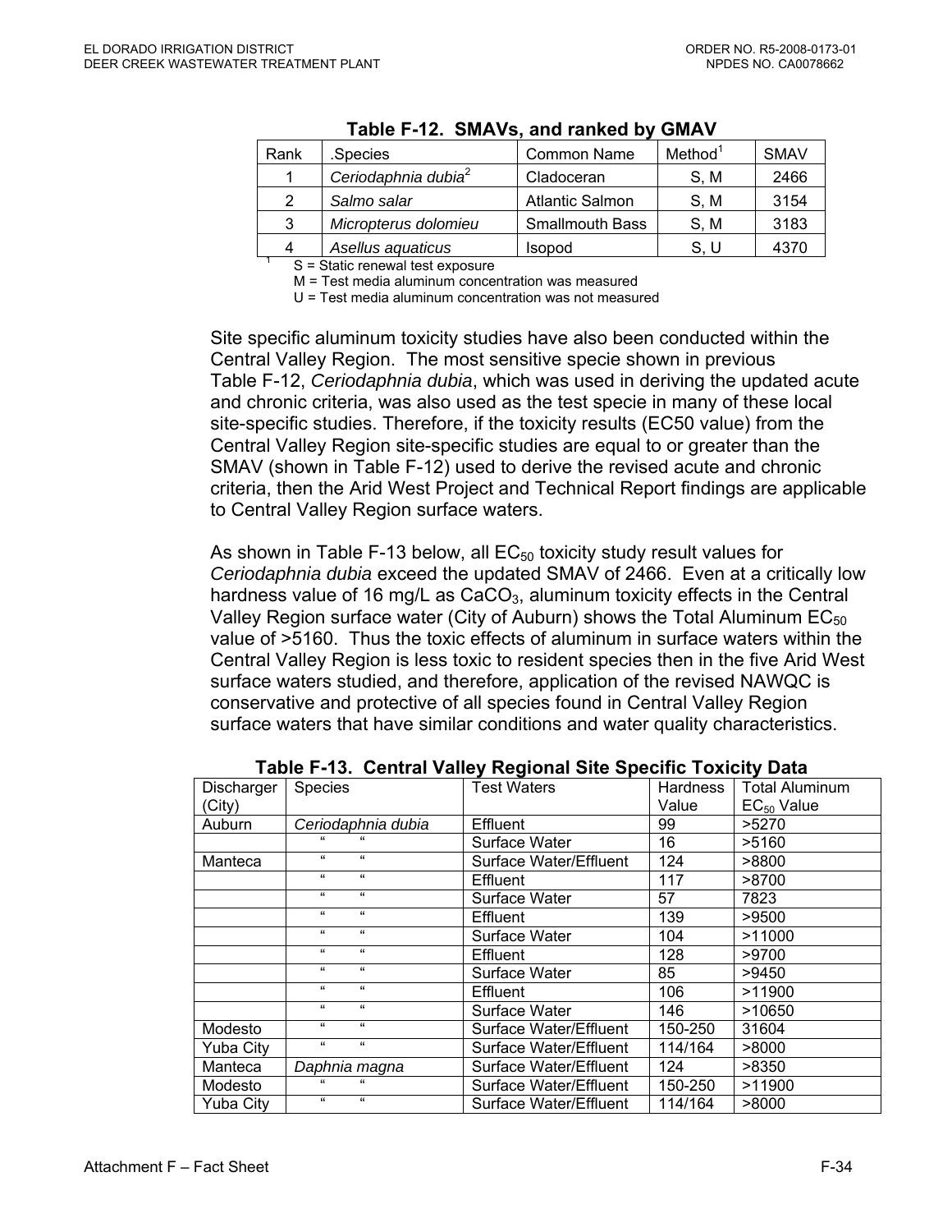**Table F-12. SMAVs, and ranked by GMAV**

| Rank | .Species | Common Name | Method[1] | SMAV |
|---|---|---|---|---|
| 1 | *Ceriodaphnia dubia*[2] | Cladoceran | S, M | 2466 |
| 2 | *Salmo salar* | Atlantic Salmon | S, M | 3154 |
| 3 | *Micropterus dolomieu* | Smallmouth Bass | S, M | 3183 |
| 4 | *Asellus aquaticus* | Isopod | S, U | 4370 |

[1] S = Static renewal test exposure
M = Test media aluminum concentration was measured
U = Test media aluminum concentration was not measured

Site specific aluminum toxicity studies have also been conducted within the Central Valley Region. The most sensitive specie shown in previous Table F-12, *Ceriodaphnia dubia*, which was used in deriving the updated acute and chronic criteria, was also used as the test specie in many of these local site-specific studies. Therefore, if the toxicity results (EC50 value) from the Central Valley Region site-specific studies are equal to or greater than the SMAV (shown in Table F-12) used to derive the revised acute and chronic criteria, then the Arid West Project and Technical Report findings are applicable to Central Valley Region surface waters.

As shown in Table F-13 below, all $EC_{50}$ toxicity study result values for *Ceriodaphnia dubia* exceed the updated SMAV of 2466. Even at a critically low hardness value of 16 mg/L as $CaCO_3$, aluminum toxicity effects in the Central Valley Region surface water (City of Auburn) shows the Total Aluminum $EC_{50}$ value of >5160. Thus the toxic effects of aluminum in surface waters within the Central Valley Region is less toxic to resident species then in the five Arid West surface waters studied, and therefore, application of the revised NAWQC is conservative and protective of all species found in Central Valley Region surface waters that have similar conditions and water quality characteristics.

**Table F-13. Central Valley Regional Site Specific Toxicity Data**

| Discharger (City) | Species | Test Waters | Hardness Value | Total Aluminum $EC_{50}$ Value |
|---|---|---|---|---|
| Auburn | *Ceriodaphnia dubia* | Effluent | 99 | >5270 |
| | " " | Surface Water | 16 | >5160 |
| Manteca | " " | Surface Water/Effluent | 124 | >8800 |
| | " " | Effluent | 117 | >8700 |
| | " " | Surface Water | 57 | 7823 |
| | " " | Effluent | 139 | >9500 |
| | " " | Surface Water | 104 | >11000 |
| | " " | Effluent | 128 | >9700 |
| | " " | Surface Water | 85 | >9450 |
| | " " | Effluent | 106 | >11900 |
| | " " | Surface Water | 146 | >10650 |
| Modesto | " " | Surface Water/Effluent | 150-250 | 31604 |
| Yuba City | " " | Surface Water/Effluent | 114/164 | >8000 |
| Manteca | *Daphnia magna* | Surface Water/Effluent | 124 | >8350 |
| Modesto | " " | Surface Water/Effluent | 150-250 | >11900 |
| Yuba City | " " | Surface Water/Effluent | 114/164 | >8000 |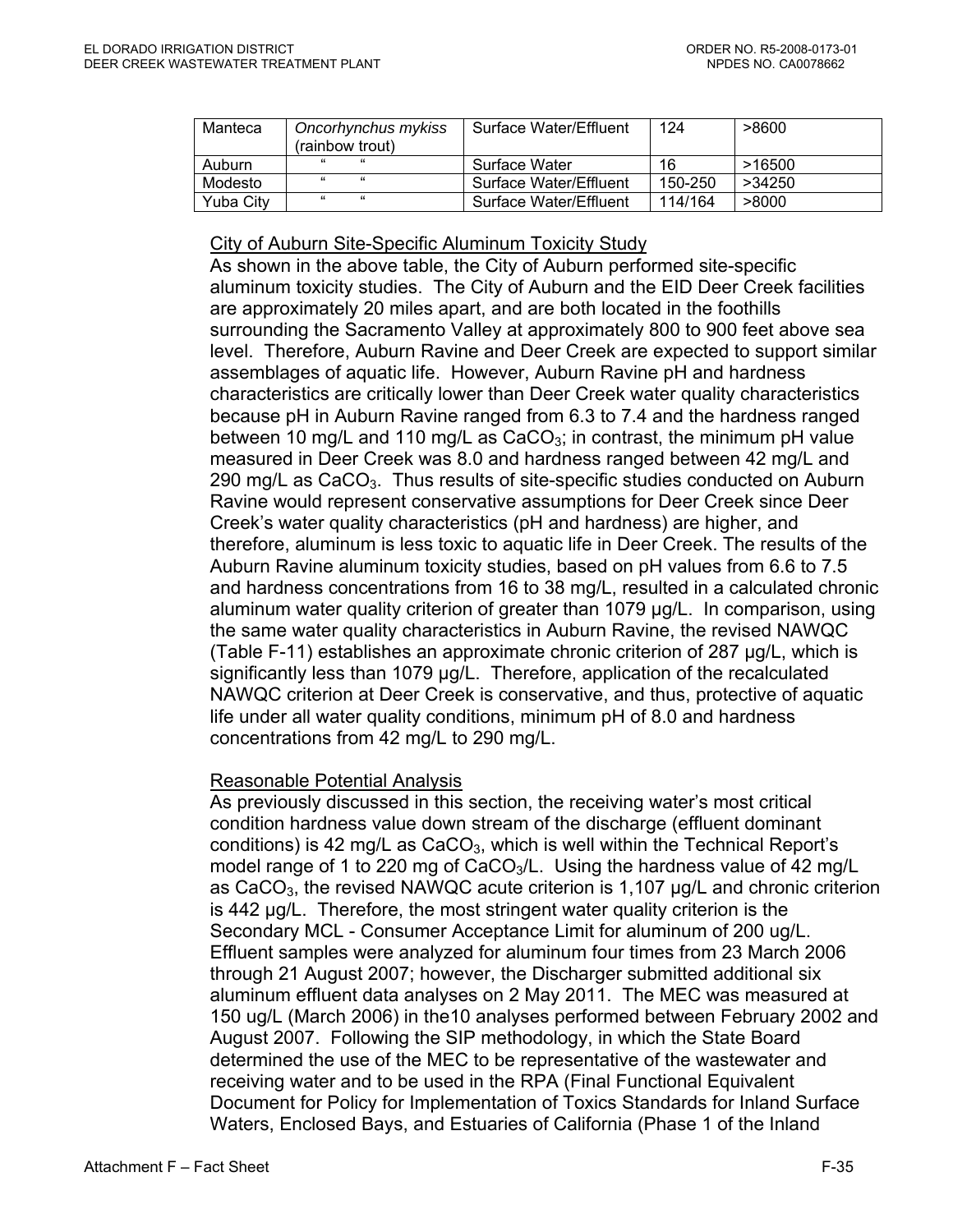| Manteca | *Oncorhynchus mykiss* (rainbow trout) | Surface Water/Effluent | 124 | >8600 |
|---|---|---|---|---|
| Auburn | " " | Surface Water | 16 | >16500 |
| Modesto | " " | Surface Water/Effluent | 150-250 | >34250 |
| Yuba City | " " | Surface Water/Effluent | 114/164 | >8000 |

City of Auburn Site-Specific Aluminum Toxicity Study

As shown in the above table, the City of Auburn performed site-specific aluminum toxicity studies. The City of Auburn and the EID Deer Creek facilities are approximately 20 miles apart, and are both located in the foothills surrounding the Sacramento Valley at approximately 800 to 900 feet above sea level. Therefore, Auburn Ravine and Deer Creek are expected to support similar assemblages of aquatic life. However, Auburn Ravine pH and hardness characteristics are critically lower than Deer Creek water quality characteristics because pH in Auburn Ravine ranged from 6.3 to 7.4 and the hardness ranged between 10 mg/L and 110 mg/L as $CaCO_3$; in contrast, the minimum pH value measured in Deer Creek was 8.0 and hardness ranged between 42 mg/L and 290 mg/L as $CaCO_3$. Thus results of site-specific studies conducted on Auburn Ravine would represent conservative assumptions for Deer Creek since Deer Creek's water quality characteristics (pH and hardness) are higher, and therefore, aluminum is less toxic to aquatic life in Deer Creek. The results of the Auburn Ravine aluminum toxicity studies, based on pH values from 6.6 to 7.5 and hardness concentrations from 16 to 38 mg/L, resulted in a calculated chronic aluminum water quality criterion of greater than 1079 µg/L. In comparison, using the same water quality characteristics in Auburn Ravine, the revised NAWQC (Table F-11) establishes an approximate chronic criterion of 287 µg/L, which is significantly less than 1079 µg/L. Therefore, application of the recalculated NAWQC criterion at Deer Creek is conservative, and thus, protective of aquatic life under all water quality conditions, minimum pH of 8.0 and hardness concentrations from 42 mg/L to 290 mg/L.

Reasonable Potential Analysis

As previously discussed in this section, the receiving water's most critical condition hardness value down stream of the discharge (effluent dominant conditions) is 42 mg/L as $CaCO_3$, which is well within the Technical Report's model range of 1 to 220 mg of $CaCO_3$/L. Using the hardness value of 42 mg/L as $CaCO_3$, the revised NAWQC acute criterion is 1,107 µg/L and chronic criterion is 442 µg/L. Therefore, the most stringent water quality criterion is the Secondary MCL - Consumer Acceptance Limit for aluminum of 200 ug/L. Effluent samples were analyzed for aluminum four times from 23 March 2006 through 21 August 2007; however, the Discharger submitted additional six aluminum effluent data analyses on 2 May 2011. The MEC was measured at 150 ug/L (March 2006) in the10 analyses performed between February 2002 and August 2007. Following the SIP methodology, in which the State Board determined the use of the MEC to be representative of the wastewater and receiving water and to be used in the RPA (Final Functional Equivalent Document for Policy for Implementation of Toxics Standards for Inland Surface Waters, Enclosed Bays, and Estuaries of California (Phase 1 of the Inland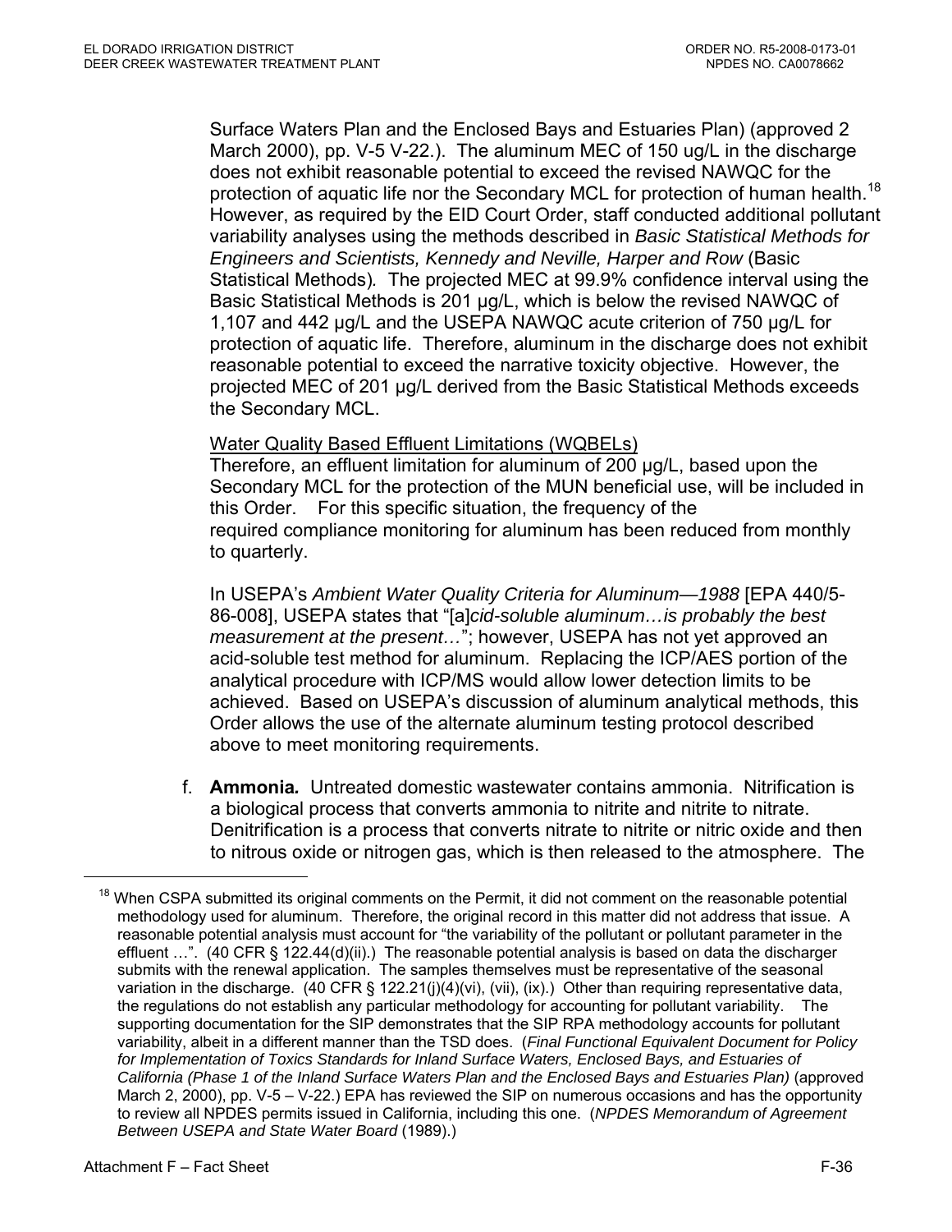Surface Waters Plan and the Enclosed Bays and Estuaries Plan) (approved 2 March 2000), pp. V-5 V-22.). The aluminum MEC of 150 ug/L in the discharge does not exhibit reasonable potential to exceed the revised NAWQC for the protection of aquatic life nor the Secondary MCL for protection of human health.[18] However, as required by the EID Court Order, staff conducted additional pollutant variability analyses using the methods described in *Basic Statistical Methods for Engineers and Scientists, Kennedy and Neville, Harper and Row* (Basic Statistical Methods). The projected MEC at 99.9% confidence interval using the Basic Statistical Methods is 201 µg/L, which is below the revised NAWQC of 1,107 and 442 µg/L and the USEPA NAWQC acute criterion of 750 µg/L for protection of aquatic life. Therefore, aluminum in the discharge does not exhibit reasonable potential to exceed the narrative toxicity objective. However, the projected MEC of 201 µg/L derived from the Basic Statistical Methods exceeds the Secondary MCL.

Water Quality Based Effluent Limitations (WQBELs)

Therefore, an effluent limitation for aluminum of 200 µg/L, based upon the Secondary MCL for the protection of the MUN beneficial use, will be included in this Order. For this specific situation, the frequency of the required compliance monitoring for aluminum has been reduced from monthly to quarterly.

In USEPA's *Ambient Water Quality Criteria for Aluminum—1988* [EPA 440/5-86-008], USEPA states that "[a]*cid-soluble aluminum…is probably the best measurement at the present…*"; however, USEPA has not yet approved an acid-soluble test method for aluminum. Replacing the ICP/AES portion of the analytical procedure with ICP/MS would allow lower detection limits to be achieved. Based on USEPA's discussion of aluminum analytical methods, this Order allows the use of the alternate aluminum testing protocol described above to meet monitoring requirements.

f. **Ammonia.** Untreated domestic wastewater contains ammonia. Nitrification is a biological process that converts ammonia to nitrite and nitrite to nitrate. Denitrification is a process that converts nitrate to nitrite or nitric oxide and then to nitrous oxide or nitrogen gas, which is then released to the atmosphere. The

---

[18] When CSPA submitted its original comments on the Permit, it did not comment on the reasonable potential methodology used for aluminum. Therefore, the original record in this matter did not address that issue. A reasonable potential analysis must account for "the variability of the pollutant or pollutant parameter in the effluent …". (40 CFR § 122.44(d)(ii).) The reasonable potential analysis is based on data the discharger submits with the renewal application. The samples themselves must be representative of the seasonal variation in the discharge. (40 CFR § 122.21(j)(4)(vi), (vii), (ix).) Other than requiring representative data, the regulations do not establish any particular methodology for accounting for pollutant variability. The supporting documentation for the SIP demonstrates that the SIP RPA methodology accounts for pollutant variability, albeit in a different manner than the TSD does. (*Final Functional Equivalent Document for Policy for Implementation of Toxics Standards for Inland Surface Waters, Enclosed Bays, and Estuaries of California (Phase 1 of the Inland Surface Waters Plan and the Enclosed Bays and Estuaries Plan)* (approved March 2, 2000), pp. V-5 – V-22.) EPA has reviewed the SIP on numerous occasions and has the opportunity to review all NPDES permits issued in California, including this one. (*NPDES Memorandum of Agreement Between USEPA and State Water Board* (1989).)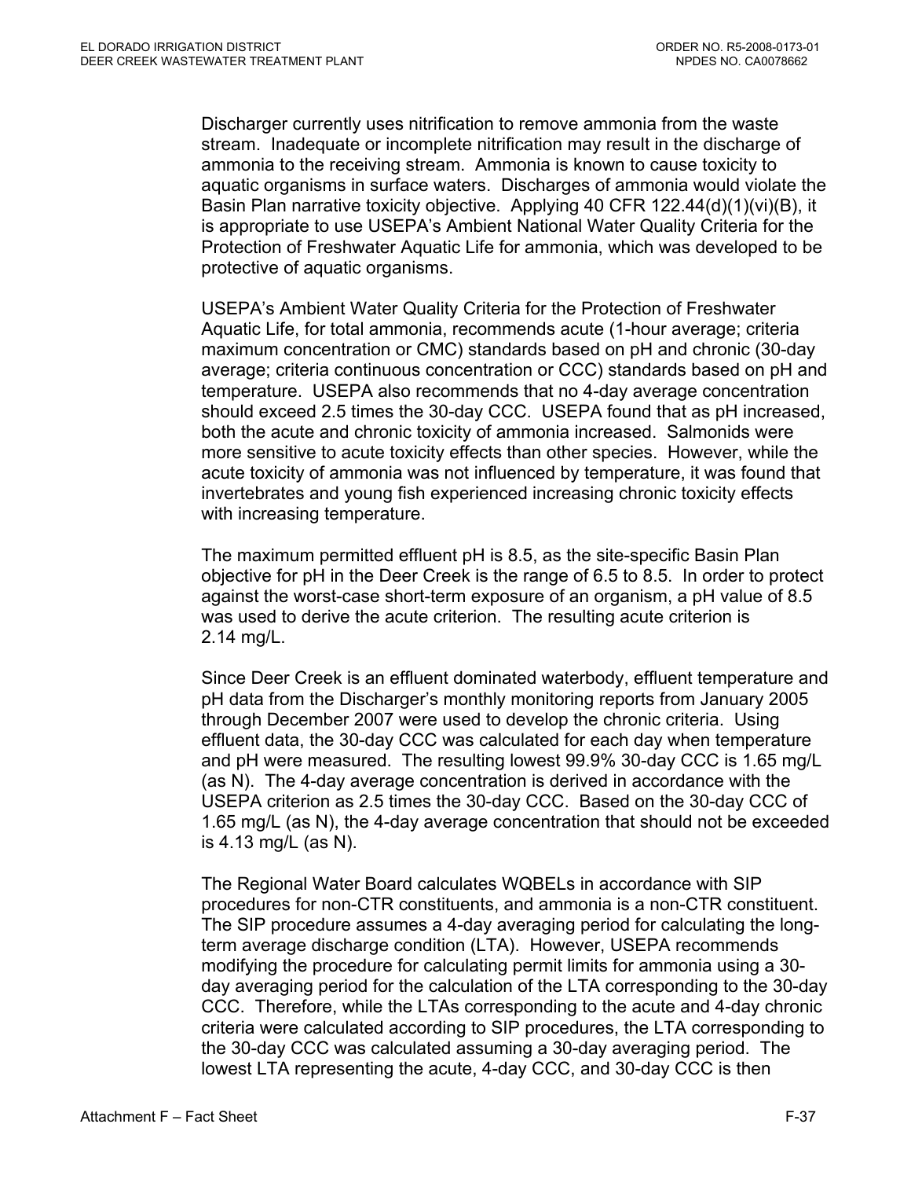Discharger currently uses nitrification to remove ammonia from the waste stream. Inadequate or incomplete nitrification may result in the discharge of ammonia to the receiving stream. Ammonia is known to cause toxicity to aquatic organisms in surface waters. Discharges of ammonia would violate the Basin Plan narrative toxicity objective. Applying 40 CFR 122.44(d)(1)(vi)(B), it is appropriate to use USEPA's Ambient National Water Quality Criteria for the Protection of Freshwater Aquatic Life for ammonia, which was developed to be protective of aquatic organisms.

USEPA's Ambient Water Quality Criteria for the Protection of Freshwater Aquatic Life, for total ammonia, recommends acute (1-hour average; criteria maximum concentration or CMC) standards based on pH and chronic (30-day average; criteria continuous concentration or CCC) standards based on pH and temperature. USEPA also recommends that no 4-day average concentration should exceed 2.5 times the 30-day CCC. USEPA found that as pH increased, both the acute and chronic toxicity of ammonia increased. Salmonids were more sensitive to acute toxicity effects than other species. However, while the acute toxicity of ammonia was not influenced by temperature, it was found that invertebrates and young fish experienced increasing chronic toxicity effects with increasing temperature.

The maximum permitted effluent pH is 8.5, as the site-specific Basin Plan objective for pH in the Deer Creek is the range of 6.5 to 8.5. In order to protect against the worst-case short-term exposure of an organism, a pH value of 8.5 was used to derive the acute criterion. The resulting acute criterion is 2.14 mg/L.

Since Deer Creek is an effluent dominated waterbody, effluent temperature and pH data from the Discharger's monthly monitoring reports from January 2005 through December 2007 were used to develop the chronic criteria. Using effluent data, the 30-day CCC was calculated for each day when temperature and pH were measured. The resulting lowest 99.9% 30-day CCC is 1.65 mg/L (as N). The 4-day average concentration is derived in accordance with the USEPA criterion as 2.5 times the 30-day CCC. Based on the 30-day CCC of 1.65 mg/L (as N), the 4-day average concentration that should not be exceeded is 4.13 mg/L (as N).

The Regional Water Board calculates WQBELs in accordance with SIP procedures for non-CTR constituents, and ammonia is a non-CTR constituent. The SIP procedure assumes a 4-day averaging period for calculating the long-term average discharge condition (LTA). However, USEPA recommends modifying the procedure for calculating permit limits for ammonia using a 30-day averaging period for the calculation of the LTA corresponding to the 30-day CCC. Therefore, while the LTAs corresponding to the acute and 4-day chronic criteria were calculated according to SIP procedures, the LTA corresponding to the 30-day CCC was calculated assuming a 30-day averaging period. The lowest LTA representing the acute, 4-day CCC, and 30-day CCC is then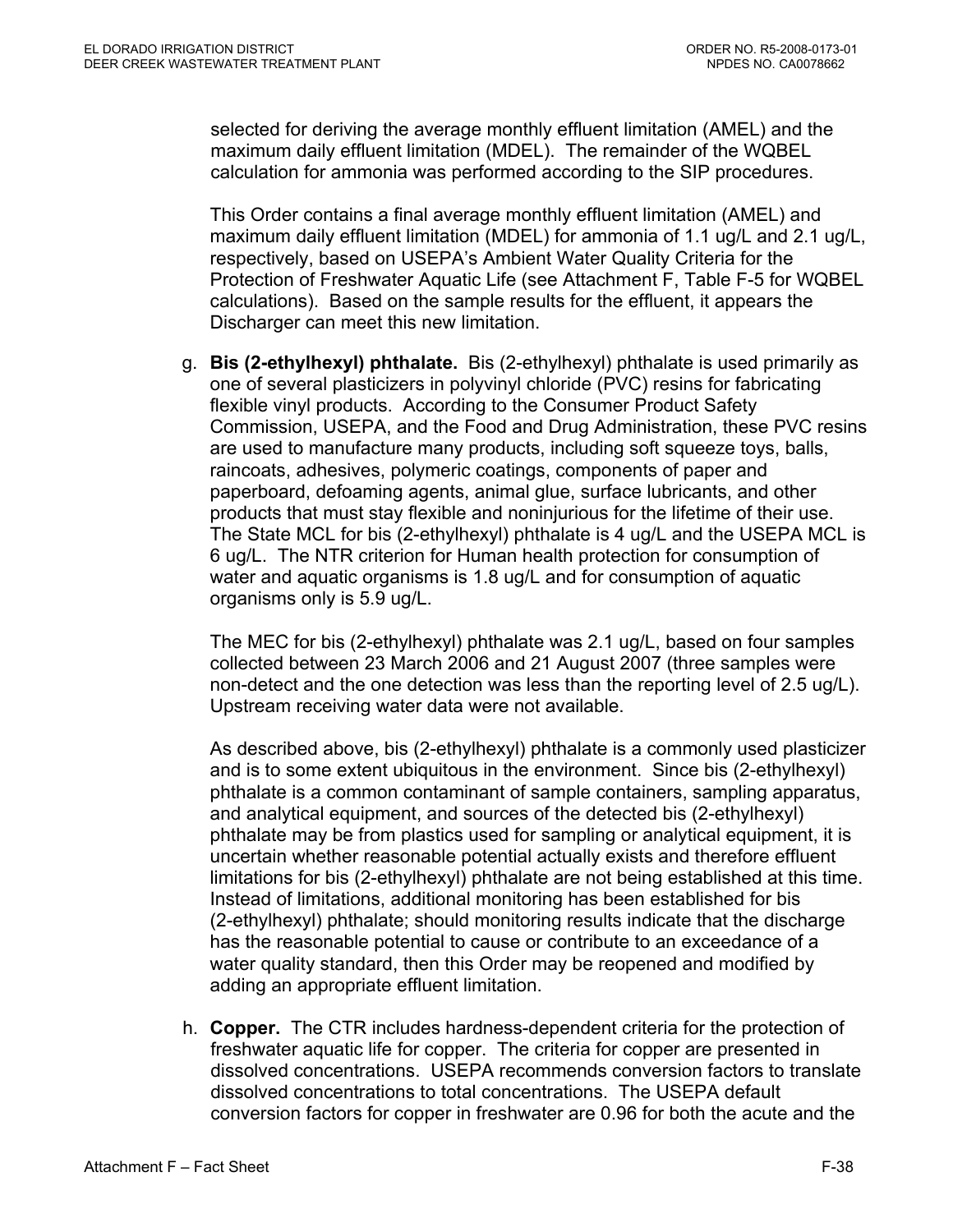selected for deriving the average monthly effluent limitation (AMEL) and the maximum daily effluent limitation (MDEL). The remainder of the WQBEL calculation for ammonia was performed according to the SIP procedures.

This Order contains a final average monthly effluent limitation (AMEL) and maximum daily effluent limitation (MDEL) for ammonia of 1.1 ug/L and 2.1 ug/L, respectively, based on USEPA's Ambient Water Quality Criteria for the Protection of Freshwater Aquatic Life (see Attachment F, Table F-5 for WQBEL calculations). Based on the sample results for the effluent, it appears the Discharger can meet this new limitation.

g. **Bis (2-ethylhexyl) phthalate.** Bis (2-ethylhexyl) phthalate is used primarily as one of several plasticizers in polyvinyl chloride (PVC) resins for fabricating flexible vinyl products. According to the Consumer Product Safety Commission, USEPA, and the Food and Drug Administration, these PVC resins are used to manufacture many products, including soft squeeze toys, balls, raincoats, adhesives, polymeric coatings, components of paper and paperboard, defoaming agents, animal glue, surface lubricants, and other products that must stay flexible and noninjurious for the lifetime of their use. The State MCL for bis (2-ethylhexyl) phthalate is 4 ug/L and the USEPA MCL is 6 ug/L. The NTR criterion for Human health protection for consumption of water and aquatic organisms is 1.8 ug/L and for consumption of aquatic organisms only is 5.9 ug/L.

   The MEC for bis (2-ethylhexyl) phthalate was 2.1 ug/L, based on four samples collected between 23 March 2006 and 21 August 2007 (three samples were non-detect and the one detection was less than the reporting level of 2.5 ug/L). Upstream receiving water data were not available.

   As described above, bis (2-ethylhexyl) phthalate is a commonly used plasticizer and is to some extent ubiquitous in the environment. Since bis (2-ethylhexyl) phthalate is a common contaminant of sample containers, sampling apparatus, and analytical equipment, and sources of the detected bis (2-ethylhexyl) phthalate may be from plastics used for sampling or analytical equipment, it is uncertain whether reasonable potential actually exists and therefore effluent limitations for bis (2-ethylhexyl) phthalate are not being established at this time. Instead of limitations, additional monitoring has been established for bis (2-ethylhexyl) phthalate; should monitoring results indicate that the discharge has the reasonable potential to cause or contribute to an exceedance of a water quality standard, then this Order may be reopened and modified by adding an appropriate effluent limitation.

h. **Copper.** The CTR includes hardness-dependent criteria for the protection of freshwater aquatic life for copper. The criteria for copper are presented in dissolved concentrations. USEPA recommends conversion factors to translate dissolved concentrations to total concentrations. The USEPA default conversion factors for copper in freshwater are 0.96 for both the acute and the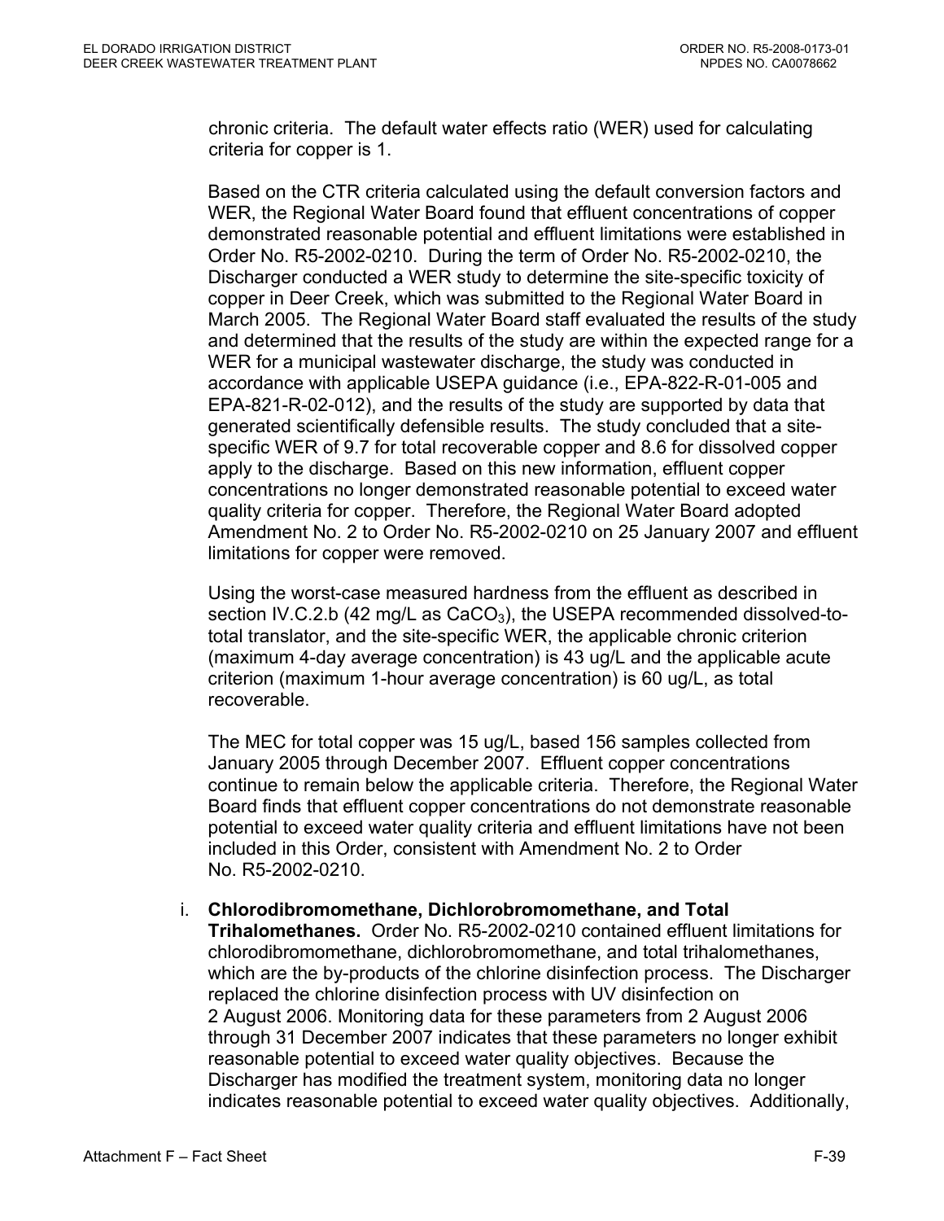chronic criteria. The default water effects ratio (WER) used for calculating criteria for copper is 1.

Based on the CTR criteria calculated using the default conversion factors and WER, the Regional Water Board found that effluent concentrations of copper demonstrated reasonable potential and effluent limitations were established in Order No. R5-2002-0210. During the term of Order No. R5-2002-0210, the Discharger conducted a WER study to determine the site-specific toxicity of copper in Deer Creek, which was submitted to the Regional Water Board in March 2005. The Regional Water Board staff evaluated the results of the study and determined that the results of the study are within the expected range for a WER for a municipal wastewater discharge, the study was conducted in accordance with applicable USEPA guidance (i.e., EPA-822-R-01-005 and EPA-821-R-02-012), and the results of the study are supported by data that generated scientifically defensible results. The study concluded that a site-specific WER of 9.7 for total recoverable copper and 8.6 for dissolved copper apply to the discharge. Based on this new information, effluent copper concentrations no longer demonstrated reasonable potential to exceed water quality criteria for copper. Therefore, the Regional Water Board adopted Amendment No. 2 to Order No. R5-2002-0210 on 25 January 2007 and effluent limitations for copper were removed.

Using the worst-case measured hardness from the effluent as described in section IV.C.2.b (42 mg/L as $CaCO_3$), the USEPA recommended dissolved-to-total translator, and the site-specific WER, the applicable chronic criterion (maximum 4-day average concentration) is 43 ug/L and the applicable acute criterion (maximum 1-hour average concentration) is 60 ug/L, as total recoverable.

The MEC for total copper was 15 ug/L, based 156 samples collected from January 2005 through December 2007. Effluent copper concentrations continue to remain below the applicable criteria. Therefore, the Regional Water Board finds that effluent copper concentrations do not demonstrate reasonable potential to exceed water quality criteria and effluent limitations have not been included in this Order, consistent with Amendment No. 2 to Order No. R5-2002-0210.

i. **Chlorodibromomethane, Dichlorobromomethane, and Total Trihalomethanes.** Order No. R5-2002-0210 contained effluent limitations for chlorodibromomethane, dichlorobromomethane, and total trihalomethanes, which are the by-products of the chlorine disinfection process. The Discharger replaced the chlorine disinfection process with UV disinfection on 2 August 2006. Monitoring data for these parameters from 2 August 2006 through 31 December 2007 indicates that these parameters no longer exhibit reasonable potential to exceed water quality objectives. Because the Discharger has modified the treatment system, monitoring data no longer indicates reasonable potential to exceed water quality objectives. Additionally,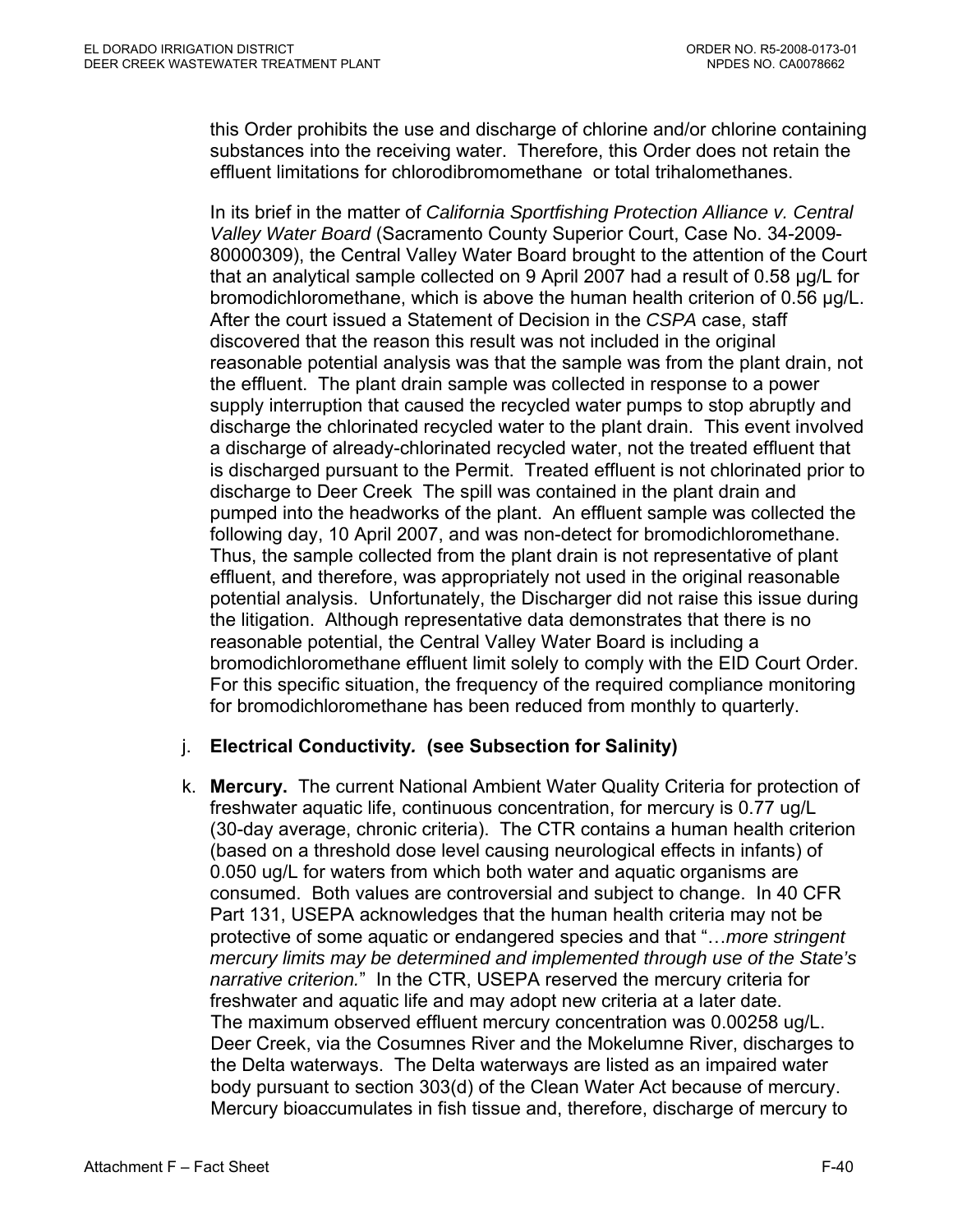this Order prohibits the use and discharge of chlorine and/or chlorine containing substances into the receiving water. Therefore, this Order does not retain the effluent limitations for chlorodibromomethane or total trihalomethanes.

In its brief in the matter of *California Sportfishing Protection Alliance v. Central Valley Water Board* (Sacramento County Superior Court, Case No. 34-2009-80000309), the Central Valley Water Board brought to the attention of the Court that an analytical sample collected on 9 April 2007 had a result of 0.58 µg/L for bromodichloromethane, which is above the human health criterion of 0.56 µg/L. After the court issued a Statement of Decision in the *CSPA* case, staff discovered that the reason this result was not included in the original reasonable potential analysis was that the sample was from the plant drain, not the effluent. The plant drain sample was collected in response to a power supply interruption that caused the recycled water pumps to stop abruptly and discharge the chlorinated recycled water to the plant drain. This event involved a discharge of already-chlorinated recycled water, not the treated effluent that is discharged pursuant to the Permit. Treated effluent is not chlorinated prior to discharge to Deer Creek The spill was contained in the plant drain and pumped into the headworks of the plant. An effluent sample was collected the following day, 10 April 2007, and was non-detect for bromodichloromethane. Thus, the sample collected from the plant drain is not representative of plant effluent, and therefore, was appropriately not used in the original reasonable potential analysis. Unfortunately, the Discharger did not raise this issue during the litigation. Although representative data demonstrates that there is no reasonable potential, the Central Valley Water Board is including a bromodichloromethane effluent limit solely to comply with the EID Court Order. For this specific situation, the frequency of the required compliance monitoring for bromodichloromethane has been reduced from monthly to quarterly.

j. **Electrical Conductivity. (see Subsection for Salinity)**

k. **Mercury.** The current National Ambient Water Quality Criteria for protection of freshwater aquatic life, continuous concentration, for mercury is 0.77 ug/L (30-day average, chronic criteria). The CTR contains a human health criterion (based on a threshold dose level causing neurological effects in infants) of 0.050 ug/L for waters from which both water and aquatic organisms are consumed. Both values are controversial and subject to change. In 40 CFR Part 131, USEPA acknowledges that the human health criteria may not be protective of some aquatic or endangered species and that "*…more stringent mercury limits may be determined and implemented through use of the State's narrative criterion.*" In the CTR, USEPA reserved the mercury criteria for freshwater and aquatic life and may adopt new criteria at a later date. The maximum observed effluent mercury concentration was 0.00258 ug/L. Deer Creek, via the Cosumnes River and the Mokelumne River, discharges to the Delta waterways. The Delta waterways are listed as an impaired water body pursuant to section 303(d) of the Clean Water Act because of mercury. Mercury bioaccumulates in fish tissue and, therefore, discharge of mercury to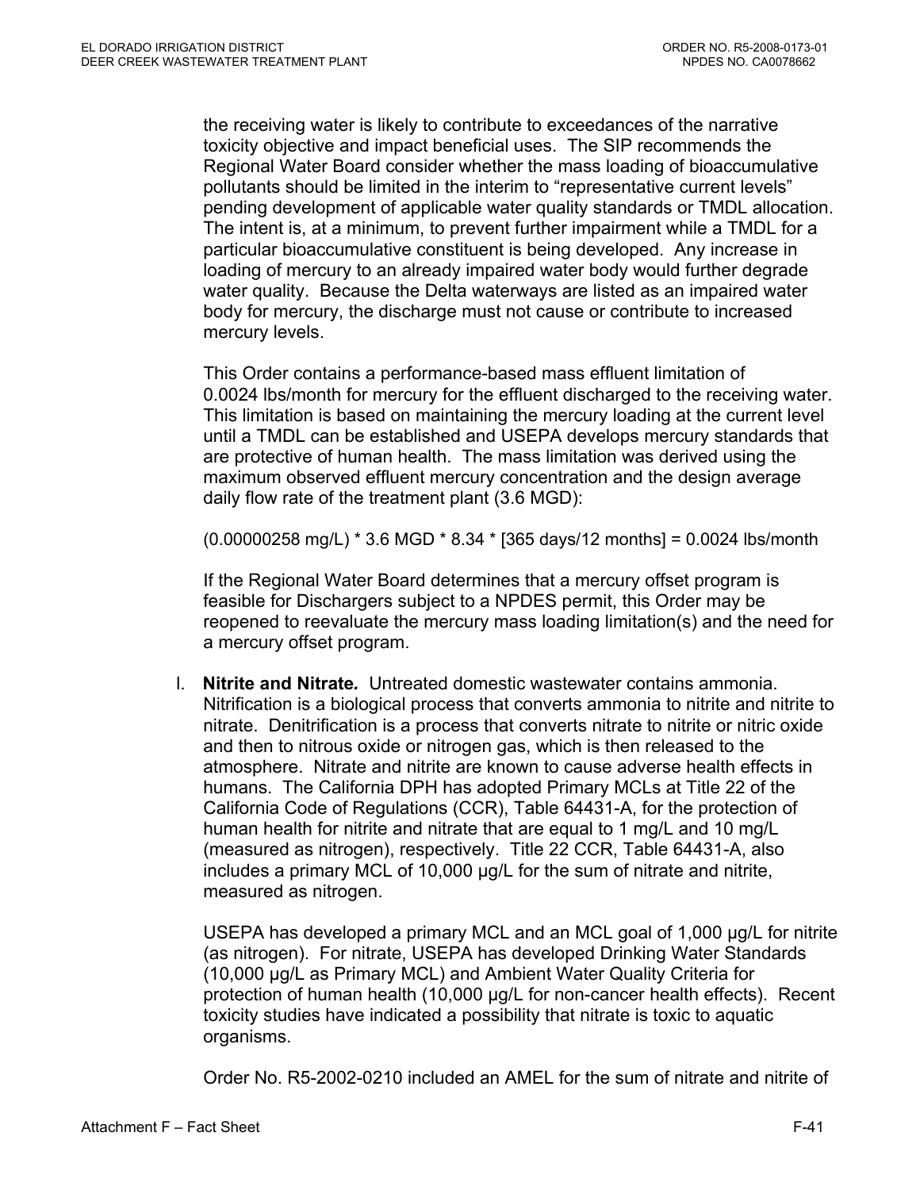the receiving water is likely to contribute to exceedances of the narrative toxicity objective and impact beneficial uses. The SIP recommends the Regional Water Board consider whether the mass loading of bioaccumulative pollutants should be limited in the interim to "representative current levels" pending development of applicable water quality standards or TMDL allocation. The intent is, at a minimum, to prevent further impairment while a TMDL for a particular bioaccumulative constituent is being developed. Any increase in loading of mercury to an already impaired water body would further degrade water quality. Because the Delta waterways are listed as an impaired water body for mercury, the discharge must not cause or contribute to increased mercury levels.

This Order contains a performance-based mass effluent limitation of 0.0024 lbs/month for mercury for the effluent discharged to the receiving water. This limitation is based on maintaining the mercury loading at the current level until a TMDL can be established and USEPA develops mercury standards that are protective of human health. The mass limitation was derived using the maximum observed effluent mercury concentration and the design average daily flow rate of the treatment plant (3.6 MGD):

(0.00000258 mg/L) * 3.6 MGD * 8.34 * [365 days/12 months] = 0.0024 lbs/month

If the Regional Water Board determines that a mercury offset program is feasible for Dischargers subject to a NPDES permit, this Order may be reopened to reevaluate the mercury mass loading limitation(s) and the need for a mercury offset program.

l. **Nitrite and Nitrate*.*** Untreated domestic wastewater contains ammonia. Nitrification is a biological process that converts ammonia to nitrite and nitrite to nitrate. Denitrification is a process that converts nitrate to nitrite or nitric oxide and then to nitrous oxide or nitrogen gas, which is then released to the atmosphere. Nitrate and nitrite are known to cause adverse health effects in humans. The California DPH has adopted Primary MCLs at Title 22 of the California Code of Regulations (CCR), Table 64431-A, for the protection of human health for nitrite and nitrate that are equal to 1 mg/L and 10 mg/L (measured as nitrogen), respectively. Title 22 CCR, Table 64431-A, also includes a primary MCL of 10,000 µg/L for the sum of nitrate and nitrite, measured as nitrogen.

USEPA has developed a primary MCL and an MCL goal of 1,000 µg/L for nitrite (as nitrogen). For nitrate, USEPA has developed Drinking Water Standards (10,000 µg/L as Primary MCL) and Ambient Water Quality Criteria for protection of human health (10,000 µg/L for non-cancer health effects). Recent toxicity studies have indicated a possibility that nitrate is toxic to aquatic organisms.

Order No. R5-2002-0210 included an AMEL for the sum of nitrate and nitrite of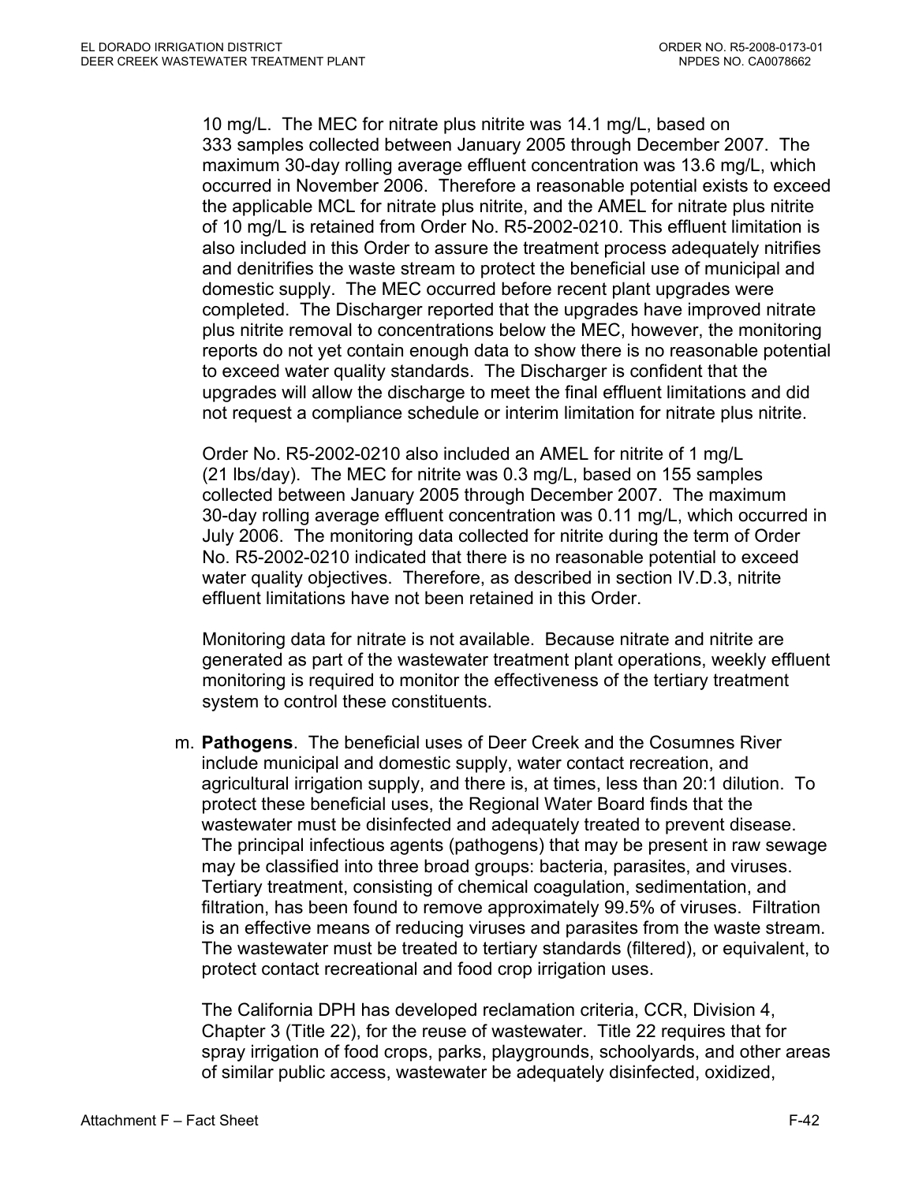10 mg/L. The MEC for nitrate plus nitrite was 14.1 mg/L, based on 333 samples collected between January 2005 through December 2007. The maximum 30-day rolling average effluent concentration was 13.6 mg/L, which occurred in November 2006. Therefore a reasonable potential exists to exceed the applicable MCL for nitrate plus nitrite, and the AMEL for nitrate plus nitrite of 10 mg/L is retained from Order No. R5-2002-0210. This effluent limitation is also included in this Order to assure the treatment process adequately nitrifies and denitrifies the waste stream to protect the beneficial use of municipal and domestic supply. The MEC occurred before recent plant upgrades were completed. The Discharger reported that the upgrades have improved nitrate plus nitrite removal to concentrations below the MEC, however, the monitoring reports do not yet contain enough data to show there is no reasonable potential to exceed water quality standards. The Discharger is confident that the upgrades will allow the discharge to meet the final effluent limitations and did not request a compliance schedule or interim limitation for nitrate plus nitrite.

Order No. R5-2002-0210 also included an AMEL for nitrite of 1 mg/L (21 lbs/day). The MEC for nitrite was 0.3 mg/L, based on 155 samples collected between January 2005 through December 2007. The maximum 30-day rolling average effluent concentration was 0.11 mg/L, which occurred in July 2006. The monitoring data collected for nitrite during the term of Order No. R5-2002-0210 indicated that there is no reasonable potential to exceed water quality objectives. Therefore, as described in section IV.D.3, nitrite effluent limitations have not been retained in this Order.

Monitoring data for nitrate is not available. Because nitrate and nitrite are generated as part of the wastewater treatment plant operations, weekly effluent monitoring is required to monitor the effectiveness of the tertiary treatment system to control these constituents.

m. **Pathogens**. The beneficial uses of Deer Creek and the Cosumnes River include municipal and domestic supply, water contact recreation, and agricultural irrigation supply, and there is, at times, less than 20:1 dilution. To protect these beneficial uses, the Regional Water Board finds that the wastewater must be disinfected and adequately treated to prevent disease. The principal infectious agents (pathogens) that may be present in raw sewage may be classified into three broad groups: bacteria, parasites, and viruses. Tertiary treatment, consisting of chemical coagulation, sedimentation, and filtration, has been found to remove approximately 99.5% of viruses. Filtration is an effective means of reducing viruses and parasites from the waste stream. The wastewater must be treated to tertiary standards (filtered), or equivalent, to protect contact recreational and food crop irrigation uses.

The California DPH has developed reclamation criteria, CCR, Division 4, Chapter 3 (Title 22), for the reuse of wastewater. Title 22 requires that for spray irrigation of food crops, parks, playgrounds, schoolyards, and other areas of similar public access, wastewater be adequately disinfected, oxidized,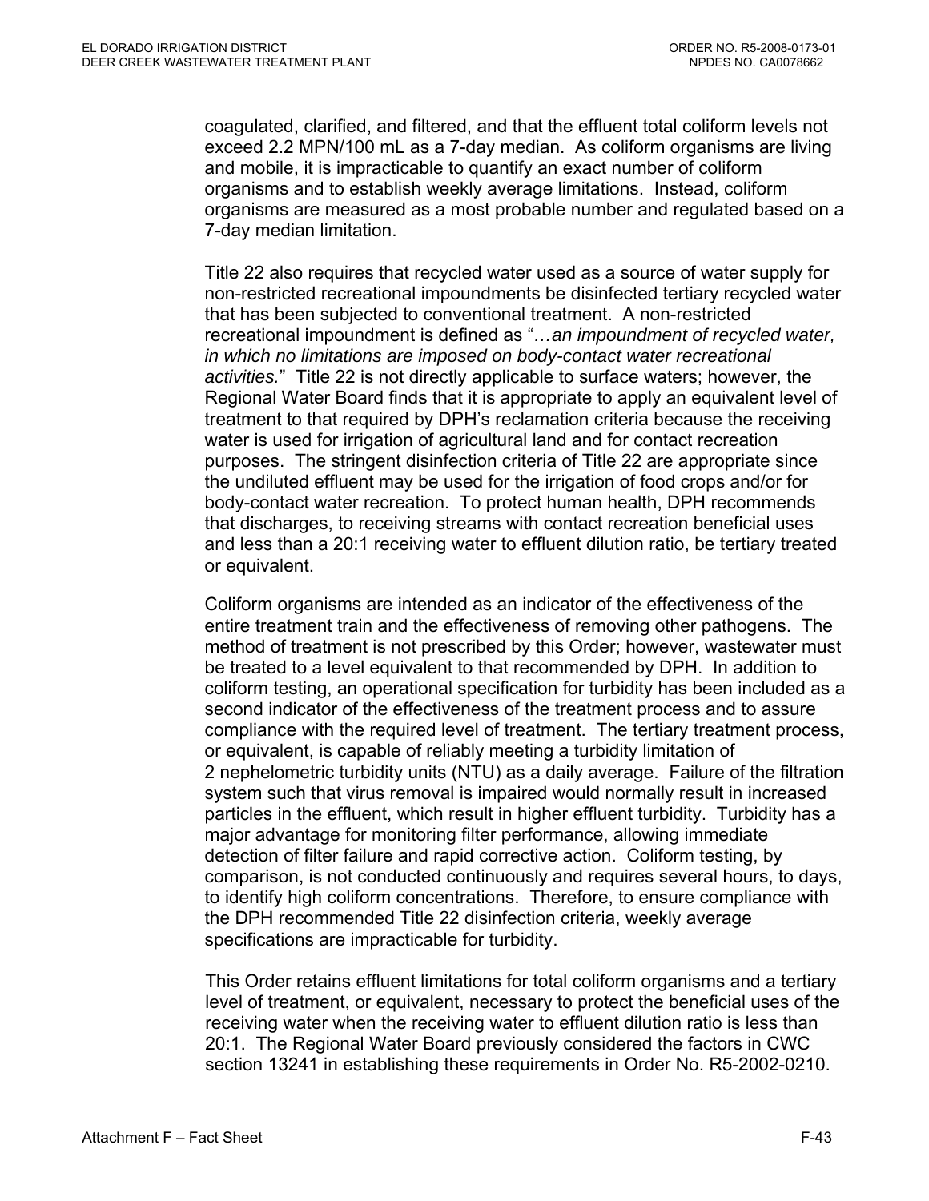coagulated, clarified, and filtered, and that the effluent total coliform levels not exceed 2.2 MPN/100 mL as a 7-day median. As coliform organisms are living and mobile, it is impracticable to quantify an exact number of coliform organisms and to establish weekly average limitations. Instead, coliform organisms are measured as a most probable number and regulated based on a 7-day median limitation.

Title 22 also requires that recycled water used as a source of water supply for non-restricted recreational impoundments be disinfected tertiary recycled water that has been subjected to conventional treatment. A non-restricted recreational impoundment is defined as "*…an impoundment of recycled water, in which no limitations are imposed on body-contact water recreational activities.*" Title 22 is not directly applicable to surface waters; however, the Regional Water Board finds that it is appropriate to apply an equivalent level of treatment to that required by DPH's reclamation criteria because the receiving water is used for irrigation of agricultural land and for contact recreation purposes. The stringent disinfection criteria of Title 22 are appropriate since the undiluted effluent may be used for the irrigation of food crops and/or for body-contact water recreation. To protect human health, DPH recommends that discharges, to receiving streams with contact recreation beneficial uses and less than a 20:1 receiving water to effluent dilution ratio, be tertiary treated or equivalent.

Coliform organisms are intended as an indicator of the effectiveness of the entire treatment train and the effectiveness of removing other pathogens. The method of treatment is not prescribed by this Order; however, wastewater must be treated to a level equivalent to that recommended by DPH. In addition to coliform testing, an operational specification for turbidity has been included as a second indicator of the effectiveness of the treatment process and to assure compliance with the required level of treatment. The tertiary treatment process, or equivalent, is capable of reliably meeting a turbidity limitation of 2 nephelometric turbidity units (NTU) as a daily average. Failure of the filtration system such that virus removal is impaired would normally result in increased particles in the effluent, which result in higher effluent turbidity. Turbidity has a major advantage for monitoring filter performance, allowing immediate detection of filter failure and rapid corrective action. Coliform testing, by comparison, is not conducted continuously and requires several hours, to days, to identify high coliform concentrations. Therefore, to ensure compliance with the DPH recommended Title 22 disinfection criteria, weekly average specifications are impracticable for turbidity.

This Order retains effluent limitations for total coliform organisms and a tertiary level of treatment, or equivalent, necessary to protect the beneficial uses of the receiving water when the receiving water to effluent dilution ratio is less than 20:1. The Regional Water Board previously considered the factors in CWC section 13241 in establishing these requirements in Order No. R5-2002-0210.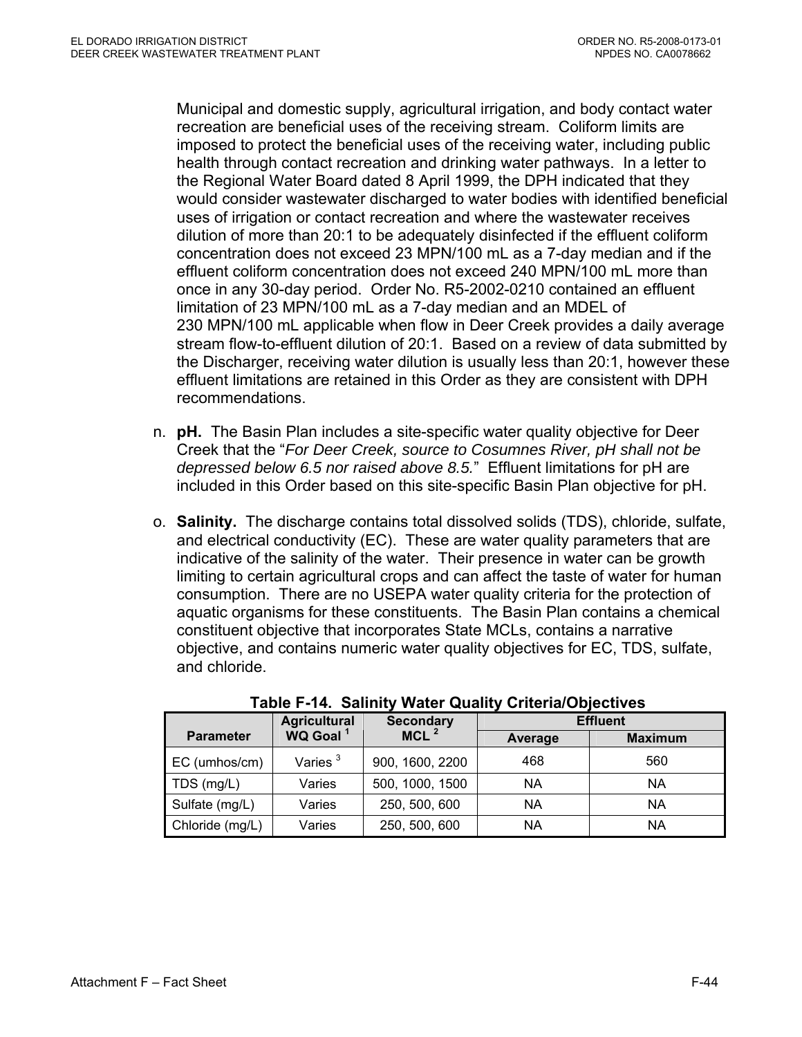Municipal and domestic supply, agricultural irrigation, and body contact water recreation are beneficial uses of the receiving stream. Coliform limits are imposed to protect the beneficial uses of the receiving water, including public health through contact recreation and drinking water pathways. In a letter to the Regional Water Board dated 8 April 1999, the DPH indicated that they would consider wastewater discharged to water bodies with identified beneficial uses of irrigation or contact recreation and where the wastewater receives dilution of more than 20:1 to be adequately disinfected if the effluent coliform concentration does not exceed 23 MPN/100 mL as a 7-day median and if the effluent coliform concentration does not exceed 240 MPN/100 mL more than once in any 30-day period. Order No. R5-2002-0210 contained an effluent limitation of 23 MPN/100 mL as a 7-day median and an MDEL of 230 MPN/100 mL applicable when flow in Deer Creek provides a daily average stream flow-to-effluent dilution of 20:1. Based on a review of data submitted by the Discharger, receiving water dilution is usually less than 20:1, however these effluent limitations are retained in this Order as they are consistent with DPH recommendations.

n. **pH.** The Basin Plan includes a site-specific water quality objective for Deer Creek that the "*For Deer Creek, source to Cosumnes River, pH shall not be depressed below 6.5 nor raised above 8.5.*" Effluent limitations for pH are included in this Order based on this site-specific Basin Plan objective for pH.

o. **Salinity.** The discharge contains total dissolved solids (TDS), chloride, sulfate, and electrical conductivity (EC). These are water quality parameters that are indicative of the salinity of the water. Their presence in water can be growth limiting to certain agricultural crops and can affect the taste of water for human consumption. There are no USEPA water quality criteria for the protection of aquatic organisms for these constituents. The Basin Plan contains a chemical constituent objective that incorporates State MCLs, contains a narrative objective, and contains numeric water quality objectives for EC, TDS, sulfate, and chloride.

**Table F-14. Salinity Water Quality Criteria/Objectives**

| Parameter | Agricultural WQ Goal [1] | Secondary MCL [2] | Effluent | |
|---|---|---|---|---|
| | | | Average | Maximum |
| EC (umhos/cm) | Varies [3] | 900, 1600, 2200 | 468 | 560 |
| TDS (mg/L) | Varies | 500, 1000, 1500 | NA | NA |
| Sulfate (mg/L) | Varies | 250, 500, 600 | NA | NA |
| Chloride (mg/L) | Varies | 250, 500, 600 | NA | NA |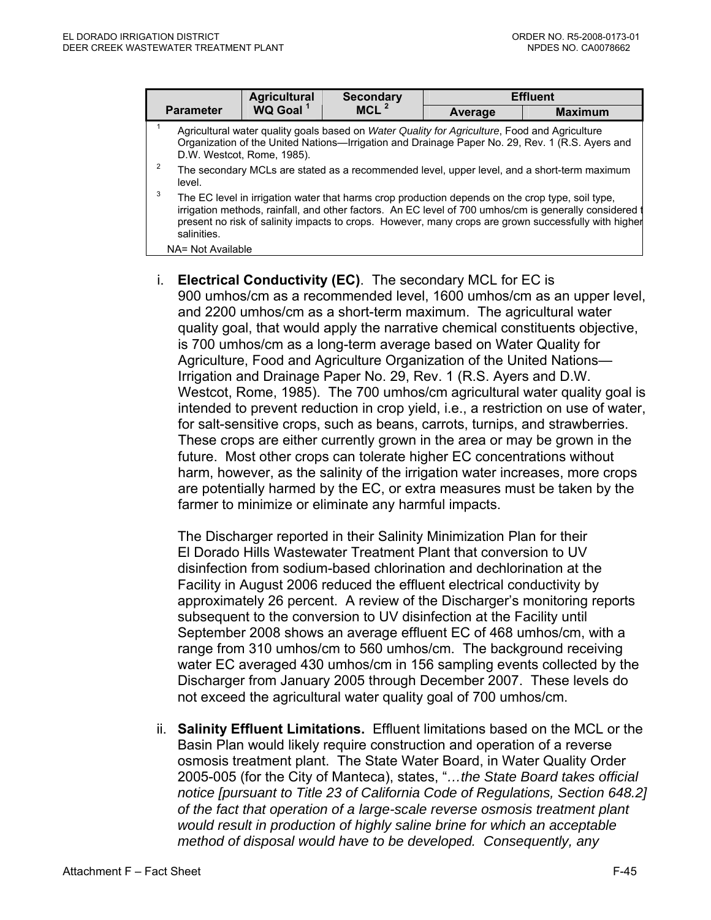| Parameter | Agricultural WQ Goal [1] | Secondary MCL [2] | Effluent | |
|---|---|---|---|---|
| | | | Average | Maximum |

[1] Agricultural water quality goals based on *Water Quality for Agriculture*, Food and Agriculture Organization of the United Nations—Irrigation and Drainage Paper No. 29, Rev. 1 (R.S. Ayers and D.W. Westcot, Rome, 1985).

[2] The secondary MCLs are stated as a recommended level, upper level, and a short-term maximum level.

[3] The EC level in irrigation water that harms crop production depends on the crop type, soil type, irrigation methods, rainfall, and other factors. An EC level of 700 umhos/cm is generally considered t present no risk of salinity impacts to crops. However, many crops are grown successfully with higher salinities.

NA= Not Available

i. **Electrical Conductivity (EC)**. The secondary MCL for EC is 900 umhos/cm as a recommended level, 1600 umhos/cm as an upper level, and 2200 umhos/cm as a short-term maximum. The agricultural water quality goal, that would apply the narrative chemical constituents objective, is 700 umhos/cm as a long-term average based on Water Quality for Agriculture, Food and Agriculture Organization of the United Nations—Irrigation and Drainage Paper No. 29, Rev. 1 (R.S. Ayers and D.W. Westcot, Rome, 1985). The 700 umhos/cm agricultural water quality goal is intended to prevent reduction in crop yield, i.e., a restriction on use of water, for salt-sensitive crops, such as beans, carrots, turnips, and strawberries. These crops are either currently grown in the area or may be grown in the future. Most other crops can tolerate higher EC concentrations without harm, however, as the salinity of the irrigation water increases, more crops are potentially harmed by the EC, or extra measures must be taken by the farmer to minimize or eliminate any harmful impacts.

   The Discharger reported in their Salinity Minimization Plan for their El Dorado Hills Wastewater Treatment Plant that conversion to UV disinfection from sodium-based chlorination and dechlorination at the Facility in August 2006 reduced the effluent electrical conductivity by approximately 26 percent. A review of the Discharger's monitoring reports subsequent to the conversion to UV disinfection at the Facility until September 2008 shows an average effluent EC of 468 umhos/cm, with a range from 310 umhos/cm to 560 umhos/cm. The background receiving water EC averaged 430 umhos/cm in 156 sampling events collected by the Discharger from January 2005 through December 2007. These levels do not exceed the agricultural water quality goal of 700 umhos/cm.

ii. **Salinity Effluent Limitations.** Effluent limitations based on the MCL or the Basin Plan would likely require construction and operation of a reverse osmosis treatment plant. The State Water Board, in Water Quality Order 2005-005 (for the City of Manteca), states, "*…the State Board takes official notice [pursuant to Title 23 of California Code of Regulations, Section 648.2] of the fact that operation of a large-scale reverse osmosis treatment plant would result in production of highly saline brine for which an acceptable method of disposal would have to be developed. Consequently, any*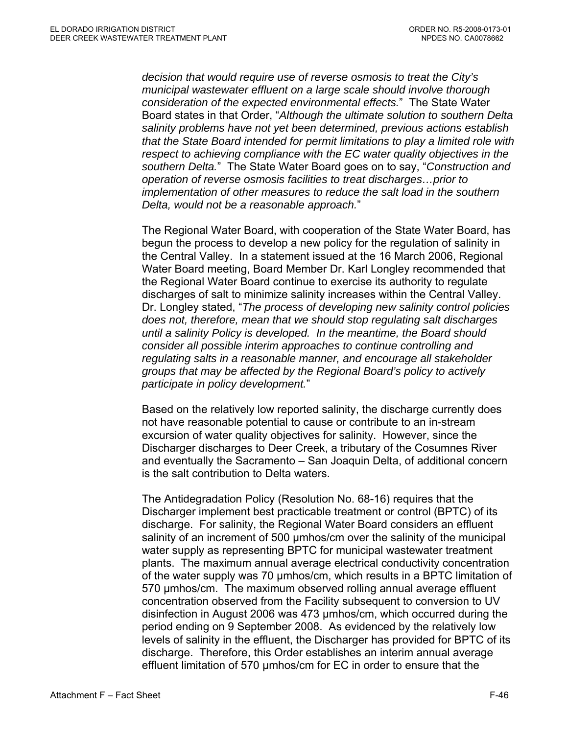*decision that would require use of reverse osmosis to treat the City's municipal wastewater effluent on a large scale should involve thorough consideration of the expected environmental effects.*" The State Water Board states in that Order, "*Although the ultimate solution to southern Delta salinity problems have not yet been determined, previous actions establish that the State Board intended for permit limitations to play a limited role with respect to achieving compliance with the EC water quality objectives in the southern Delta.*" The State Water Board goes on to say, "*Construction and operation of reverse osmosis facilities to treat discharges…prior to implementation of other measures to reduce the salt load in the southern Delta, would not be a reasonable approach.*"

The Regional Water Board, with cooperation of the State Water Board, has begun the process to develop a new policy for the regulation of salinity in the Central Valley. In a statement issued at the 16 March 2006, Regional Water Board meeting, Board Member Dr. Karl Longley recommended that the Regional Water Board continue to exercise its authority to regulate discharges of salt to minimize salinity increases within the Central Valley. Dr. Longley stated, "*The process of developing new salinity control policies does not, therefore, mean that we should stop regulating salt discharges until a salinity Policy is developed. In the meantime, the Board should consider all possible interim approaches to continue controlling and regulating salts in a reasonable manner, and encourage all stakeholder groups that may be affected by the Regional Board's policy to actively participate in policy development.*"

Based on the relatively low reported salinity, the discharge currently does not have reasonable potential to cause or contribute to an in-stream excursion of water quality objectives for salinity. However, since the Discharger discharges to Deer Creek, a tributary of the Cosumnes River and eventually the Sacramento – San Joaquin Delta, of additional concern is the salt contribution to Delta waters.

The Antidegradation Policy (Resolution No. 68-16) requires that the Discharger implement best practicable treatment or control (BPTC) of its discharge. For salinity, the Regional Water Board considers an effluent salinity of an increment of 500 µmhos/cm over the salinity of the municipal water supply as representing BPTC for municipal wastewater treatment plants. The maximum annual average electrical conductivity concentration of the water supply was 70 µmhos/cm, which results in a BPTC limitation of 570 µmhos/cm. The maximum observed rolling annual average effluent concentration observed from the Facility subsequent to conversion to UV disinfection in August 2006 was 473 µmhos/cm, which occurred during the period ending on 9 September 2008. As evidenced by the relatively low levels of salinity in the effluent, the Discharger has provided for BPTC of its discharge. Therefore, this Order establishes an interim annual average effluent limitation of 570 µmhos/cm for EC in order to ensure that the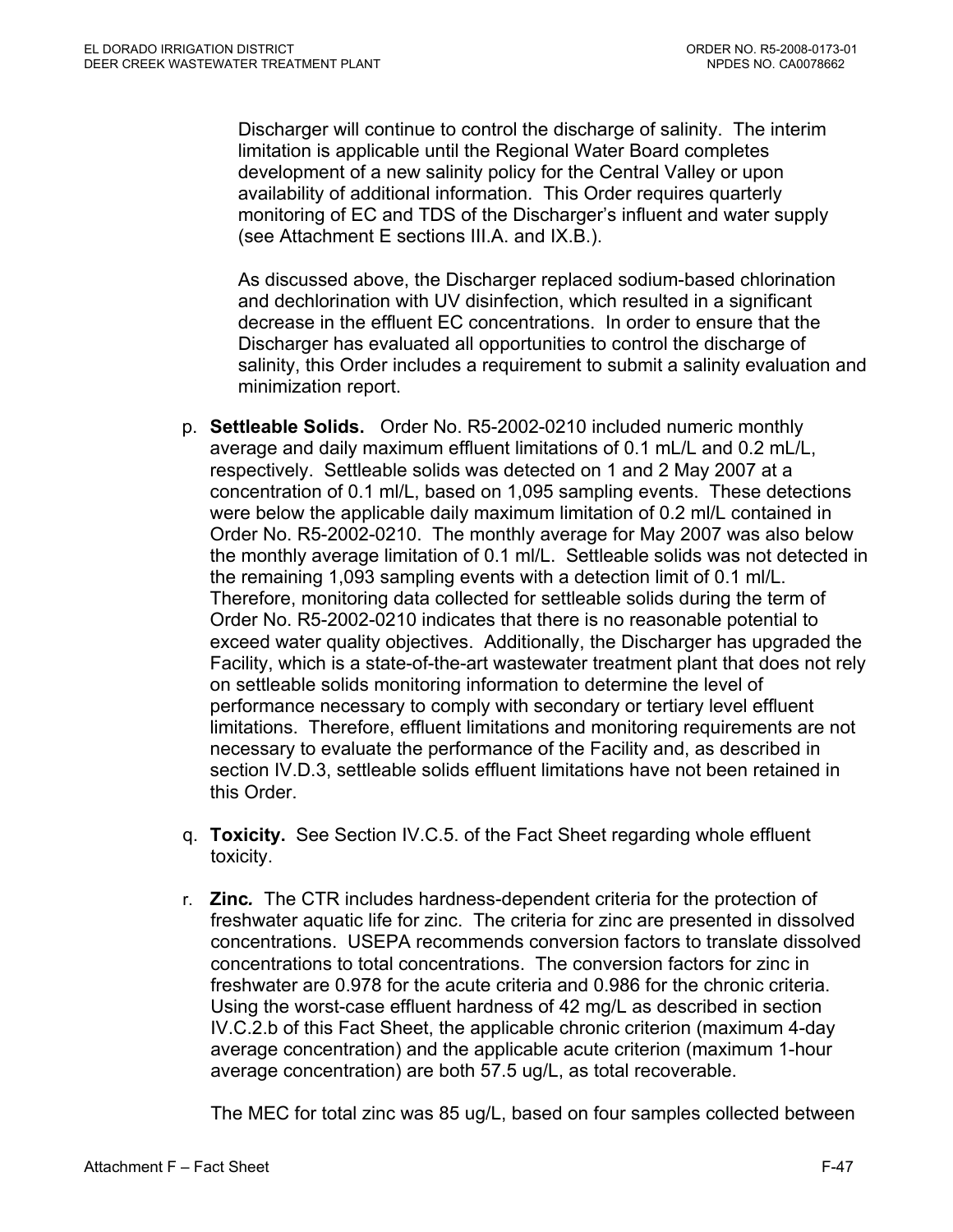Discharger will continue to control the discharge of salinity. The interim limitation is applicable until the Regional Water Board completes development of a new salinity policy for the Central Valley or upon availability of additional information. This Order requires quarterly monitoring of EC and TDS of the Discharger's influent and water supply (see Attachment E sections III.A. and IX.B.).

As discussed above, the Discharger replaced sodium-based chlorination and dechlorination with UV disinfection, which resulted in a significant decrease in the effluent EC concentrations. In order to ensure that the Discharger has evaluated all opportunities to control the discharge of salinity, this Order includes a requirement to submit a salinity evaluation and minimization report.

p. **Settleable Solids.** Order No. R5-2002-0210 included numeric monthly average and daily maximum effluent limitations of 0.1 mL/L and 0.2 mL/L, respectively. Settleable solids was detected on 1 and 2 May 2007 at a concentration of 0.1 ml/L, based on 1,095 sampling events. These detections were below the applicable daily maximum limitation of 0.2 ml/L contained in Order No. R5-2002-0210. The monthly average for May 2007 was also below the monthly average limitation of 0.1 ml/L. Settleable solids was not detected in the remaining 1,093 sampling events with a detection limit of 0.1 ml/L. Therefore, monitoring data collected for settleable solids during the term of Order No. R5-2002-0210 indicates that there is no reasonable potential to exceed water quality objectives. Additionally, the Discharger has upgraded the Facility, which is a state-of-the-art wastewater treatment plant that does not rely on settleable solids monitoring information to determine the level of performance necessary to comply with secondary or tertiary level effluent limitations. Therefore, effluent limitations and monitoring requirements are not necessary to evaluate the performance of the Facility and, as described in section IV.D.3, settleable solids effluent limitations have not been retained in this Order.

q. **Toxicity.** See Section IV.C.5. of the Fact Sheet regarding whole effluent toxicity.

r. ***Zinc.*** The CTR includes hardness-dependent criteria for the protection of freshwater aquatic life for zinc. The criteria for zinc are presented in dissolved concentrations. USEPA recommends conversion factors to translate dissolved concentrations to total concentrations. The conversion factors for zinc in freshwater are 0.978 for the acute criteria and 0.986 for the chronic criteria. Using the worst-case effluent hardness of 42 mg/L as described in section IV.C.2.b of this Fact Sheet, the applicable chronic criterion (maximum 4-day average concentration) and the applicable acute criterion (maximum 1-hour average concentration) are both 57.5 ug/L, as total recoverable.

The MEC for total zinc was 85 ug/L, based on four samples collected between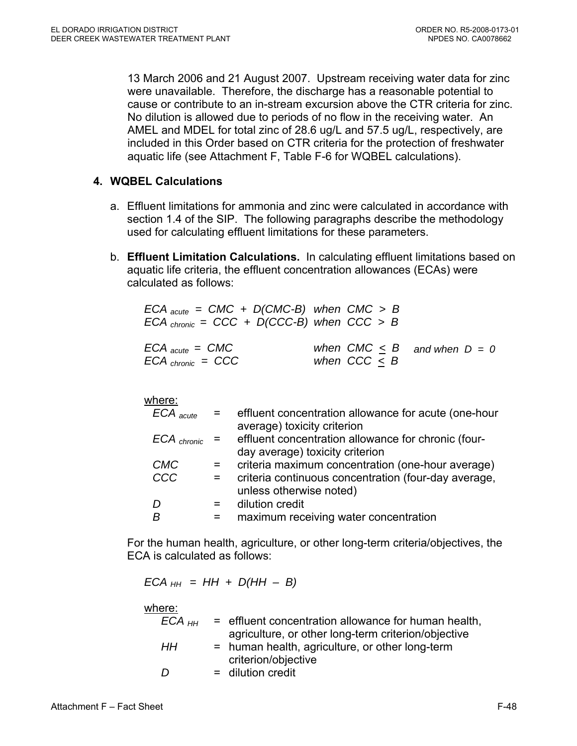13 March 2006 and 21 August 2007. Upstream receiving water data for zinc were unavailable. Therefore, the discharge has a reasonable potential to cause or contribute to an in-stream excursion above the CTR criteria for zinc. No dilution is allowed due to periods of no flow in the receiving water. An AMEL and MDEL for total zinc of 28.6 ug/L and 57.5 ug/L, respectively, are included in this Order based on CTR criteria for the protection of freshwater aquatic life (see Attachment F, Table F-6 for WQBEL calculations).

### 4. WQBEL Calculations

a. Effluent limitations for ammonia and zinc were calculated in accordance with section 1.4 of the SIP. The following paragraphs describe the methodology used for calculating effluent limitations for these parameters.

b. **Effluent Limitation Calculations.** In calculating effluent limitations based on aquatic life criteria, the effluent concentration allowances (ECAs) were calculated as follows:

$$ECA_{acute} = CMC + D(CMC-B) \quad \text{when } CMC > B$$

$$ECA_{chronic} = CCC + D(CCC-B) \quad \text{when } CCC > B$$

$$ECA_{acute} = CMC \quad \text{when } CMC \leq B \quad \text{and when } D = 0$$

$$ECA_{chronic} = CCC \quad \text{when } CCC \leq B$$

where:

| | | |
|---|---|---|
| $ECA_{acute}$ | = | effluent concentration allowance for acute (one-hour average) toxicity criterion |
| $ECA_{chronic}$ | = | effluent concentration allowance for chronic (four-day average) toxicity criterion |
| $CMC$ | = | criteria maximum concentration (one-hour average) |
| $CCC$ | = | criteria continuous concentration (four-day average, unless otherwise noted) |
| $D$ | = | dilution credit |
| $B$ | = | maximum receiving water concentration |

For the human health, agriculture, or other long-term criteria/objectives, the ECA is calculated as follows:

$$ECA_{HH} = HH + D(HH - B)$$

where:

| | | |
|---|---|---|
| $ECA_{HH}$ | = | effluent concentration allowance for human health, agriculture, or other long-term criterion/objective |
| $HH$ | = | human health, agriculture, or other long-term criterion/objective |
| $D$ | = | dilution credit |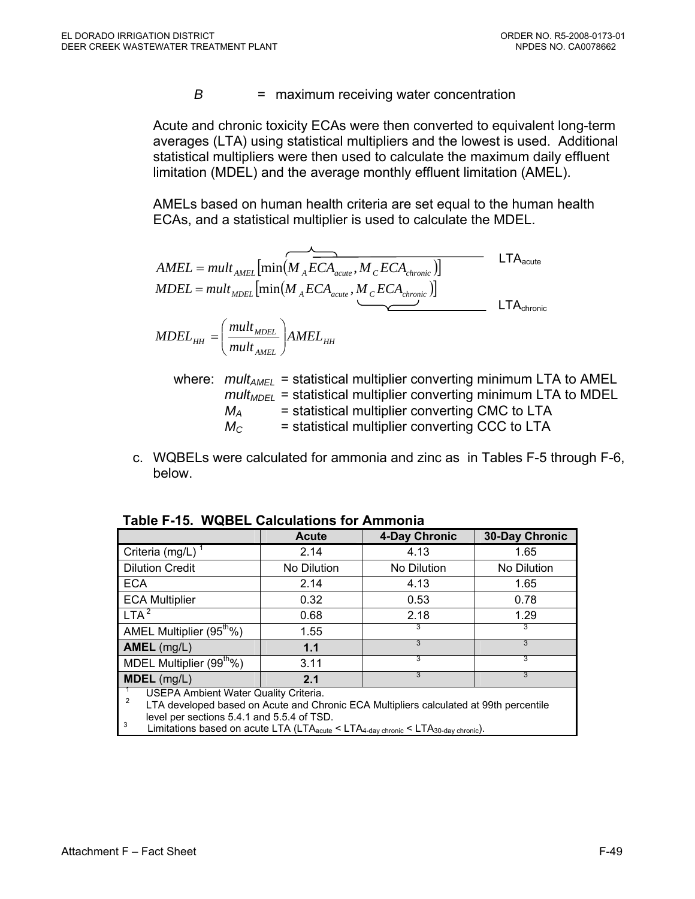$B$ = maximum receiving water concentration

Acute and chronic toxicity ECAs were then converted to equivalent long-term averages (LTA) using statistical multipliers and the lowest is used. Additional statistical multipliers were then used to calculate the maximum daily effluent limitation (MDEL) and the average monthly effluent limitation (AMEL).

AMELs based on human health criteria are set equal to the human health ECAs, and a statistical multiplier is used to calculate the MDEL.

$$AMEL = mult_{AMEL}\left[\min\left(\overbrace{M_A ECA_{acute}}^{LTA_{acute}}, M_C ECA_{chronic}\right)\right]$$

$$MDEL = mult_{MDEL}\left[\min\left(M_A ECA_{acute}, \underbrace{M_C ECA_{chronic}}_{LTA_{chronic}}\right)\right]$$

$$MDEL_{HH} = \left(\frac{mult_{MDEL}}{mult_{AMEL}}\right) AMEL_{HH}$$

where:
- $mult_{AMEL}$ = statistical multiplier converting minimum LTA to AMEL
- $mult_{MDEL}$ = statistical multiplier converting minimum LTA to MDEL
- $M_A$ = statistical multiplier converting CMC to LTA
- $M_C$ = statistical multiplier converting CCC to LTA

c. WQBELs were calculated for ammonia and zinc as in Tables F-5 through F-6, below.

**Table F-15. WQBEL Calculations for Ammonia**

| | Acute | 4-Day Chronic | 30-Day Chronic |
|---|---|---|---|
| Criteria (mg/L) [1] | 2.14 | 4.13 | 1.65 |
| Dilution Credit | No Dilution | No Dilution | No Dilution |
| ECA | 2.14 | 4.13 | 1.65 |
| ECA Multiplier | 0.32 | 0.53 | 0.78 |
| LTA [2] | 0.68 | 2.18 | 1.29 |
| AMEL Multiplier (95th%) | 1.55 | [3] | [3] |
| **AMEL** (mg/L) | **1.1** | [3] | [3] |
| MDEL Multiplier (99th%) | 3.11 | [3] | [3] |
| **MDEL** (mg/L) | **2.1** | [3] | [3] |

[1] USEPA Ambient Water Quality Criteria.
[2] LTA developed based on Acute and Chronic ECA Multipliers calculated at 99th percentile level per sections 5.4.1 and 5.5.4 of TSD.
[3] Limitations based on acute LTA ($LTA_{acute} < LTA_{4\text{-day chronic}} < LTA_{30\text{-day chronic}}$).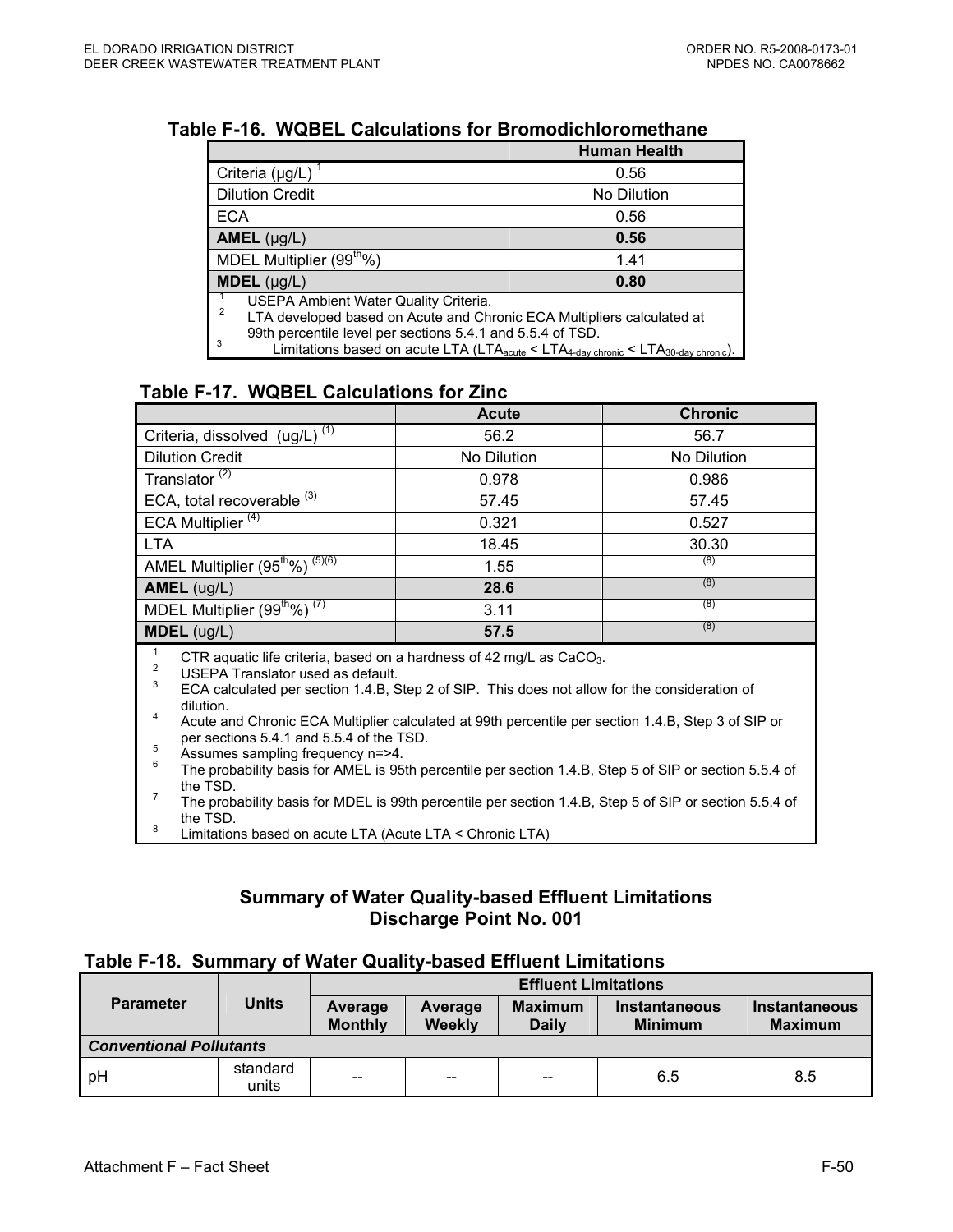### Table F-16. WQBEL Calculations for Bromodichloromethane

| | Human Health |
|---|---|
| Criteria (µg/L) [1] | 0.56 |
| Dilution Credit | No Dilution |
| ECA | 0.56 |
| **AMEL** (µg/L) | **0.56** |
| MDEL Multiplier (99th%) | 1.41 |
| **MDEL** (µg/L) | **0.80** |

[1] USEPA Ambient Water Quality Criteria.
[2] LTA developed based on Acute and Chronic ECA Multipliers calculated at 99th percentile level per sections 5.4.1 and 5.5.4 of TSD.
[3] Limitations based on acute LTA ($LTA_{acute} < LTA_{4\text{-}day\ chronic} < LTA_{30\text{-}day\ chronic}$).

### Table F-17. WQBEL Calculations for Zinc

| | Acute | Chronic |
|---|---|---|
| Criteria, dissolved (ug/L) (1) | 56.2 | 56.7 |
| Dilution Credit | No Dilution | No Dilution |
| Translator (2) | 0.978 | 0.986 |
| ECA, total recoverable (3) | 57.45 | 57.45 |
| ECA Multiplier (4) | 0.321 | 0.527 |
| LTA | 18.45 | 30.30 |
| AMEL Multiplier (95th%) (5)(6) | 1.55 | (8) |
| **AMEL** (ug/L) | **28.6** | (8) |
| MDEL Multiplier (99th%) (7) | 3.11 | (8) |
| **MDEL** (ug/L) | **57.5** | (8) |

[1] CTR aquatic life criteria, based on a hardness of 42 mg/L as $CaCO_3$.
[2] USEPA Translator used as default.
[3] ECA calculated per section 1.4.B, Step 2 of SIP. This does not allow for the consideration of dilution.
[4] Acute and Chronic ECA Multiplier calculated at 99th percentile per section 1.4.B, Step 3 of SIP or per sections 5.4.1 and 5.5.4 of the TSD.
[5] Assumes sampling frequency n=>4.
[6] The probability basis for AMEL is 95th percentile per section 1.4.B, Step 5 of SIP or section 5.5.4 of the TSD.
[7] The probability basis for MDEL is 99th percentile per section 1.4.B, Step 5 of SIP or section 5.5.4 of the TSD.
[8] Limitations based on acute LTA (Acute LTA < Chronic LTA)

## Summary of Water Quality-based Effluent Limitations Discharge Point No. 001

### Table F-18. Summary of Water Quality-based Effluent Limitations

| Parameter | Units | Effluent Limitations | | | | |
|---|---|---|---|---|---|---|
| | | Average Monthly | Average Weekly | Maximum Daily | Instantaneous Minimum | Instantaneous Maximum |
| ***Conventional Pollutants*** | | | | | | |
| pH | standard units | -- | -- | -- | 6.5 | 8.5 |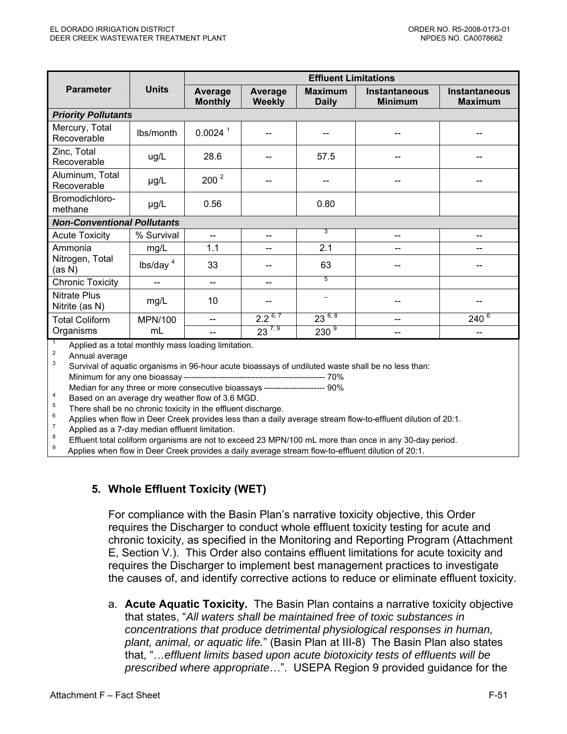| Parameter | Units | Effluent Limitations | | | | |
|---|---|---|---|---|---|---|
| | | Average Monthly | Average Weekly | Maximum Daily | Instantaneous Minimum | Instantaneous Maximum |
| ***Priority Pollutants*** | | | | | | |
| Mercury, Total Recoverable | lbs/month | 0.0024 [1] | -- | -- | -- | -- |
| Zinc, Total Recoverable | ug/L | 28.6 | -- | 57.5 | -- | -- |
| Aluminum, Total Recoverable | µg/L | 200 [2] | -- | -- | -- | -- |
| Bromodichloro-methane | µg/L | 0.56 | | 0.80 | | |
| ***Non-Conventional Pollutants*** | | | | | | |
| Acute Toxicity | % Survival | -- | -- | [3] | -- | -- |
| Ammonia Nitrogen, Total (as N) | mg/L | 1.1 | -- | 2.1 | -- | -- |
| | lbs/day [4] | 33 | -- | 63 | -- | -- |
| Chronic Toxicity | -- | -- | -- | [5] | | |
| Nitrate Plus Nitrite (as N) | mg/L | 10 | -- | -- | -- | -- |
| Total Coliform Organisms | MPN/100 mL | -- | 2.2 [6, 7] | 23 [6, 8] | -- | 240 [6] |
| | | -- | 23 [7, 9] | 230 [9] | -- | -- |

[1] Applied as a total monthly mass loading limitation.
[2] Annual average
[3] Survival of aquatic organisms in 96-hour acute bioassays of undiluted waste shall be no less than:
Minimum for any one bioassay -------------------------------------------------- 70%
Median for any three or more consecutive bioassays --------------------- 90%
[4] Based on an average dry weather flow of 3.6 MGD.
[5] There shall be no chronic toxicity in the effluent discharge.
[6] Applies when flow in Deer Creek provides less than a daily average stream flow-to-effluent dilution of 20:1.
[7] Applied as a 7-day median effluent limitation.
[8] Effluent total coliform organisms are not to exceed 23 MPN/100 mL more than once in any 30-day period.
[9] Applies when flow in Deer Creek provides a daily average stream flow-to-effluent dilution of 20:1.

## 5. Whole Effluent Toxicity (WET)

For compliance with the Basin Plan's narrative toxicity objective, this Order requires the Discharger to conduct whole effluent toxicity testing for acute and chronic toxicity, as specified in the Monitoring and Reporting Program (Attachment E, Section V.). This Order also contains effluent limitations for acute toxicity and requires the Discharger to implement best management practices to investigate the causes of, and identify corrective actions to reduce or eliminate effluent toxicity.

a. **Acute Aquatic Toxicity.** The Basin Plan contains a narrative toxicity objective that states, "*All waters shall be maintained free of toxic substances in concentrations that produce detrimental physiological responses in human, plant, animal, or aquatic life.*" (Basin Plan at III-8) The Basin Plan also states that, "…*effluent limits based upon acute biotoxicity tests of effluents will be prescribed where appropriate*…". USEPA Region 9 provided guidance for the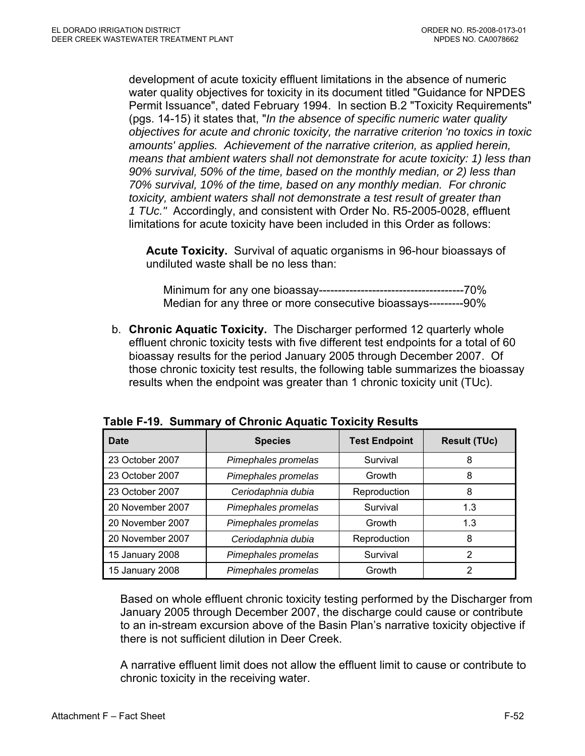development of acute toxicity effluent limitations in the absence of numeric water quality objectives for toxicity in its document titled "Guidance for NPDES Permit Issuance", dated February 1994. In section B.2 "Toxicity Requirements" (pgs. 14-15) it states that, "*In the absence of specific numeric water quality objectives for acute and chronic toxicity, the narrative criterion 'no toxics in toxic amounts' applies. Achievement of the narrative criterion, as applied herein, means that ambient waters shall not demonstrate for acute toxicity: 1) less than 90% survival, 50% of the time, based on the monthly median, or 2) less than 70% survival, 10% of the time, based on any monthly median. For chronic toxicity, ambient waters shall not demonstrate a test result of greater than 1 TUc.*" Accordingly, and consistent with Order No. R5-2005-0028, effluent limitations for acute toxicity have been included in this Order as follows:

**Acute Toxicity.** Survival of aquatic organisms in 96-hour bioassays of undiluted waste shall be no less than:

Minimum for any one bioassay-------------------------------------70%
Median for any three or more consecutive bioassays---------90%

b. **Chronic Aquatic Toxicity.** The Discharger performed 12 quarterly whole effluent chronic toxicity tests with five different test endpoints for a total of 60 bioassay results for the period January 2005 through December 2007. Of those chronic toxicity test results, the following table summarizes the bioassay results when the endpoint was greater than 1 chronic toxicity unit (TUc).

**Table F-19. Summary of Chronic Aquatic Toxicity Results**

| Date | Species | Test Endpoint | Result (TUc) |
|---|---|---|---|
| 23 October 2007 | *Pimephales promelas* | Survival | 8 |
| 23 October 2007 | *Pimephales promelas* | Growth | 8 |
| 23 October 2007 | *Ceriodaphnia dubia* | Reproduction | 8 |
| 20 November 2007 | *Pimephales promelas* | Survival | 1.3 |
| 20 November 2007 | *Pimephales promelas* | Growth | 1.3 |
| 20 November 2007 | *Ceriodaphnia dubia* | Reproduction | 8 |
| 15 January 2008 | *Pimephales promelas* | Survival | 2 |
| 15 January 2008 | *Pimephales promelas* | Growth | 2 |

Based on whole effluent chronic toxicity testing performed by the Discharger from January 2005 through December 2007, the discharge could cause or contribute to an in-stream excursion above of the Basin Plan's narrative toxicity objective if there is not sufficient dilution in Deer Creek.

A narrative effluent limit does not allow the effluent limit to cause or contribute to chronic toxicity in the receiving water.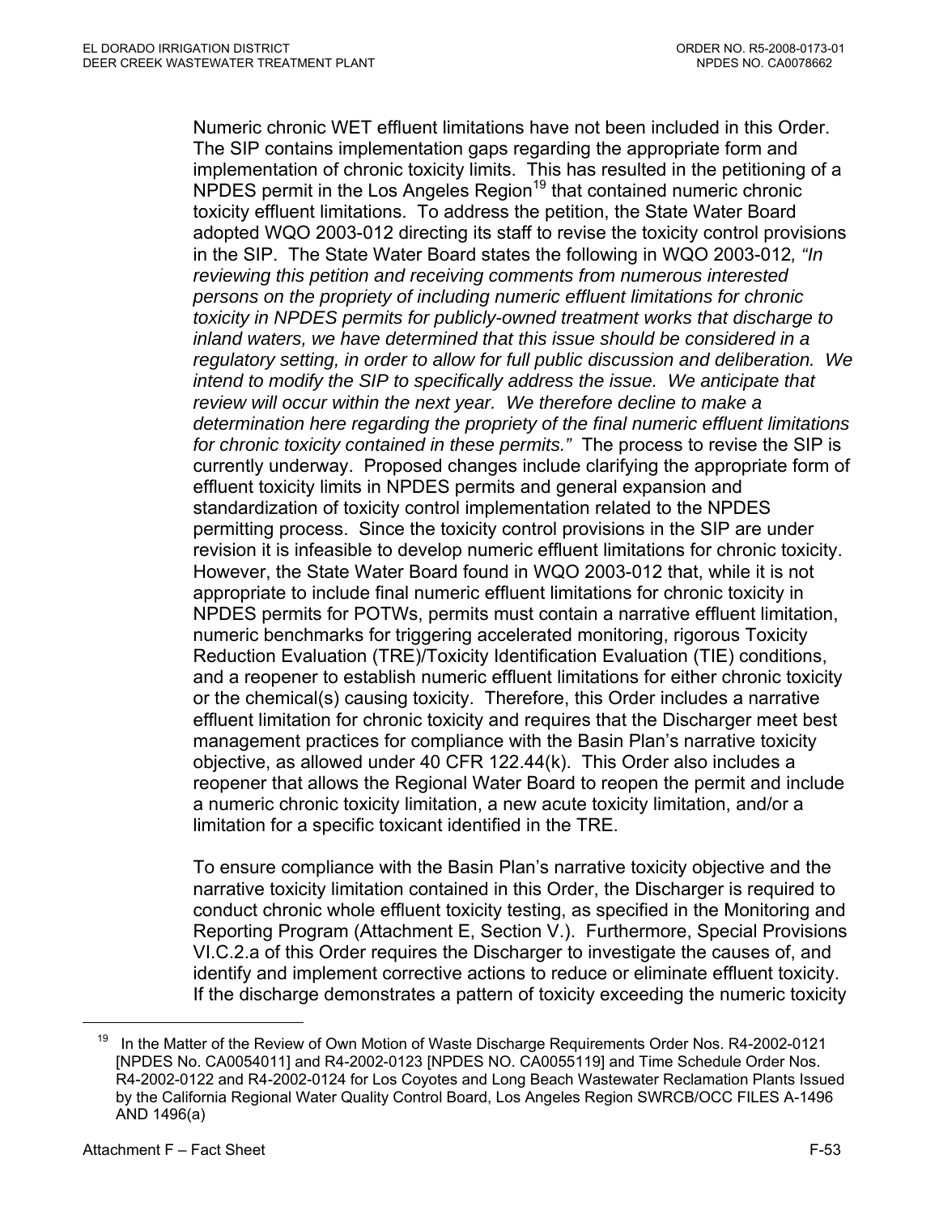Numeric chronic WET effluent limitations have not been included in this Order. The SIP contains implementation gaps regarding the appropriate form and implementation of chronic toxicity limits. This has resulted in the petitioning of a NPDES permit in the Los Angeles Region[19] that contained numeric chronic toxicity effluent limitations. To address the petition, the State Water Board adopted WQO 2003-012 directing its staff to revise the toxicity control provisions in the SIP. The State Water Board states the following in WQO 2003-012, *"In reviewing this petition and receiving comments from numerous interested persons on the propriety of including numeric effluent limitations for chronic toxicity in NPDES permits for publicly-owned treatment works that discharge to inland waters, we have determined that this issue should be considered in a regulatory setting, in order to allow for full public discussion and deliberation. We intend to modify the SIP to specifically address the issue. We anticipate that review will occur within the next year. We therefore decline to make a determination here regarding the propriety of the final numeric effluent limitations for chronic toxicity contained in these permits."* The process to revise the SIP is currently underway. Proposed changes include clarifying the appropriate form of effluent toxicity limits in NPDES permits and general expansion and standardization of toxicity control implementation related to the NPDES permitting process. Since the toxicity control provisions in the SIP are under revision it is infeasible to develop numeric effluent limitations for chronic toxicity. However, the State Water Board found in WQO 2003-012 that, while it is not appropriate to include final numeric effluent limitations for chronic toxicity in NPDES permits for POTWs, permits must contain a narrative effluent limitation, numeric benchmarks for triggering accelerated monitoring, rigorous Toxicity Reduction Evaluation (TRE)/Toxicity Identification Evaluation (TIE) conditions, and a reopener to establish numeric effluent limitations for either chronic toxicity or the chemical(s) causing toxicity. Therefore, this Order includes a narrative effluent limitation for chronic toxicity and requires that the Discharger meet best management practices for compliance with the Basin Plan's narrative toxicity objective, as allowed under 40 CFR 122.44(k). This Order also includes a reopener that allows the Regional Water Board to reopen the permit and include a numeric chronic toxicity limitation, a new acute toxicity limitation, and/or a limitation for a specific toxicant identified in the TRE.

To ensure compliance with the Basin Plan's narrative toxicity objective and the narrative toxicity limitation contained in this Order, the Discharger is required to conduct chronic whole effluent toxicity testing, as specified in the Monitoring and Reporting Program (Attachment E, Section V.). Furthermore, Special Provisions VI.C.2.a of this Order requires the Discharger to investigate the causes of, and identify and implement corrective actions to reduce or eliminate effluent toxicity. If the discharge demonstrates a pattern of toxicity exceeding the numeric toxicity

[19] In the Matter of the Review of Own Motion of Waste Discharge Requirements Order Nos. R4-2002-0121 [NPDES No. CA0054011] and R4-2002-0123 [NPDES NO. CA0055119] and Time Schedule Order Nos. R4-2002-0122 and R4-2002-0124 for Los Coyotes and Long Beach Wastewater Reclamation Plants Issued by the California Regional Water Quality Control Board, Los Angeles Region SWRCB/OCC FILES A-1496 AND 1496(a)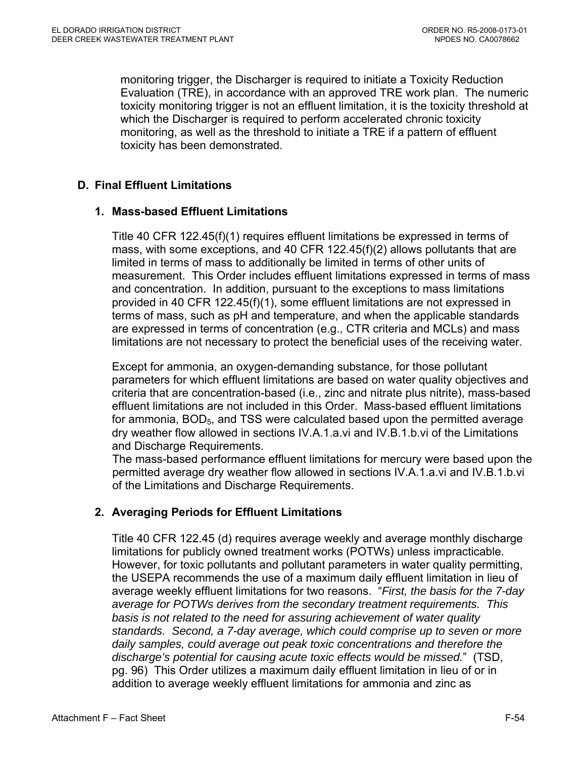monitoring trigger, the Discharger is required to initiate a Toxicity Reduction Evaluation (TRE), in accordance with an approved TRE work plan. The numeric toxicity monitoring trigger is not an effluent limitation, it is the toxicity threshold at which the Discharger is required to perform accelerated chronic toxicity monitoring, as well as the threshold to initiate a TRE if a pattern of effluent toxicity has been demonstrated.

## D. Final Effluent Limitations

### 1. Mass-based Effluent Limitations

Title 40 CFR 122.45(f)(1) requires effluent limitations be expressed in terms of mass, with some exceptions, and 40 CFR 122.45(f)(2) allows pollutants that are limited in terms of mass to additionally be limited in terms of other units of measurement. This Order includes effluent limitations expressed in terms of mass and concentration. In addition, pursuant to the exceptions to mass limitations provided in 40 CFR 122.45(f)(1), some effluent limitations are not expressed in terms of mass, such as pH and temperature, and when the applicable standards are expressed in terms of concentration (e.g., CTR criteria and MCLs) and mass limitations are not necessary to protect the beneficial uses of the receiving water.

Except for ammonia, an oxygen-demanding substance, for those pollutant parameters for which effluent limitations are based on water quality objectives and criteria that are concentration-based (i.e., zinc and nitrate plus nitrite), mass-based effluent limitations are not included in this Order. Mass-based effluent limitations for ammonia, $BOD_5$, and TSS were calculated based upon the permitted average dry weather flow allowed in sections IV.A.1.a.vi and IV.B.1.b.vi of the Limitations and Discharge Requirements.

The mass-based performance effluent limitations for mercury were based upon the permitted average dry weather flow allowed in sections IV.A.1.a.vi and IV.B.1.b.vi of the Limitations and Discharge Requirements.

### 2. Averaging Periods for Effluent Limitations

Title 40 CFR 122.45 (d) requires average weekly and average monthly discharge limitations for publicly owned treatment works (POTWs) unless impracticable. However, for toxic pollutants and pollutant parameters in water quality permitting, the USEPA recommends the use of a maximum daily effluent limitation in lieu of average weekly effluent limitations for two reasons. "*First, the basis for the 7-day average for POTWs derives from the secondary treatment requirements. This basis is not related to the need for assuring achievement of water quality standards. Second, a 7-day average, which could comprise up to seven or more daily samples, could average out peak toxic concentrations and therefore the discharge's potential for causing acute toxic effects would be missed.*" (TSD, pg. 96) This Order utilizes a maximum daily effluent limitation in lieu of or in addition to average weekly effluent limitations for ammonia and zinc as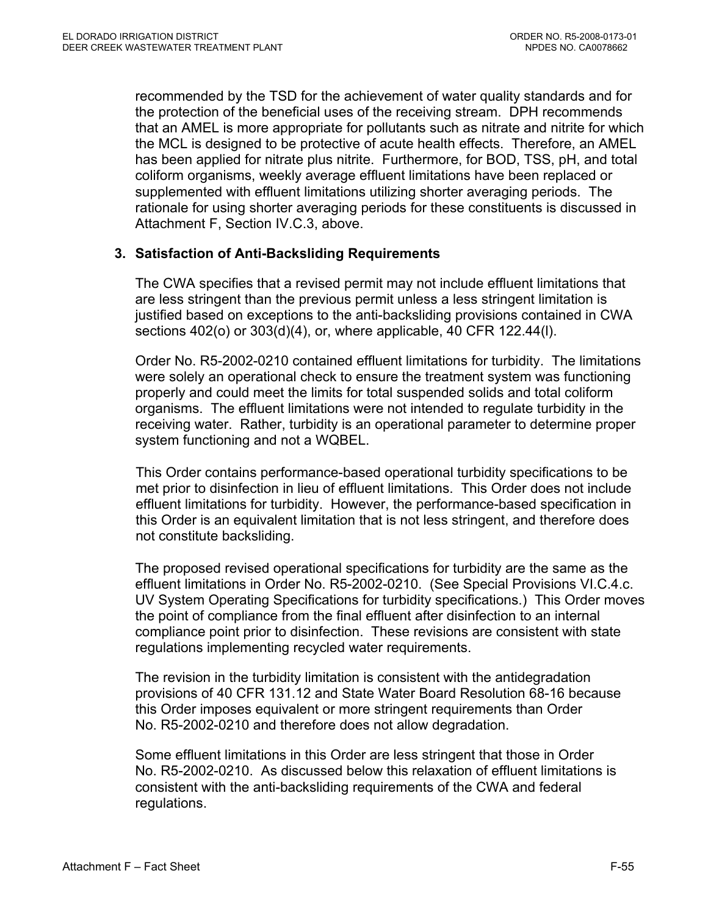recommended by the TSD for the achievement of water quality standards and for the protection of the beneficial uses of the receiving stream. DPH recommends that an AMEL is more appropriate for pollutants such as nitrate and nitrite for which the MCL is designed to be protective of acute health effects. Therefore, an AMEL has been applied for nitrate plus nitrite. Furthermore, for BOD, TSS, pH, and total coliform organisms, weekly average effluent limitations have been replaced or supplemented with effluent limitations utilizing shorter averaging periods. The rationale for using shorter averaging periods for these constituents is discussed in Attachment F, Section IV.C.3, above.

### 3. Satisfaction of Anti-Backsliding Requirements

The CWA specifies that a revised permit may not include effluent limitations that are less stringent than the previous permit unless a less stringent limitation is justified based on exceptions to the anti-backsliding provisions contained in CWA sections 402(o) or 303(d)(4), or, where applicable, 40 CFR 122.44(l).

Order No. R5-2002-0210 contained effluent limitations for turbidity. The limitations were solely an operational check to ensure the treatment system was functioning properly and could meet the limits for total suspended solids and total coliform organisms. The effluent limitations were not intended to regulate turbidity in the receiving water. Rather, turbidity is an operational parameter to determine proper system functioning and not a WQBEL.

This Order contains performance-based operational turbidity specifications to be met prior to disinfection in lieu of effluent limitations. This Order does not include effluent limitations for turbidity. However, the performance-based specification in this Order is an equivalent limitation that is not less stringent, and therefore does not constitute backsliding.

The proposed revised operational specifications for turbidity are the same as the effluent limitations in Order No. R5-2002-0210. (See Special Provisions VI.C.4.c. UV System Operating Specifications for turbidity specifications.) This Order moves the point of compliance from the final effluent after disinfection to an internal compliance point prior to disinfection. These revisions are consistent with state regulations implementing recycled water requirements.

The revision in the turbidity limitation is consistent with the antidegradation provisions of 40 CFR 131.12 and State Water Board Resolution 68-16 because this Order imposes equivalent or more stringent requirements than Order No. R5-2002-0210 and therefore does not allow degradation.

Some effluent limitations in this Order are less stringent that those in Order No. R5-2002-0210. As discussed below this relaxation of effluent limitations is consistent with the anti-backsliding requirements of the CWA and federal regulations.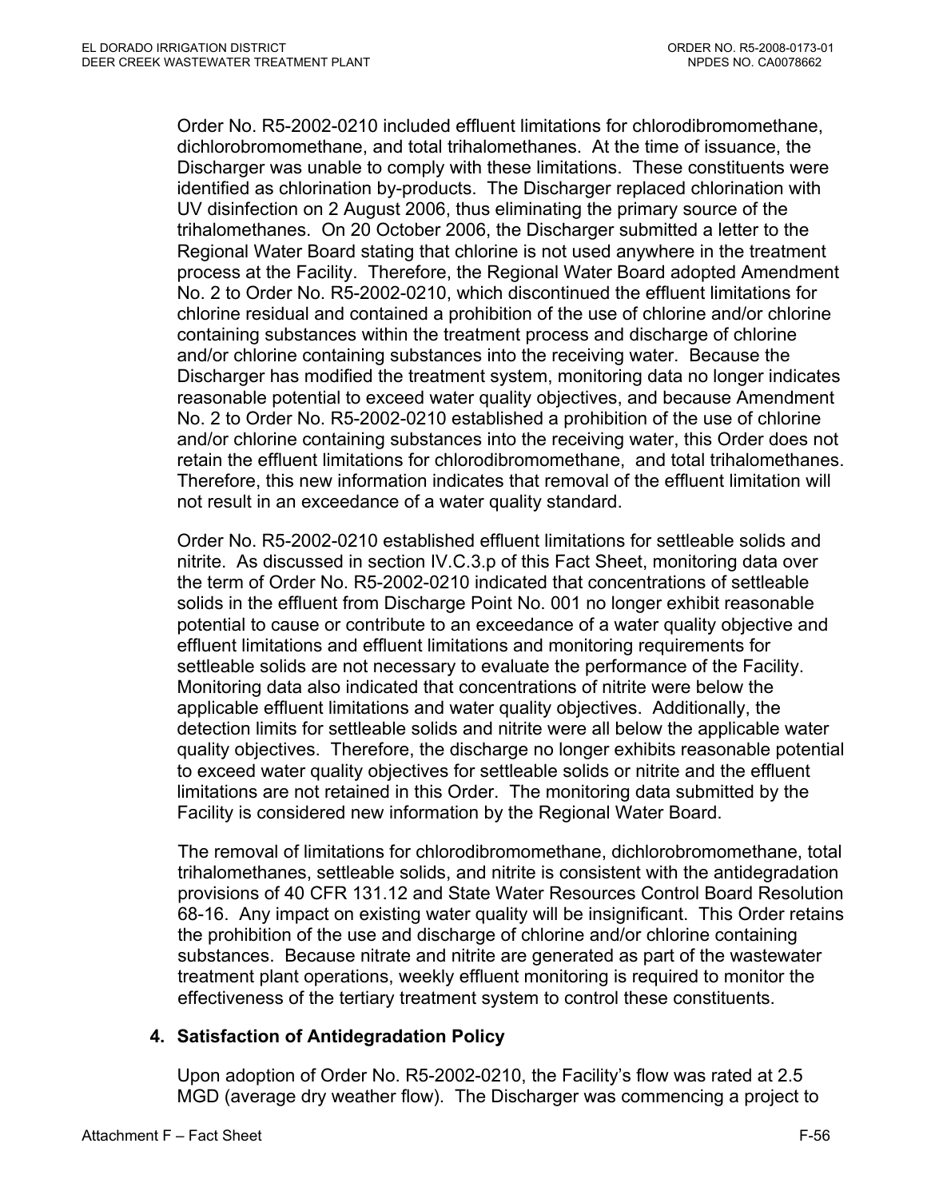Order No. R5-2002-0210 included effluent limitations for chlorodibromomethane, dichlorobromomethane, and total trihalomethanes. At the time of issuance, the Discharger was unable to comply with these limitations. These constituents were identified as chlorination by-products. The Discharger replaced chlorination with UV disinfection on 2 August 2006, thus eliminating the primary source of the trihalomethanes. On 20 October 2006, the Discharger submitted a letter to the Regional Water Board stating that chlorine is not used anywhere in the treatment process at the Facility. Therefore, the Regional Water Board adopted Amendment No. 2 to Order No. R5-2002-0210, which discontinued the effluent limitations for chlorine residual and contained a prohibition of the use of chlorine and/or chlorine containing substances within the treatment process and discharge of chlorine and/or chlorine containing substances into the receiving water. Because the Discharger has modified the treatment system, monitoring data no longer indicates reasonable potential to exceed water quality objectives, and because Amendment No. 2 to Order No. R5-2002-0210 established a prohibition of the use of chlorine and/or chlorine containing substances into the receiving water, this Order does not retain the effluent limitations for chlorodibromomethane, and total trihalomethanes. Therefore, this new information indicates that removal of the effluent limitation will not result in an exceedance of a water quality standard.

Order No. R5-2002-0210 established effluent limitations for settleable solids and nitrite. As discussed in section IV.C.3.p of this Fact Sheet, monitoring data over the term of Order No. R5-2002-0210 indicated that concentrations of settleable solids in the effluent from Discharge Point No. 001 no longer exhibit reasonable potential to cause or contribute to an exceedance of a water quality objective and effluent limitations and effluent limitations and monitoring requirements for settleable solids are not necessary to evaluate the performance of the Facility. Monitoring data also indicated that concentrations of nitrite were below the applicable effluent limitations and water quality objectives. Additionally, the detection limits for settleable solids and nitrite were all below the applicable water quality objectives. Therefore, the discharge no longer exhibits reasonable potential to exceed water quality objectives for settleable solids or nitrite and the effluent limitations are not retained in this Order. The monitoring data submitted by the Facility is considered new information by the Regional Water Board.

The removal of limitations for chlorodibromomethane, dichlorobromomethane, total trihalomethanes, settleable solids, and nitrite is consistent with the antidegradation provisions of 40 CFR 131.12 and State Water Resources Control Board Resolution 68-16. Any impact on existing water quality will be insignificant. This Order retains the prohibition of the use and discharge of chlorine and/or chlorine containing substances. Because nitrate and nitrite are generated as part of the wastewater treatment plant operations, weekly effluent monitoring is required to monitor the effectiveness of the tertiary treatment system to control these constituents.

## 4. Satisfaction of Antidegradation Policy

Upon adoption of Order No. R5-2002-0210, the Facility's flow was rated at 2.5 MGD (average dry weather flow). The Discharger was commencing a project to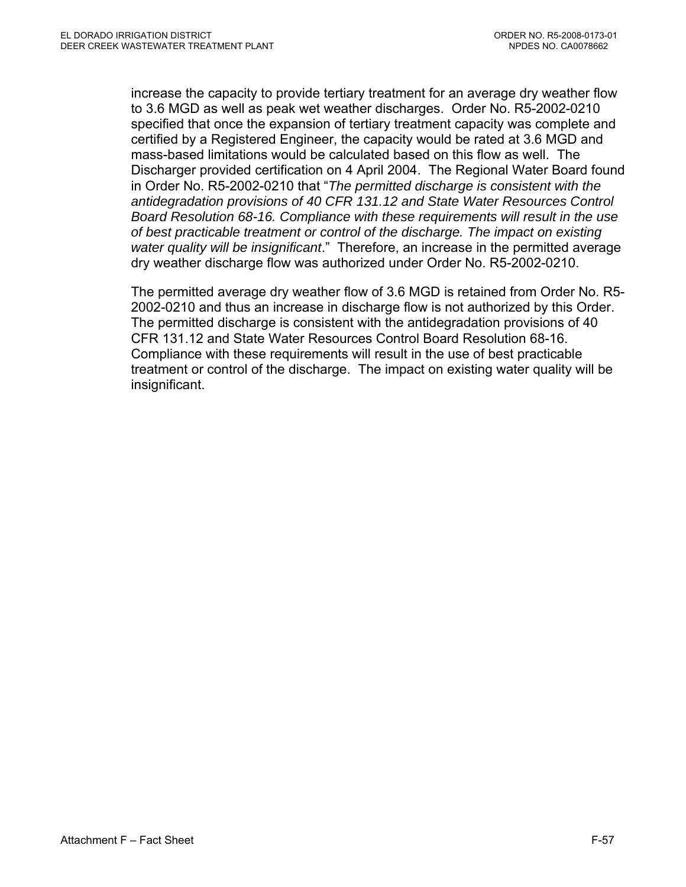increase the capacity to provide tertiary treatment for an average dry weather flow to 3.6 MGD as well as peak wet weather discharges. Order No. R5-2002-0210 specified that once the expansion of tertiary treatment capacity was complete and certified by a Registered Engineer, the capacity would be rated at 3.6 MGD and mass-based limitations would be calculated based on this flow as well. The Discharger provided certification on 4 April 2004. The Regional Water Board found in Order No. R5-2002-0210 that "*The permitted discharge is consistent with the antidegradation provisions of 40 CFR 131.12 and State Water Resources Control Board Resolution 68-16. Compliance with these requirements will result in the use of best practicable treatment or control of the discharge. The impact on existing water quality will be insignificant*." Therefore, an increase in the permitted average dry weather discharge flow was authorized under Order No. R5-2002-0210.

The permitted average dry weather flow of 3.6 MGD is retained from Order No. R5-2002-0210 and thus an increase in discharge flow is not authorized by this Order. The permitted discharge is consistent with the antidegradation provisions of 40 CFR 131.12 and State Water Resources Control Board Resolution 68-16. Compliance with these requirements will result in the use of best practicable treatment or control of the discharge. The impact on existing water quality will be insignificant.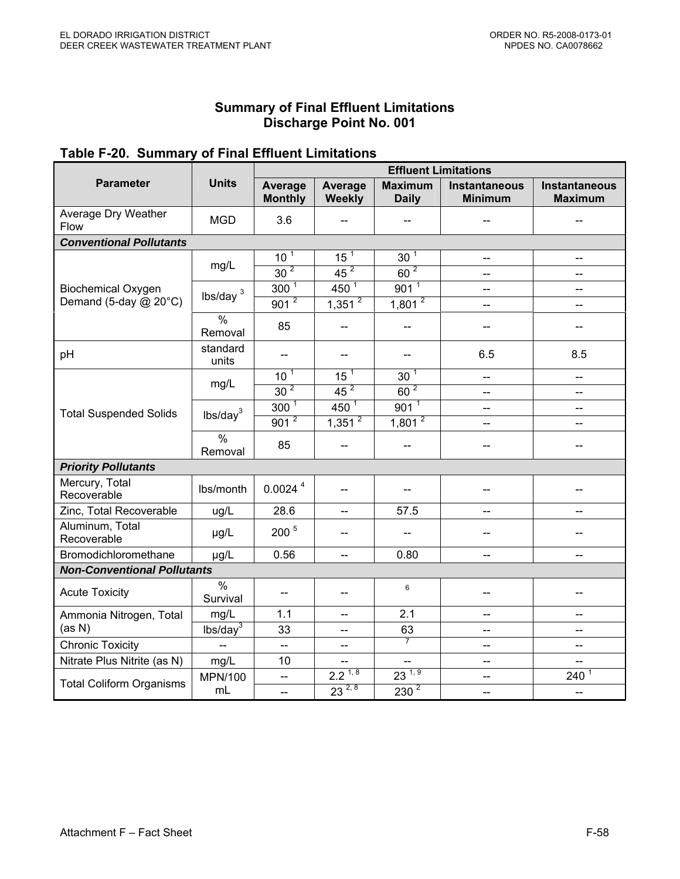## Summary of Final Effluent Limitations
## Discharge Point No. 001

### Table F-20. Summary of Final Effluent Limitations

| Parameter | Units | Effluent Limitations | | | | |
|---|---|---|---|---|---|---|
| | | Average Monthly | Average Weekly | Maximum Daily | Instantaneous Minimum | Instantaneous Maximum |
| Average Dry Weather Flow | MGD | 3.6 | -- | -- | -- | -- |
| ***Conventional Pollutants*** | | | | | | |
| Biochemical Oxygen Demand (5-day @ 20°C) | mg/L | 10 [1] | 15 [1] | 30 [1] | -- | -- |
| | | 30 [2] | 45 [2] | 60 [2] | -- | -- |
| | lbs/day [3] | 300 [1] | 450 [1] | 901 [1] | -- | -- |
| | | 901 [2] | 1,351 [2] | 1,801 [2] | -- | -- |
| | % Removal | 85 | -- | -- | -- | -- |
| pH | standard units | -- | -- | -- | 6.5 | 8.5 |
| Total Suspended Solids | mg/L | 10 [1] | 15 [1] | 30 [1] | -- | -- |
| | | 30 [2] | 45 [2] | 60 [2] | -- | -- |
| | lbs/day[3] | 300 [1] | 450 [1] | 901 [1] | -- | -- |
| | | 901 [2] | 1,351 [2] | 1,801 [2] | -- | -- |
| | % Removal | 85 | -- | -- | -- | -- |
| ***Priority Pollutants*** | | | | | | |
| Mercury, Total Recoverable | lbs/month | 0.0024 [4] | -- | -- | -- | -- |
| Zinc, Total Recoverable | ug/L | 28.6 | -- | 57.5 | -- | -- |
| Aluminum, Total Recoverable | µg/L | 200 [5] | -- | -- | -- | -- |
| Bromodichloromethane | µg/L | 0.56 | -- | 0.80 | -- | -- |
| ***Non-Conventional Pollutants*** | | | | | | |
| Acute Toxicity | % Survival | -- | -- | [6] | -- | -- |
| Ammonia Nitrogen, Total (as N) | mg/L | 1.1 | -- | 2.1 | -- | -- |
| | lbs/day[3] | 33 | -- | 63 | -- | -- |
| Chronic Toxicity | -- | -- | -- | [7] | -- | -- |
| Nitrate Plus Nitrite (as N) | mg/L | 10 | -- | -- | -- | -- |
| Total Coliform Organisms | MPN/100 mL | -- | 2.2 [1, 8] | 23 [1, 9] | -- | 240 [1] |
| | | -- | 23 [2, 8] | 230 [2] | -- | -- |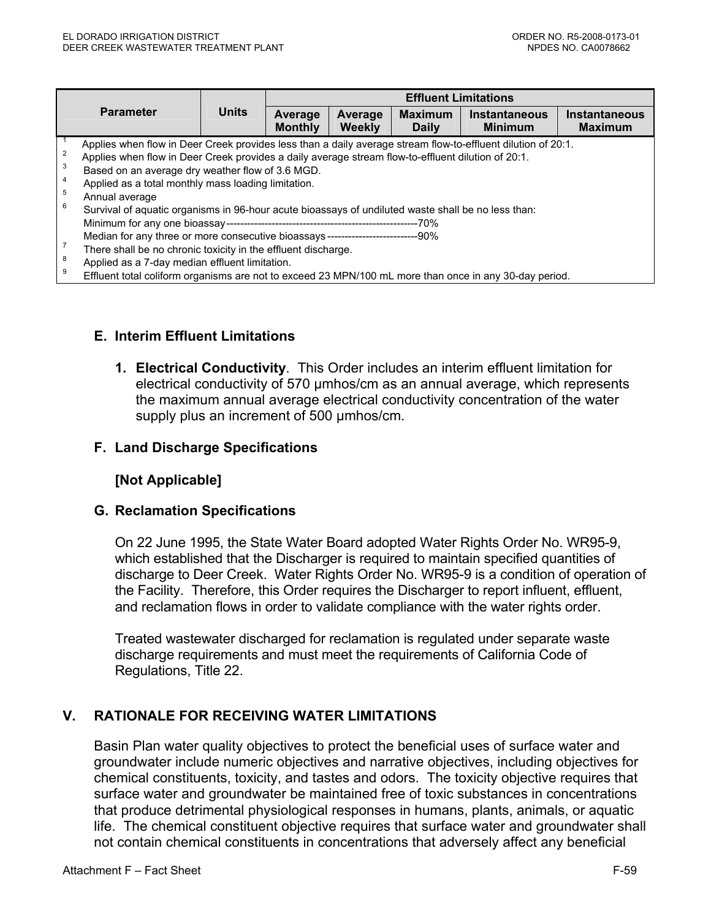| Parameter | Units | Effluent Limitations | | | | |
|---|---|---|---|---|---|---|
| | | Average Monthly | Average Weekly | Maximum Daily | Instantaneous Minimum | Instantaneous Maximum |

[1] Applies when flow in Deer Creek provides less than a daily average stream flow-to-effluent dilution of 20:1.
[2] Applies when flow in Deer Creek provides a daily average stream flow-to-effluent dilution of 20:1.
[3] Based on an average dry weather flow of 3.6 MGD.
[4] Applied as a total monthly mass loading limitation.
[5] Annual average
[6] Survival of aquatic organisms in 96-hour acute bioassays of undiluted waste shall be no less than:
Minimum for any one bioassay-------------------------------------------------------70%
Median for any three or more consecutive bioassays --------------------------90%
[7] There shall be no chronic toxicity in the effluent discharge.
[8] Applied as a 7-day median effluent limitation.
[9] Effluent total coliform organisms are not to exceed 23 MPN/100 mL more than once in any 30-day period.

## E. Interim Effluent Limitations

1. **Electrical Conductivity**. This Order includes an interim effluent limitation for electrical conductivity of 570 µmhos/cm as an annual average, which represents the maximum annual average electrical conductivity concentration of the water supply plus an increment of 500 µmhos/cm.

## F. Land Discharge Specifications

**[Not Applicable]**

## G. Reclamation Specifications

On 22 June 1995, the State Water Board adopted Water Rights Order No. WR95-9, which established that the Discharger is required to maintain specified quantities of discharge to Deer Creek. Water Rights Order No. WR95-9 is a condition of operation of the Facility. Therefore, this Order requires the Discharger to report influent, effluent, and reclamation flows in order to validate compliance with the water rights order.

Treated wastewater discharged for reclamation is regulated under separate waste discharge requirements and must meet the requirements of California Code of Regulations, Title 22.

# V. RATIONALE FOR RECEIVING WATER LIMITATIONS

Basin Plan water quality objectives to protect the beneficial uses of surface water and groundwater include numeric objectives and narrative objectives, including objectives for chemical constituents, toxicity, and tastes and odors. The toxicity objective requires that surface water and groundwater be maintained free of toxic substances in concentrations that produce detrimental physiological responses in humans, plants, animals, or aquatic life. The chemical constituent objective requires that surface water and groundwater shall not contain chemical constituents in concentrations that adversely affect any beneficial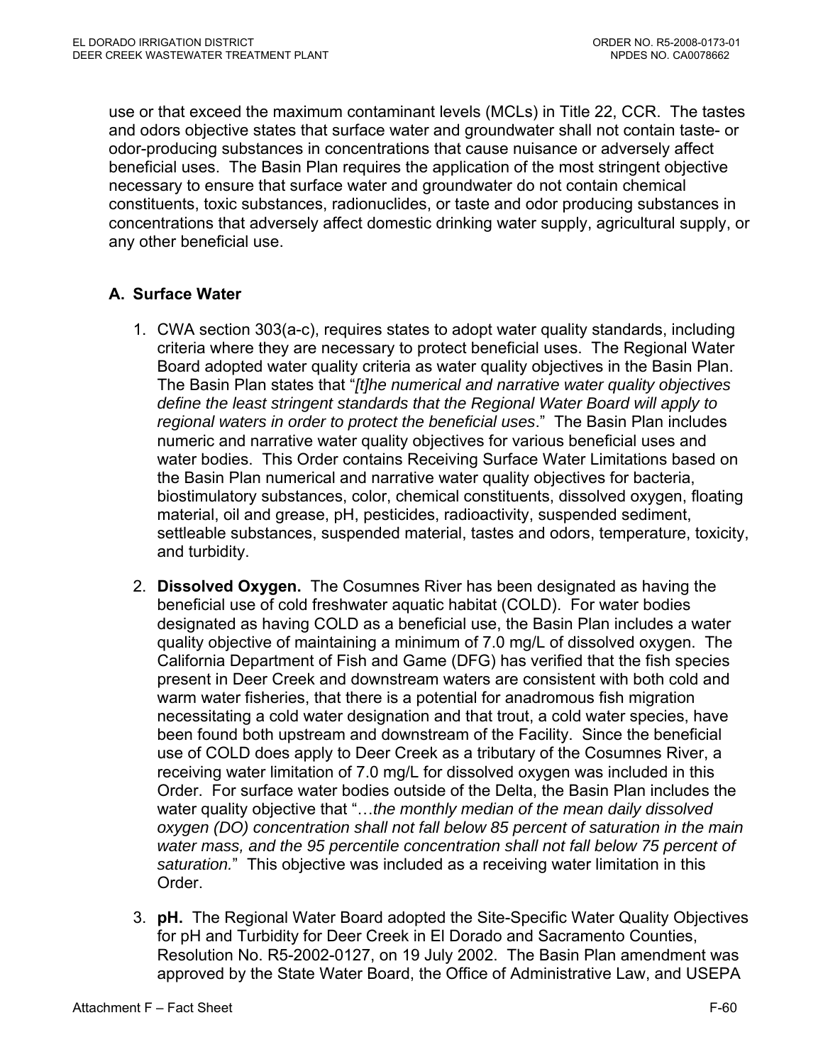use or that exceed the maximum contaminant levels (MCLs) in Title 22, CCR. The tastes and odors objective states that surface water and groundwater shall not contain taste- or odor-producing substances in concentrations that cause nuisance or adversely affect beneficial uses. The Basin Plan requires the application of the most stringent objective necessary to ensure that surface water and groundwater do not contain chemical constituents, toxic substances, radionuclides, or taste and odor producing substances in concentrations that adversely affect domestic drinking water supply, agricultural supply, or any other beneficial use.

## A. Surface Water

1. CWA section 303(a-c), requires states to adopt water quality standards, including criteria where they are necessary to protect beneficial uses. The Regional Water Board adopted water quality criteria as water quality objectives in the Basin Plan. The Basin Plan states that "*[t]he numerical and narrative water quality objectives define the least stringent standards that the Regional Water Board will apply to regional waters in order to protect the beneficial uses*." The Basin Plan includes numeric and narrative water quality objectives for various beneficial uses and water bodies. This Order contains Receiving Surface Water Limitations based on the Basin Plan numerical and narrative water quality objectives for bacteria, biostimulatory substances, color, chemical constituents, dissolved oxygen, floating material, oil and grease, pH, pesticides, radioactivity, suspended sediment, settleable substances, suspended material, tastes and odors, temperature, toxicity, and turbidity.

2. **Dissolved Oxygen.** The Cosumnes River has been designated as having the beneficial use of cold freshwater aquatic habitat (COLD). For water bodies designated as having COLD as a beneficial use, the Basin Plan includes a water quality objective of maintaining a minimum of 7.0 mg/L of dissolved oxygen. The California Department of Fish and Game (DFG) has verified that the fish species present in Deer Creek and downstream waters are consistent with both cold and warm water fisheries, that there is a potential for anadromous fish migration necessitating a cold water designation and that trout, a cold water species, have been found both upstream and downstream of the Facility. Since the beneficial use of COLD does apply to Deer Creek as a tributary of the Cosumnes River, a receiving water limitation of 7.0 mg/L for dissolved oxygen was included in this Order. For surface water bodies outside of the Delta, the Basin Plan includes the water quality objective that "*…the monthly median of the mean daily dissolved oxygen (DO) concentration shall not fall below 85 percent of saturation in the main water mass, and the 95 percentile concentration shall not fall below 75 percent of saturation.*" This objective was included as a receiving water limitation in this Order.

3. **pH.** The Regional Water Board adopted the Site-Specific Water Quality Objectives for pH and Turbidity for Deer Creek in El Dorado and Sacramento Counties, Resolution No. R5-2002-0127, on 19 July 2002. The Basin Plan amendment was approved by the State Water Board, the Office of Administrative Law, and USEPA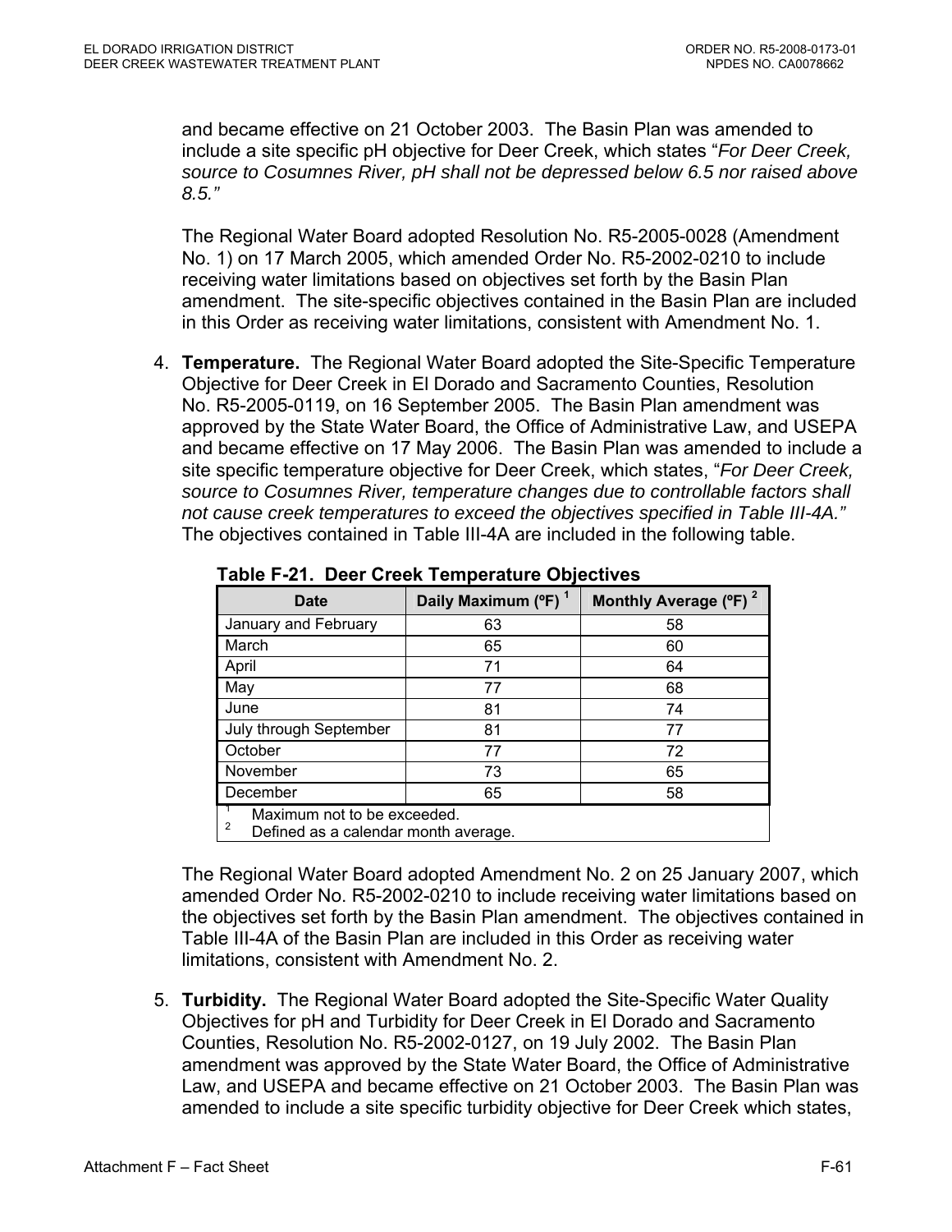and became effective on 21 October 2003. The Basin Plan was amended to include a site specific pH objective for Deer Creek, which states "*For Deer Creek, source to Cosumnes River, pH shall not be depressed below 6.5 nor raised above 8.5.*"

The Regional Water Board adopted Resolution No. R5-2005-0028 (Amendment No. 1) on 17 March 2005, which amended Order No. R5-2002-0210 to include receiving water limitations based on objectives set forth by the Basin Plan amendment. The site-specific objectives contained in the Basin Plan are included in this Order as receiving water limitations, consistent with Amendment No. 1.

4. **Temperature.** The Regional Water Board adopted the Site-Specific Temperature Objective for Deer Creek in El Dorado and Sacramento Counties, Resolution No. R5-2005-0119, on 16 September 2005. The Basin Plan amendment was approved by the State Water Board, the Office of Administrative Law, and USEPA and became effective on 17 May 2006. The Basin Plan was amended to include a site specific temperature objective for Deer Creek, which states, "*For Deer Creek, source to Cosumnes River, temperature changes due to controllable factors shall not cause creek temperatures to exceed the objectives specified in Table III-4A.*" The objectives contained in Table III-4A are included in the following table.

**Table F-21. Deer Creek Temperature Objectives**

| Date | Daily Maximum (ºF) [1] | Monthly Average (ºF) [2] |
|---|---|---|
| January and February | 63 | 58 |
| March | 65 | 60 |
| April | 71 | 64 |
| May | 77 | 68 |
| June | 81 | 74 |
| July through September | 81 | 77 |
| October | 77 | 72 |
| November | 73 | 65 |
| December | 65 | 58 |

[1] Maximum not to be exceeded.
[2] Defined as a calendar month average.

The Regional Water Board adopted Amendment No. 2 on 25 January 2007, which amended Order No. R5-2002-0210 to include receiving water limitations based on the objectives set forth by the Basin Plan amendment. The objectives contained in Table III-4A of the Basin Plan are included in this Order as receiving water limitations, consistent with Amendment No. 2.

5. **Turbidity.** The Regional Water Board adopted the Site-Specific Water Quality Objectives for pH and Turbidity for Deer Creek in El Dorado and Sacramento Counties, Resolution No. R5-2002-0127, on 19 July 2002. The Basin Plan amendment was approved by the State Water Board, the Office of Administrative Law, and USEPA and became effective on 21 October 2003. The Basin Plan was amended to include a site specific turbidity objective for Deer Creek which states,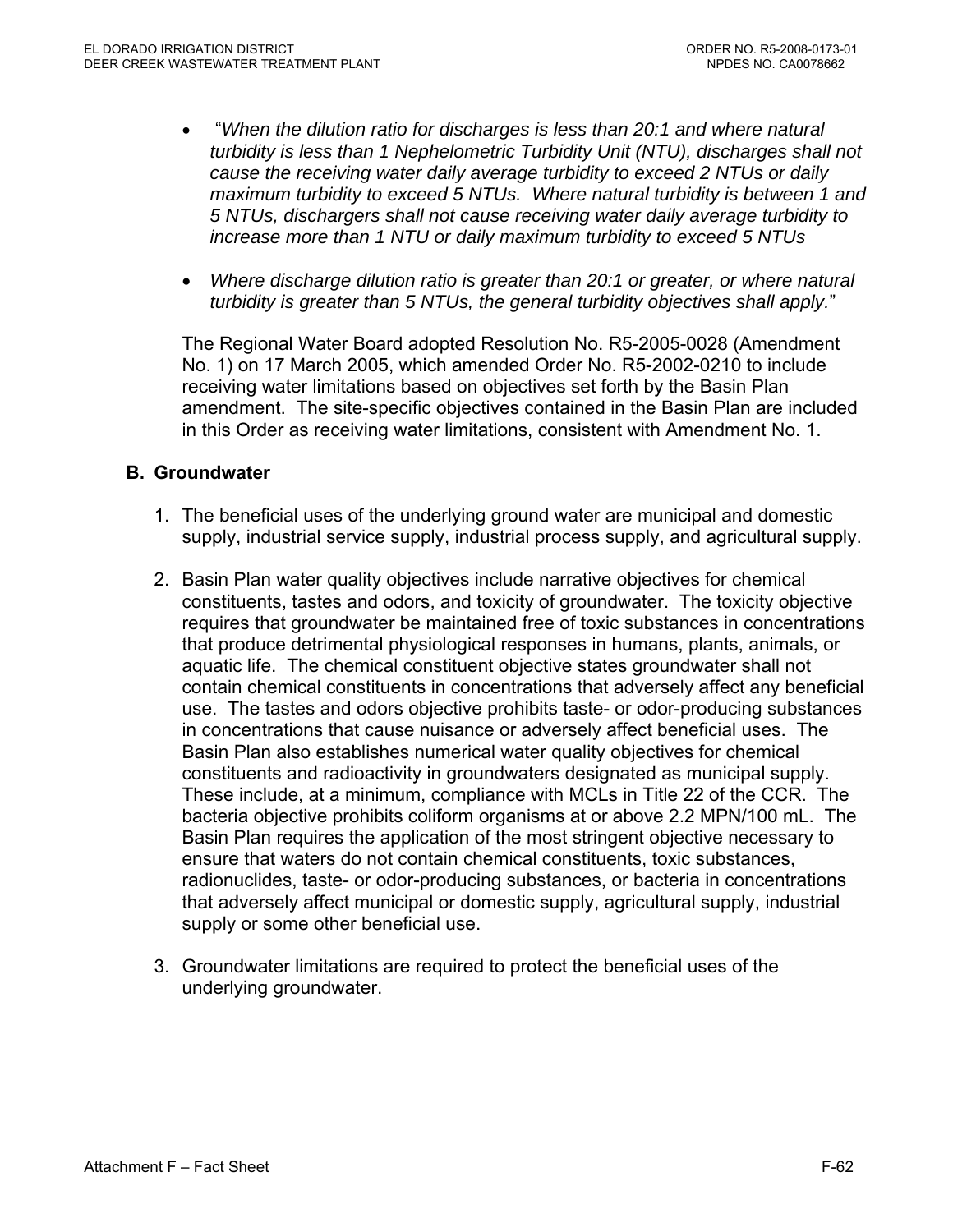- *"When the dilution ratio for discharges is less than 20:1 and where natural turbidity is less than 1 Nephelometric Turbidity Unit (NTU), discharges shall not cause the receiving water daily average turbidity to exceed 2 NTUs or daily maximum turbidity to exceed 5 NTUs. Where natural turbidity is between 1 and 5 NTUs, dischargers shall not cause receiving water daily average turbidity to increase more than 1 NTU or daily maximum turbidity to exceed 5 NTUs*

- *Where discharge dilution ratio is greater than 20:1 or greater, or where natural turbidity is greater than 5 NTUs, the general turbidity objectives shall apply.*"

The Regional Water Board adopted Resolution No. R5-2005-0028 (Amendment No. 1) on 17 March 2005, which amended Order No. R5-2002-0210 to include receiving water limitations based on objectives set forth by the Basin Plan amendment. The site-specific objectives contained in the Basin Plan are included in this Order as receiving water limitations, consistent with Amendment No. 1.

## B. Groundwater

1. The beneficial uses of the underlying ground water are municipal and domestic supply, industrial service supply, industrial process supply, and agricultural supply.

2. Basin Plan water quality objectives include narrative objectives for chemical constituents, tastes and odors, and toxicity of groundwater. The toxicity objective requires that groundwater be maintained free of toxic substances in concentrations that produce detrimental physiological responses in humans, plants, animals, or aquatic life. The chemical constituent objective states groundwater shall not contain chemical constituents in concentrations that adversely affect any beneficial use. The tastes and odors objective prohibits taste- or odor-producing substances in concentrations that cause nuisance or adversely affect beneficial uses. The Basin Plan also establishes numerical water quality objectives for chemical constituents and radioactivity in groundwaters designated as municipal supply. These include, at a minimum, compliance with MCLs in Title 22 of the CCR. The bacteria objective prohibits coliform organisms at or above 2.2 MPN/100 mL. The Basin Plan requires the application of the most stringent objective necessary to ensure that waters do not contain chemical constituents, toxic substances, radionuclides, taste- or odor-producing substances, or bacteria in concentrations that adversely affect municipal or domestic supply, agricultural supply, industrial supply or some other beneficial use.

3. Groundwater limitations are required to protect the beneficial uses of the underlying groundwater.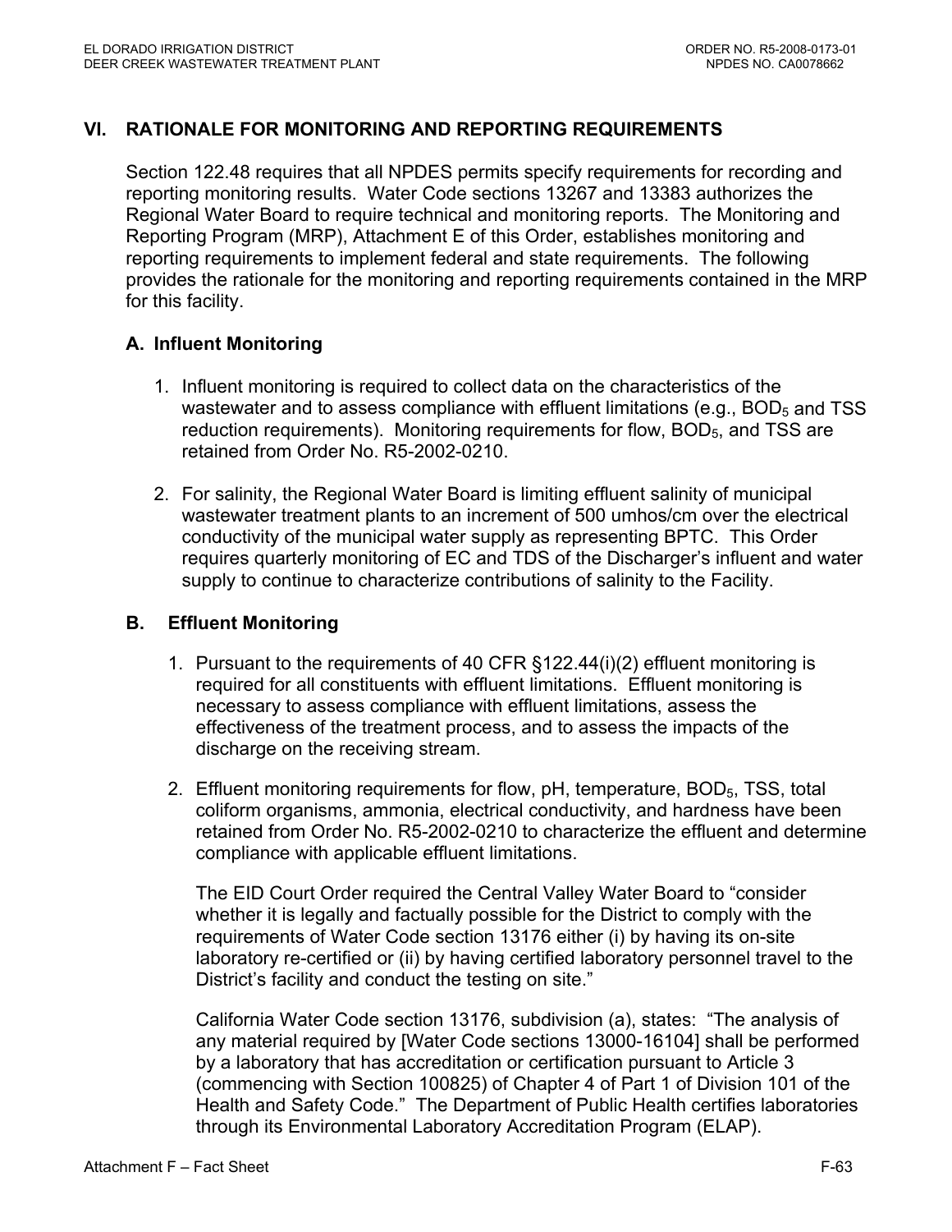## VI. RATIONALE FOR MONITORING AND REPORTING REQUIREMENTS

Section 122.48 requires that all NPDES permits specify requirements for recording and reporting monitoring results. Water Code sections 13267 and 13383 authorizes the Regional Water Board to require technical and monitoring reports. The Monitoring and Reporting Program (MRP), Attachment E of this Order, establishes monitoring and reporting requirements to implement federal and state requirements. The following provides the rationale for the monitoring and reporting requirements contained in the MRP for this facility.

### A. Influent Monitoring

1. Influent monitoring is required to collect data on the characteristics of the wastewater and to assess compliance with effluent limitations (e.g., $BOD_5$ and TSS reduction requirements). Monitoring requirements for flow, $BOD_5$, and TSS are retained from Order No. R5-2002-0210.

2. For salinity, the Regional Water Board is limiting effluent salinity of municipal wastewater treatment plants to an increment of 500 umhos/cm over the electrical conductivity of the municipal water supply as representing BPTC. This Order requires quarterly monitoring of EC and TDS of the Discharger's influent and water supply to continue to characterize contributions of salinity to the Facility.

### B. Effluent Monitoring

1. Pursuant to the requirements of 40 CFR §122.44(i)(2) effluent monitoring is required for all constituents with effluent limitations. Effluent monitoring is necessary to assess compliance with effluent limitations, assess the effectiveness of the treatment process, and to assess the impacts of the discharge on the receiving stream.

2. Effluent monitoring requirements for flow, pH, temperature, $BOD_5$, TSS, total coliform organisms, ammonia, electrical conductivity, and hardness have been retained from Order No. R5-2002-0210 to characterize the effluent and determine compliance with applicable effluent limitations.

   The EID Court Order required the Central Valley Water Board to "consider whether it is legally and factually possible for the District to comply with the requirements of Water Code section 13176 either (i) by having its on-site laboratory re-certified or (ii) by having certified laboratory personnel travel to the District's facility and conduct the testing on site."

   California Water Code section 13176, subdivision (a), states: "The analysis of any material required by [Water Code sections 13000-16104] shall be performed by a laboratory that has accreditation or certification pursuant to Article 3 (commencing with Section 100825) of Chapter 4 of Part 1 of Division 101 of the Health and Safety Code." The Department of Public Health certifies laboratories through its Environmental Laboratory Accreditation Program (ELAP).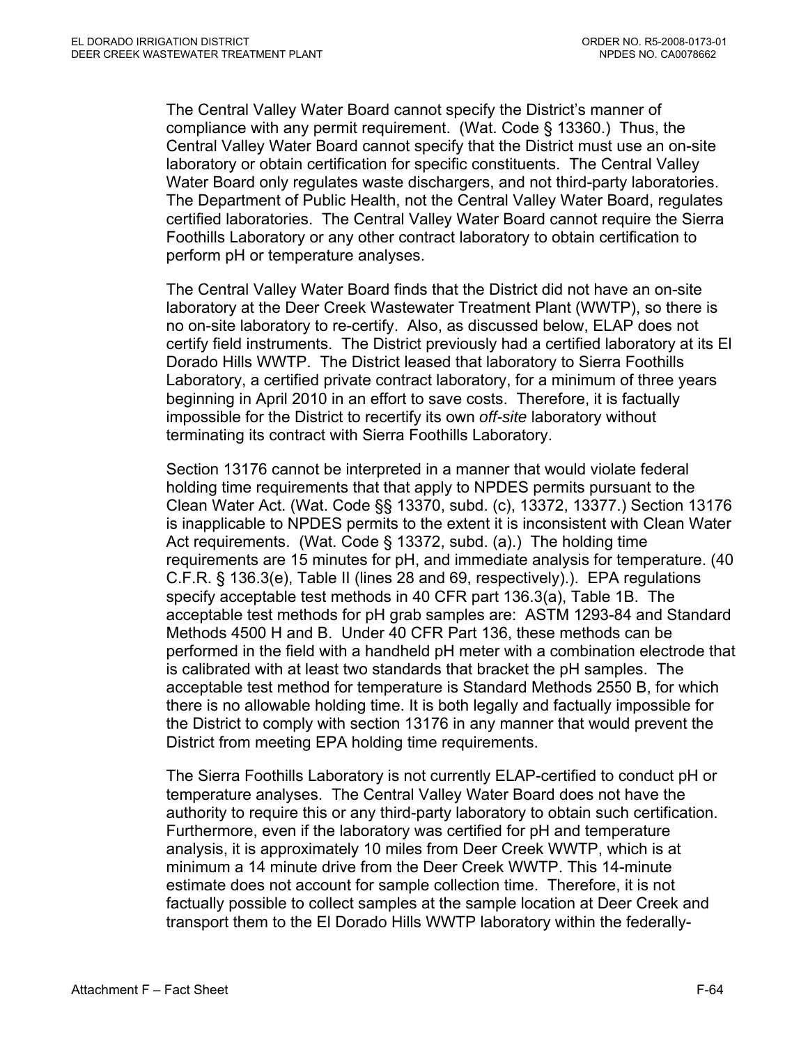The Central Valley Water Board cannot specify the District's manner of compliance with any permit requirement. (Wat. Code § 13360.) Thus, the Central Valley Water Board cannot specify that the District must use an on-site laboratory or obtain certification for specific constituents. The Central Valley Water Board only regulates waste dischargers, and not third-party laboratories. The Department of Public Health, not the Central Valley Water Board, regulates certified laboratories. The Central Valley Water Board cannot require the Sierra Foothills Laboratory or any other contract laboratory to obtain certification to perform pH or temperature analyses.

The Central Valley Water Board finds that the District did not have an on-site laboratory at the Deer Creek Wastewater Treatment Plant (WWTP), so there is no on-site laboratory to re-certify. Also, as discussed below, ELAP does not certify field instruments. The District previously had a certified laboratory at its El Dorado Hills WWTP. The District leased that laboratory to Sierra Foothills Laboratory, a certified private contract laboratory, for a minimum of three years beginning in April 2010 in an effort to save costs. Therefore, it is factually impossible for the District to recertify its own *off-site* laboratory without terminating its contract with Sierra Foothills Laboratory.

Section 13176 cannot be interpreted in a manner that would violate federal holding time requirements that that apply to NPDES permits pursuant to the Clean Water Act. (Wat. Code §§ 13370, subd. (c), 13372, 13377.) Section 13176 is inapplicable to NPDES permits to the extent it is inconsistent with Clean Water Act requirements. (Wat. Code § 13372, subd. (a).) The holding time requirements are 15 minutes for pH, and immediate analysis for temperature. (40 C.F.R. § 136.3(e), Table II (lines 28 and 69, respectively).). EPA regulations specify acceptable test methods in 40 CFR part 136.3(a), Table 1B. The acceptable test methods for pH grab samples are: ASTM 1293-84 and Standard Methods 4500 H and B. Under 40 CFR Part 136, these methods can be performed in the field with a handheld pH meter with a combination electrode that is calibrated with at least two standards that bracket the pH samples. The acceptable test method for temperature is Standard Methods 2550 B, for which there is no allowable holding time. It is both legally and factually impossible for the District to comply with section 13176 in any manner that would prevent the District from meeting EPA holding time requirements.

The Sierra Foothills Laboratory is not currently ELAP-certified to conduct pH or temperature analyses. The Central Valley Water Board does not have the authority to require this or any third-party laboratory to obtain such certification. Furthermore, even if the laboratory was certified for pH and temperature analysis, it is approximately 10 miles from Deer Creek WWTP, which is at minimum a 14 minute drive from the Deer Creek WWTP. This 14-minute estimate does not account for sample collection time. Therefore, it is not factually possible to collect samples at the sample location at Deer Creek and transport them to the El Dorado Hills WWTP laboratory within the federally-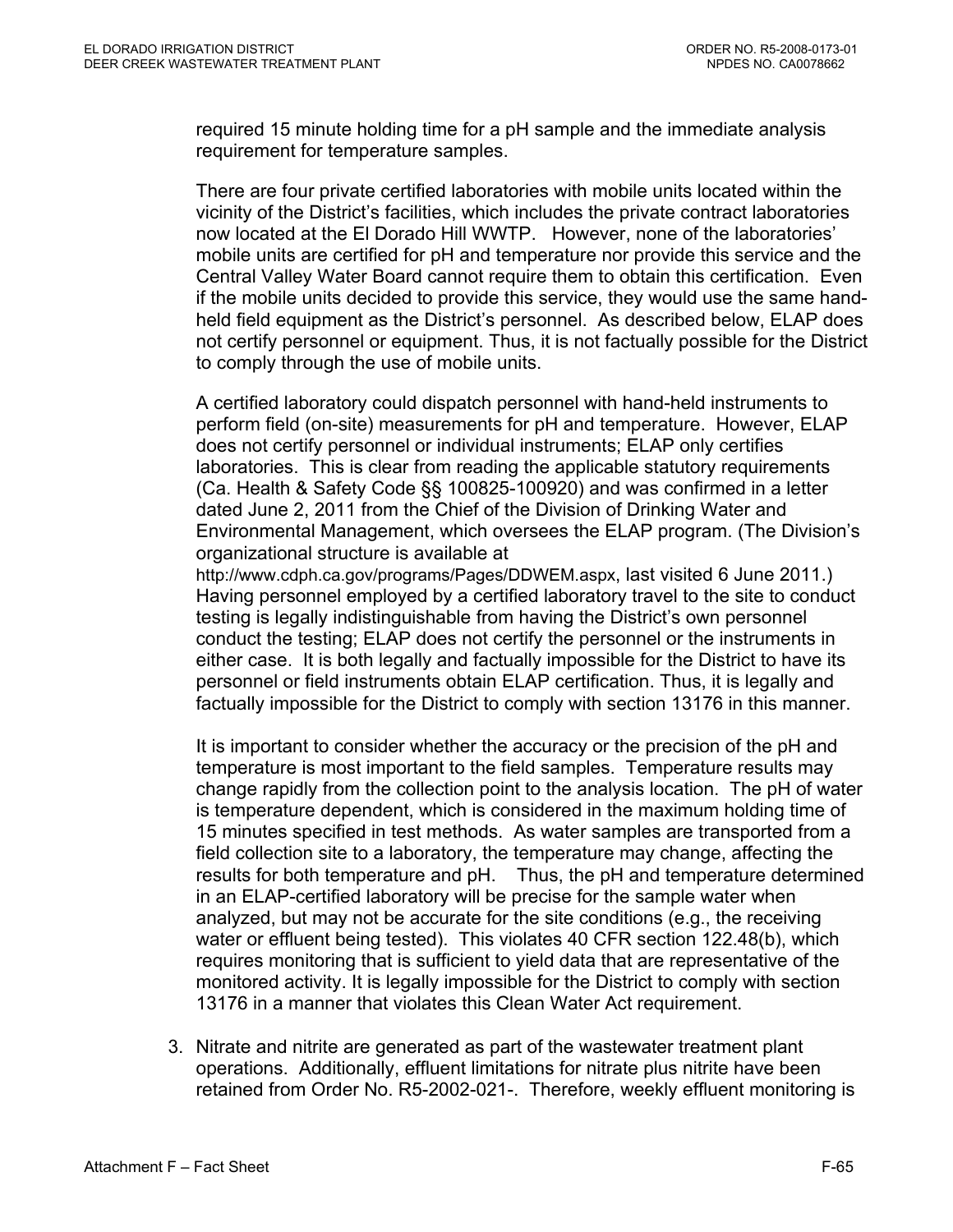required 15 minute holding time for a pH sample and the immediate analysis requirement for temperature samples.

There are four private certified laboratories with mobile units located within the vicinity of the District's facilities, which includes the private contract laboratories now located at the El Dorado Hill WWTP. However, none of the laboratories' mobile units are certified for pH and temperature nor provide this service and the Central Valley Water Board cannot require them to obtain this certification. Even if the mobile units decided to provide this service, they would use the same hand-held field equipment as the District's personnel. As described below, ELAP does not certify personnel or equipment. Thus, it is not factually possible for the District to comply through the use of mobile units.

A certified laboratory could dispatch personnel with hand-held instruments to perform field (on-site) measurements for pH and temperature. However, ELAP does not certify personnel or individual instruments; ELAP only certifies laboratories. This is clear from reading the applicable statutory requirements (Ca. Health & Safety Code §§ 100825-100920) and was confirmed in a letter dated June 2, 2011 from the Chief of the Division of Drinking Water and Environmental Management, which oversees the ELAP program. (The Division's organizational structure is available at http://www.cdph.ca.gov/programs/Pages/DDWEM.aspx, last visited 6 June 2011.) Having personnel employed by a certified laboratory travel to the site to conduct testing is legally indistinguishable from having the District's own personnel conduct the testing; ELAP does not certify the personnel or the instruments in either case. It is both legally and factually impossible for the District to have its personnel or field instruments obtain ELAP certification. Thus, it is legally and factually impossible for the District to comply with section 13176 in this manner.

It is important to consider whether the accuracy or the precision of the pH and temperature is most important to the field samples. Temperature results may change rapidly from the collection point to the analysis location. The pH of water is temperature dependent, which is considered in the maximum holding time of 15 minutes specified in test methods. As water samples are transported from a field collection site to a laboratory, the temperature may change, affecting the results for both temperature and pH. Thus, the pH and temperature determined in an ELAP-certified laboratory will be precise for the sample water when analyzed, but may not be accurate for the site conditions (e.g., the receiving water or effluent being tested). This violates 40 CFR section 122.48(b), which requires monitoring that is sufficient to yield data that are representative of the monitored activity. It is legally impossible for the District to comply with section 13176 in a manner that violates this Clean Water Act requirement.

3. Nitrate and nitrite are generated as part of the wastewater treatment plant operations. Additionally, effluent limitations for nitrate plus nitrite have been retained from Order No. R5-2002-021-. Therefore, weekly effluent monitoring is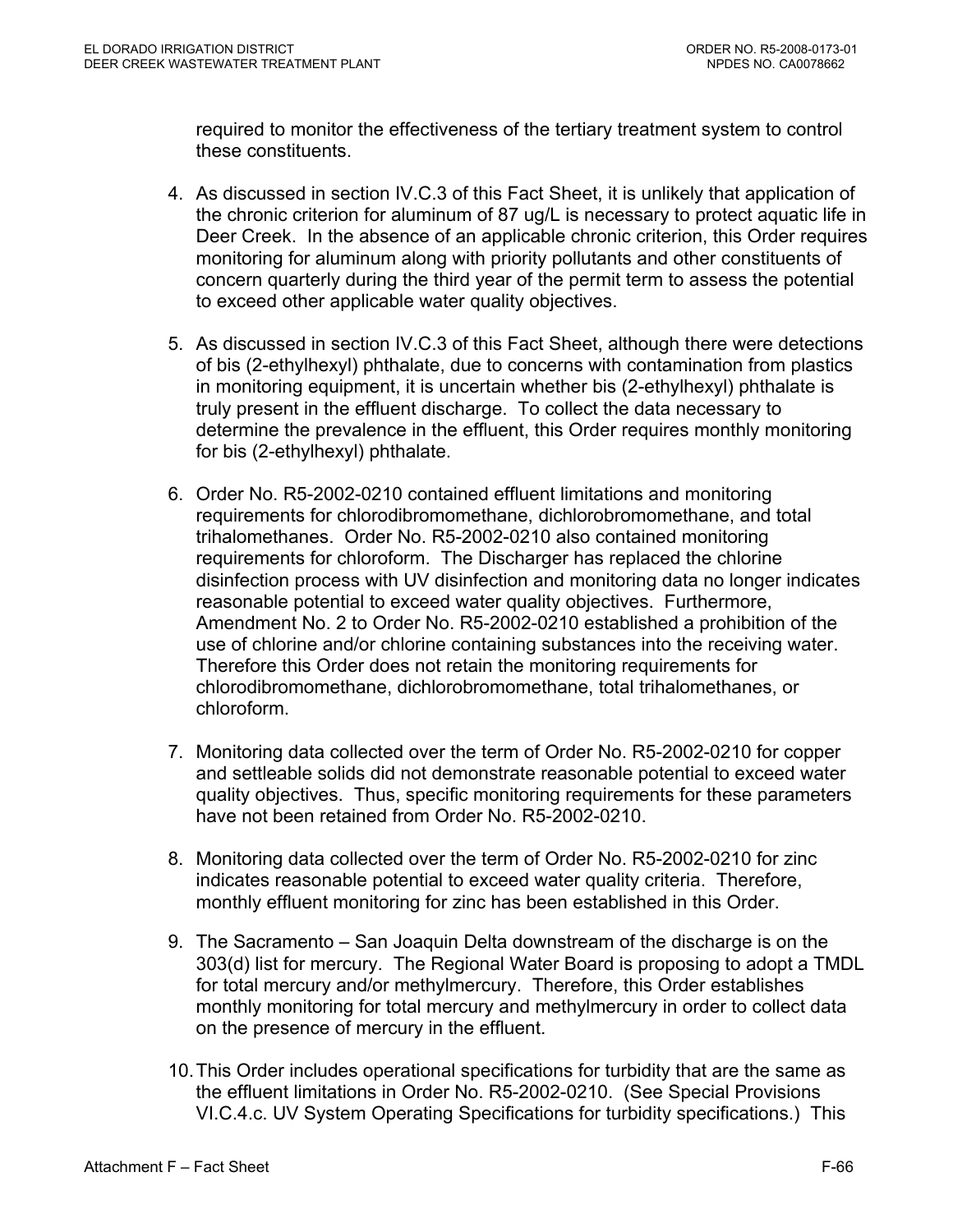required to monitor the effectiveness of the tertiary treatment system to control these constituents.

4. As discussed in section IV.C.3 of this Fact Sheet, it is unlikely that application of the chronic criterion for aluminum of 87 ug/L is necessary to protect aquatic life in Deer Creek. In the absence of an applicable chronic criterion, this Order requires monitoring for aluminum along with priority pollutants and other constituents of concern quarterly during the third year of the permit term to assess the potential to exceed other applicable water quality objectives.

5. As discussed in section IV.C.3 of this Fact Sheet, although there were detections of bis (2-ethylhexyl) phthalate, due to concerns with contamination from plastics in monitoring equipment, it is uncertain whether bis (2-ethylhexyl) phthalate is truly present in the effluent discharge. To collect the data necessary to determine the prevalence in the effluent, this Order requires monthly monitoring for bis (2-ethylhexyl) phthalate.

6. Order No. R5-2002-0210 contained effluent limitations and monitoring requirements for chlorodibromomethane, dichlorobromomethane, and total trihalomethanes. Order No. R5-2002-0210 also contained monitoring requirements for chloroform. The Discharger has replaced the chlorine disinfection process with UV disinfection and monitoring data no longer indicates reasonable potential to exceed water quality objectives. Furthermore, Amendment No. 2 to Order No. R5-2002-0210 established a prohibition of the use of chlorine and/or chlorine containing substances into the receiving water. Therefore this Order does not retain the monitoring requirements for chlorodibromomethane, dichlorobromomethane, total trihalomethanes, or chloroform.

7. Monitoring data collected over the term of Order No. R5-2002-0210 for copper and settleable solids did not demonstrate reasonable potential to exceed water quality objectives. Thus, specific monitoring requirements for these parameters have not been retained from Order No. R5-2002-0210.

8. Monitoring data collected over the term of Order No. R5-2002-0210 for zinc indicates reasonable potential to exceed water quality criteria. Therefore, monthly effluent monitoring for zinc has been established in this Order.

9. The Sacramento – San Joaquin Delta downstream of the discharge is on the 303(d) list for mercury. The Regional Water Board is proposing to adopt a TMDL for total mercury and/or methylmercury. Therefore, this Order establishes monthly monitoring for total mercury and methylmercury in order to collect data on the presence of mercury in the effluent.

10. This Order includes operational specifications for turbidity that are the same as the effluent limitations in Order No. R5-2002-0210. (See Special Provisions VI.C.4.c. UV System Operating Specifications for turbidity specifications.) This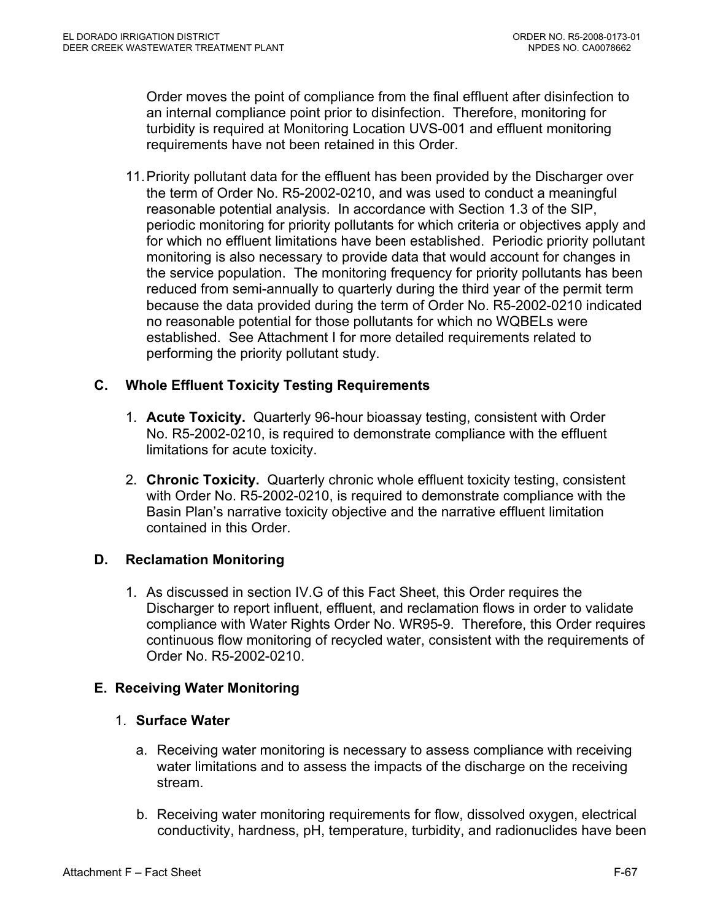Order moves the point of compliance from the final effluent after disinfection to an internal compliance point prior to disinfection. Therefore, monitoring for turbidity is required at Monitoring Location UVS-001 and effluent monitoring requirements have not been retained in this Order.

11. Priority pollutant data for the effluent has been provided by the Discharger over the term of Order No. R5-2002-0210, and was used to conduct a meaningful reasonable potential analysis. In accordance with Section 1.3 of the SIP, periodic monitoring for priority pollutants for which criteria or objectives apply and for which no effluent limitations have been established. Periodic priority pollutant monitoring is also necessary to provide data that would account for changes in the service population. The monitoring frequency for priority pollutants has been reduced from semi-annually to quarterly during the third year of the permit term because the data provided during the term of Order No. R5-2002-0210 indicated no reasonable potential for those pollutants for which no WQBELs were established. See Attachment I for more detailed requirements related to performing the priority pollutant study.

## C. Whole Effluent Toxicity Testing Requirements

1. **Acute Toxicity.** Quarterly 96-hour bioassay testing, consistent with Order No. R5-2002-0210, is required to demonstrate compliance with the effluent limitations for acute toxicity.

2. **Chronic Toxicity.** Quarterly chronic whole effluent toxicity testing, consistent with Order No. R5-2002-0210, is required to demonstrate compliance with the Basin Plan's narrative toxicity objective and the narrative effluent limitation contained in this Order.

## D. Reclamation Monitoring

1. As discussed in section IV.G of this Fact Sheet, this Order requires the Discharger to report influent, effluent, and reclamation flows in order to validate compliance with Water Rights Order No. WR95-9. Therefore, this Order requires continuous flow monitoring of recycled water, consistent with the requirements of Order No. R5-2002-0210.

## E. Receiving Water Monitoring

1. **Surface Water**

   a. Receiving water monitoring is necessary to assess compliance with receiving water limitations and to assess the impacts of the discharge on the receiving stream.

   b. Receiving water monitoring requirements for flow, dissolved oxygen, electrical conductivity, hardness, pH, temperature, turbidity, and radionuclides have been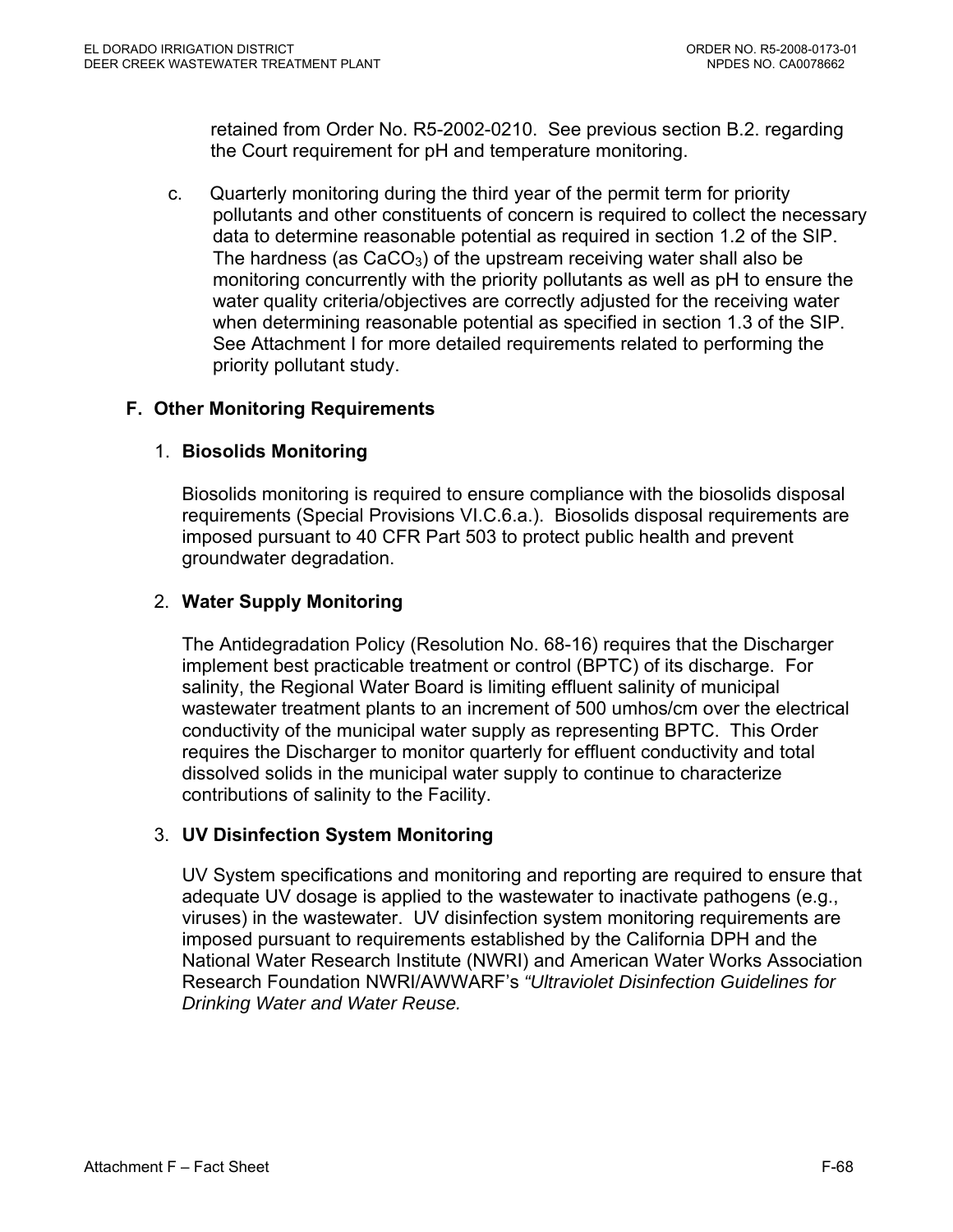retained from Order No. R5-2002-0210. See previous section B.2. regarding the Court requirement for pH and temperature monitoring.

c. Quarterly monitoring during the third year of the permit term for priority pollutants and other constituents of concern is required to collect the necessary data to determine reasonable potential as required in section 1.2 of the SIP. The hardness (as $CaCO_3$) of the upstream receiving water shall also be monitoring concurrently with the priority pollutants as well as pH to ensure the water quality criteria/objectives are correctly adjusted for the receiving water when determining reasonable potential as specified in section 1.3 of the SIP. See Attachment I for more detailed requirements related to performing the priority pollutant study.

## F. Other Monitoring Requirements

### 1. Biosolids Monitoring

Biosolids monitoring is required to ensure compliance with the biosolids disposal requirements (Special Provisions VI.C.6.a.). Biosolids disposal requirements are imposed pursuant to 40 CFR Part 503 to protect public health and prevent groundwater degradation.

### 2. Water Supply Monitoring

The Antidegradation Policy (Resolution No. 68-16) requires that the Discharger implement best practicable treatment or control (BPTC) of its discharge. For salinity, the Regional Water Board is limiting effluent salinity of municipal wastewater treatment plants to an increment of 500 umhos/cm over the electrical conductivity of the municipal water supply as representing BPTC. This Order requires the Discharger to monitor quarterly for effluent conductivity and total dissolved solids in the municipal water supply to continue to characterize contributions of salinity to the Facility.

### 3. UV Disinfection System Monitoring

UV System specifications and monitoring and reporting are required to ensure that adequate UV dosage is applied to the wastewater to inactivate pathogens (e.g., viruses) in the wastewater. UV disinfection system monitoring requirements are imposed pursuant to requirements established by the California DPH and the National Water Research Institute (NWRI) and American Water Works Association Research Foundation NWRI/AWWARF's *"Ultraviolet Disinfection Guidelines for Drinking Water and Water Reuse.*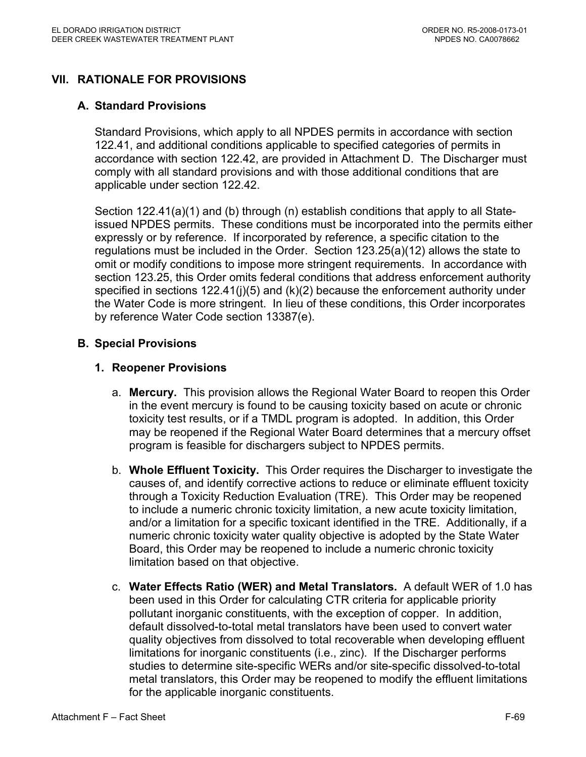## VII. RATIONALE FOR PROVISIONS

### A. Standard Provisions

Standard Provisions, which apply to all NPDES permits in accordance with section 122.41, and additional conditions applicable to specified categories of permits in accordance with section 122.42, are provided in Attachment D. The Discharger must comply with all standard provisions and with those additional conditions that are applicable under section 122.42.

Section 122.41(a)(1) and (b) through (n) establish conditions that apply to all State-issued NPDES permits. These conditions must be incorporated into the permits either expressly or by reference. If incorporated by reference, a specific citation to the regulations must be included in the Order. Section 123.25(a)(12) allows the state to omit or modify conditions to impose more stringent requirements. In accordance with section 123.25, this Order omits federal conditions that address enforcement authority specified in sections 122.41(j)(5) and (k)(2) because the enforcement authority under the Water Code is more stringent. In lieu of these conditions, this Order incorporates by reference Water Code section 13387(e).

### B. Special Provisions

#### 1. Reopener Provisions

a. **Mercury.** This provision allows the Regional Water Board to reopen this Order in the event mercury is found to be causing toxicity based on acute or chronic toxicity test results, or if a TMDL program is adopted. In addition, this Order may be reopened if the Regional Water Board determines that a mercury offset program is feasible for dischargers subject to NPDES permits.

b. **Whole Effluent Toxicity.** This Order requires the Discharger to investigate the causes of, and identify corrective actions to reduce or eliminate effluent toxicity through a Toxicity Reduction Evaluation (TRE). This Order may be reopened to include a numeric chronic toxicity limitation, a new acute toxicity limitation, and/or a limitation for a specific toxicant identified in the TRE. Additionally, if a numeric chronic toxicity water quality objective is adopted by the State Water Board, this Order may be reopened to include a numeric chronic toxicity limitation based on that objective.

c. **Water Effects Ratio (WER) and Metal Translators.** A default WER of 1.0 has been used in this Order for calculating CTR criteria for applicable priority pollutant inorganic constituents, with the exception of copper. In addition, default dissolved-to-total metal translators have been used to convert water quality objectives from dissolved to total recoverable when developing effluent limitations for inorganic constituents (i.e., zinc). If the Discharger performs studies to determine site-specific WERs and/or site-specific dissolved-to-total metal translators, this Order may be reopened to modify the effluent limitations for the applicable inorganic constituents.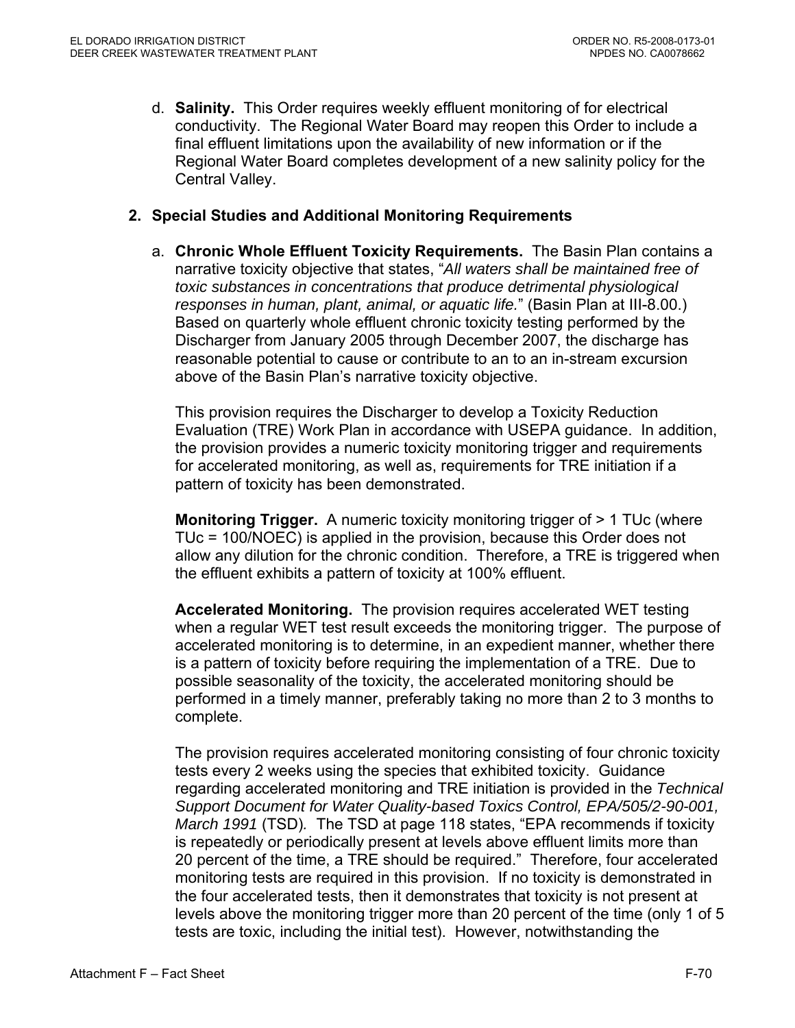d. **Salinity.** This Order requires weekly effluent monitoring of for electrical conductivity. The Regional Water Board may reopen this Order to include a final effluent limitations upon the availability of new information or if the Regional Water Board completes development of a new salinity policy for the Central Valley.

## 2. Special Studies and Additional Monitoring Requirements

a. **Chronic Whole Effluent Toxicity Requirements.** The Basin Plan contains a narrative toxicity objective that states, "*All waters shall be maintained free of toxic substances in concentrations that produce detrimental physiological responses in human, plant, animal, or aquatic life.*" (Basin Plan at III-8.00.) Based on quarterly whole effluent chronic toxicity testing performed by the Discharger from January 2005 through December 2007, the discharge has reasonable potential to cause or contribute to an to an in-stream excursion above of the Basin Plan's narrative toxicity objective.

This provision requires the Discharger to develop a Toxicity Reduction Evaluation (TRE) Work Plan in accordance with USEPA guidance. In addition, the provision provides a numeric toxicity monitoring trigger and requirements for accelerated monitoring, as well as, requirements for TRE initiation if a pattern of toxicity has been demonstrated.

**Monitoring Trigger.** A numeric toxicity monitoring trigger of > 1 TUc (where TUc = 100/NOEC) is applied in the provision, because this Order does not allow any dilution for the chronic condition. Therefore, a TRE is triggered when the effluent exhibits a pattern of toxicity at 100% effluent.

**Accelerated Monitoring.** The provision requires accelerated WET testing when a regular WET test result exceeds the monitoring trigger. The purpose of accelerated monitoring is to determine, in an expedient manner, whether there is a pattern of toxicity before requiring the implementation of a TRE. Due to possible seasonality of the toxicity, the accelerated monitoring should be performed in a timely manner, preferably taking no more than 2 to 3 months to complete.

The provision requires accelerated monitoring consisting of four chronic toxicity tests every 2 weeks using the species that exhibited toxicity. Guidance regarding accelerated monitoring and TRE initiation is provided in the *Technical Support Document for Water Quality-based Toxics Control, EPA/505/2-90-001, March 1991* (TSD). The TSD at page 118 states, "EPA recommends if toxicity is repeatedly or periodically present at levels above effluent limits more than 20 percent of the time, a TRE should be required." Therefore, four accelerated monitoring tests are required in this provision. If no toxicity is demonstrated in the four accelerated tests, then it demonstrates that toxicity is not present at levels above the monitoring trigger more than 20 percent of the time (only 1 of 5 tests are toxic, including the initial test). However, notwithstanding the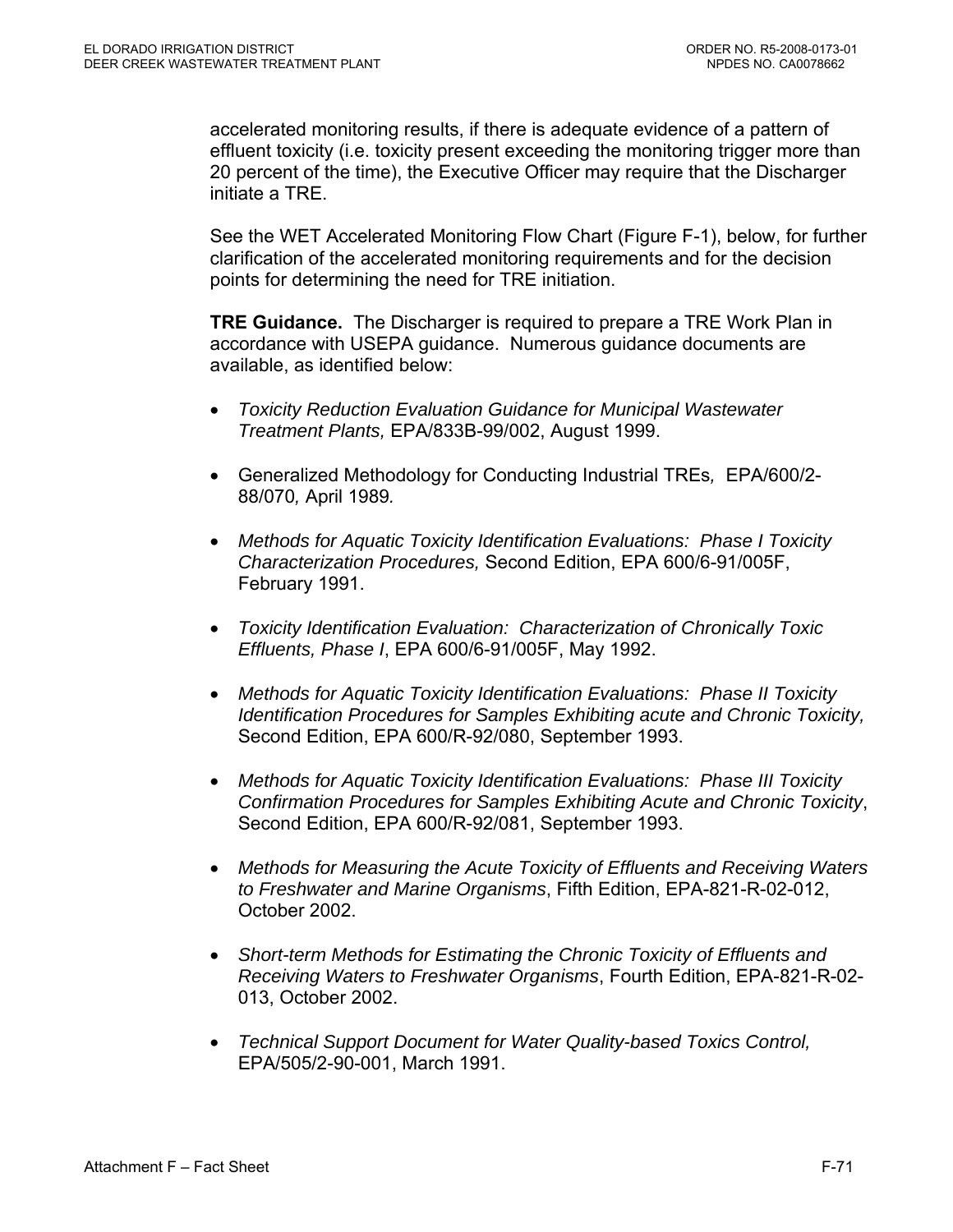accelerated monitoring results, if there is adequate evidence of a pattern of effluent toxicity (i.e. toxicity present exceeding the monitoring trigger more than 20 percent of the time), the Executive Officer may require that the Discharger initiate a TRE.

See the WET Accelerated Monitoring Flow Chart (Figure F-1), below, for further clarification of the accelerated monitoring requirements and for the decision points for determining the need for TRE initiation.

**TRE Guidance.** The Discharger is required to prepare a TRE Work Plan in accordance with USEPA guidance. Numerous guidance documents are available, as identified below:

- *Toxicity Reduction Evaluation Guidance for Municipal Wastewater Treatment Plants,* EPA/833B-99/002, August 1999.
- Generalized Methodology for Conducting Industrial TREs*,* EPA/600/2-88/070*,* April 1989*.*
- *Methods for Aquatic Toxicity Identification Evaluations: Phase I Toxicity Characterization Procedures,* Second Edition, EPA 600/6-91/005F, February 1991.
- *Toxicity Identification Evaluation: Characterization of Chronically Toxic Effluents, Phase I*, EPA 600/6-91/005F, May 1992.
- *Methods for Aquatic Toxicity Identification Evaluations: Phase II Toxicity Identification Procedures for Samples Exhibiting acute and Chronic Toxicity,* Second Edition, EPA 600/R-92/080, September 1993.
- *Methods for Aquatic Toxicity Identification Evaluations: Phase III Toxicity Confirmation Procedures for Samples Exhibiting Acute and Chronic Toxicity*, Second Edition, EPA 600/R-92/081, September 1993.
- *Methods for Measuring the Acute Toxicity of Effluents and Receiving Waters to Freshwater and Marine Organisms*, Fifth Edition, EPA-821-R-02-012, October 2002.
- *Short-term Methods for Estimating the Chronic Toxicity of Effluents and Receiving Waters to Freshwater Organisms*, Fourth Edition, EPA-821-R-02-013, October 2002.
- *Technical Support Document for Water Quality-based Toxics Control,* EPA/505/2-90-001, March 1991.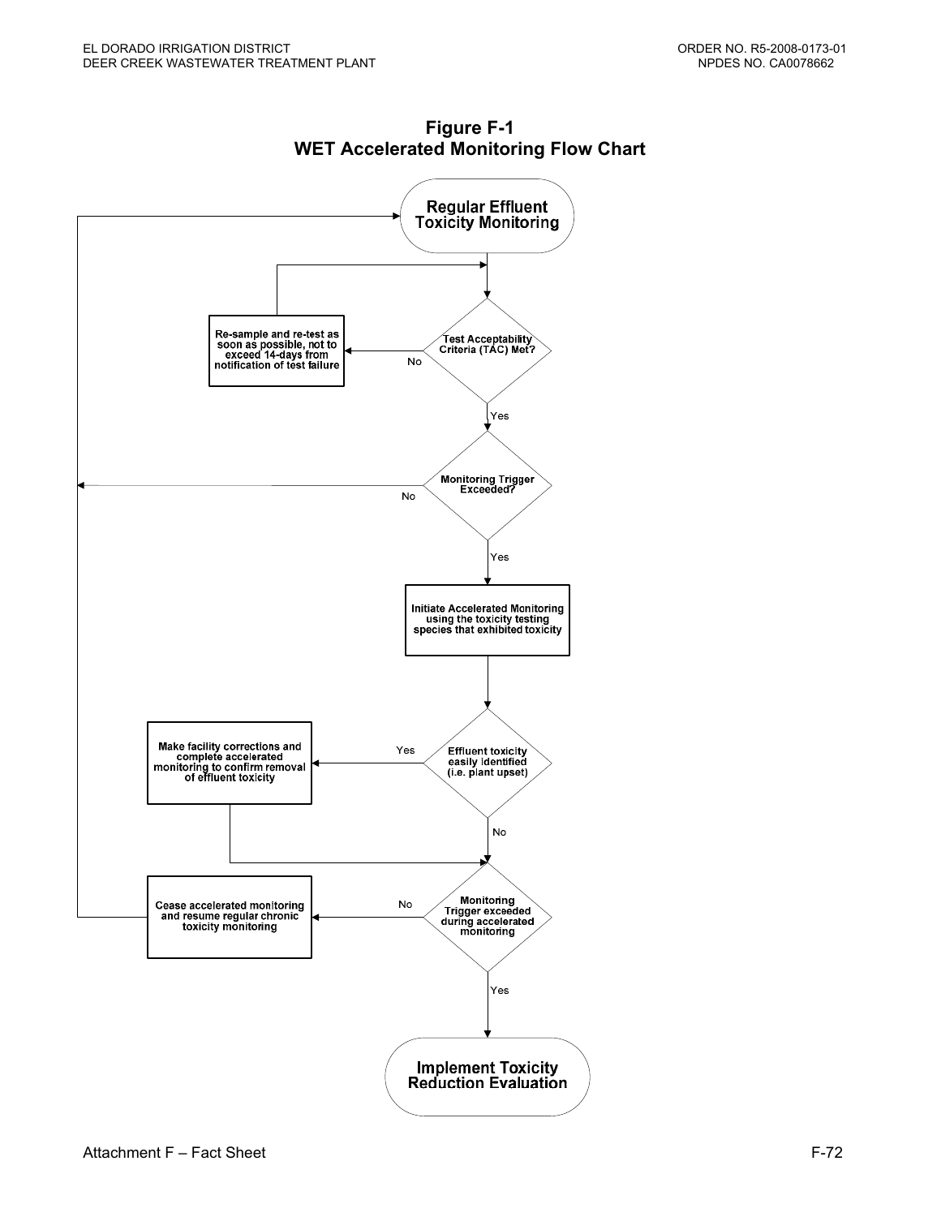**Figure F-1**
**WET Accelerated Monitoring Flow Chart**

Regular Effluent Toxicity Monitoring

Test Acceptability Criteria (TAC) Met?

No

Re-sample and re-test as soon as possible, not to exceed 14-days from notification of test failure

Yes

Monitoring Trigger Exceeded?

No

Yes

Initiate Accelerated Monitoring using the toxicity testing species that exhibited toxicity

Effluent toxicity easily identified (i.e. plant upset)

Yes

Make facility corrections and complete accelerated monitoring to confirm removal of effluent toxicity

No

Monitoring Trigger exceeded during accelerated monitoring

No

Cease accelerated monitoring and resume regular chronic toxicity monitoring

Yes

Implement Toxicity Reduction Evaluation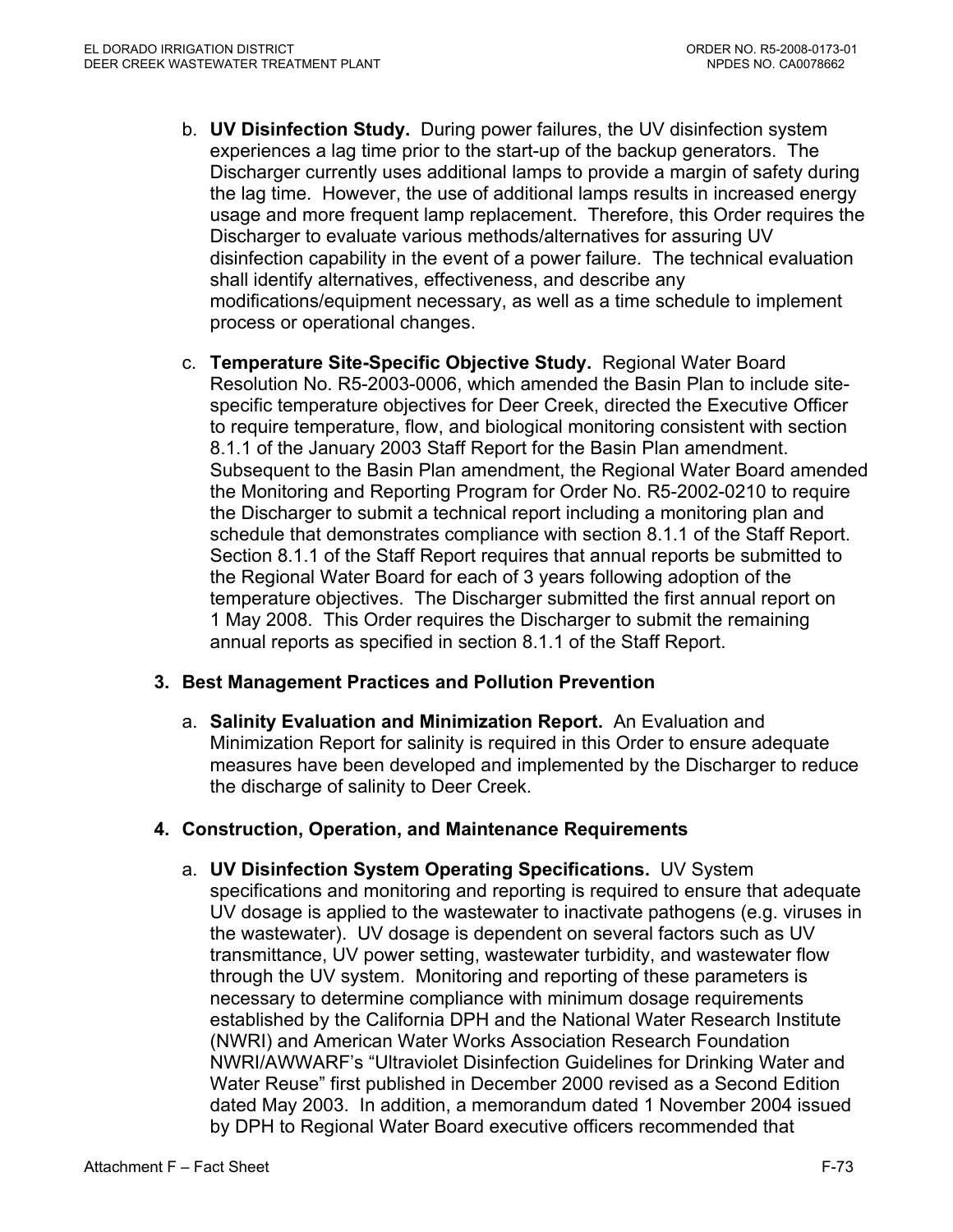b. **UV Disinfection Study.** During power failures, the UV disinfection system experiences a lag time prior to the start-up of the backup generators. The Discharger currently uses additional lamps to provide a margin of safety during the lag time. However, the use of additional lamps results in increased energy usage and more frequent lamp replacement. Therefore, this Order requires the Discharger to evaluate various methods/alternatives for assuring UV disinfection capability in the event of a power failure. The technical evaluation shall identify alternatives, effectiveness, and describe any modifications/equipment necessary, as well as a time schedule to implement process or operational changes.

c. **Temperature Site-Specific Objective Study.** Regional Water Board Resolution No. R5-2003-0006, which amended the Basin Plan to include site-specific temperature objectives for Deer Creek, directed the Executive Officer to require temperature, flow, and biological monitoring consistent with section 8.1.1 of the January 2003 Staff Report for the Basin Plan amendment. Subsequent to the Basin Plan amendment, the Regional Water Board amended the Monitoring and Reporting Program for Order No. R5-2002-0210 to require the Discharger to submit a technical report including a monitoring plan and schedule that demonstrates compliance with section 8.1.1 of the Staff Report. Section 8.1.1 of the Staff Report requires that annual reports be submitted to the Regional Water Board for each of 3 years following adoption of the temperature objectives. The Discharger submitted the first annual report on 1 May 2008. This Order requires the Discharger to submit the remaining annual reports as specified in section 8.1.1 of the Staff Report.

### 3. Best Management Practices and Pollution Prevention

a. **Salinity Evaluation and Minimization Report.** An Evaluation and Minimization Report for salinity is required in this Order to ensure adequate measures have been developed and implemented by the Discharger to reduce the discharge of salinity to Deer Creek.

### 4. Construction, Operation, and Maintenance Requirements

a. **UV Disinfection System Operating Specifications.** UV System specifications and monitoring and reporting is required to ensure that adequate UV dosage is applied to the wastewater to inactivate pathogens (e.g. viruses in the wastewater). UV dosage is dependent on several factors such as UV transmittance, UV power setting, wastewater turbidity, and wastewater flow through the UV system. Monitoring and reporting of these parameters is necessary to determine compliance with minimum dosage requirements established by the California DPH and the National Water Research Institute (NWRI) and American Water Works Association Research Foundation NWRI/AWWARF's "Ultraviolet Disinfection Guidelines for Drinking Water and Water Reuse" first published in December 2000 revised as a Second Edition dated May 2003. In addition, a memorandum dated 1 November 2004 issued by DPH to Regional Water Board executive officers recommended that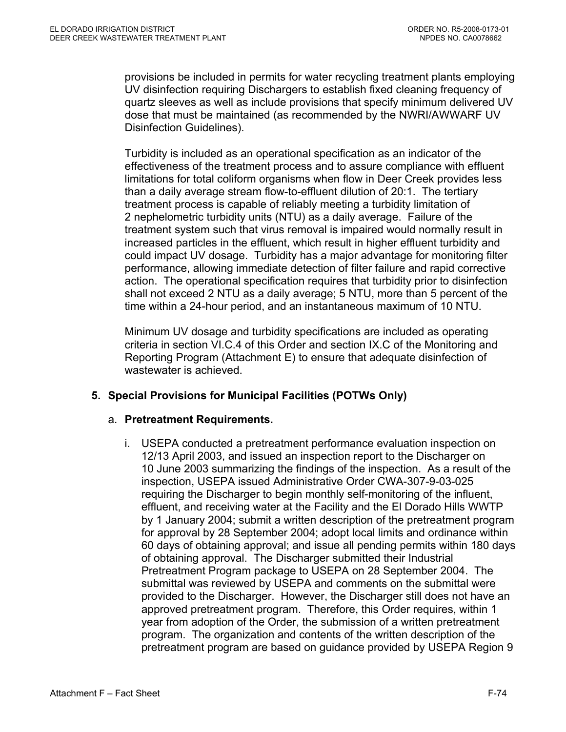provisions be included in permits for water recycling treatment plants employing UV disinfection requiring Dischargers to establish fixed cleaning frequency of quartz sleeves as well as include provisions that specify minimum delivered UV dose that must be maintained (as recommended by the NWRI/AWWARF UV Disinfection Guidelines).

Turbidity is included as an operational specification as an indicator of the effectiveness of the treatment process and to assure compliance with effluent limitations for total coliform organisms when flow in Deer Creek provides less than a daily average stream flow-to-effluent dilution of 20:1. The tertiary treatment process is capable of reliably meeting a turbidity limitation of 2 nephelometric turbidity units (NTU) as a daily average. Failure of the treatment system such that virus removal is impaired would normally result in increased particles in the effluent, which result in higher effluent turbidity and could impact UV dosage. Turbidity has a major advantage for monitoring filter performance, allowing immediate detection of filter failure and rapid corrective action. The operational specification requires that turbidity prior to disinfection shall not exceed 2 NTU as a daily average; 5 NTU, more than 5 percent of the time within a 24-hour period, and an instantaneous maximum of 10 NTU.

Minimum UV dosage and turbidity specifications are included as operating criteria in section VI.C.4 of this Order and section IX.C of the Monitoring and Reporting Program (Attachment E) to ensure that adequate disinfection of wastewater is achieved.

**5. Special Provisions for Municipal Facilities (POTWs Only)**

a. **Pretreatment Requirements.**

i. USEPA conducted a pretreatment performance evaluation inspection on 12/13 April 2003, and issued an inspection report to the Discharger on 10 June 2003 summarizing the findings of the inspection. As a result of the inspection, USEPA issued Administrative Order CWA-307-9-03-025 requiring the Discharger to begin monthly self-monitoring of the influent, effluent, and receiving water at the Facility and the El Dorado Hills WWTP by 1 January 2004; submit a written description of the pretreatment program for approval by 28 September 2004; adopt local limits and ordinance within 60 days of obtaining approval; and issue all pending permits within 180 days of obtaining approval. The Discharger submitted their Industrial Pretreatment Program package to USEPA on 28 September 2004. The submittal was reviewed by USEPA and comments on the submittal were provided to the Discharger. However, the Discharger still does not have an approved pretreatment program. Therefore, this Order requires, within 1 year from adoption of the Order, the submission of a written pretreatment program. The organization and contents of the written description of the pretreatment program are based on guidance provided by USEPA Region 9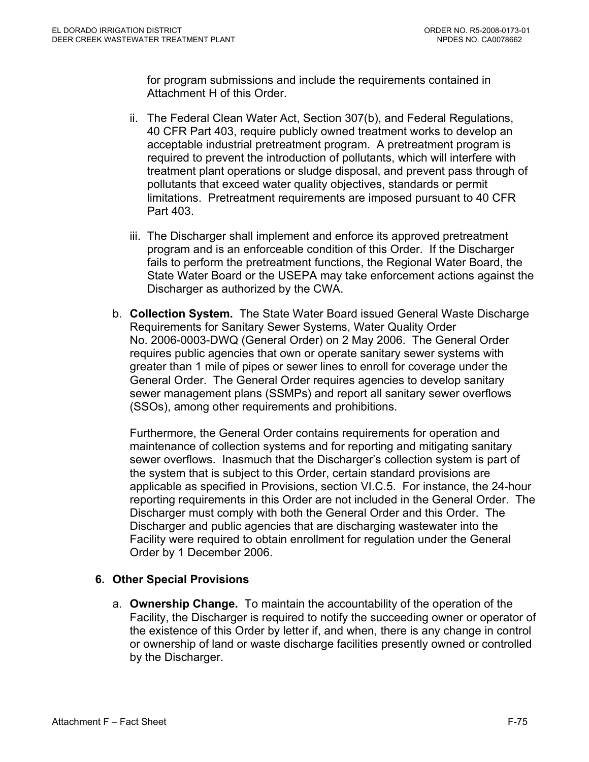for program submissions and include the requirements contained in Attachment H of this Order.

ii. The Federal Clean Water Act, Section 307(b), and Federal Regulations, 40 CFR Part 403, require publicly owned treatment works to develop an acceptable industrial pretreatment program. A pretreatment program is required to prevent the introduction of pollutants, which will interfere with treatment plant operations or sludge disposal, and prevent pass through of pollutants that exceed water quality objectives, standards or permit limitations. Pretreatment requirements are imposed pursuant to 40 CFR Part 403.

iii. The Discharger shall implement and enforce its approved pretreatment program and is an enforceable condition of this Order. If the Discharger fails to perform the pretreatment functions, the Regional Water Board, the State Water Board or the USEPA may take enforcement actions against the Discharger as authorized by the CWA.

b. **Collection System.** The State Water Board issued General Waste Discharge Requirements for Sanitary Sewer Systems, Water Quality Order No. 2006-0003-DWQ (General Order) on 2 May 2006. The General Order requires public agencies that own or operate sanitary sewer systems with greater than 1 mile of pipes or sewer lines to enroll for coverage under the General Order. The General Order requires agencies to develop sanitary sewer management plans (SSMPs) and report all sanitary sewer overflows (SSOs), among other requirements and prohibitions.

Furthermore, the General Order contains requirements for operation and maintenance of collection systems and for reporting and mitigating sanitary sewer overflows. Inasmuch that the Discharger's collection system is part of the system that is subject to this Order, certain standard provisions are applicable as specified in Provisions, section VI.C.5. For instance, the 24-hour reporting requirements in this Order are not included in the General Order. The Discharger must comply with both the General Order and this Order. The Discharger and public agencies that are discharging wastewater into the Facility were required to obtain enrollment for regulation under the General Order by 1 December 2006.

**6. Other Special Provisions**

a. **Ownership Change.** To maintain the accountability of the operation of the Facility, the Discharger is required to notify the succeeding owner or operator of the existence of this Order by letter if, and when, there is any change in control or ownership of land or waste discharge facilities presently owned or controlled by the Discharger.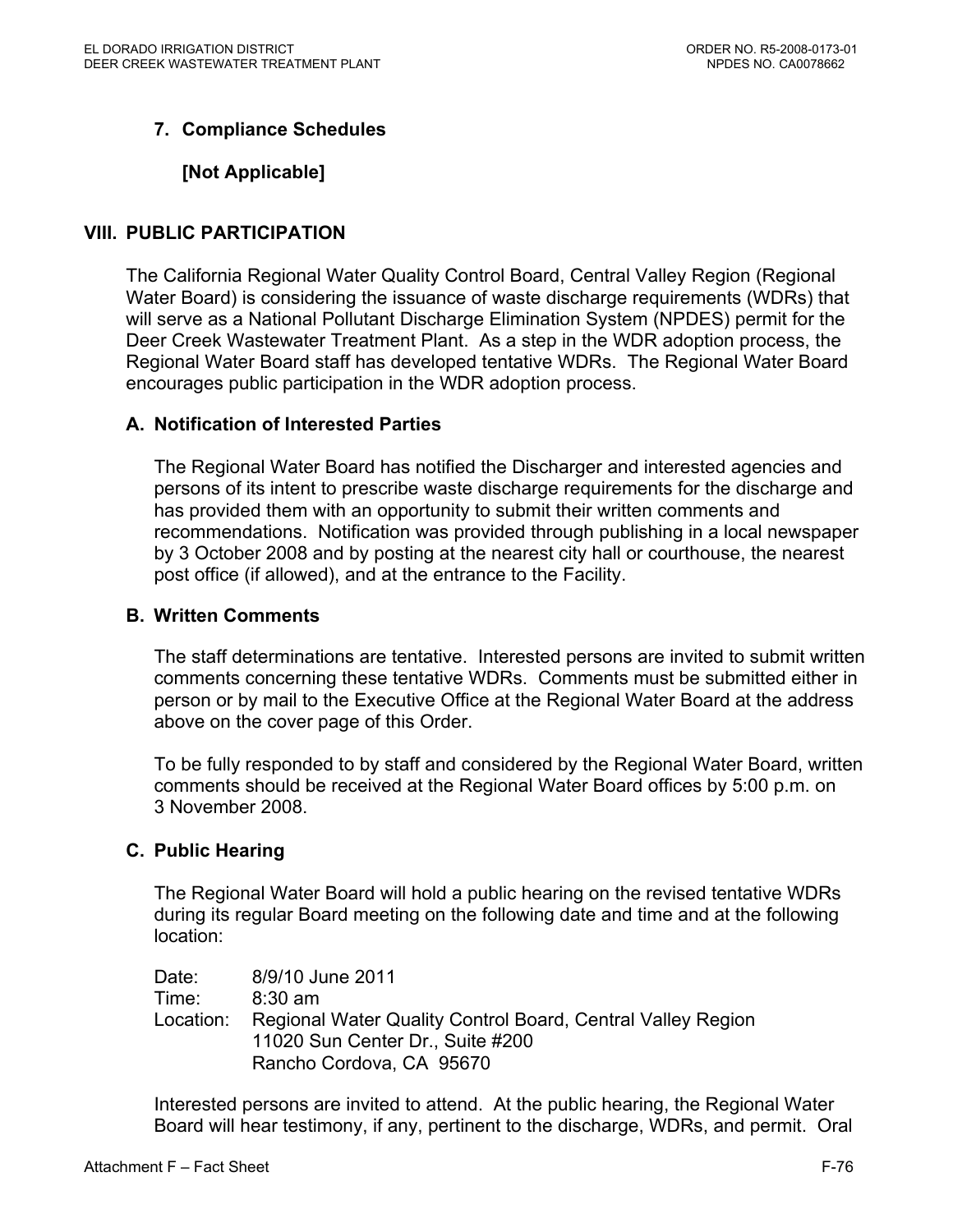### 7. Compliance Schedules

**[Not Applicable]**

## VIII. PUBLIC PARTICIPATION

The California Regional Water Quality Control Board, Central Valley Region (Regional Water Board) is considering the issuance of waste discharge requirements (WDRs) that will serve as a National Pollutant Discharge Elimination System (NPDES) permit for the Deer Creek Wastewater Treatment Plant. As a step in the WDR adoption process, the Regional Water Board staff has developed tentative WDRs. The Regional Water Board encourages public participation in the WDR adoption process.

### A. Notification of Interested Parties

The Regional Water Board has notified the Discharger and interested agencies and persons of its intent to prescribe waste discharge requirements for the discharge and has provided them with an opportunity to submit their written comments and recommendations. Notification was provided through publishing in a local newspaper by 3 October 2008 and by posting at the nearest city hall or courthouse, the nearest post office (if allowed), and at the entrance to the Facility.

### B. Written Comments

The staff determinations are tentative. Interested persons are invited to submit written comments concerning these tentative WDRs. Comments must be submitted either in person or by mail to the Executive Office at the Regional Water Board at the address above on the cover page of this Order.

To be fully responded to by staff and considered by the Regional Water Board, written comments should be received at the Regional Water Board offices by 5:00 p.m. on 3 November 2008.

### C. Public Hearing

The Regional Water Board will hold a public hearing on the revised tentative WDRs during its regular Board meeting on the following date and time and at the following location:

Date: 8/9/10 June 2011
Time: 8:30 am
Location: Regional Water Quality Control Board, Central Valley Region
11020 Sun Center Dr., Suite #200
Rancho Cordova, CA 95670

Interested persons are invited to attend. At the public hearing, the Regional Water Board will hear testimony, if any, pertinent to the discharge, WDRs, and permit. Oral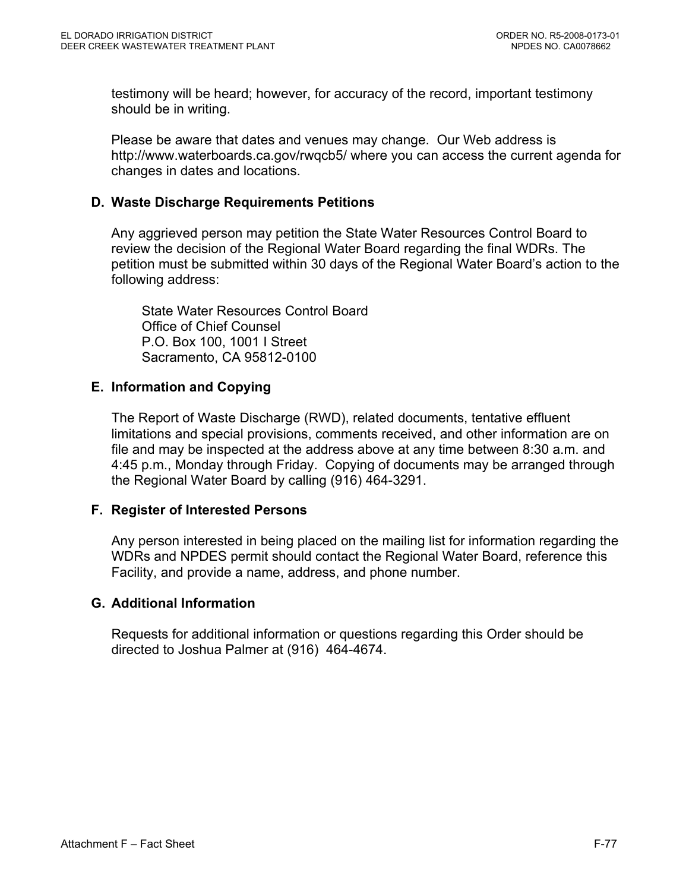testimony will be heard; however, for accuracy of the record, important testimony should be in writing.

Please be aware that dates and venues may change. Our Web address is http://www.waterboards.ca.gov/rwqcb5/ where you can access the current agenda for changes in dates and locations.

### D. Waste Discharge Requirements Petitions

Any aggrieved person may petition the State Water Resources Control Board to review the decision of the Regional Water Board regarding the final WDRs. The petition must be submitted within 30 days of the Regional Water Board's action to the following address:

State Water Resources Control Board
Office of Chief Counsel
P.O. Box 100, 1001 I Street
Sacramento, CA 95812-0100

### E. Information and Copying

The Report of Waste Discharge (RWD), related documents, tentative effluent limitations and special provisions, comments received, and other information are on file and may be inspected at the address above at any time between 8:30 a.m. and 4:45 p.m., Monday through Friday. Copying of documents may be arranged through the Regional Water Board by calling (916) 464-3291.

### F. Register of Interested Persons

Any person interested in being placed on the mailing list for information regarding the WDRs and NPDES permit should contact the Regional Water Board, reference this Facility, and provide a name, address, and phone number.

### G. Additional Information

Requests for additional information or questions regarding this Order should be directed to Joshua Palmer at (916) 464-4674.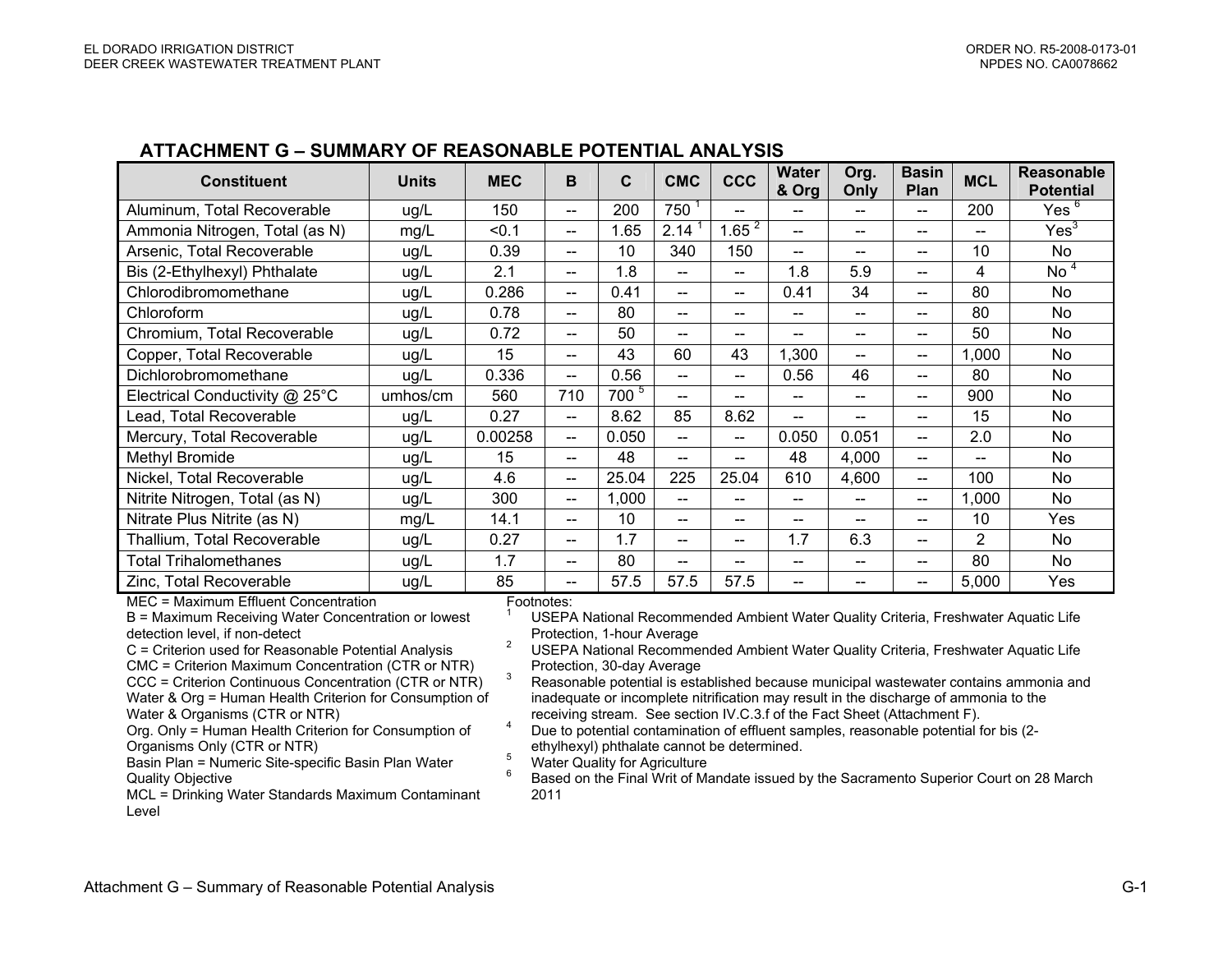## ATTACHMENT G – SUMMARY OF REASONABLE POTENTIAL ANALYSIS

| Constituent | Units | MEC | B | C | CMC | CCC | Water & Org | Org. Only | Basin Plan | MCL | Reasonable Potential |
|---|---|---|---|---|---|---|---|---|---|---|---|
| Aluminum, Total Recoverable | ug/L | 150 | -- | 200 | 750 [1] | -- | -- | -- | -- | 200 | Yes [6] |
| Ammonia Nitrogen, Total (as N) | mg/L | <0.1 | -- | 1.65 | 2.14 [1] | 1.65 [2] | -- | -- | -- | -- | Yes[3] |
| Arsenic, Total Recoverable | ug/L | 0.39 | -- | 10 | 340 | 150 | -- | -- | -- | 10 | No |
| Bis (2-Ethylhexyl) Phthalate | ug/L | 2.1 | -- | 1.8 | -- | -- | 1.8 | 5.9 | -- | 4 | No [4] |
| Chlorodibromomethane | ug/L | 0.286 | -- | 0.41 | -- | -- | 0.41 | 34 | -- | 80 | No |
| Chloroform | ug/L | 0.78 | -- | 80 | -- | -- | -- | -- | -- | 80 | No |
| Chromium, Total Recoverable | ug/L | 0.72 | -- | 50 | -- | -- | -- | -- | -- | 50 | No |
| Copper, Total Recoverable | ug/L | 15 | -- | 43 | 60 | 43 | 1,300 | -- | -- | 1,000 | No |
| Dichlorobromomethane | ug/L | 0.336 | -- | 0.56 | -- | -- | 0.56 | 46 | -- | 80 | No |
| Electrical Conductivity @ 25°C | umhos/cm | 560 | 710 | 700 [5] | -- | -- | -- | -- | -- | 900 | No |
| Lead, Total Recoverable | ug/L | 0.27 | -- | 8.62 | 85 | 8.62 | -- | -- | -- | 15 | No |
| Mercury, Total Recoverable | ug/L | 0.00258 | -- | 0.050 | -- | -- | 0.050 | 0.051 | -- | 2.0 | No |
| Methyl Bromide | ug/L | 15 | -- | 48 | -- | -- | 48 | 4,000 | -- | -- | No |
| Nickel, Total Recoverable | ug/L | 4.6 | -- | 25.04 | 225 | 25.04 | 610 | 4,600 | -- | 100 | No |
| Nitrite Nitrogen, Total (as N) | ug/L | 300 | -- | 1,000 | -- | -- | -- | -- | -- | 1,000 | No |
| Nitrate Plus Nitrite (as N) | mg/L | 14.1 | -- | 10 | -- | -- | -- | -- | -- | 10 | Yes |
| Thallium, Total Recoverable | ug/L | 0.27 | -- | 1.7 | -- | -- | 1.7 | 6.3 | -- | 2 | No |
| Total Trihalomethanes | ug/L | 1.7 | -- | 80 | -- | -- | -- | -- | -- | 80 | No |
| Zinc, Total Recoverable | ug/L | 85 | -- | 57.5 | 57.5 | 57.5 | -- | -- | -- | 5,000 | Yes |

MEC = Maximum Effluent Concentration
B = Maximum Receiving Water Concentration or lowest detection level, if non-detect
C = Criterion used for Reasonable Potential Analysis
CMC = Criterion Maximum Concentration (CTR or NTR)
CCC = Criterion Continuous Concentration (CTR or NTR)
Water & Org = Human Health Criterion for Consumption of Water & Organisms (CTR or NTR)
Org. Only = Human Health Criterion for Consumption of Organisms Only (CTR or NTR)
Basin Plan = Numeric Site-specific Basin Plan Water Quality Objective
MCL = Drinking Water Standards Maximum Contaminant Level

Footnotes:

1. USEPA National Recommended Ambient Water Quality Criteria, Freshwater Aquatic Life Protection, 1-hour Average
2. USEPA National Recommended Ambient Water Quality Criteria, Freshwater Aquatic Life Protection, 30-day Average
3. Reasonable potential is established because municipal wastewater contains ammonia and inadequate or incomplete nitrification may result in the discharge of ammonia to the receiving stream. See section IV.C.3.f of the Fact Sheet (Attachment F).
4. Due to potential contamination of effluent samples, reasonable potential for bis (2-ethylhexyl) phthalate cannot be determined.
5. Water Quality for Agriculture
6. Based on the Final Writ of Mandate issued by the Sacramento Superior Court on 28 March 2011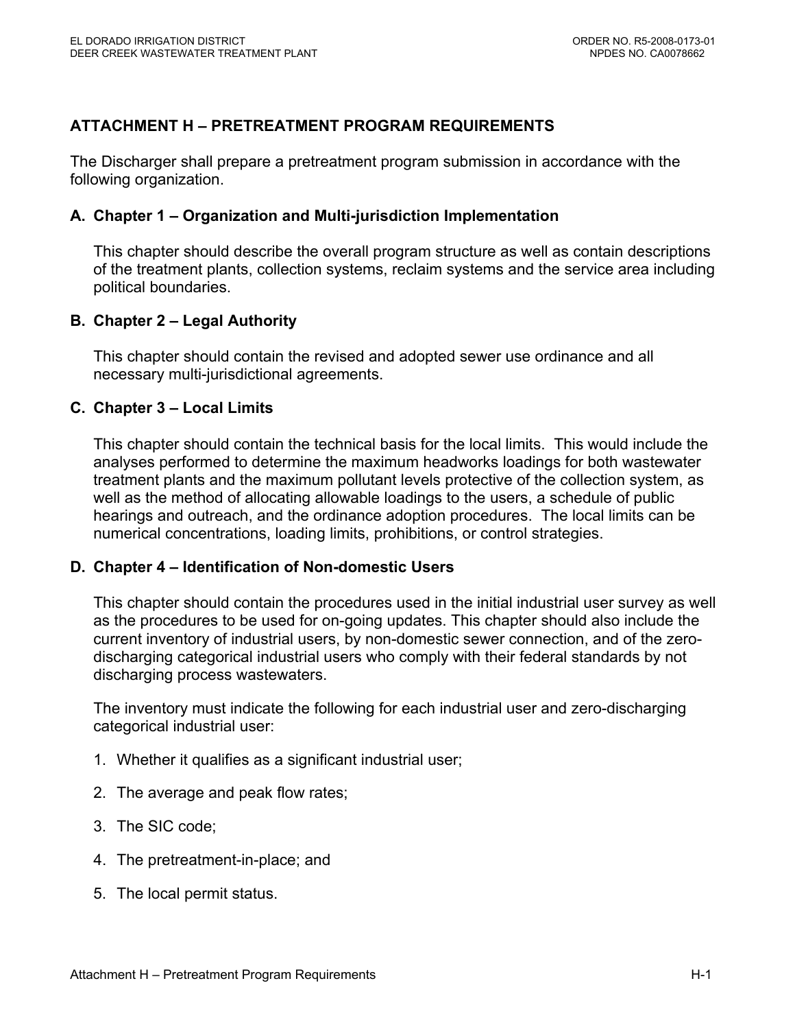# ATTACHMENT H – PRETREATMENT PROGRAM REQUIREMENTS

The Discharger shall prepare a pretreatment program submission in accordance with the following organization.

## A. Chapter 1 – Organization and Multi-jurisdiction Implementation

This chapter should describe the overall program structure as well as contain descriptions of the treatment plants, collection systems, reclaim systems and the service area including political boundaries.

## B. Chapter 2 – Legal Authority

This chapter should contain the revised and adopted sewer use ordinance and all necessary multi-jurisdictional agreements.

## C. Chapter 3 – Local Limits

This chapter should contain the technical basis for the local limits. This would include the analyses performed to determine the maximum headworks loadings for both wastewater treatment plants and the maximum pollutant levels protective of the collection system, as well as the method of allocating allowable loadings to the users, a schedule of public hearings and outreach, and the ordinance adoption procedures. The local limits can be numerical concentrations, loading limits, prohibitions, or control strategies.

## D. Chapter 4 – Identification of Non-domestic Users

This chapter should contain the procedures used in the initial industrial user survey as well as the procedures to be used for on-going updates. This chapter should also include the current inventory of industrial users, by non-domestic sewer connection, and of the zero-discharging categorical industrial users who comply with their federal standards by not discharging process wastewaters.

The inventory must indicate the following for each industrial user and zero-discharging categorical industrial user:

1. Whether it qualifies as a significant industrial user;
2. The average and peak flow rates;
3. The SIC code;
4. The pretreatment-in-place; and
5. The local permit status.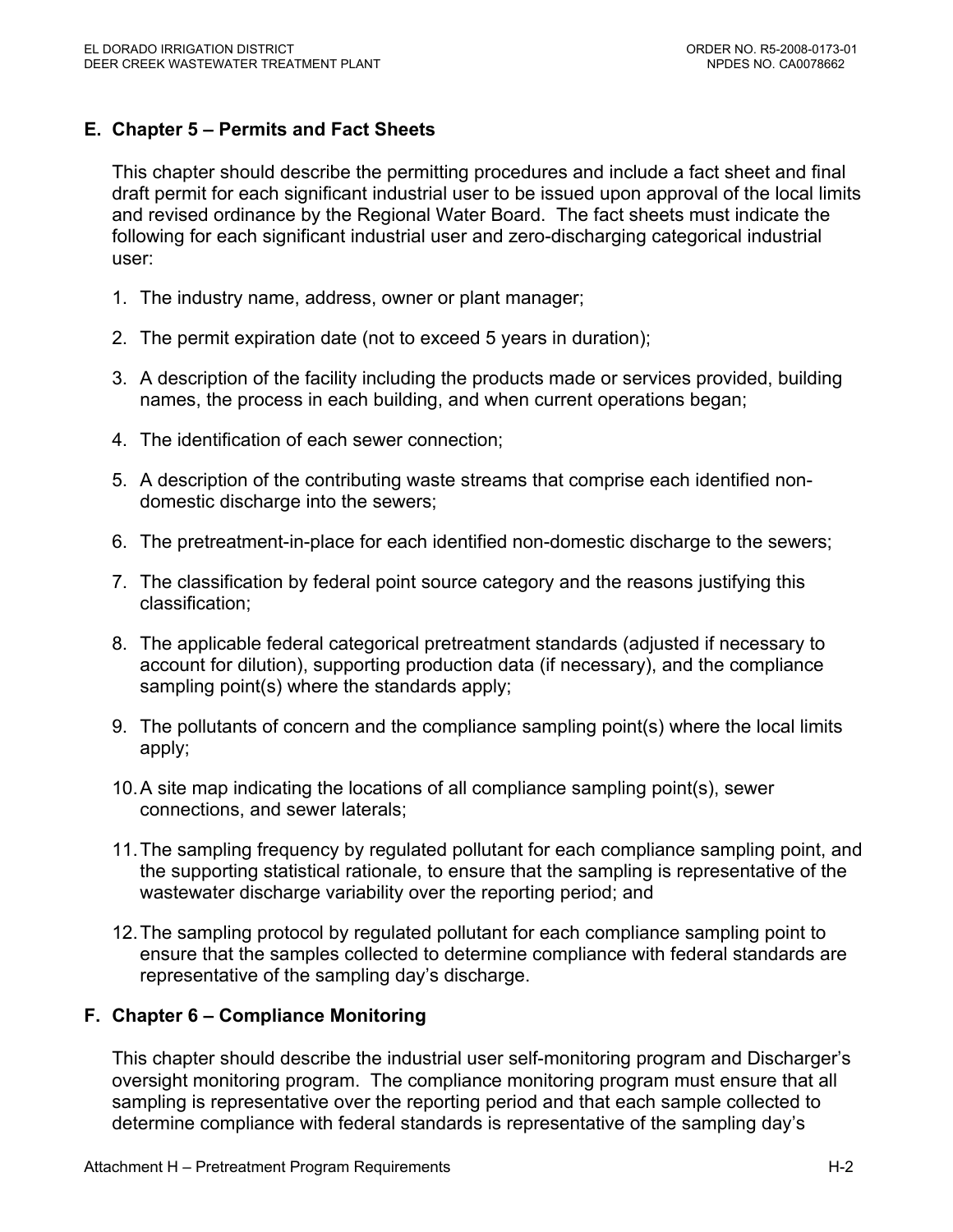## E. Chapter 5 – Permits and Fact Sheets

This chapter should describe the permitting procedures and include a fact sheet and final draft permit for each significant industrial user to be issued upon approval of the local limits and revised ordinance by the Regional Water Board. The fact sheets must indicate the following for each significant industrial user and zero-discharging categorical industrial user:

1. The industry name, address, owner or plant manager;
2. The permit expiration date (not to exceed 5 years in duration);
3. A description of the facility including the products made or services provided, building names, the process in each building, and when current operations began;
4. The identification of each sewer connection;
5. A description of the contributing waste streams that comprise each identified non-domestic discharge into the sewers;
6. The pretreatment-in-place for each identified non-domestic discharge to the sewers;
7. The classification by federal point source category and the reasons justifying this classification;
8. The applicable federal categorical pretreatment standards (adjusted if necessary to account for dilution), supporting production data (if necessary), and the compliance sampling point(s) where the standards apply;
9. The pollutants of concern and the compliance sampling point(s) where the local limits apply;
10. A site map indicating the locations of all compliance sampling point(s), sewer connections, and sewer laterals;
11. The sampling frequency by regulated pollutant for each compliance sampling point, and the supporting statistical rationale, to ensure that the sampling is representative of the wastewater discharge variability over the reporting period; and
12. The sampling protocol by regulated pollutant for each compliance sampling point to ensure that the samples collected to determine compliance with federal standards are representative of the sampling day's discharge.

## F. Chapter 6 – Compliance Monitoring

This chapter should describe the industrial user self-monitoring program and Discharger's oversight monitoring program. The compliance monitoring program must ensure that all sampling is representative over the reporting period and that each sample collected to determine compliance with federal standards is representative of the sampling day's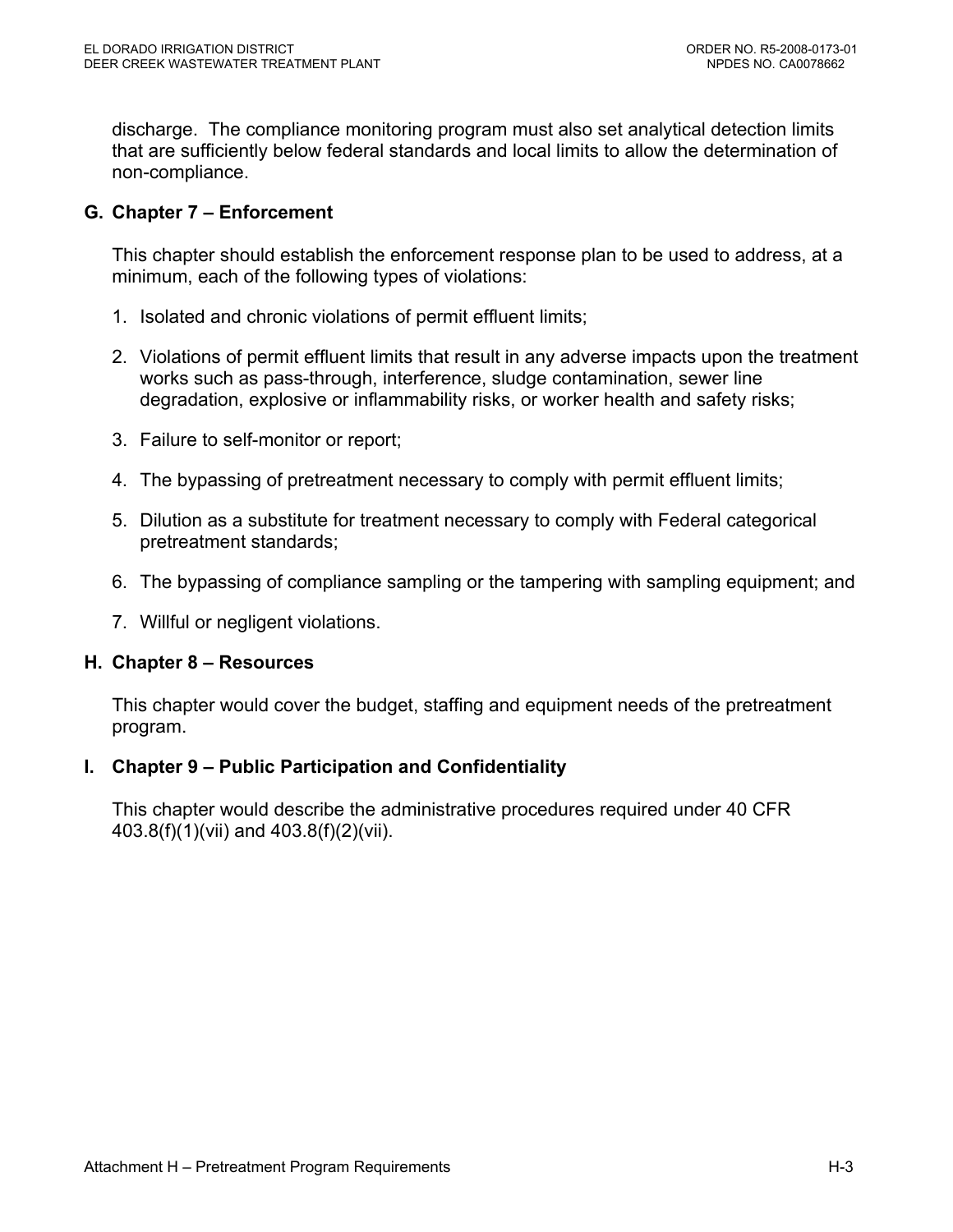discharge. The compliance monitoring program must also set analytical detection limits that are sufficiently below federal standards and local limits to allow the determination of non-compliance.

## G. Chapter 7 – Enforcement

This chapter should establish the enforcement response plan to be used to address, at a minimum, each of the following types of violations:

1. Isolated and chronic violations of permit effluent limits;
2. Violations of permit effluent limits that result in any adverse impacts upon the treatment works such as pass-through, interference, sludge contamination, sewer line degradation, explosive or inflammability risks, or worker health and safety risks;
3. Failure to self-monitor or report;
4. The bypassing of pretreatment necessary to comply with permit effluent limits;
5. Dilution as a substitute for treatment necessary to comply with Federal categorical pretreatment standards;
6. The bypassing of compliance sampling or the tampering with sampling equipment; and
7. Willful or negligent violations.

## H. Chapter 8 – Resources

This chapter would cover the budget, staffing and equipment needs of the pretreatment program.

## I. Chapter 9 – Public Participation and Confidentiality

This chapter would describe the administrative procedures required under 40 CFR 403.8(f)(1)(vii) and 403.8(f)(2)(vii).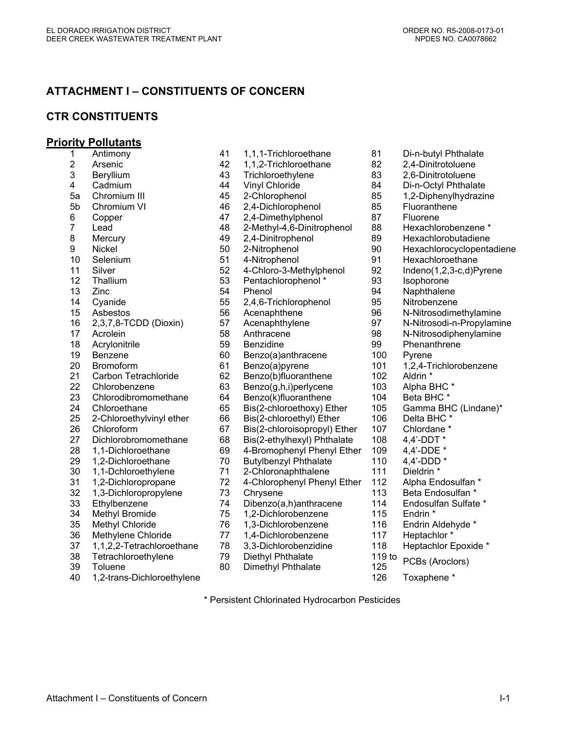# ATTACHMENT I – CONSTITUENTS OF CONCERN

## CTR CONSTITUENTS

### Priority Pollutants

| No. | Constituent | No. | Constituent | No. | Constituent |
|---|---|---|---|---|---|
| 1 | Antimony | 41 | 1,1,1-Trichloroethane | 81 | Di-n-butyl Phthalate |
| 2 | Arsenic | 42 | 1,1,2-Trichloroethane | 82 | 2,4-Dinitrotoluene |
| 3 | Beryllium | 43 | Trichloroethylene | 83 | 2,6-Dinitrotoluene |
| 4 | Cadmium | 44 | Vinyl Chloride | 84 | Di-n-Octyl Phthalate |
| 5a | Chromium III | 45 | 2-Chlorophenol | 85 | 1,2-Diphenylhydrazine |
| 5b | Chromium VI | 46 | 2,4-Dichlorophenol | 85 | Fluoranthene |
| 6 | Copper | 47 | 2,4-Dimethylphenol | 87 | Fluorene |
| 7 | Lead | 48 | 2-Methyl-4,6-Dinitrophenol | 88 | Hexachlorobenzene * |
| 8 | Mercury | 49 | 2,4-Dinitrophenol | 89 | Hexachlorobutadiene |
| 9 | Nickel | 50 | 2-Nitrophenol | 90 | Hexachlorocyclopentadiene |
| 10 | Selenium | 51 | 4-Nitrophenol | 91 | Hexachloroethane |
| 11 | Silver | 52 | 4-Chloro-3-Methylphenol | 92 | Indeno(1,2,3-c,d)Pyrene |
| 12 | Thallium | 53 | Pentachlorophenol * | 93 | Isophorone |
| 13 | Zinc | 54 | Phenol | 94 | Naphthalene |
| 14 | Cyanide | 55 | 2,4,6-Trichlorophenol | 95 | Nitrobenzene |
| 15 | Asbestos | 56 | Acenaphthene | 96 | N-Nitrosodimethylamine |
| 16 | 2,3,7,8-TCDD (Dioxin) | 57 | Acenaphthylene | 97 | N-Nitrosodi-n-Propylamine |
| 17 | Acrolein | 58 | Anthracene | 98 | N-Nitrosodiphenylamine |
| 18 | Acrylonitrile | 59 | Benzidine | 99 | Phenanthrene |
| 19 | Benzene | 60 | Benzo(a)anthracene | 100 | Pyrene |
| 20 | Bromoform | 61 | Benzo(a)pyrene | 101 | 1,2,4-Trichlorobenzene |
| 21 | Carbon Tetrachloride | 62 | Benzo(b)fluoranthene | 102 | Aldrin * |
| 22 | Chlorobenzene | 63 | Benzo(g,h,i)perlycene | 103 | Alpha BHC * |
| 23 | Chlorodibromomethane | 64 | Benzo(k)fluoranthene | 104 | Beta BHC * |
| 24 | Chloroethane | 65 | Bis(2-chloroethoxy) Ether | 105 | Gamma BHC (Lindane)* |
| 25 | 2-Chloroethylvinyl ether | 66 | Bis(2-chloroethyl) Ether | 106 | Delta BHC * |
| 26 | Chloroform | 67 | Bis(2-chloroisopropyl) Ether | 107 | Chlordane * |
| 27 | Dichlorobromomethane | 68 | Bis(2-ethylhexyl) Phthalate | 108 | 4,4'-DDT * |
| 28 | 1,1-Dichloroethane | 69 | 4-Bromophenyl Phenyl Ether | 109 | 4,4'-DDE * |
| 29 | 1,2-Dichloroethane | 70 | Butylbenzyl Phthalate | 110 | 4,4'-DDD * |
| 30 | 1,1-Dchloroethylene | 71 | 2-Chloronaphthalene | 111 | Dieldrin * |
| 31 | 1,2-Dichloropropane | 72 | 4-Chlorophenyl Phenyl Ether | 112 | Alpha Endosulfan * |
| 32 | 1,3-Dichloropropylene | 73 | Chrysene | 113 | Beta Endosulfan * |
| 33 | Ethylbenzene | 74 | Dibenzo(a,h)anthracene | 114 | Endosulfan Sulfate * |
| 34 | Methyl Bromide | 75 | 1,2-Dichlorobenzene | 115 | Endrin * |
| 35 | Methyl Chloride | 76 | 1,3-Dichlorobenzene | 116 | Endrin Aldehyde * |
| 36 | Methylene Chloride | 77 | 1,4-Dichlorobenzene | 117 | Heptachlor * |
| 37 | 1,1,2,2-Tetrachloroethane | 78 | 3,3-Dichlorobenzidine | 118 | Heptachlor Epoxide * |
| 38 | Tetrachloroethylene | 79 | Diethyl Phthalate | 119 to 125 | PCBs (Aroclors) |
| 39 | Toluene | 80 | Dimethyl Phthalate | | |
| 40 | 1,2-trans-Dichloroethylene | | | 126 | Toxaphene * |

\* Persistent Chlorinated Hydrocarbon Pesticides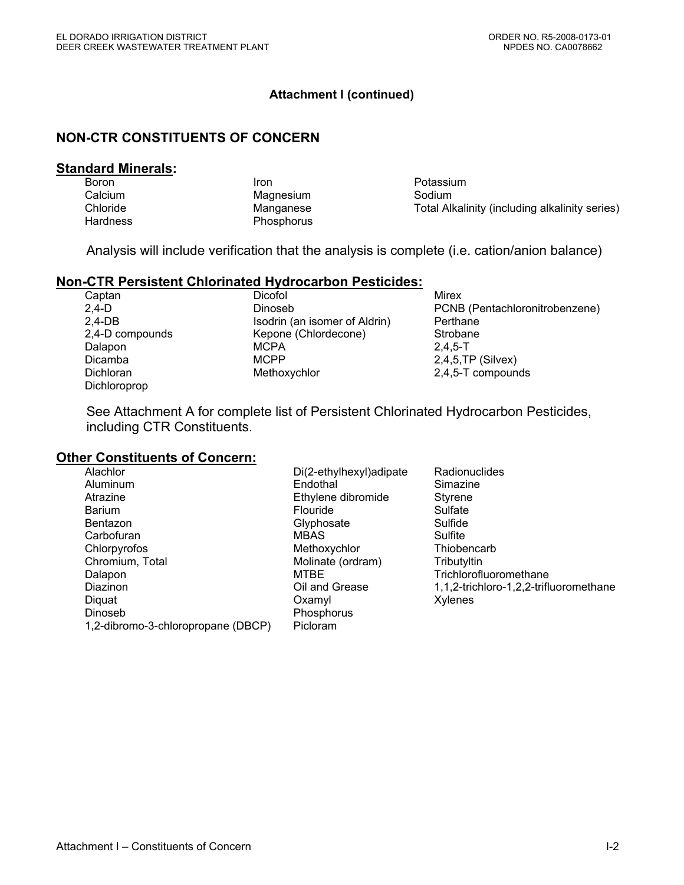**Attachment I (continued)**

## NON-CTR CONSTITUENTS OF CONCERN

### Standard Minerals:

| | | |
|---|---|---|
| Boron | Iron | Potassium |
| Calcium | Magnesium | Sodium |
| Chloride | Manganese | Total Alkalinity (including alkalinity series) |
| Hardness | Phosphorus | |

Analysis will include verification that the analysis is complete (i.e. cation/anion balance)

### Non-CTR Persistent Chlorinated Hydrocarbon Pesticides:

| | | |
|---|---|---|
| Captan | Dicofol | Mirex |
| 2,4-D | Dinoseb | PCNB (Pentachloronitrobenzene) |
| 2,4-DB | Isodrin (an isomer of Aldrin) | Perthane |
| 2,4-D compounds | Kepone (Chlordecone) | Strobane |
| Dalapon | MCPA | 2,4,5-T |
| Dicamba | MCPP | 2,4,5,TP (Silvex) |
| Dichloran | Methoxychlor | 2,4,5-T compounds |
| Dichloroprop | | |

See Attachment A for complete list of Persistent Chlorinated Hydrocarbon Pesticides, including CTR Constituents.

### Other Constituents of Concern:

| | | |
|---|---|---|
| Alachlor | Di(2-ethylhexyl)adipate | Radionuclides |
| Aluminum | Endothal | Simazine |
| Atrazine | Ethylene dibromide | Styrene |
| Barium | Flouride | Sulfate |
| Bentazon | Glyphosate | Sulfide |
| Carbofuran | MBAS | Sulfite |
| Chlorpyrofos | Methoxychlor | Thiobencarb |
| Chromium, Total | Molinate (ordram) | Tributyltin |
| Dalapon | MTBE | Trichlorofluoromethane |
| Diazinon | Oil and Grease | 1,1,2-trichloro-1,2,2-trifluoromethane |
| Diquat | Oxamyl | Xylenes |
| Dinoseb | Phosphorus | |
| 1,2-dibromo-3-chloropropane (DBCP) | Picloram | |